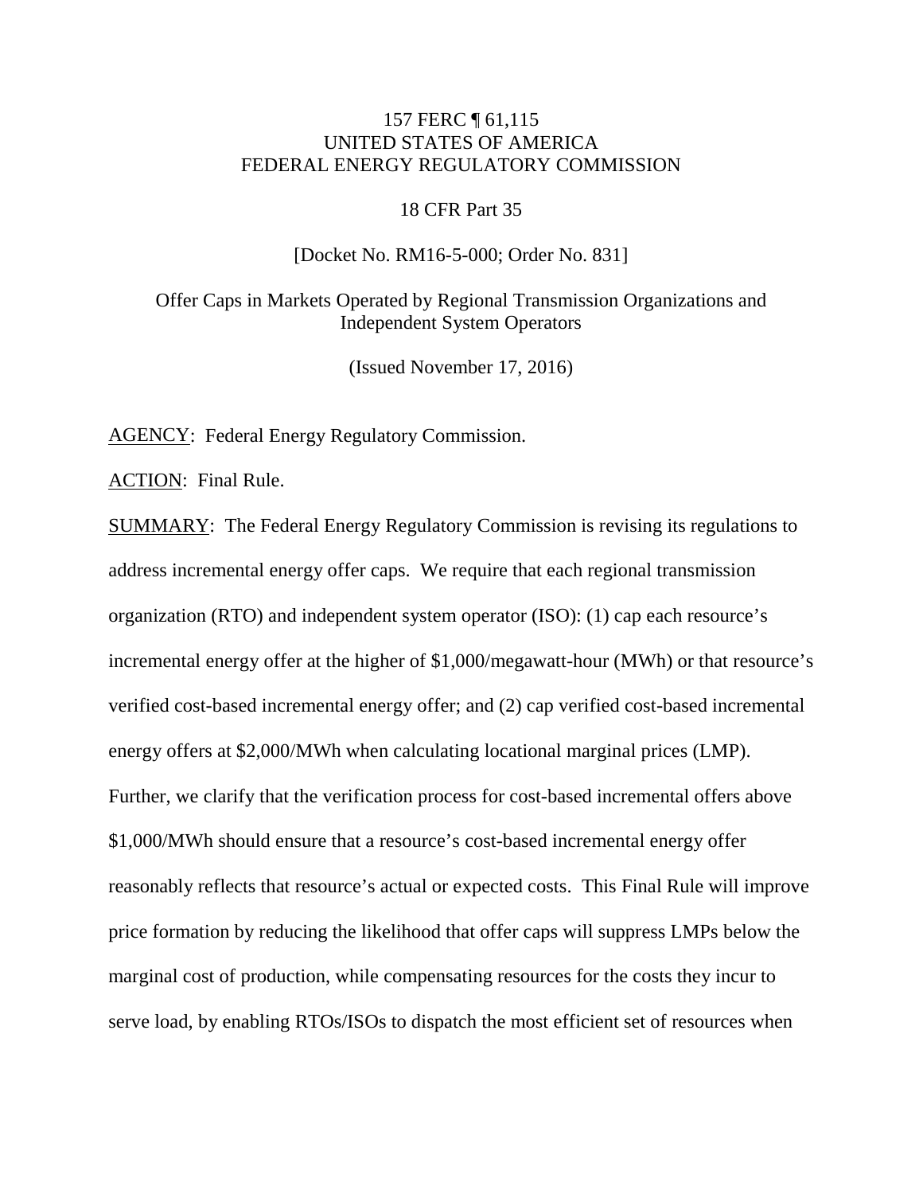157 FERC ¶ 61,115
UNITED STATES OF AMERICA
FEDERAL ENERGY REGULATORY COMMISSION

18 CFR Part 35

[Docket No. RM16-5-000; Order No. 831]

Offer Caps in Markets Operated by Regional Transmission Organizations and Independent System Operators

(Issued November 17, 2016)

AGENCY: Federal Energy Regulatory Commission.

ACTION: Final Rule.

SUMMARY: The Federal Energy Regulatory Commission is revising its regulations to address incremental energy offer caps. We require that each regional transmission organization (RTO) and independent system operator (ISO): (1) cap each resource's incremental energy offer at the higher of $1,000/megawatt-hour (MWh) or that resource's verified cost-based incremental energy offer; and (2) cap verified cost-based incremental energy offers at $2,000/MWh when calculating locational marginal prices (LMP). Further, we clarify that the verification process for cost-based incremental offers above $1,000/MWh should ensure that a resource's cost-based incremental energy offer reasonably reflects that resource's actual or expected costs. This Final Rule will improve price formation by reducing the likelihood that offer caps will suppress LMPs below the marginal cost of production, while compensating resources for the costs they incur to serve load, by enabling RTOs/ISOs to dispatch the most efficient set of resources when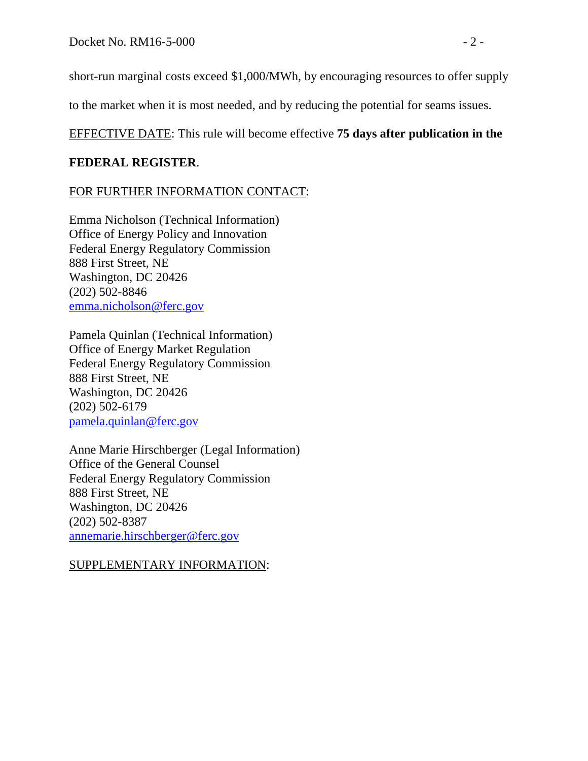short-run marginal costs exceed $1,000/MWh, by encouraging resources to offer supply to the market when it is most needed, and by reducing the potential for seams issues.

EFFECTIVE DATE: This rule will become effective **75 days after publication in the FEDERAL REGISTER**.

FOR FURTHER INFORMATION CONTACT:

Emma Nicholson (Technical Information)
Office of Energy Policy and Innovation
Federal Energy Regulatory Commission
888 First Street, NE
Washington, DC 20426
(202) 502-8846
emma.nicholson@ferc.gov

Pamela Quinlan (Technical Information)
Office of Energy Market Regulation
Federal Energy Regulatory Commission
888 First Street, NE
Washington, DC 20426
(202) 502-6179
pamela.quinlan@ferc.gov

Anne Marie Hirschberger (Legal Information)
Office of the General Counsel
Federal Energy Regulatory Commission
888 First Street, NE
Washington, DC 20426
(202) 502-8387
annemarie.hirschberger@ferc.gov

SUPPLEMENTARY INFORMATION: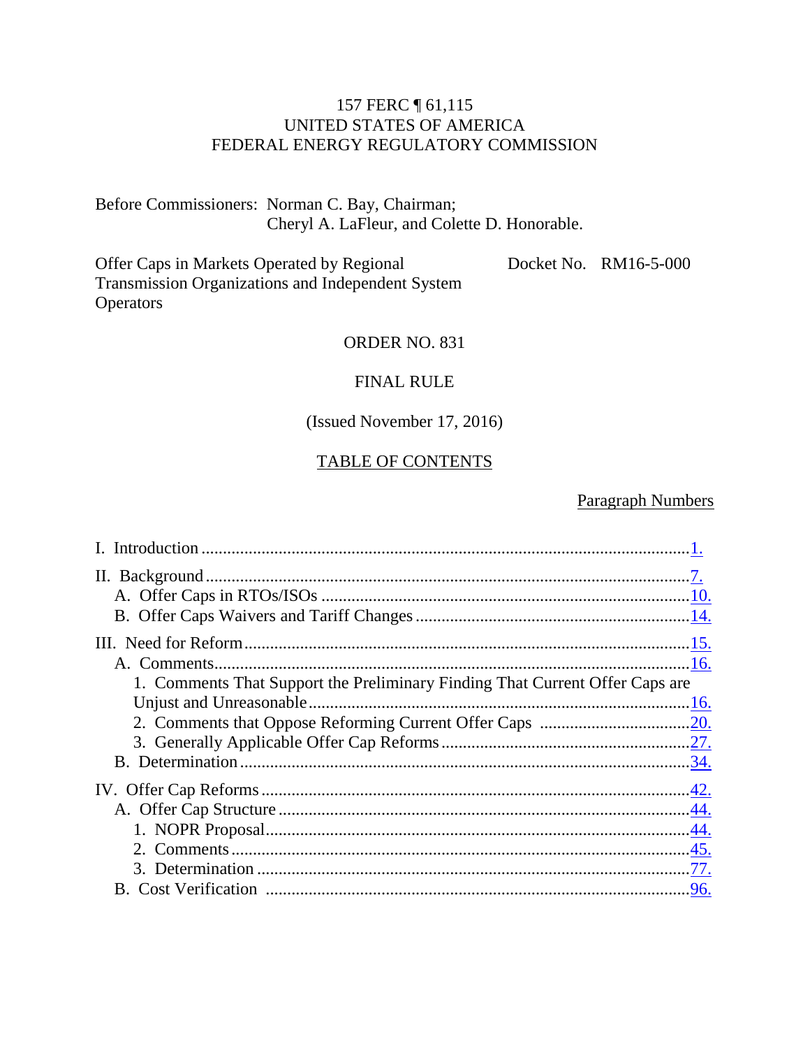157 FERC ¶ 61,115
UNITED STATES OF AMERICA
FEDERAL ENERGY REGULATORY COMMISSION

Before Commissioners: Norman C. Bay, Chairman;
Cheryl A. LaFleur, and Colette D. Honorable.

Offer Caps in Markets Operated by Regional Transmission Organizations and Independent System Operators — Docket No. RM16-5-000

ORDER NO. 831

FINAL RULE

(Issued November 17, 2016)

TABLE OF CONTENTS

| | Paragraph Numbers |
|---|---|
| I. Introduction | 1. |
| II. Background | 7. |
| A. Offer Caps in RTOs/ISOs | 10. |
| B. Offer Caps Waivers and Tariff Changes | 14. |
| III. Need for Reform | 15. |
| A. Comments | 16. |
| 1. Comments That Support the Preliminary Finding That Current Offer Caps are Unjust and Unreasonable | 16. |
| 2. Comments that Oppose Reforming Current Offer Caps | 20. |
| 3. Generally Applicable Offer Cap Reforms | 27. |
| B. Determination | 34. |
| IV. Offer Cap Reforms | 42. |
| A. Offer Cap Structure | 44. |
| 1. NOPR Proposal | 44. |
| 2. Comments | 45. |
| 3. Determination | 77. |
| B. Cost Verification | 96. |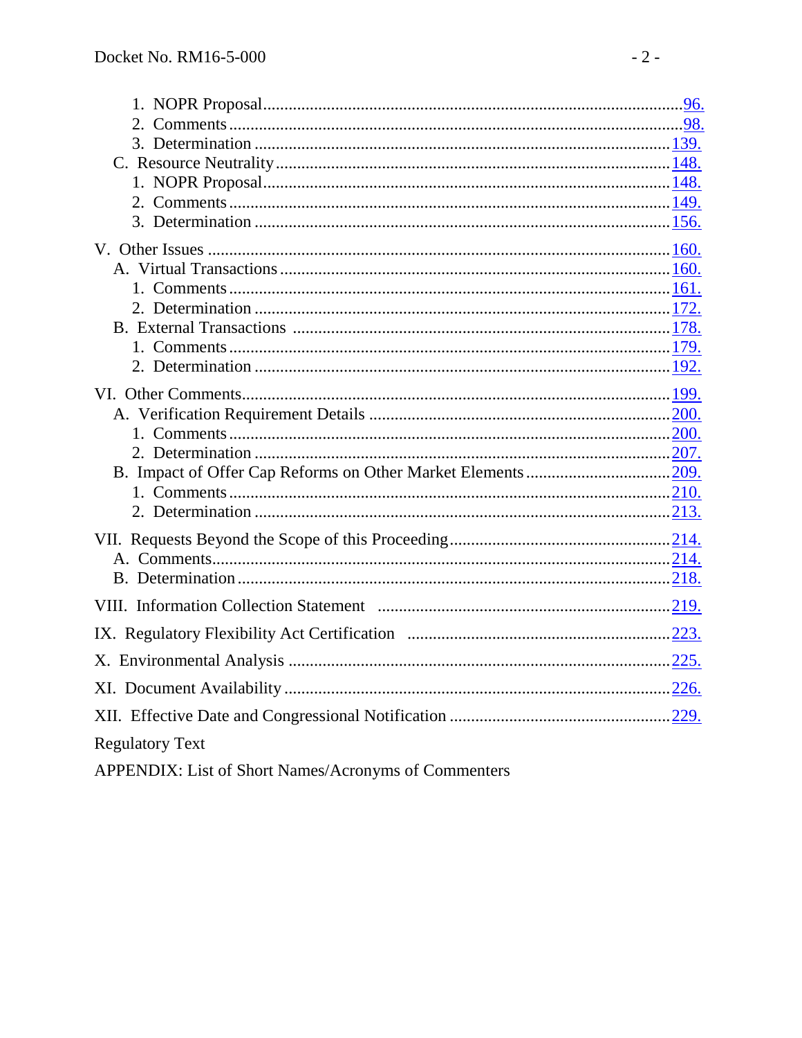1. NOPR Proposal ..................................................................................................96.
2. Comments ........................................................................................................98.
3. Determination ................................................................................................139.

C. Resource Neutrality ..........................................................................................148.
1. NOPR Proposal ..............................................................................................148.
2. Comments ......................................................................................................149.
3. Determination ................................................................................................156.

V. Other Issues ..........................................................................................................160.

A. Virtual Transactions ..........................................................................................160.
1. Comments ......................................................................................................161.
2. Determination ................................................................................................172.

B. External Transactions .......................................................................................178.
1. Comments ......................................................................................................179.
2. Determination ................................................................................................192.

VI. Other Comments..................................................................................................199.

A. Verification Requirement Details .....................................................................200.
1. Comments ......................................................................................................200.
2. Determination ................................................................................................207.

B. Impact of Offer Cap Reforms on Other Market Elements .................................209.
1. Comments ......................................................................................................210.
2. Determination ................................................................................................213.

VII. Requests Beyond the Scope of this Proceeding ...................................................214.

A. Comments..........................................................................................................214.

B. Determination ....................................................................................................218.

VIII. Information Collection Statement ....................................................................219.

IX. Regulatory Flexibility Act Certification .............................................................223.

X. Environmental Analysis .........................................................................................225.

XI. Document Availability .........................................................................................226.

XII. Effective Date and Congressional Notification ...................................................229.

Regulatory Text

APPENDIX: List of Short Names/Acronyms of Commenters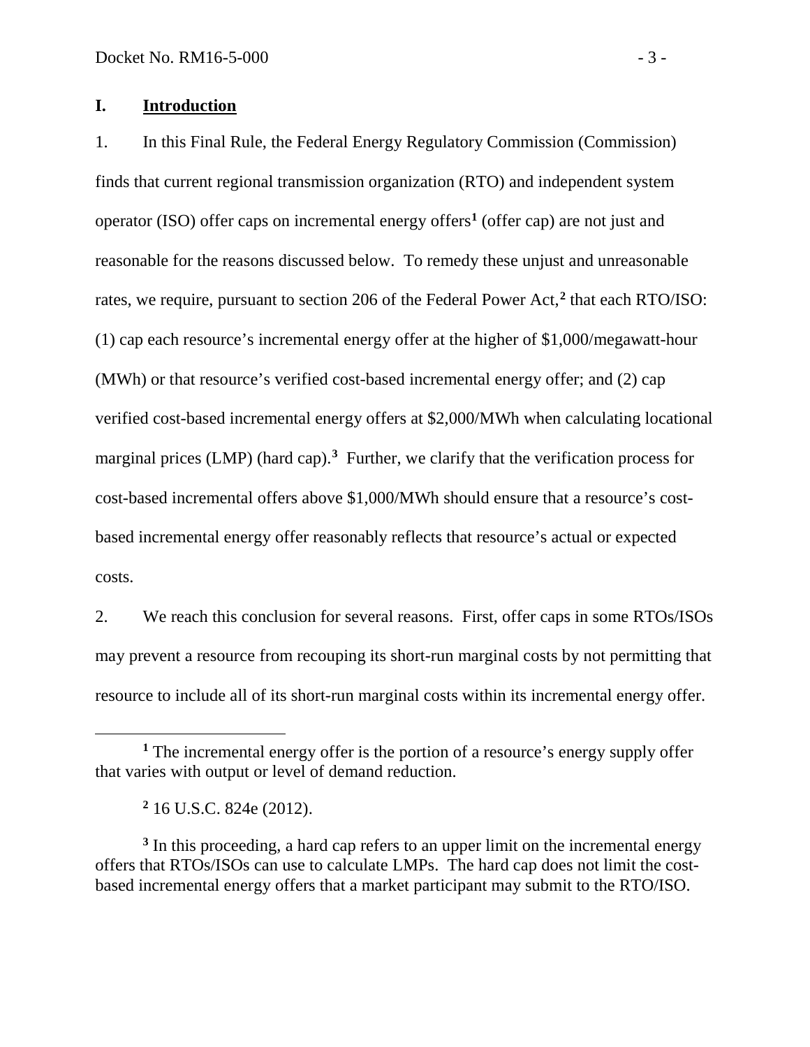## I. Introduction

1. In this Final Rule, the Federal Energy Regulatory Commission (Commission) finds that current regional transmission organization (RTO) and independent system operator (ISO) offer caps on incremental energy offers[1] (offer cap) are not just and reasonable for the reasons discussed below. To remedy these unjust and unreasonable rates, we require, pursuant to section 206 of the Federal Power Act,[2] that each RTO/ISO: (1) cap each resource's incremental energy offer at the higher of $1,000/megawatt-hour (MWh) or that resource's verified cost-based incremental energy offer; and (2) cap verified cost-based incremental energy offers at $2,000/MWh when calculating locational marginal prices (LMP) (hard cap).[3] Further, we clarify that the verification process for cost-based incremental offers above $1,000/MWh should ensure that a resource's cost-based incremental energy offer reasonably reflects that resource's actual or expected costs.

2. We reach this conclusion for several reasons. First, offer caps in some RTOs/ISOs may prevent a resource from recouping its short-run marginal costs by not permitting that resource to include all of its short-run marginal costs within its incremental energy offer.

---

[1] The incremental energy offer is the portion of a resource's energy supply offer that varies with output or level of demand reduction.

[2] 16 U.S.C. 824e (2012).

[3] In this proceeding, a hard cap refers to an upper limit on the incremental energy offers that RTOs/ISOs can use to calculate LMPs. The hard cap does not limit the cost-based incremental energy offers that a market participant may submit to the RTO/ISO.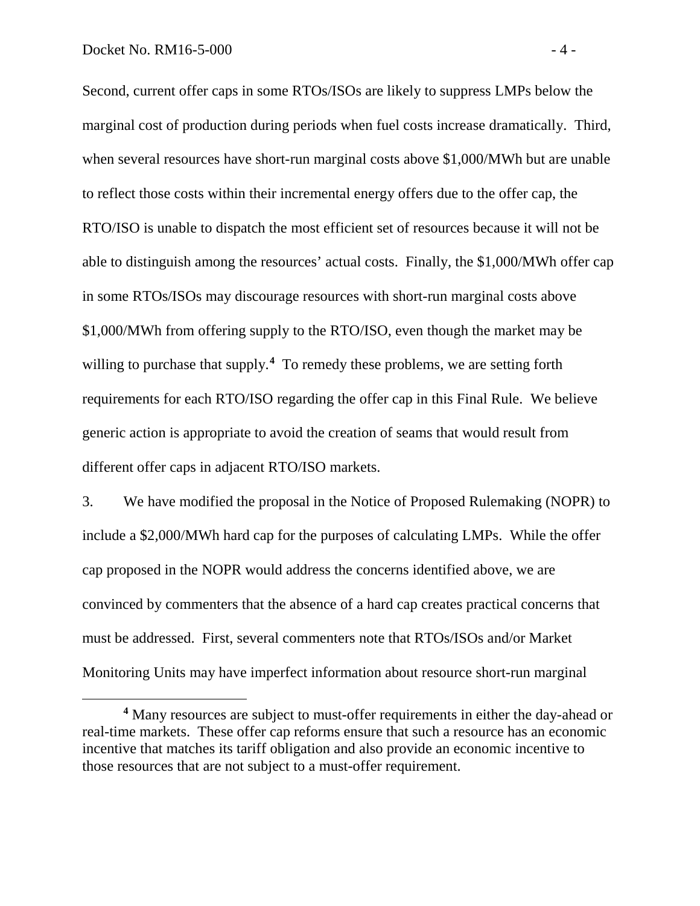Second, current offer caps in some RTOs/ISOs are likely to suppress LMPs below the marginal cost of production during periods when fuel costs increase dramatically. Third, when several resources have short-run marginal costs above $1,000/MWh but are unable to reflect those costs within their incremental energy offers due to the offer cap, the RTO/ISO is unable to dispatch the most efficient set of resources because it will not be able to distinguish among the resources' actual costs. Finally, the $1,000/MWh offer cap in some RTOs/ISOs may discourage resources with short-run marginal costs above $1,000/MWh from offering supply to the RTO/ISO, even though the market may be willing to purchase that supply.[4] To remedy these problems, we are setting forth requirements for each RTO/ISO regarding the offer cap in this Final Rule. We believe generic action is appropriate to avoid the creation of seams that would result from different offer caps in adjacent RTO/ISO markets.

3. We have modified the proposal in the Notice of Proposed Rulemaking (NOPR) to include a $2,000/MWh hard cap for the purposes of calculating LMPs. While the offer cap proposed in the NOPR would address the concerns identified above, we are convinced by commenters that the absence of a hard cap creates practical concerns that must be addressed. First, several commenters note that RTOs/ISOs and/or Market Monitoring Units may have imperfect information about resource short-run marginal

[4] Many resources are subject to must-offer requirements in either the day-ahead or real-time markets. These offer cap reforms ensure that such a resource has an economic incentive that matches its tariff obligation and also provide an economic incentive to those resources that are not subject to a must-offer requirement.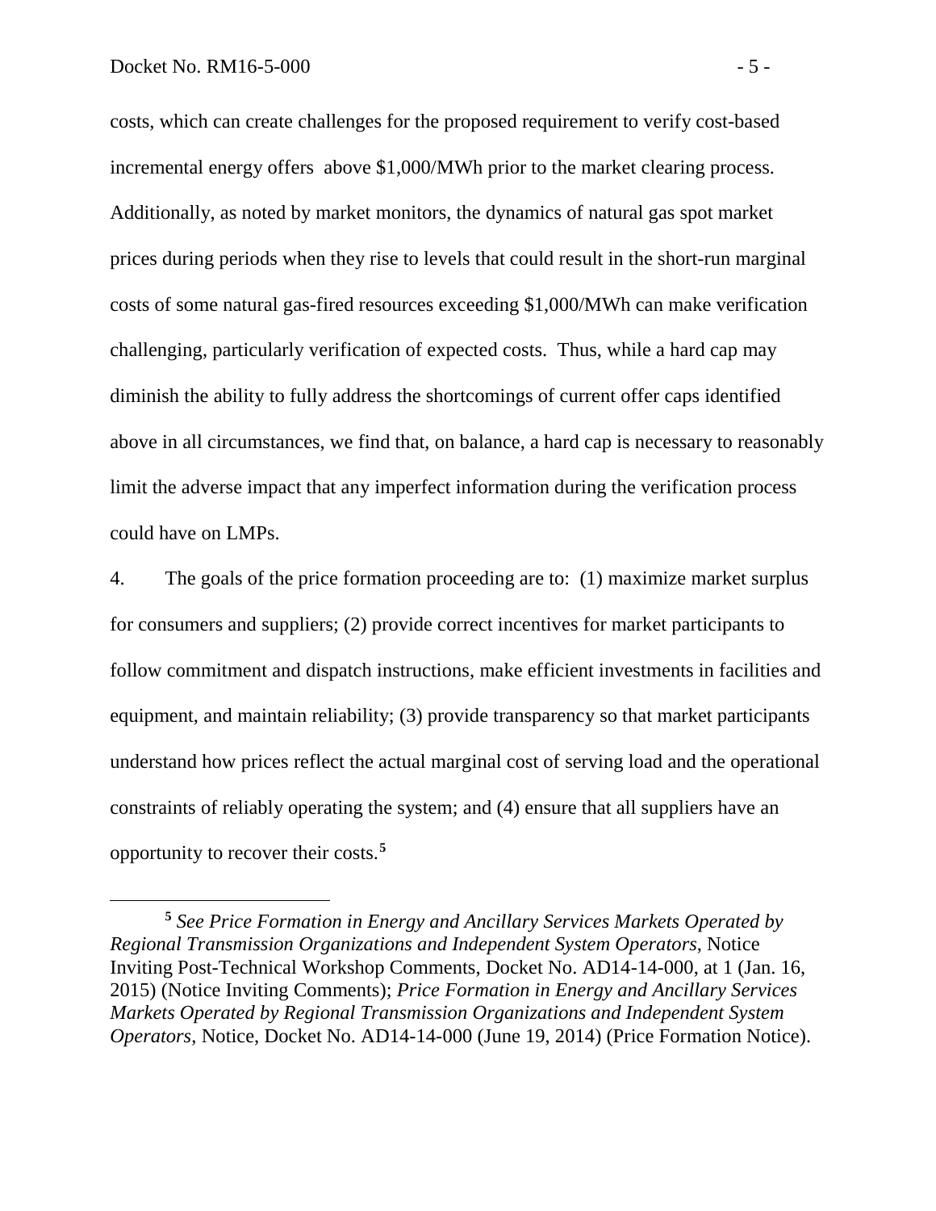costs, which can create challenges for the proposed requirement to verify cost-based incremental energy offers above $1,000/MWh prior to the market clearing process. Additionally, as noted by market monitors, the dynamics of natural gas spot market prices during periods when they rise to levels that could result in the short-run marginal costs of some natural gas-fired resources exceeding $1,000/MWh can make verification challenging, particularly verification of expected costs. Thus, while a hard cap may diminish the ability to fully address the shortcomings of current offer caps identified above in all circumstances, we find that, on balance, a hard cap is necessary to reasonably limit the adverse impact that any imperfect information during the verification process could have on LMPs.

4. The goals of the price formation proceeding are to: (1) maximize market surplus for consumers and suppliers; (2) provide correct incentives for market participants to follow commitment and dispatch instructions, make efficient investments in facilities and equipment, and maintain reliability; (3) provide transparency so that market participants understand how prices reflect the actual marginal cost of serving load and the operational constraints of reliably operating the system; and (4) ensure that all suppliers have an opportunity to recover their costs.[5]

---

[5] *See Price Formation in Energy and Ancillary Services Markets Operated by Regional Transmission Organizations and Independent System Operators*, Notice Inviting Post-Technical Workshop Comments, Docket No. AD14-14-000, at 1 (Jan. 16, 2015) (Notice Inviting Comments); *Price Formation in Energy and Ancillary Services Markets Operated by Regional Transmission Organizations and Independent System Operators*, Notice, Docket No. AD14-14-000 (June 19, 2014) (Price Formation Notice).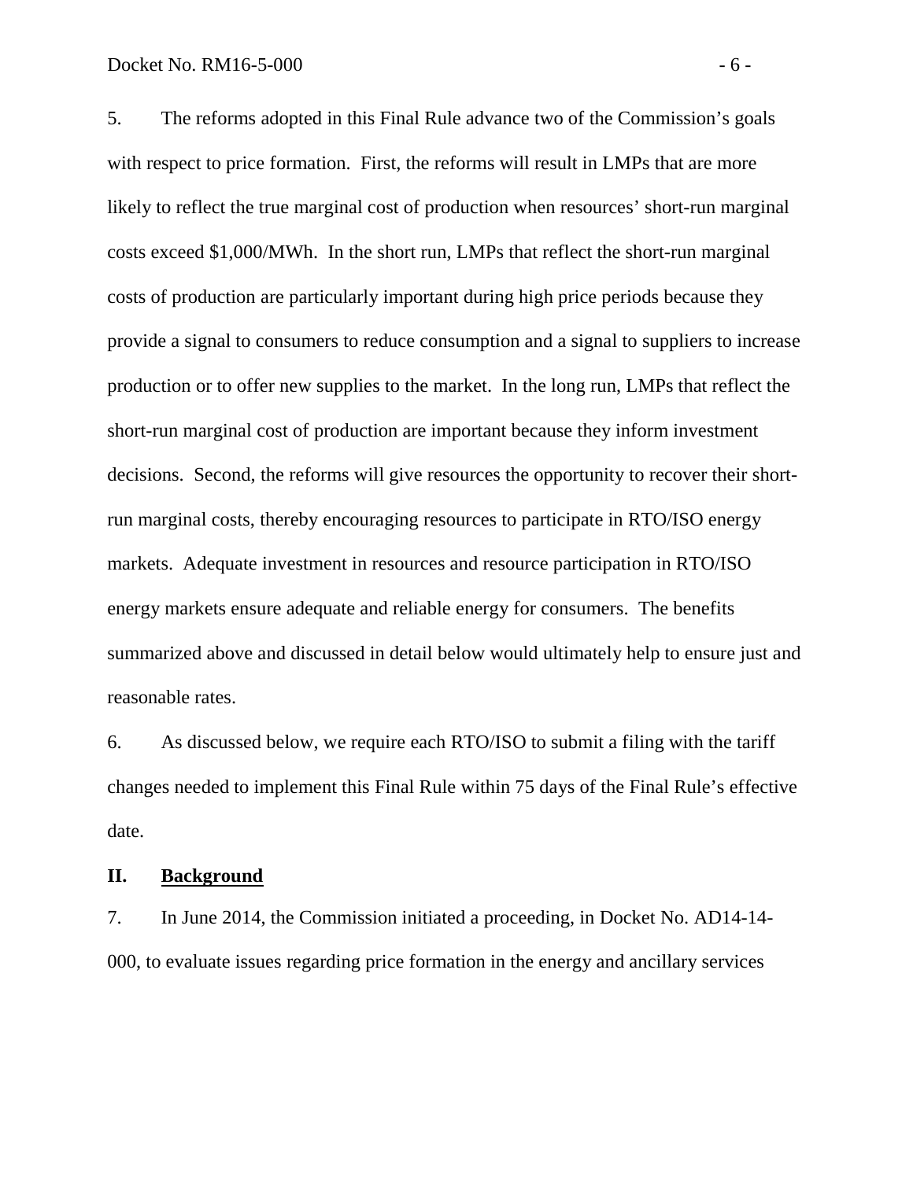5. The reforms adopted in this Final Rule advance two of the Commission's goals with respect to price formation. First, the reforms will result in LMPs that are more likely to reflect the true marginal cost of production when resources' short-run marginal costs exceed $1,000/MWh. In the short run, LMPs that reflect the short-run marginal costs of production are particularly important during high price periods because they provide a signal to consumers to reduce consumption and a signal to suppliers to increase production or to offer new supplies to the market. In the long run, LMPs that reflect the short-run marginal cost of production are important because they inform investment decisions. Second, the reforms will give resources the opportunity to recover their short-run marginal costs, thereby encouraging resources to participate in RTO/ISO energy markets. Adequate investment in resources and resource participation in RTO/ISO energy markets ensure adequate and reliable energy for consumers. The benefits summarized above and discussed in detail below would ultimately help to ensure just and reasonable rates.

6. As discussed below, we require each RTO/ISO to submit a filing with the tariff changes needed to implement this Final Rule within 75 days of the Final Rule's effective date.

## II. Background

7. In June 2014, the Commission initiated a proceeding, in Docket No. AD14-14-000, to evaluate issues regarding price formation in the energy and ancillary services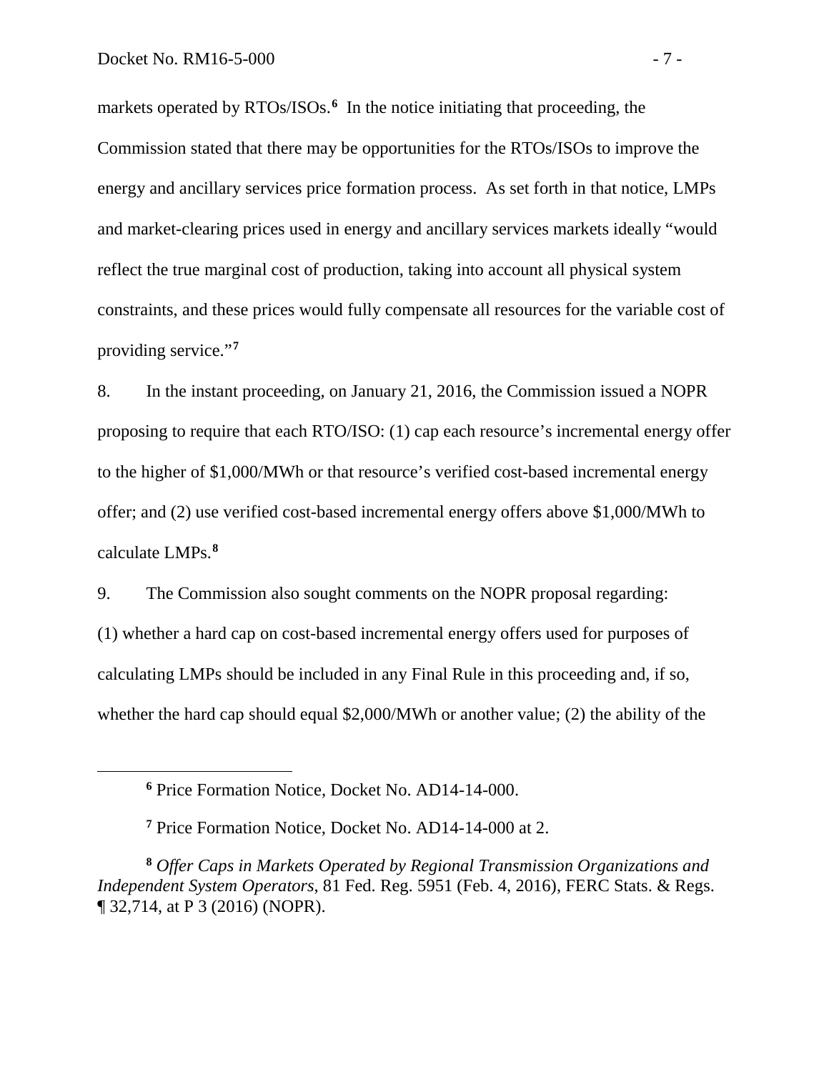markets operated by RTOs/ISOs.[6] In the notice initiating that proceeding, the Commission stated that there may be opportunities for the RTOs/ISOs to improve the energy and ancillary services price formation process. As set forth in that notice, LMPs and market-clearing prices used in energy and ancillary services markets ideally "would reflect the true marginal cost of production, taking into account all physical system constraints, and these prices would fully compensate all resources for the variable cost of providing service."[7]

8. In the instant proceeding, on January 21, 2016, the Commission issued a NOPR proposing to require that each RTO/ISO: (1) cap each resource's incremental energy offer to the higher of \$1,000/MWh or that resource's verified cost-based incremental energy offer; and (2) use verified cost-based incremental energy offers above \$1,000/MWh to calculate LMPs.[8]

9. The Commission also sought comments on the NOPR proposal regarding: (1) whether a hard cap on cost-based incremental energy offers used for purposes of calculating LMPs should be included in any Final Rule in this proceeding and, if so, whether the hard cap should equal \$2,000/MWh or another value; (2) the ability of the

---

[6] Price Formation Notice, Docket No. AD14-14-000.

[7] Price Formation Notice, Docket No. AD14-14-000 at 2.

[8] *Offer Caps in Markets Operated by Regional Transmission Organizations and Independent System Operators*, 81 Fed. Reg. 5951 (Feb. 4, 2016), FERC Stats. & Regs. ¶ 32,714, at P 3 (2016) (NOPR).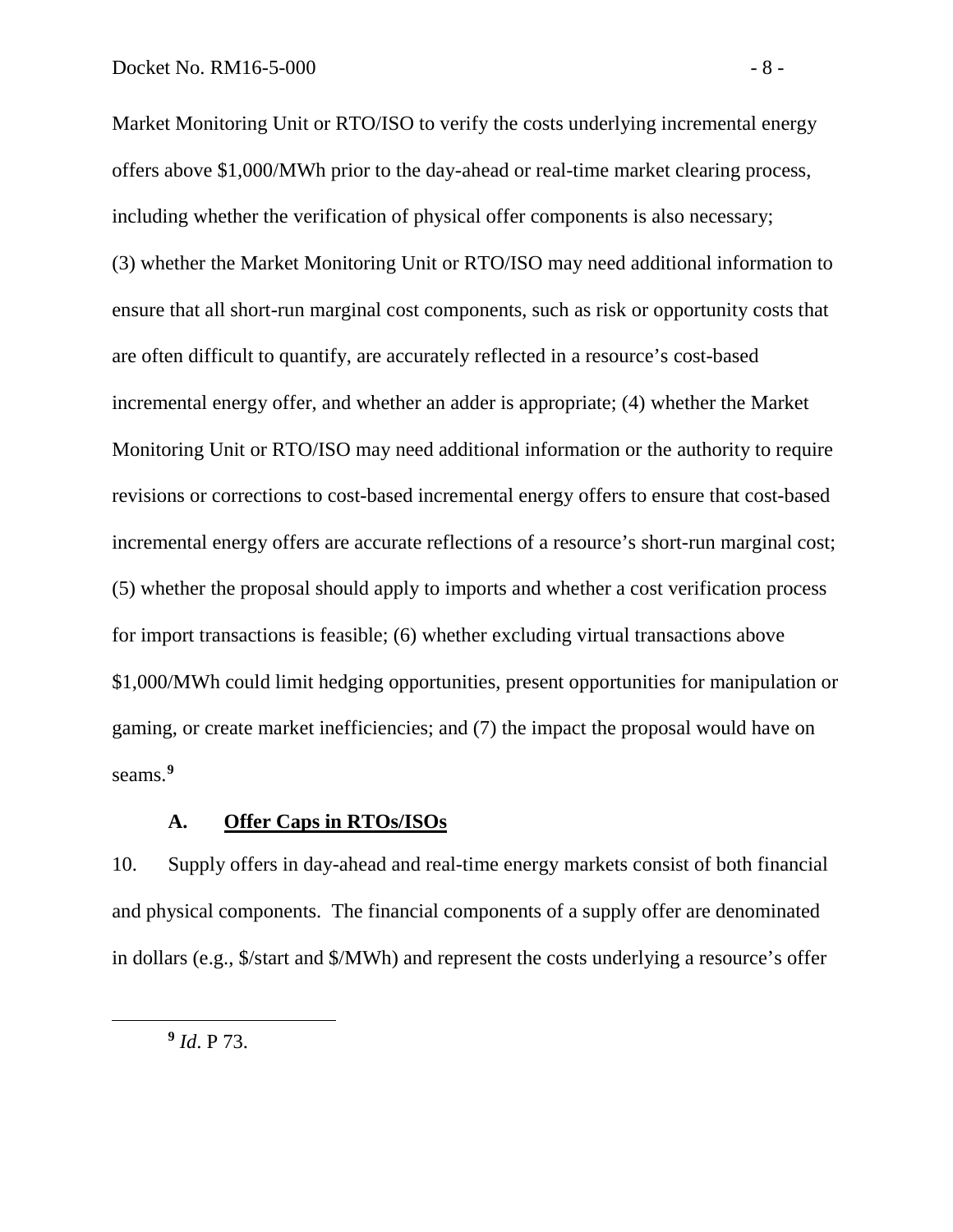Market Monitoring Unit or RTO/ISO to verify the costs underlying incremental energy offers above $1,000/MWh prior to the day-ahead or real-time market clearing process, including whether the verification of physical offer components is also necessary; (3) whether the Market Monitoring Unit or RTO/ISO may need additional information to ensure that all short-run marginal cost components, such as risk or opportunity costs that are often difficult to quantify, are accurately reflected in a resource's cost-based incremental energy offer, and whether an adder is appropriate; (4) whether the Market Monitoring Unit or RTO/ISO may need additional information or the authority to require revisions or corrections to cost-based incremental energy offers to ensure that cost-based incremental energy offers are accurate reflections of a resource's short-run marginal cost; (5) whether the proposal should apply to imports and whether a cost verification process for import transactions is feasible; (6) whether excluding virtual transactions above $1,000/MWh could limit hedging opportunities, present opportunities for manipulation or gaming, or create market inefficiencies; and (7) the impact the proposal would have on seams.[9]

### A. **Offer Caps in RTOs/ISOs**

10. Supply offers in day-ahead and real-time energy markets consist of both financial and physical components. The financial components of a supply offer are denominated in dollars (e.g., $/start and $/MWh) and represent the costs underlying a resource's offer

---

[9] *Id*. P 73.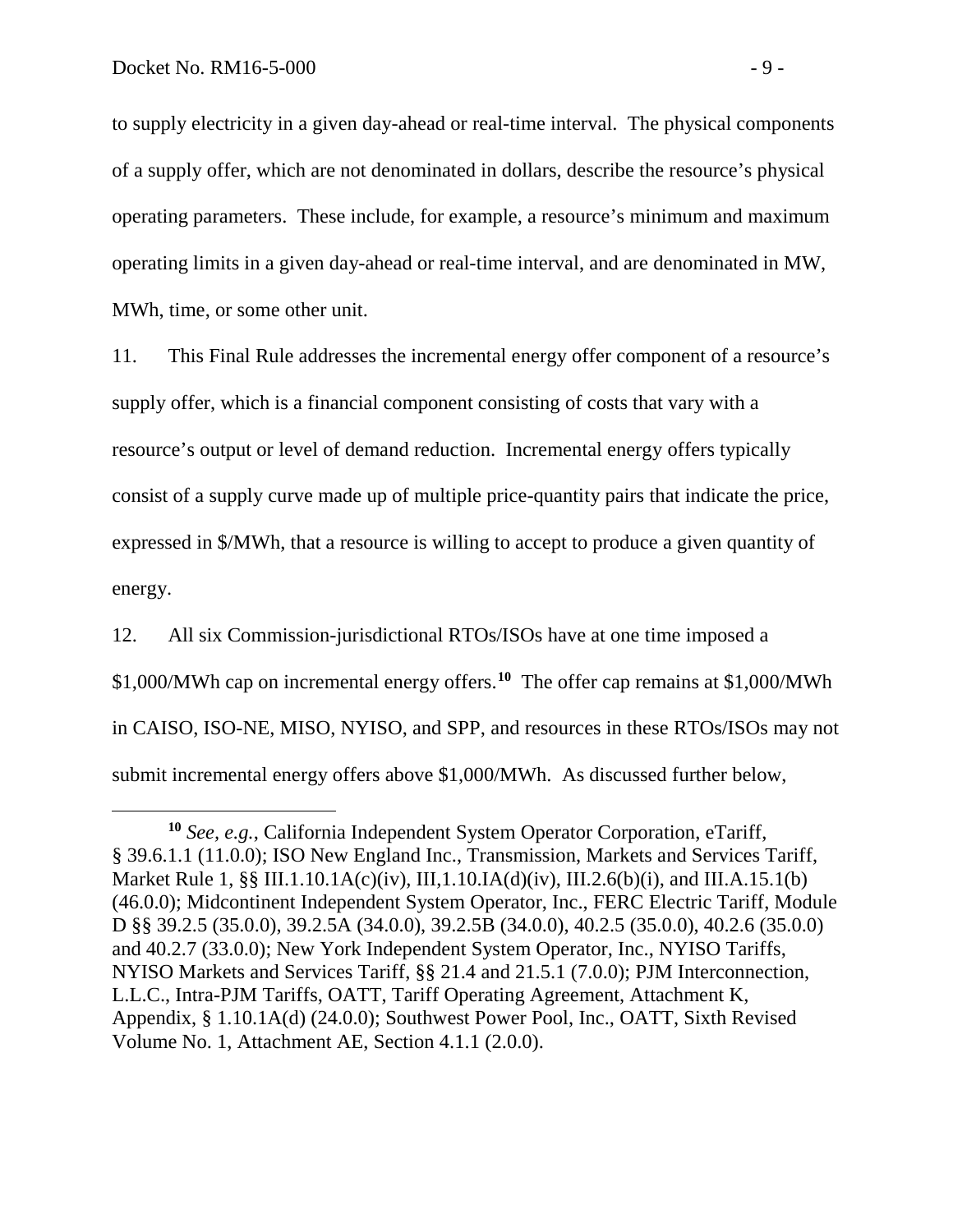to supply electricity in a given day-ahead or real-time interval. The physical components of a supply offer, which are not denominated in dollars, describe the resource's physical operating parameters. These include, for example, a resource's minimum and maximum operating limits in a given day-ahead or real-time interval, and are denominated in MW, MWh, time, or some other unit.

11. This Final Rule addresses the incremental energy offer component of a resource's supply offer, which is a financial component consisting of costs that vary with a resource's output or level of demand reduction. Incremental energy offers typically consist of a supply curve made up of multiple price-quantity pairs that indicate the price, expressed in $/MWh, that a resource is willing to accept to produce a given quantity of energy.

12. All six Commission-jurisdictional RTOs/ISOs have at one time imposed a $1,000/MWh cap on incremental energy offers.[10] The offer cap remains at $1,000/MWh in CAISO, ISO-NE, MISO, NYISO, and SPP, and resources in these RTOs/ISOs may not submit incremental energy offers above $1,000/MWh. As discussed further below,

[10] *See*, *e.g.*, California Independent System Operator Corporation, eTariff, § 39.6.1.1 (11.0.0); ISO New England Inc., Transmission, Markets and Services Tariff, Market Rule 1, §§ III.1.10.1A(c)(iv), III,1.10.IA(d)(iv), III.2.6(b)(i), and III.A.15.1(b) (46.0.0); Midcontinent Independent System Operator, Inc., FERC Electric Tariff, Module D §§ 39.2.5 (35.0.0), 39.2.5A (34.0.0), 39.2.5B (34.0.0), 40.2.5 (35.0.0), 40.2.6 (35.0.0) and 40.2.7 (33.0.0); New York Independent System Operator, Inc., NYISO Tariffs, NYISO Markets and Services Tariff, §§ 21.4 and 21.5.1 (7.0.0); PJM Interconnection, L.L.C., Intra-PJM Tariffs, OATT, Tariff Operating Agreement, Attachment K, Appendix, § 1.10.1A(d) (24.0.0); Southwest Power Pool, Inc., OATT, Sixth Revised Volume No. 1, Attachment AE, Section 4.1.1 (2.0.0).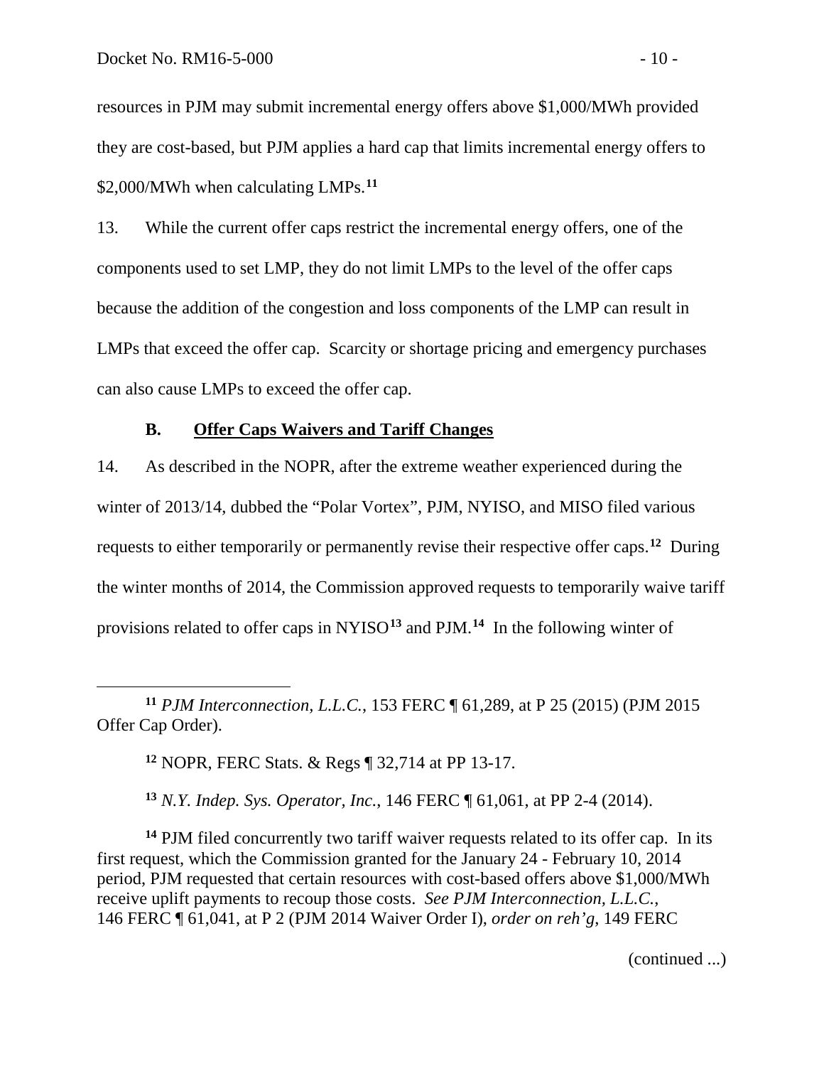resources in PJM may submit incremental energy offers above $1,000/MWh provided they are cost-based, but PJM applies a hard cap that limits incremental energy offers to $2,000/MWh when calculating LMPs.[11]

13. While the current offer caps restrict the incremental energy offers, one of the components used to set LMP, they do not limit LMPs to the level of the offer caps because the addition of the congestion and loss components of the LMP can result in LMPs that exceed the offer cap. Scarcity or shortage pricing and emergency purchases can also cause LMPs to exceed the offer cap.

### B. Offer Caps Waivers and Tariff Changes

14. As described in the NOPR, after the extreme weather experienced during the winter of 2013/14, dubbed the "Polar Vortex", PJM, NYISO, and MISO filed various requests to either temporarily or permanently revise their respective offer caps.[12] During the winter months of 2014, the Commission approved requests to temporarily waive tariff provisions related to offer caps in NYISO[13] and PJM.[14] In the following winter of

---

[11] *PJM Interconnection, L.L.C.*, 153 FERC ¶ 61,289, at P 25 (2015) (PJM 2015 Offer Cap Order).

[12] NOPR, FERC Stats. & Regs ¶ 32,714 at PP 13-17.

[13] *N.Y. Indep. Sys. Operator, Inc.*, 146 FERC ¶ 61,061, at PP 2-4 (2014).

[14] PJM filed concurrently two tariff waiver requests related to its offer cap. In its first request, which the Commission granted for the January 24 - February 10, 2014 period, PJM requested that certain resources with cost-based offers above $1,000/MWh receive uplift payments to recoup those costs. *See PJM Interconnection, L.L.C.*, 146 FERC ¶ 61,041, at P 2 (PJM 2014 Waiver Order I), *order on reh'g*, 149 FERC

(continued ...)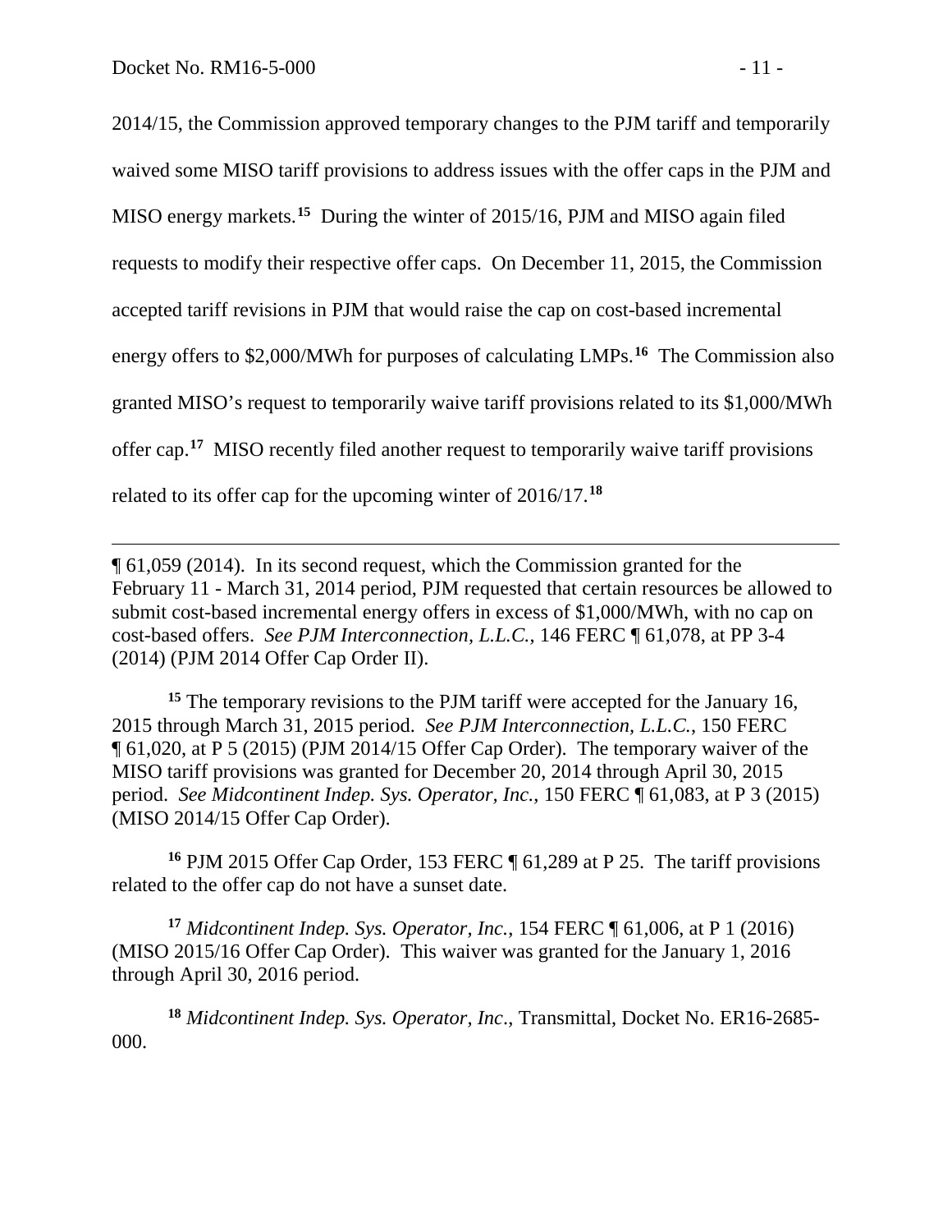2014/15, the Commission approved temporary changes to the PJM tariff and temporarily waived some MISO tariff provisions to address issues with the offer caps in the PJM and MISO energy markets.[15] During the winter of 2015/16, PJM and MISO again filed requests to modify their respective offer caps. On December 11, 2015, the Commission accepted tariff revisions in PJM that would raise the cap on cost-based incremental energy offers to $2,000/MWh for purposes of calculating LMPs.[16] The Commission also granted MISO's request to temporarily waive tariff provisions related to its $1,000/MWh offer cap.[17] MISO recently filed another request to temporarily waive tariff provisions related to its offer cap for the upcoming winter of 2016/17.[18]

---

¶ 61,059 (2014). In its second request, which the Commission granted for the February 11 - March 31, 2014 period, PJM requested that certain resources be allowed to submit cost-based incremental energy offers in excess of $1,000/MWh, with no cap on cost-based offers. *See PJM Interconnection, L.L.C.*, 146 FERC ¶ 61,078, at PP 3-4 (2014) (PJM 2014 Offer Cap Order II).

[15] The temporary revisions to the PJM tariff were accepted for the January 16, 2015 through March 31, 2015 period. *See PJM Interconnection, L.L.C.*, 150 FERC ¶ 61,020, at P 5 (2015) (PJM 2014/15 Offer Cap Order). The temporary waiver of the MISO tariff provisions was granted for December 20, 2014 through April 30, 2015 period. *See Midcontinent Indep. Sys. Operator, Inc.*, 150 FERC ¶ 61,083, at P 3 (2015) (MISO 2014/15 Offer Cap Order).

[16] PJM 2015 Offer Cap Order, 153 FERC ¶ 61,289 at P 25. The tariff provisions related to the offer cap do not have a sunset date.

[17] *Midcontinent Indep. Sys. Operator, Inc.*, 154 FERC ¶ 61,006, at P 1 (2016) (MISO 2015/16 Offer Cap Order). This waiver was granted for the January 1, 2016 through April 30, 2016 period.

[18] *Midcontinent Indep. Sys. Operator, Inc*., Transmittal, Docket No. ER16-2685-000.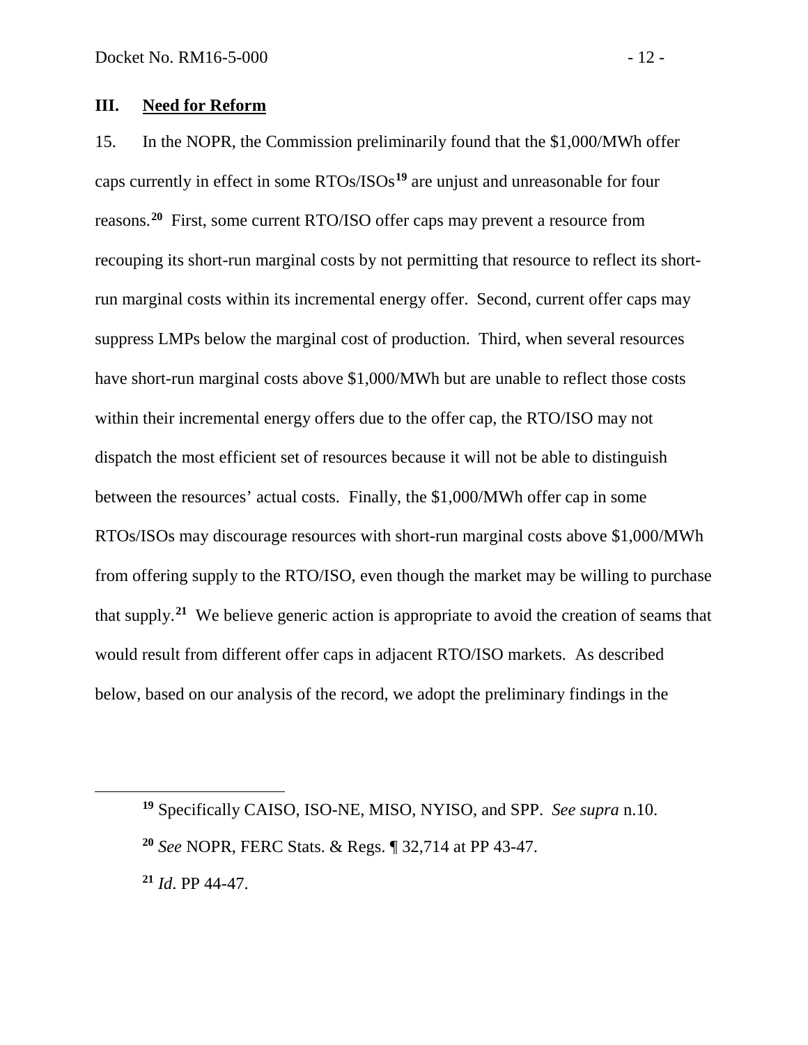## III. **Need for Reform**

15. In the NOPR, the Commission preliminarily found that the $1,000/MWh offer caps currently in effect in some RTOs/ISOs[19] are unjust and unreasonable for four reasons.[20] First, some current RTO/ISO offer caps may prevent a resource from recouping its short-run marginal costs by not permitting that resource to reflect its short-run marginal costs within its incremental energy offer. Second, current offer caps may suppress LMPs below the marginal cost of production. Third, when several resources have short-run marginal costs above $1,000/MWh but are unable to reflect those costs within their incremental energy offers due to the offer cap, the RTO/ISO may not dispatch the most efficient set of resources because it will not be able to distinguish between the resources' actual costs. Finally, the $1,000/MWh offer cap in some RTOs/ISOs may discourage resources with short-run marginal costs above $1,000/MWh from offering supply to the RTO/ISO, even though the market may be willing to purchase that supply.[21] We believe generic action is appropriate to avoid the creation of seams that would result from different offer caps in adjacent RTO/ISO markets. As described below, based on our analysis of the record, we adopt the preliminary findings in the

---

[19] Specifically CAISO, ISO-NE, MISO, NYISO, and SPP. *See supra* n.10.

[20] *See* NOPR, FERC Stats. & Regs. ¶ 32,714 at PP 43-47.

[21] *Id*. PP 44-47.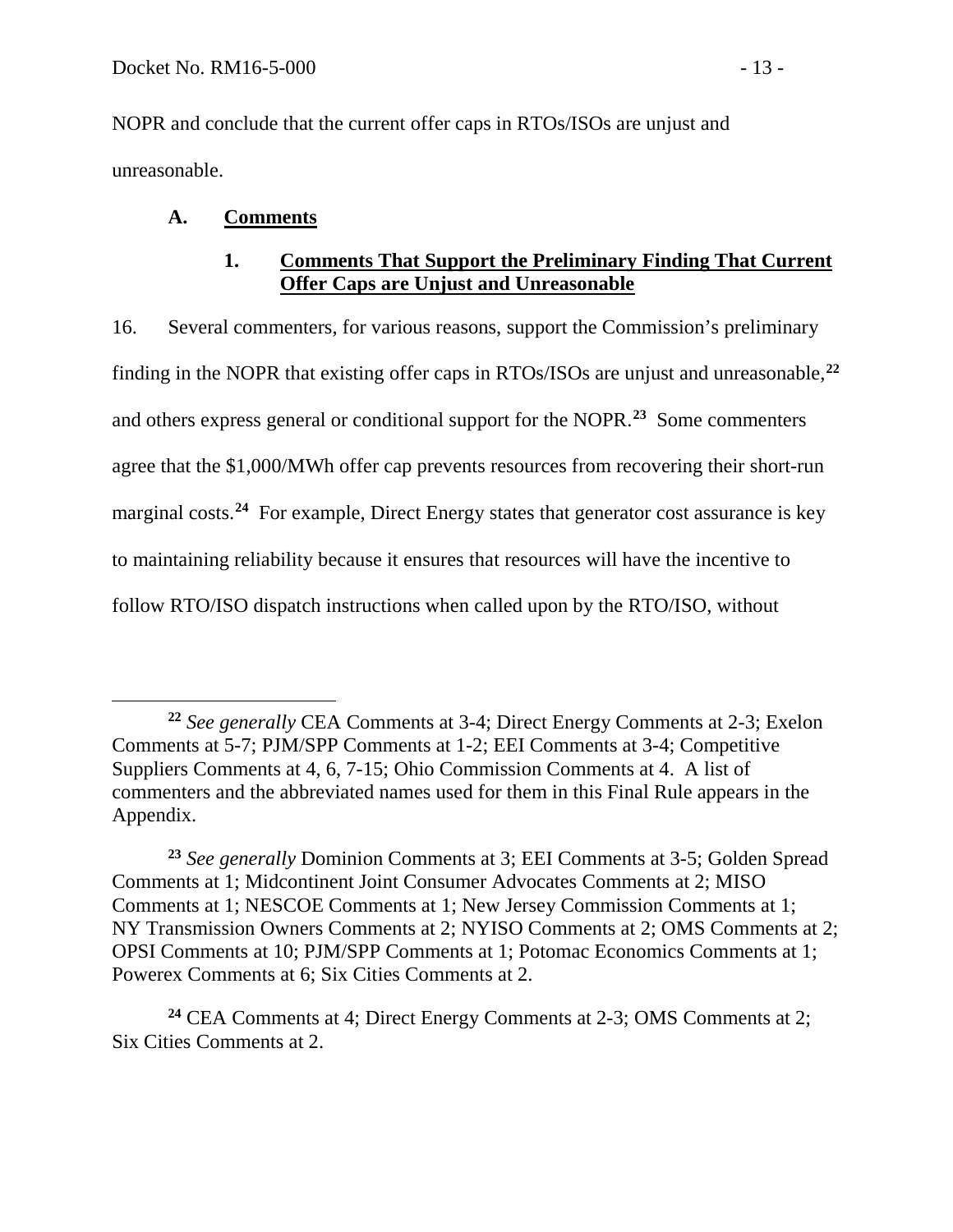NOPR and conclude that the current offer caps in RTOs/ISOs are unjust and unreasonable.

### A. Comments

#### 1. Comments That Support the Preliminary Finding That Current Offer Caps are Unjust and Unreasonable

16. Several commenters, for various reasons, support the Commission's preliminary finding in the NOPR that existing offer caps in RTOs/ISOs are unjust and unreasonable,[22] and others express general or conditional support for the NOPR.[23] Some commenters agree that the $1,000/MWh offer cap prevents resources from recovering their short-run marginal costs.[24] For example, Direct Energy states that generator cost assurance is key to maintaining reliability because it ensures that resources will have the incentive to follow RTO/ISO dispatch instructions when called upon by the RTO/ISO, without

---

[22] *See generally* CEA Comments at 3-4; Direct Energy Comments at 2-3; Exelon Comments at 5-7; PJM/SPP Comments at 1-2; EEI Comments at 3-4; Competitive Suppliers Comments at 4, 6, 7-15; Ohio Commission Comments at 4. A list of commenters and the abbreviated names used for them in this Final Rule appears in the Appendix.

[23] *See generally* Dominion Comments at 3; EEI Comments at 3-5; Golden Spread Comments at 1; Midcontinent Joint Consumer Advocates Comments at 2; MISO Comments at 1; NESCOE Comments at 1; New Jersey Commission Comments at 1; NY Transmission Owners Comments at 2; NYISO Comments at 2; OMS Comments at 2; OPSI Comments at 10; PJM/SPP Comments at 1; Potomac Economics Comments at 1; Powerex Comments at 6; Six Cities Comments at 2.

[24] CEA Comments at 4; Direct Energy Comments at 2-3; OMS Comments at 2; Six Cities Comments at 2.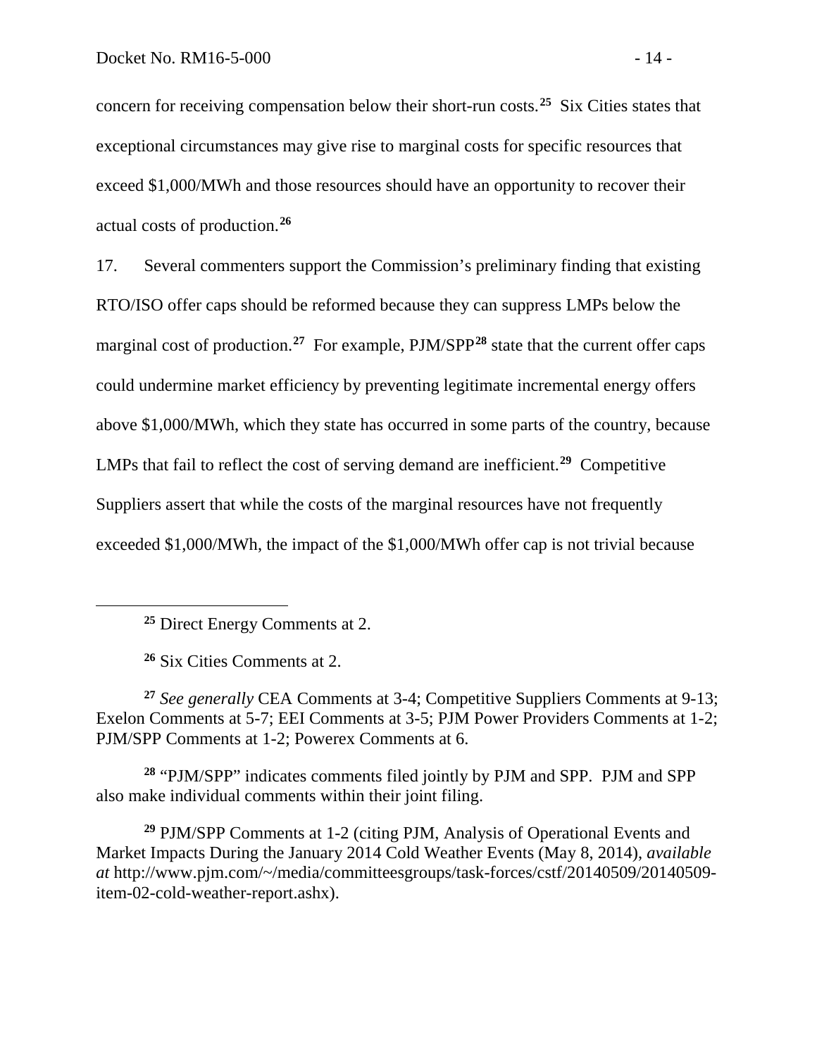concern for receiving compensation below their short-run costs.[25] Six Cities states that exceptional circumstances may give rise to marginal costs for specific resources that exceed $1,000/MWh and those resources should have an opportunity to recover their actual costs of production.[26]

17. Several commenters support the Commission's preliminary finding that existing RTO/ISO offer caps should be reformed because they can suppress LMPs below the marginal cost of production.[27] For example, PJM/SPP[28] state that the current offer caps could undermine market efficiency by preventing legitimate incremental energy offers above $1,000/MWh, which they state has occurred in some parts of the country, because LMPs that fail to reflect the cost of serving demand are inefficient.[29] Competitive Suppliers assert that while the costs of the marginal resources have not frequently exceeded $1,000/MWh, the impact of the $1,000/MWh offer cap is not trivial because

---

[25] Direct Energy Comments at 2.

[26] Six Cities Comments at 2.

[27] *See generally* CEA Comments at 3-4; Competitive Suppliers Comments at 9-13; Exelon Comments at 5-7; EEI Comments at 3-5; PJM Power Providers Comments at 1-2; PJM/SPP Comments at 1-2; Powerex Comments at 6.

[28] "PJM/SPP" indicates comments filed jointly by PJM and SPP. PJM and SPP also make individual comments within their joint filing.

[29] PJM/SPP Comments at 1-2 (citing PJM, Analysis of Operational Events and Market Impacts During the January 2014 Cold Weather Events (May 8, 2014), *available at* http://www.pjm.com/~/media/committeesgroups/task-forces/cstf/20140509/20140509-item-02-cold-weather-report.ashx).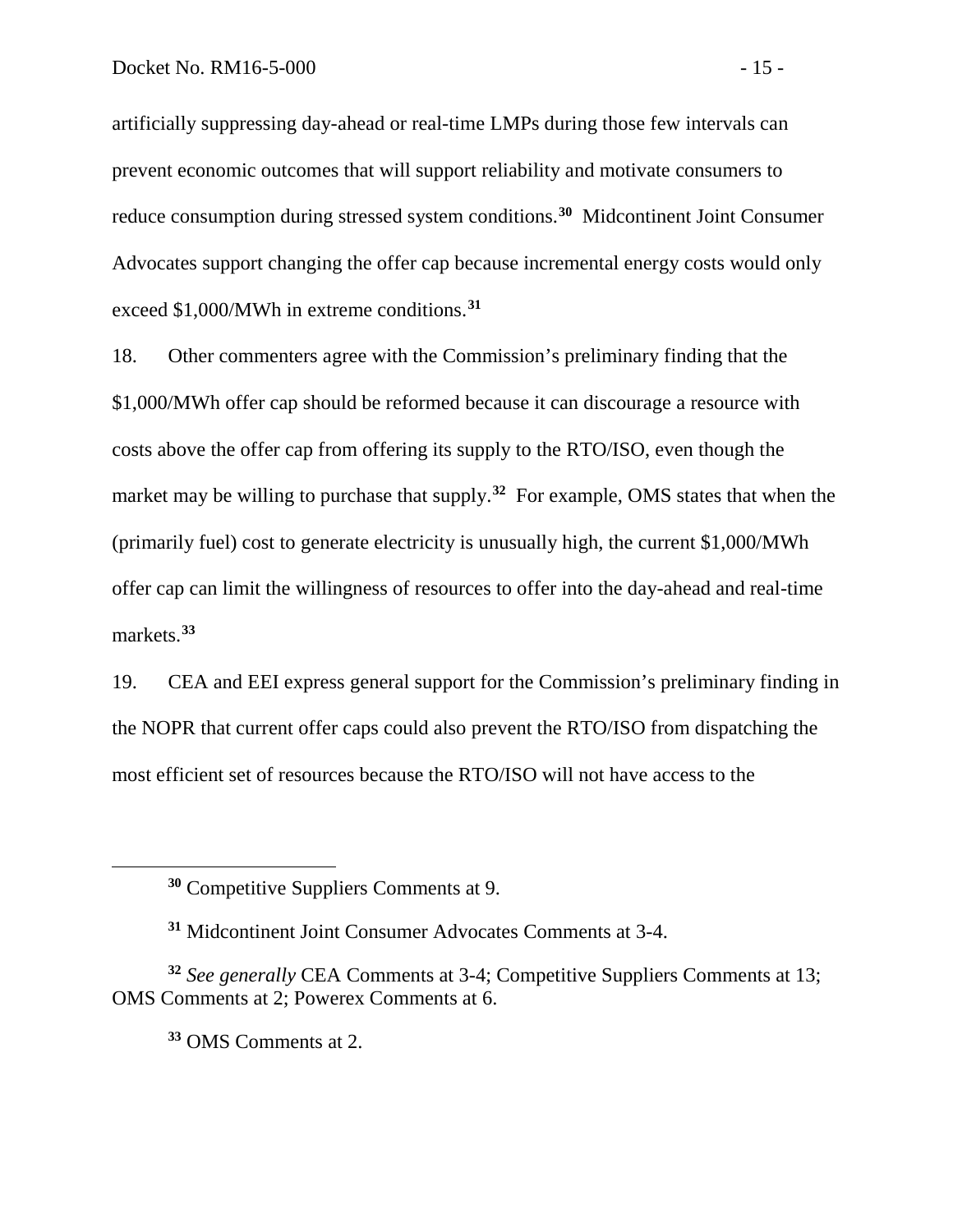artificially suppressing day-ahead or real-time LMPs during those few intervals can prevent economic outcomes that will support reliability and motivate consumers to reduce consumption during stressed system conditions.[30] Midcontinent Joint Consumer Advocates support changing the offer cap because incremental energy costs would only exceed $1,000/MWh in extreme conditions.[31]

18. Other commenters agree with the Commission's preliminary finding that the $1,000/MWh offer cap should be reformed because it can discourage a resource with costs above the offer cap from offering its supply to the RTO/ISO, even though the market may be willing to purchase that supply.[32] For example, OMS states that when the (primarily fuel) cost to generate electricity is unusually high, the current $1,000/MWh offer cap can limit the willingness of resources to offer into the day-ahead and real-time markets.[33]

19. CEA and EEI express general support for the Commission's preliminary finding in the NOPR that current offer caps could also prevent the RTO/ISO from dispatching the most efficient set of resources because the RTO/ISO will not have access to the

---

[30] Competitive Suppliers Comments at 9.

[31] Midcontinent Joint Consumer Advocates Comments at 3-4.

[32] *See generally* CEA Comments at 3-4; Competitive Suppliers Comments at 13; OMS Comments at 2; Powerex Comments at 6.

[33] OMS Comments at 2.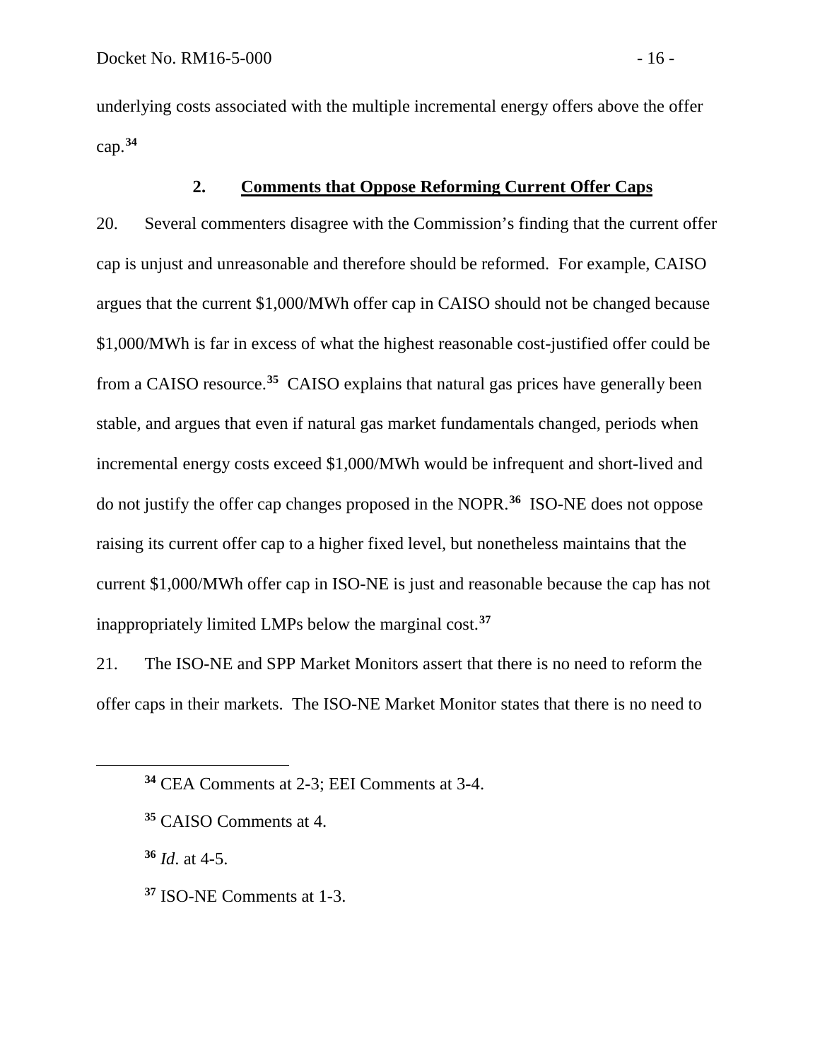underlying costs associated with the multiple incremental energy offers above the offer cap.[34]

### 2. Comments that Oppose Reforming Current Offer Caps

20. Several commenters disagree with the Commission's finding that the current offer cap is unjust and unreasonable and therefore should be reformed. For example, CAISO argues that the current $1,000/MWh offer cap in CAISO should not be changed because $1,000/MWh is far in excess of what the highest reasonable cost-justified offer could be from a CAISO resource.[35] CAISO explains that natural gas prices have generally been stable, and argues that even if natural gas market fundamentals changed, periods when incremental energy costs exceed $1,000/MWh would be infrequent and short-lived and do not justify the offer cap changes proposed in the NOPR.[36] ISO-NE does not oppose raising its current offer cap to a higher fixed level, but nonetheless maintains that the current $1,000/MWh offer cap in ISO-NE is just and reasonable because the cap has not inappropriately limited LMPs below the marginal cost.[37]

21. The ISO-NE and SPP Market Monitors assert that there is no need to reform the offer caps in their markets. The ISO-NE Market Monitor states that there is no need to

---

[34] CEA Comments at 2-3; EEI Comments at 3-4.

[35] CAISO Comments at 4.

[36] *Id*. at 4-5.

[37] ISO-NE Comments at 1-3.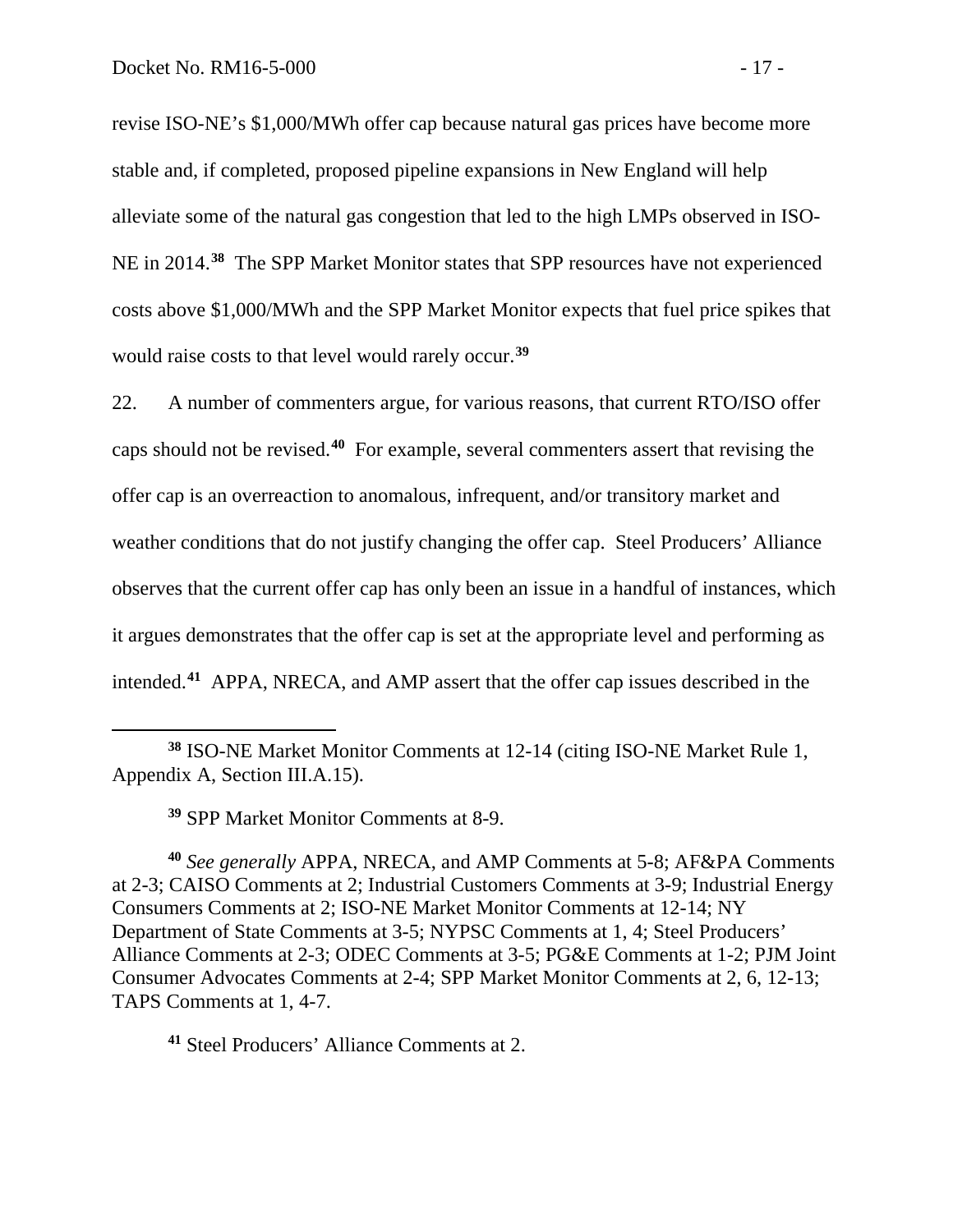revise ISO-NE's $1,000/MWh offer cap because natural gas prices have become more stable and, if completed, proposed pipeline expansions in New England will help alleviate some of the natural gas congestion that led to the high LMPs observed in ISO-NE in 2014.[38] The SPP Market Monitor states that SPP resources have not experienced costs above $1,000/MWh and the SPP Market Monitor expects that fuel price spikes that would raise costs to that level would rarely occur.[39]

22. A number of commenters argue, for various reasons, that current RTO/ISO offer caps should not be revised.[40] For example, several commenters assert that revising the offer cap is an overreaction to anomalous, infrequent, and/or transitory market and weather conditions that do not justify changing the offer cap. Steel Producers' Alliance observes that the current offer cap has only been an issue in a handful of instances, which it argues demonstrates that the offer cap is set at the appropriate level and performing as intended.[41] APPA, NRECA, and AMP assert that the offer cap issues described in the

---

[38] ISO-NE Market Monitor Comments at 12-14 (citing ISO-NE Market Rule 1, Appendix A, Section III.A.15).

[39] SPP Market Monitor Comments at 8-9.

[40] *See generally* APPA, NRECA, and AMP Comments at 5-8; AF&PA Comments at 2-3; CAISO Comments at 2; Industrial Customers Comments at 3-9; Industrial Energy Consumers Comments at 2; ISO-NE Market Monitor Comments at 12-14; NY Department of State Comments at 3-5; NYPSC Comments at 1, 4; Steel Producers' Alliance Comments at 2-3; ODEC Comments at 3-5; PG&E Comments at 1-2; PJM Joint Consumer Advocates Comments at 2-4; SPP Market Monitor Comments at 2, 6, 12-13; TAPS Comments at 1, 4-7.

[41] Steel Producers' Alliance Comments at 2.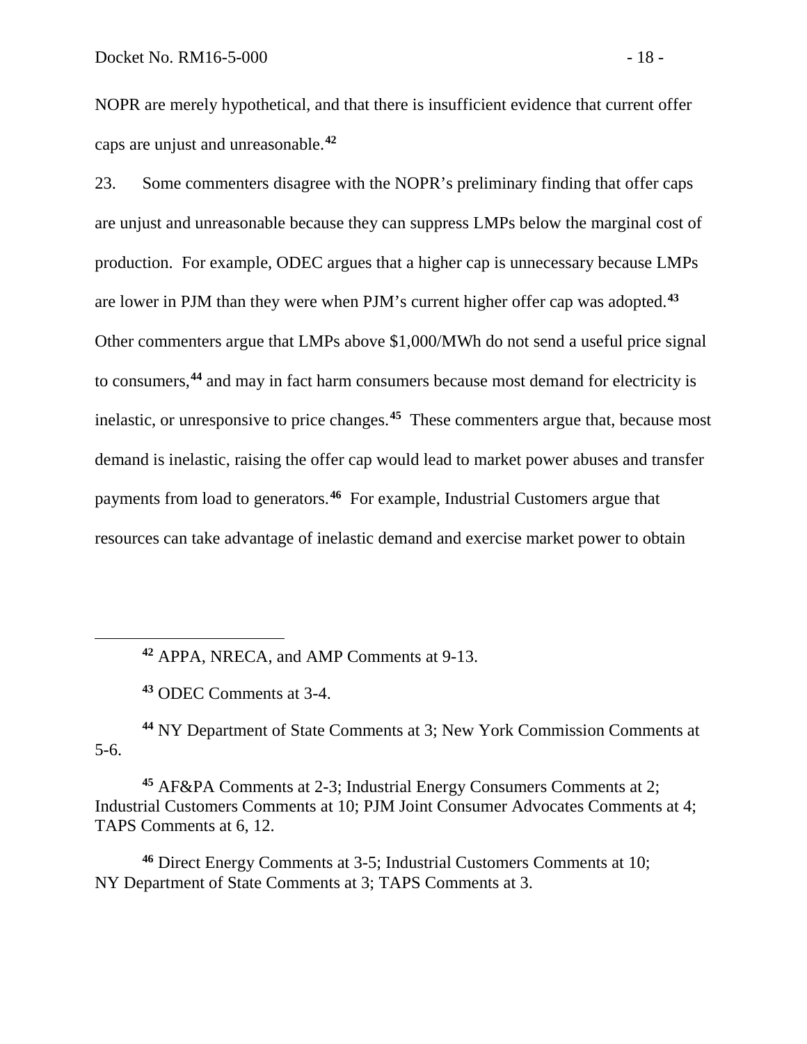NOPR are merely hypothetical, and that there is insufficient evidence that current offer caps are unjust and unreasonable.[42]

23. Some commenters disagree with the NOPR's preliminary finding that offer caps are unjust and unreasonable because they can suppress LMPs below the marginal cost of production. For example, ODEC argues that a higher cap is unnecessary because LMPs are lower in PJM than they were when PJM's current higher offer cap was adopted.[43] Other commenters argue that LMPs above $1,000/MWh do not send a useful price signal to consumers,[44] and may in fact harm consumers because most demand for electricity is inelastic, or unresponsive to price changes.[45] These commenters argue that, because most demand is inelastic, raising the offer cap would lead to market power abuses and transfer payments from load to generators.[46] For example, Industrial Customers argue that resources can take advantage of inelastic demand and exercise market power to obtain

---

[42] APPA, NRECA, and AMP Comments at 9-13.

[43] ODEC Comments at 3-4.

[44] NY Department of State Comments at 3; New York Commission Comments at 5-6.

[45] AF&PA Comments at 2-3; Industrial Energy Consumers Comments at 2; Industrial Customers Comments at 10; PJM Joint Consumer Advocates Comments at 4; TAPS Comments at 6, 12.

[46] Direct Energy Comments at 3-5; Industrial Customers Comments at 10; NY Department of State Comments at 3; TAPS Comments at 3.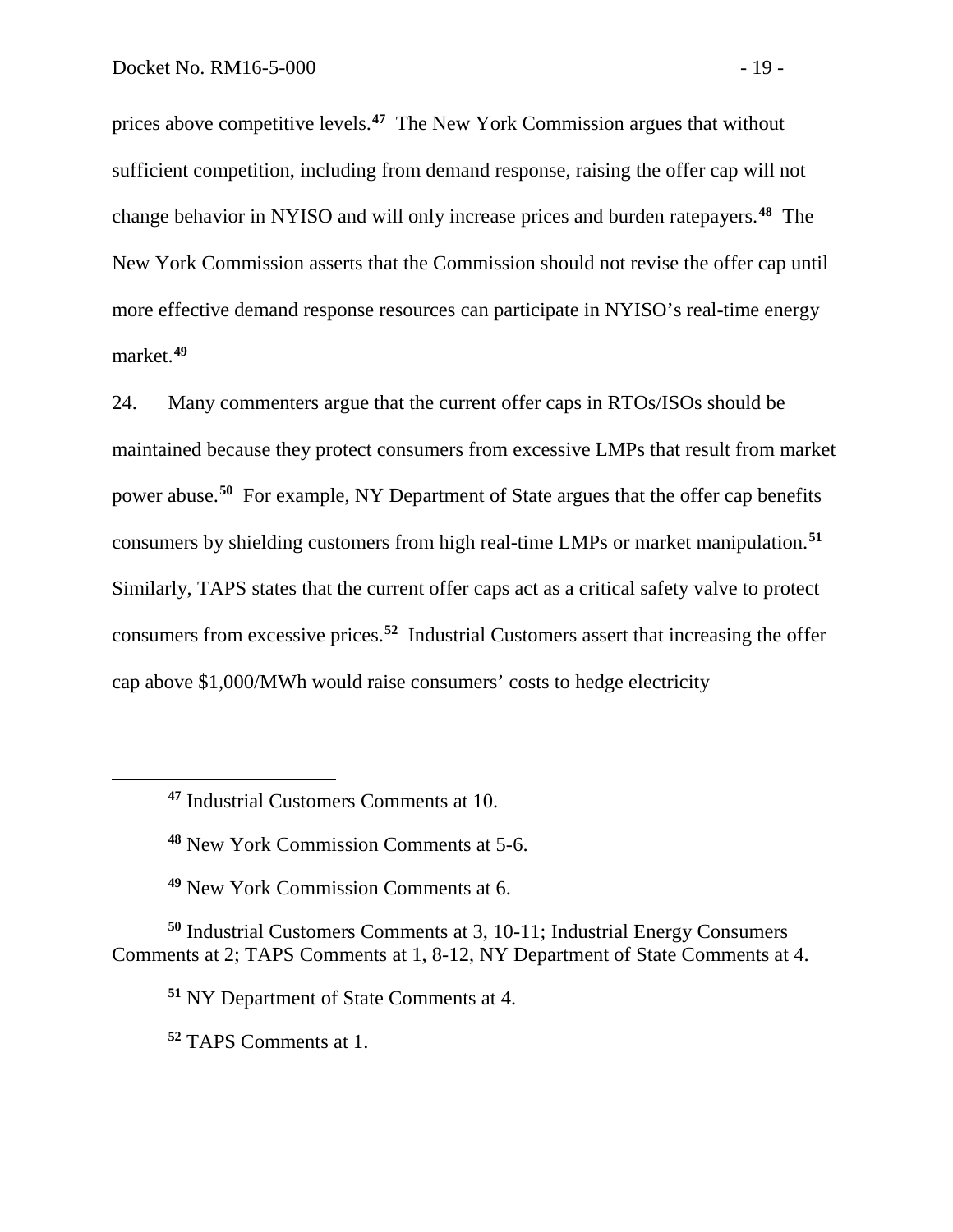prices above competitive levels.[47] The New York Commission argues that without sufficient competition, including from demand response, raising the offer cap will not change behavior in NYISO and will only increase prices and burden ratepayers.[48] The New York Commission asserts that the Commission should not revise the offer cap until more effective demand response resources can participate in NYISO's real-time energy market.[49]

24. Many commenters argue that the current offer caps in RTOs/ISOs should be maintained because they protect consumers from excessive LMPs that result from market power abuse.[50] For example, NY Department of State argues that the offer cap benefits consumers by shielding customers from high real-time LMPs or market manipulation.[51] Similarly, TAPS states that the current offer caps act as a critical safety valve to protect consumers from excessive prices.[52] Industrial Customers assert that increasing the offer cap above $1,000/MWh would raise consumers' costs to hedge electricity

---

[47] Industrial Customers Comments at 10.

[48] New York Commission Comments at 5-6.

[49] New York Commission Comments at 6.

[50] Industrial Customers Comments at 3, 10-11; Industrial Energy Consumers Comments at 2; TAPS Comments at 1, 8-12, NY Department of State Comments at 4.

[51] NY Department of State Comments at 4.

[52] TAPS Comments at 1.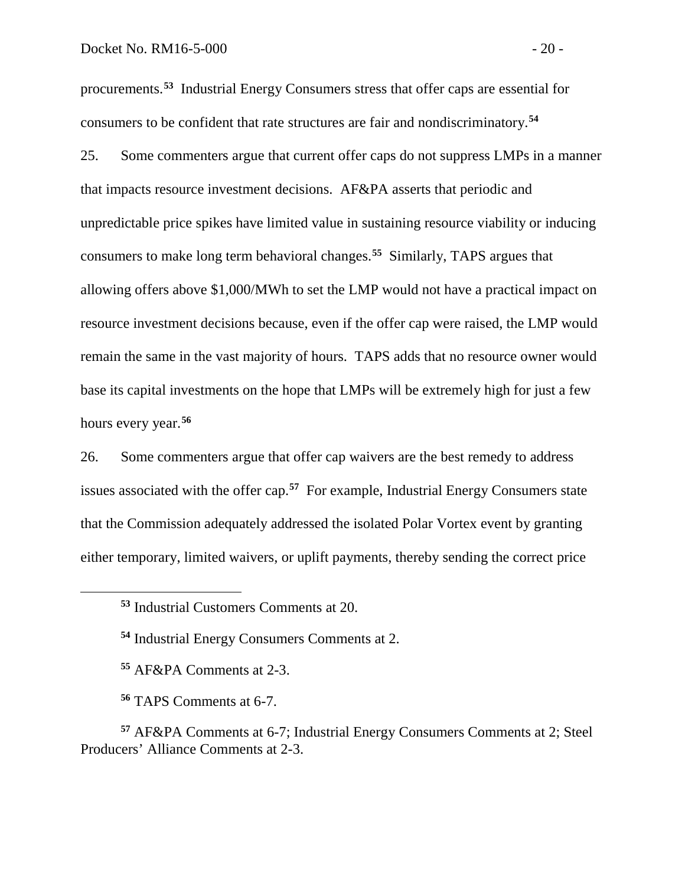procurements.[53] Industrial Energy Consumers stress that offer caps are essential for consumers to be confident that rate structures are fair and nondiscriminatory.[54]

25. Some commenters argue that current offer caps do not suppress LMPs in a manner that impacts resource investment decisions. AF&PA asserts that periodic and unpredictable price spikes have limited value in sustaining resource viability or inducing consumers to make long term behavioral changes.[55] Similarly, TAPS argues that allowing offers above $1,000/MWh to set the LMP would not have a practical impact on resource investment decisions because, even if the offer cap were raised, the LMP would remain the same in the vast majority of hours. TAPS adds that no resource owner would base its capital investments on the hope that LMPs will be extremely high for just a few hours every year.[56]

26. Some commenters argue that offer cap waivers are the best remedy to address issues associated with the offer cap.[57] For example, Industrial Energy Consumers state that the Commission adequately addressed the isolated Polar Vortex event by granting either temporary, limited waivers, or uplift payments, thereby sending the correct price

[53] Industrial Customers Comments at 20.

[54] Industrial Energy Consumers Comments at 2.

[55] AF&PA Comments at 2-3.

[56] TAPS Comments at 6-7.

[57] AF&PA Comments at 6-7; Industrial Energy Consumers Comments at 2; Steel Producers' Alliance Comments at 2-3.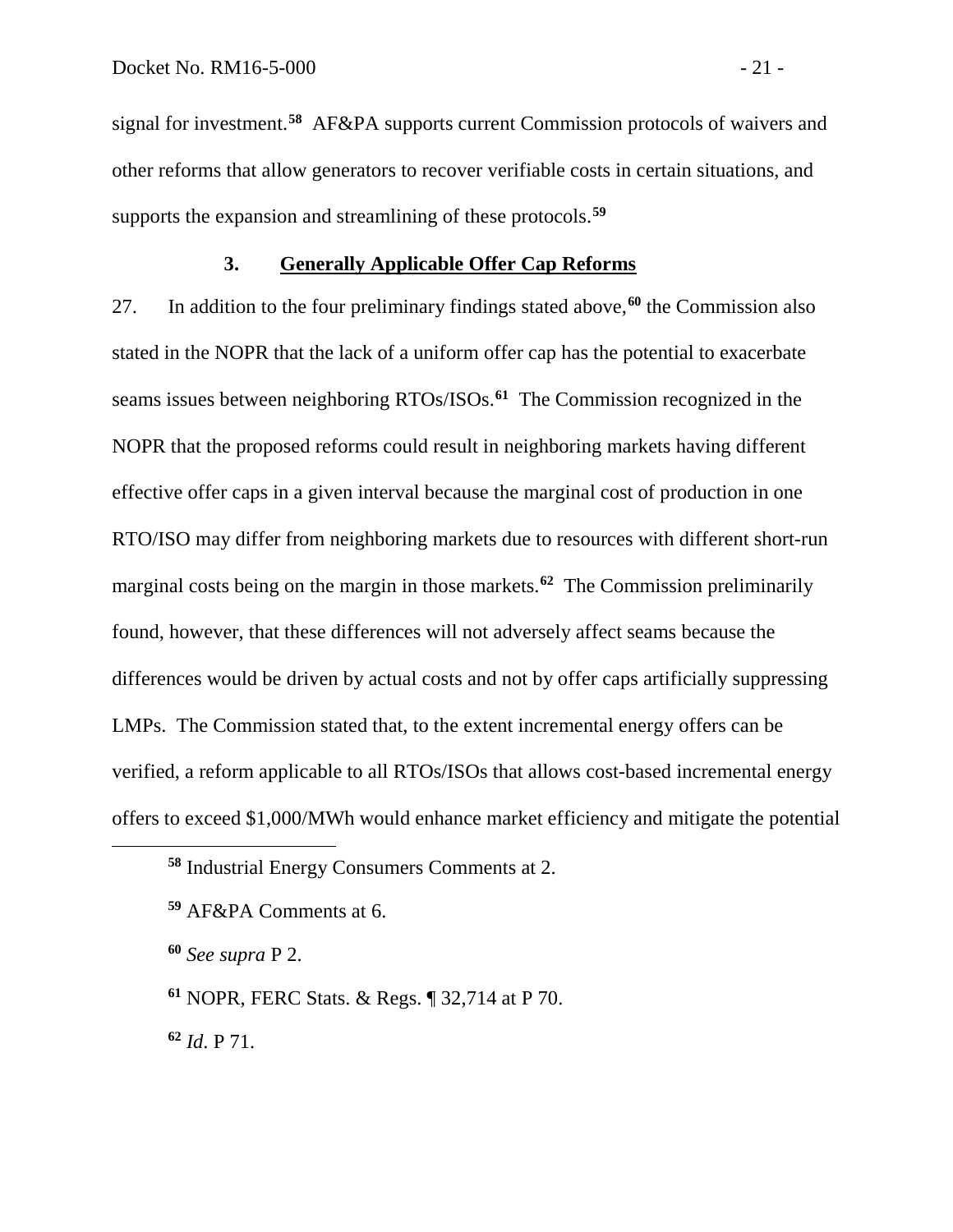signal for investment.[58] AF&PA supports current Commission protocols of waivers and other reforms that allow generators to recover verifiable costs in certain situations, and supports the expansion and streamlining of these protocols.[59]

### 3. Generally Applicable Offer Cap Reforms

27. In addition to the four preliminary findings stated above,[60] the Commission also stated in the NOPR that the lack of a uniform offer cap has the potential to exacerbate seams issues between neighboring RTOs/ISOs.[61] The Commission recognized in the NOPR that the proposed reforms could result in neighboring markets having different effective offer caps in a given interval because the marginal cost of production in one RTO/ISO may differ from neighboring markets due to resources with different short-run marginal costs being on the margin in those markets.[62] The Commission preliminarily found, however, that these differences will not adversely affect seams because the differences would be driven by actual costs and not by offer caps artificially suppressing LMPs. The Commission stated that, to the extent incremental energy offers can be verified, a reform applicable to all RTOs/ISOs that allows cost-based incremental energy offers to exceed $1,000/MWh would enhance market efficiency and mitigate the potential

---

[58] Industrial Energy Consumers Comments at 2.

[59] AF&PA Comments at 6.

[60] *See supra* P 2.

[61] NOPR, FERC Stats. & Regs. ¶ 32,714 at P 70.

[62] *Id*. P 71.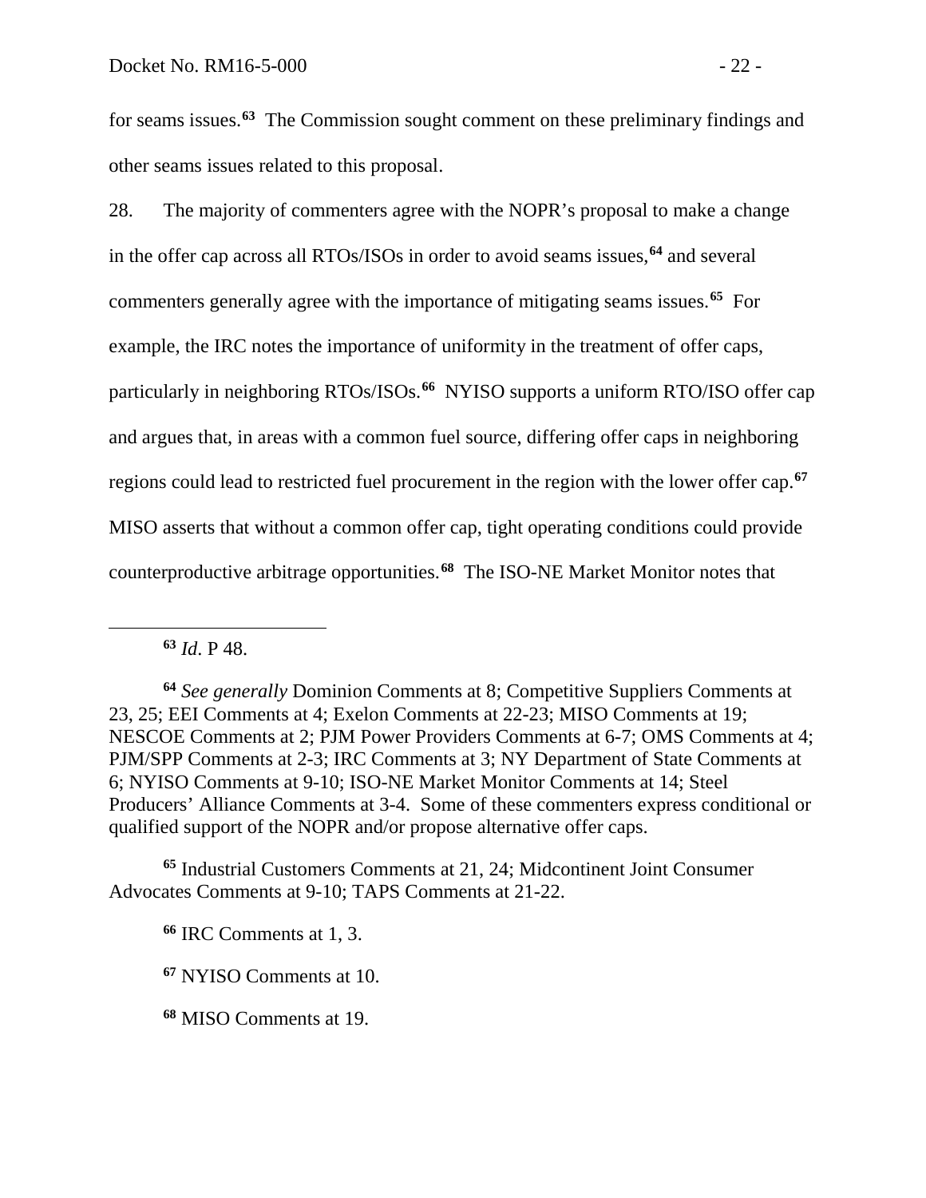for seams issues.[63] The Commission sought comment on these preliminary findings and other seams issues related to this proposal.

28. The majority of commenters agree with the NOPR's proposal to make a change in the offer cap across all RTOs/ISOs in order to avoid seams issues,[64] and several commenters generally agree with the importance of mitigating seams issues.[65] For example, the IRC notes the importance of uniformity in the treatment of offer caps, particularly in neighboring RTOs/ISOs.[66] NYISO supports a uniform RTO/ISO offer cap and argues that, in areas with a common fuel source, differing offer caps in neighboring regions could lead to restricted fuel procurement in the region with the lower offer cap.[67] MISO asserts that without a common offer cap, tight operating conditions could provide counterproductive arbitrage opportunities.[68] The ISO-NE Market Monitor notes that

---

[63] *Id*. P 48.

[64] *See generally* Dominion Comments at 8; Competitive Suppliers Comments at 23, 25; EEI Comments at 4; Exelon Comments at 22-23; MISO Comments at 19; NESCOE Comments at 2; PJM Power Providers Comments at 6-7; OMS Comments at 4; PJM/SPP Comments at 2-3; IRC Comments at 3; NY Department of State Comments at 6; NYISO Comments at 9-10; ISO-NE Market Monitor Comments at 14; Steel Producers' Alliance Comments at 3-4. Some of these commenters express conditional or qualified support of the NOPR and/or propose alternative offer caps.

[65] Industrial Customers Comments at 21, 24; Midcontinent Joint Consumer Advocates Comments at 9-10; TAPS Comments at 21-22.

[66] IRC Comments at 1, 3.

[67] NYISO Comments at 10.

[68] MISO Comments at 19.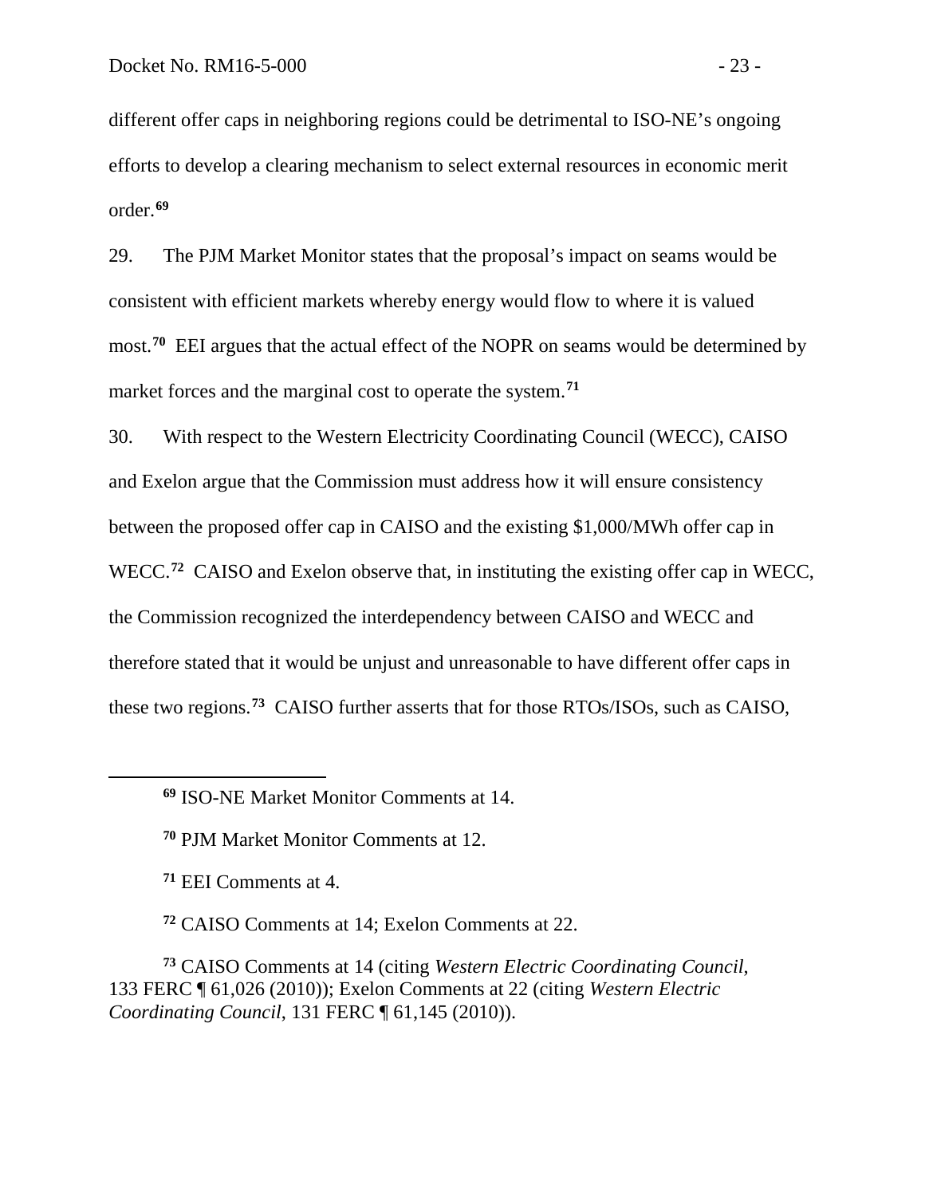different offer caps in neighboring regions could be detrimental to ISO-NE's ongoing efforts to develop a clearing mechanism to select external resources in economic merit order.[69]

29. The PJM Market Monitor states that the proposal's impact on seams would be consistent with efficient markets whereby energy would flow to where it is valued most.[70] EEI argues that the actual effect of the NOPR on seams would be determined by market forces and the marginal cost to operate the system.[71]

30. With respect to the Western Electricity Coordinating Council (WECC), CAISO and Exelon argue that the Commission must address how it will ensure consistency between the proposed offer cap in CAISO and the existing $1,000/MWh offer cap in WECC.[72] CAISO and Exelon observe that, in instituting the existing offer cap in WECC, the Commission recognized the interdependency between CAISO and WECC and therefore stated that it would be unjust and unreasonable to have different offer caps in these two regions.[73] CAISO further asserts that for those RTOs/ISOs, such as CAISO,

---

[69] ISO-NE Market Monitor Comments at 14.

[70] PJM Market Monitor Comments at 12.

[71] EEI Comments at 4.

[72] CAISO Comments at 14; Exelon Comments at 22.

[73] CAISO Comments at 14 (citing *Western Electric Coordinating Council*, 133 FERC ¶ 61,026 (2010)); Exelon Comments at 22 (citing *Western Electric Coordinating Council*, 131 FERC ¶ 61,145 (2010)).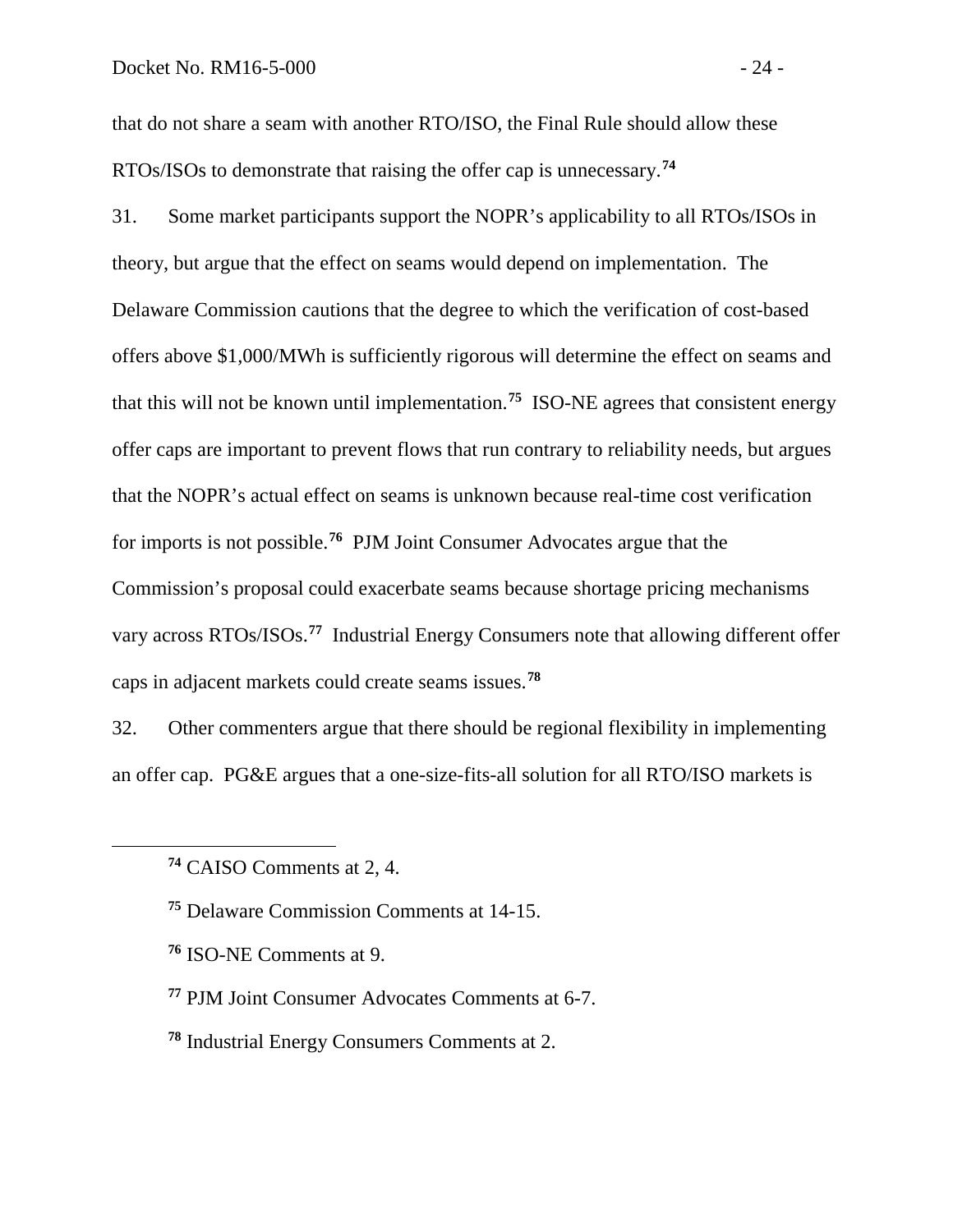that do not share a seam with another RTO/ISO, the Final Rule should allow these RTOs/ISOs to demonstrate that raising the offer cap is unnecessary.[74]

31. Some market participants support the NOPR's applicability to all RTOs/ISOs in theory, but argue that the effect on seams would depend on implementation. The Delaware Commission cautions that the degree to which the verification of cost-based offers above $1,000/MWh is sufficiently rigorous will determine the effect on seams and that this will not be known until implementation.[75] ISO-NE agrees that consistent energy offer caps are important to prevent flows that run contrary to reliability needs, but argues that the NOPR's actual effect on seams is unknown because real-time cost verification for imports is not possible.[76] PJM Joint Consumer Advocates argue that the Commission's proposal could exacerbate seams because shortage pricing mechanisms vary across RTOs/ISOs.[77] Industrial Energy Consumers note that allowing different offer caps in adjacent markets could create seams issues.[78]

32. Other commenters argue that there should be regional flexibility in implementing an offer cap. PG&E argues that a one-size-fits-all solution for all RTO/ISO markets is

---

[74] CAISO Comments at 2, 4.

[75] Delaware Commission Comments at 14-15.

[76] ISO-NE Comments at 9.

[77] PJM Joint Consumer Advocates Comments at 6-7.

[78] Industrial Energy Consumers Comments at 2.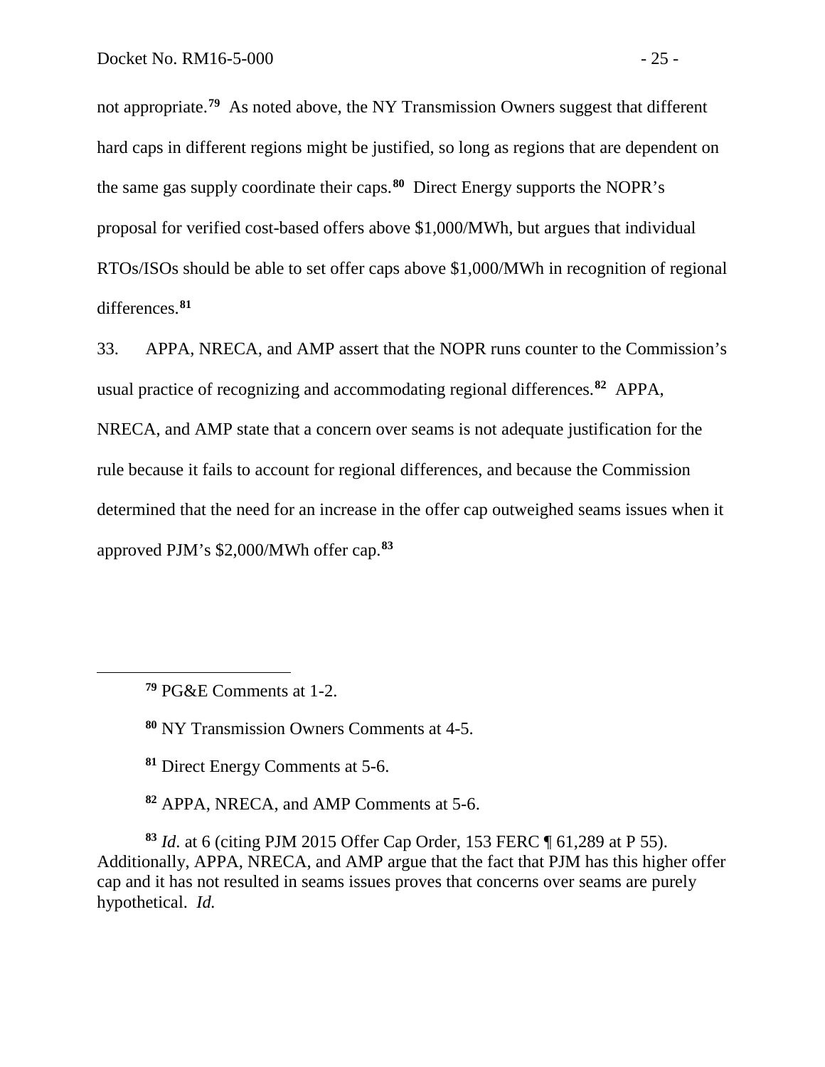not appropriate.[79] As noted above, the NY Transmission Owners suggest that different hard caps in different regions might be justified, so long as regions that are dependent on the same gas supply coordinate their caps.[80] Direct Energy supports the NOPR's proposal for verified cost-based offers above $1,000/MWh, but argues that individual RTOs/ISOs should be able to set offer caps above $1,000/MWh in recognition of regional differences.[81]

33. APPA, NRECA, and AMP assert that the NOPR runs counter to the Commission's usual practice of recognizing and accommodating regional differences.[82] APPA, NRECA, and AMP state that a concern over seams is not adequate justification for the rule because it fails to account for regional differences, and because the Commission determined that the need for an increase in the offer cap outweighed seams issues when it approved PJM's $2,000/MWh offer cap.[83]

---

[79] PG&E Comments at 1-2.

[80] NY Transmission Owners Comments at 4-5.

[81] Direct Energy Comments at 5-6.

[82] APPA, NRECA, and AMP Comments at 5-6.

[83] *Id*. at 6 (citing PJM 2015 Offer Cap Order, 153 FERC ¶ 61,289 at P 55). Additionally, APPA, NRECA, and AMP argue that the fact that PJM has this higher offer cap and it has not resulted in seams issues proves that concerns over seams are purely hypothetical. *Id.*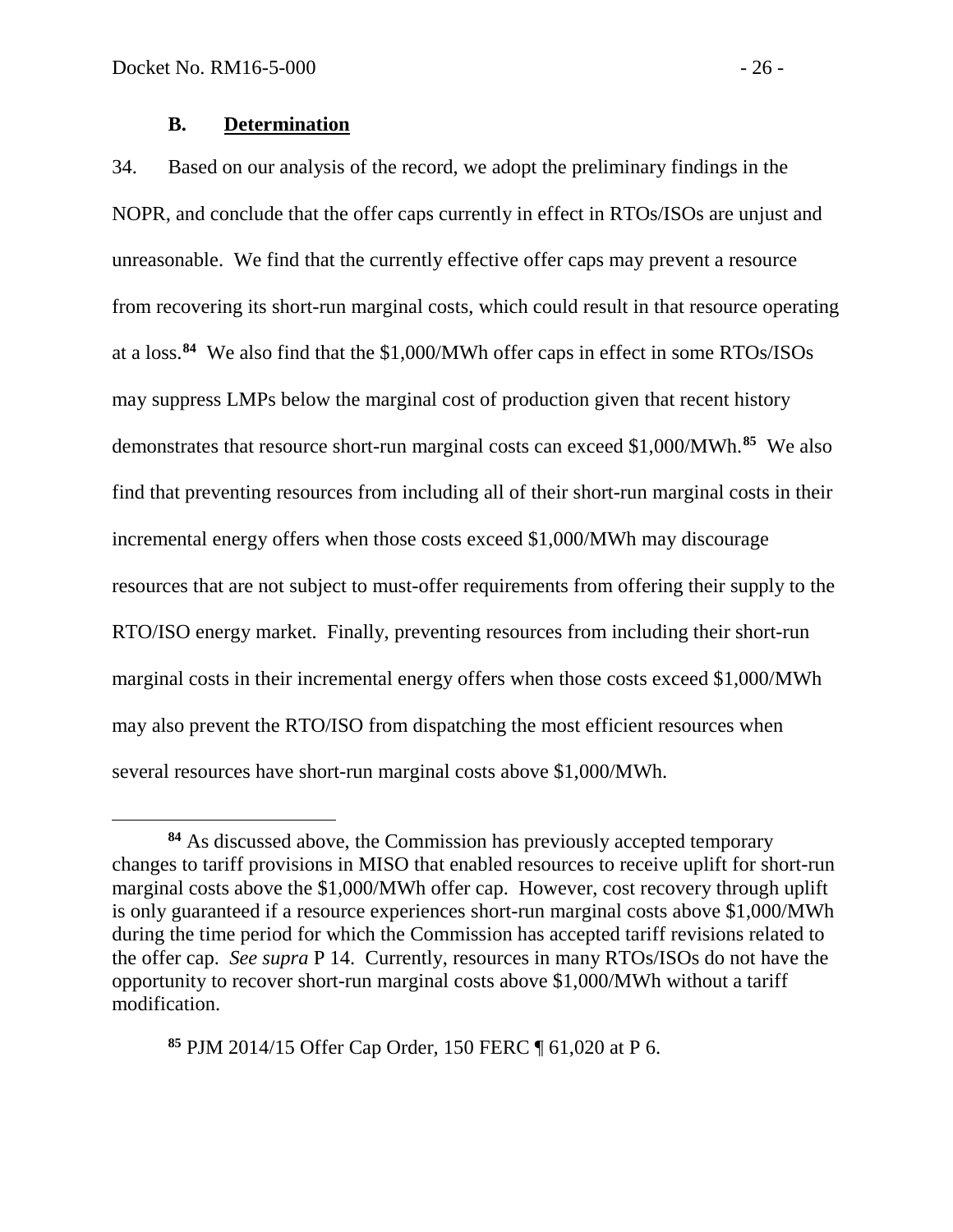### B. Determination

34. Based on our analysis of the record, we adopt the preliminary findings in the NOPR, and conclude that the offer caps currently in effect in RTOs/ISOs are unjust and unreasonable. We find that the currently effective offer caps may prevent a resource from recovering its short-run marginal costs, which could result in that resource operating at a loss.[84] We also find that the $1,000/MWh offer caps in effect in some RTOs/ISOs may suppress LMPs below the marginal cost of production given that recent history demonstrates that resource short-run marginal costs can exceed $1,000/MWh.[85] We also find that preventing resources from including all of their short-run marginal costs in their incremental energy offers when those costs exceed $1,000/MWh may discourage resources that are not subject to must-offer requirements from offering their supply to the RTO/ISO energy market. Finally, preventing resources from including their short-run marginal costs in their incremental energy offers when those costs exceed $1,000/MWh may also prevent the RTO/ISO from dispatching the most efficient resources when several resources have short-run marginal costs above $1,000/MWh.

---

[84] As discussed above, the Commission has previously accepted temporary changes to tariff provisions in MISO that enabled resources to receive uplift for short-run marginal costs above the $1,000/MWh offer cap. However, cost recovery through uplift is only guaranteed if a resource experiences short-run marginal costs above $1,000/MWh during the time period for which the Commission has accepted tariff revisions related to the offer cap. *See supra* P 14. Currently, resources in many RTOs/ISOs do not have the opportunity to recover short-run marginal costs above $1,000/MWh without a tariff modification.

[85] PJM 2014/15 Offer Cap Order, 150 FERC ¶ 61,020 at P 6.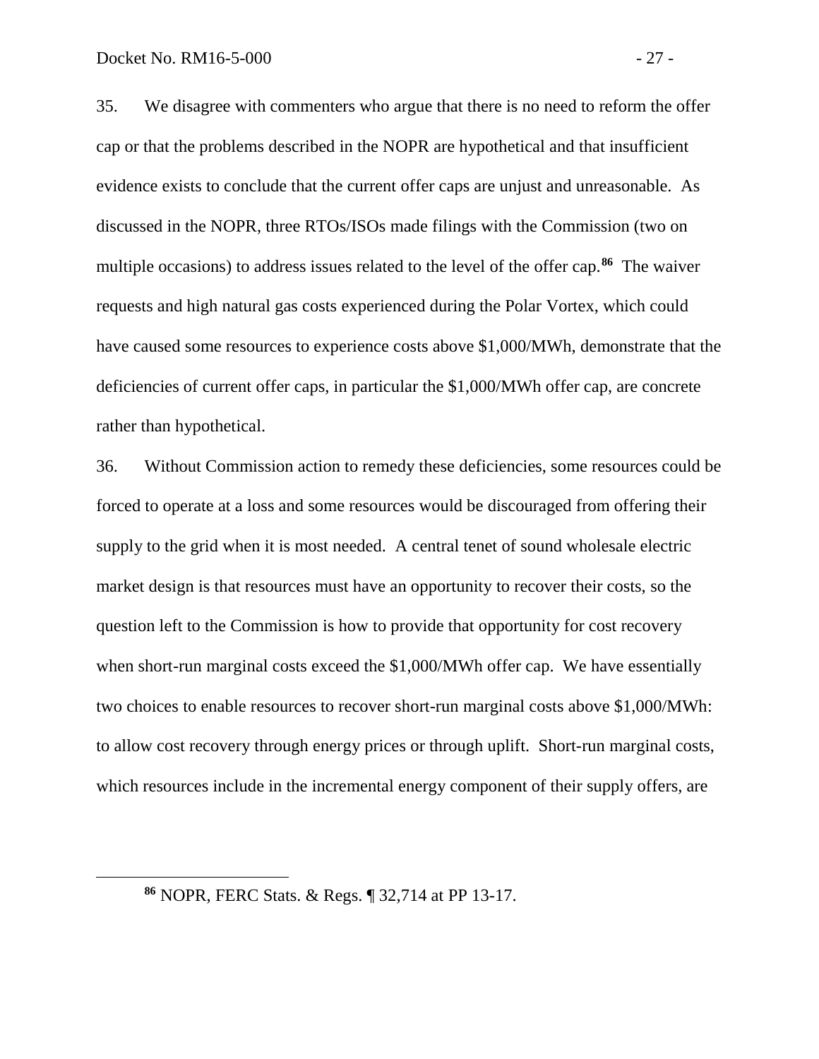35. We disagree with commenters who argue that there is no need to reform the offer cap or that the problems described in the NOPR are hypothetical and that insufficient evidence exists to conclude that the current offer caps are unjust and unreasonable. As discussed in the NOPR, three RTOs/ISOs made filings with the Commission (two on multiple occasions) to address issues related to the level of the offer cap.[86] The waiver requests and high natural gas costs experienced during the Polar Vortex, which could have caused some resources to experience costs above $1,000/MWh, demonstrate that the deficiencies of current offer caps, in particular the $1,000/MWh offer cap, are concrete rather than hypothetical.

36. Without Commission action to remedy these deficiencies, some resources could be forced to operate at a loss and some resources would be discouraged from offering their supply to the grid when it is most needed. A central tenet of sound wholesale electric market design is that resources must have an opportunity to recover their costs, so the question left to the Commission is how to provide that opportunity for cost recovery when short-run marginal costs exceed the $1,000/MWh offer cap. We have essentially two choices to enable resources to recover short-run marginal costs above $1,000/MWh: to allow cost recovery through energy prices or through uplift. Short-run marginal costs, which resources include in the incremental energy component of their supply offers, are

[86] NOPR, FERC Stats. & Regs. ¶ 32,714 at PP 13-17.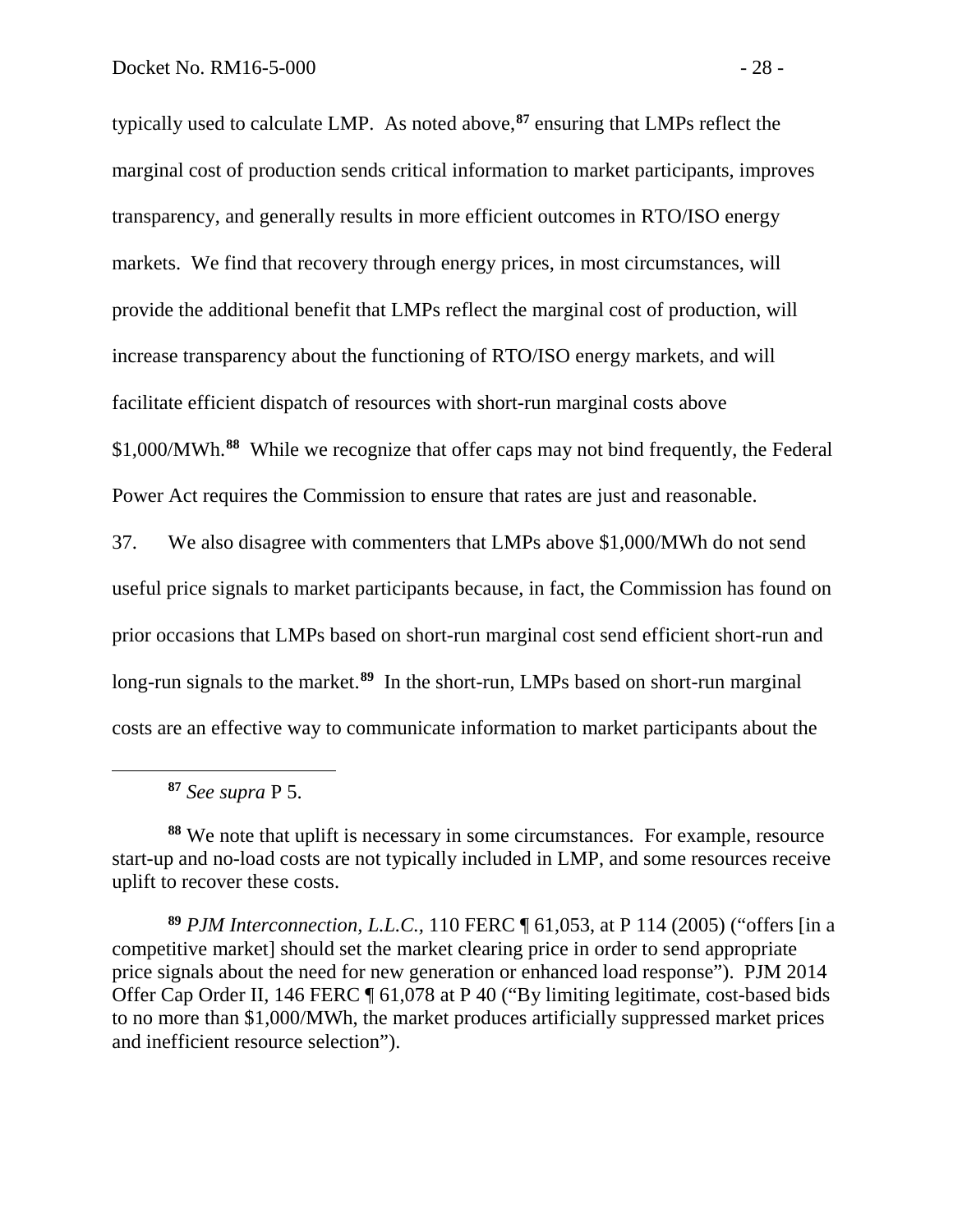typically used to calculate LMP. As noted above,[87] ensuring that LMPs reflect the marginal cost of production sends critical information to market participants, improves transparency, and generally results in more efficient outcomes in RTO/ISO energy markets. We find that recovery through energy prices, in most circumstances, will provide the additional benefit that LMPs reflect the marginal cost of production, will increase transparency about the functioning of RTO/ISO energy markets, and will facilitate efficient dispatch of resources with short-run marginal costs above $1,000/MWh.[88] While we recognize that offer caps may not bind frequently, the Federal Power Act requires the Commission to ensure that rates are just and reasonable.

37. We also disagree with commenters that LMPs above $1,000/MWh do not send useful price signals to market participants because, in fact, the Commission has found on prior occasions that LMPs based on short-run marginal cost send efficient short-run and long-run signals to the market.[89] In the short-run, LMPs based on short-run marginal costs are an effective way to communicate information to market participants about the

---

[87] *See supra* P 5.

[88] We note that uplift is necessary in some circumstances. For example, resource start-up and no-load costs are not typically included in LMP, and some resources receive uplift to recover these costs.

[89] *PJM Interconnection, L.L.C.*, 110 FERC ¶ 61,053, at P 114 (2005) ("offers [in a competitive market] should set the market clearing price in order to send appropriate price signals about the need for new generation or enhanced load response"). PJM 2014 Offer Cap Order II, 146 FERC ¶ 61,078 at P 40 ("By limiting legitimate, cost-based bids to no more than $1,000/MWh, the market produces artificially suppressed market prices and inefficient resource selection").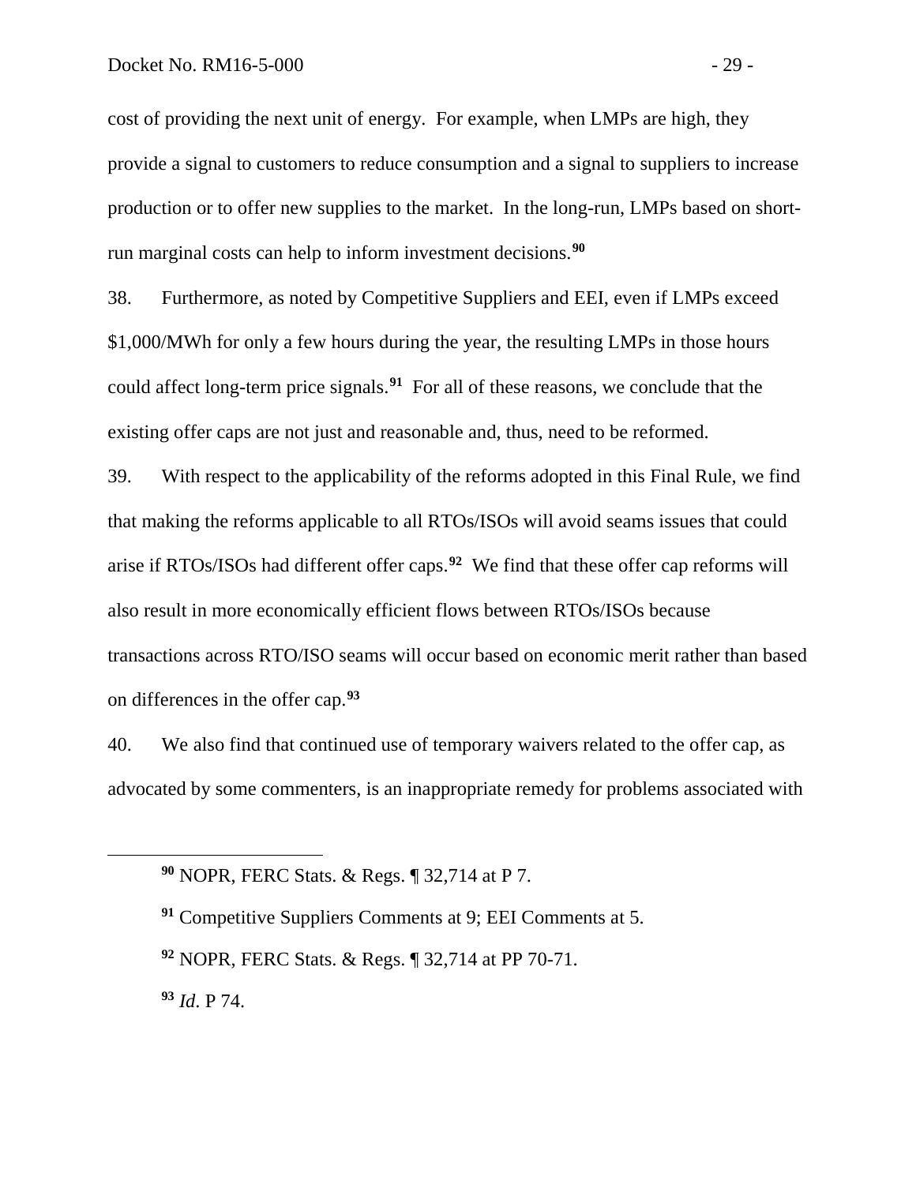cost of providing the next unit of energy. For example, when LMPs are high, they provide a signal to customers to reduce consumption and a signal to suppliers to increase production or to offer new supplies to the market. In the long-run, LMPs based on short-run marginal costs can help to inform investment decisions.[90]

38. Furthermore, as noted by Competitive Suppliers and EEI, even if LMPs exceed $1,000/MWh for only a few hours during the year, the resulting LMPs in those hours could affect long-term price signals.[91] For all of these reasons, we conclude that the existing offer caps are not just and reasonable and, thus, need to be reformed.

39. With respect to the applicability of the reforms adopted in this Final Rule, we find that making the reforms applicable to all RTOs/ISOs will avoid seams issues that could arise if RTOs/ISOs had different offer caps.[92] We find that these offer cap reforms will also result in more economically efficient flows between RTOs/ISOs because transactions across RTO/ISO seams will occur based on economic merit rather than based on differences in the offer cap.[93]

40. We also find that continued use of temporary waivers related to the offer cap, as advocated by some commenters, is an inappropriate remedy for problems associated with

---

[90] NOPR, FERC Stats. & Regs. ¶ 32,714 at P 7.

[91] Competitive Suppliers Comments at 9; EEI Comments at 5.

[92] NOPR, FERC Stats. & Regs. ¶ 32,714 at PP 70-71.

[93] *Id*. P 74.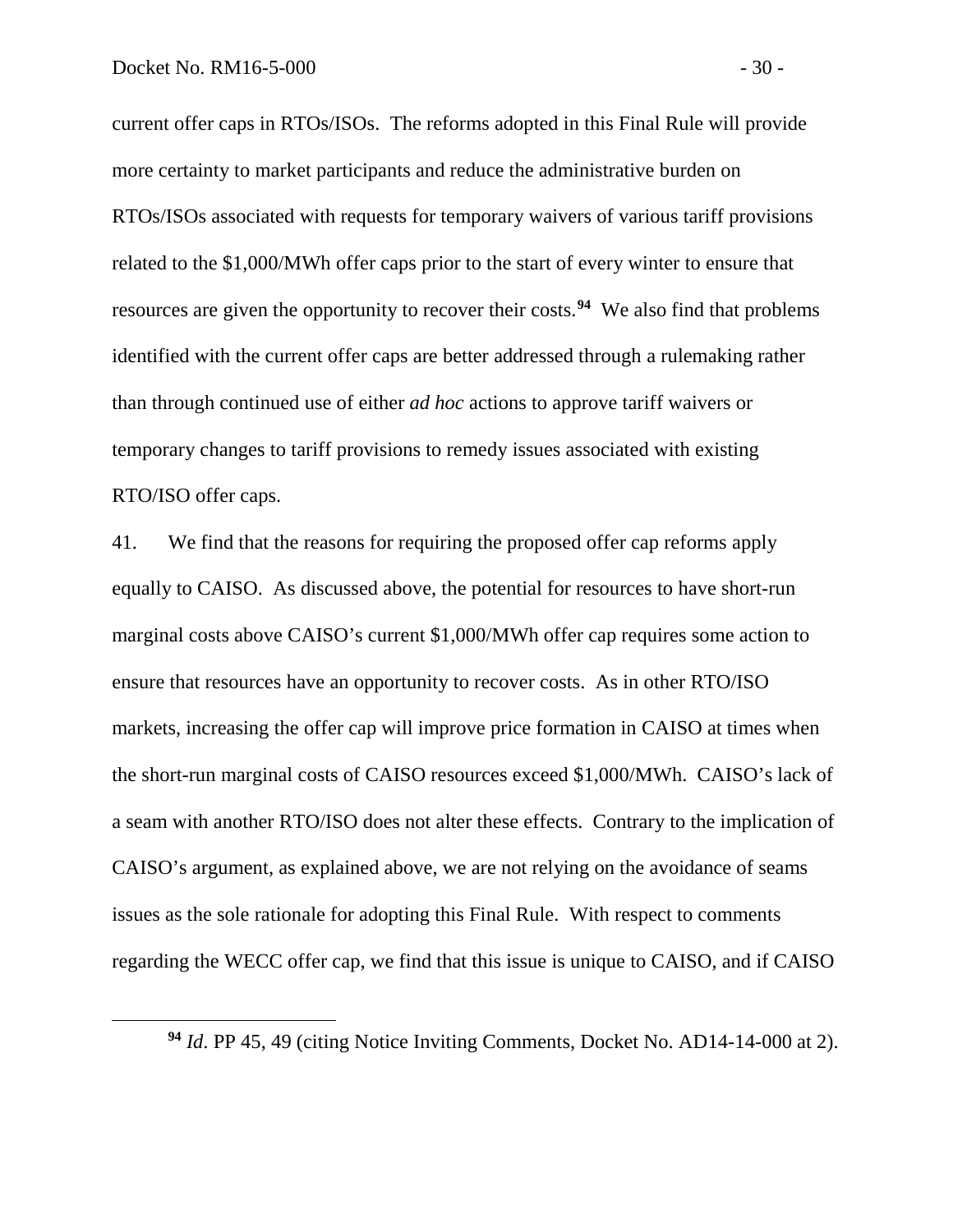current offer caps in RTOs/ISOs. The reforms adopted in this Final Rule will provide more certainty to market participants and reduce the administrative burden on RTOs/ISOs associated with requests for temporary waivers of various tariff provisions related to the $1,000/MWh offer caps prior to the start of every winter to ensure that resources are given the opportunity to recover their costs.[94] We also find that problems identified with the current offer caps are better addressed through a rulemaking rather than through continued use of either *ad hoc* actions to approve tariff waivers or temporary changes to tariff provisions to remedy issues associated with existing RTO/ISO offer caps.

41. We find that the reasons for requiring the proposed offer cap reforms apply equally to CAISO. As discussed above, the potential for resources to have short-run marginal costs above CAISO's current $1,000/MWh offer cap requires some action to ensure that resources have an opportunity to recover costs. As in other RTO/ISO markets, increasing the offer cap will improve price formation in CAISO at times when the short-run marginal costs of CAISO resources exceed $1,000/MWh. CAISO's lack of a seam with another RTO/ISO does not alter these effects. Contrary to the implication of CAISO's argument, as explained above, we are not relying on the avoidance of seams issues as the sole rationale for adopting this Final Rule. With respect to comments regarding the WECC offer cap, we find that this issue is unique to CAISO, and if CAISO

[94] *Id*. PP 45, 49 (citing Notice Inviting Comments, Docket No. AD14-14-000 at 2).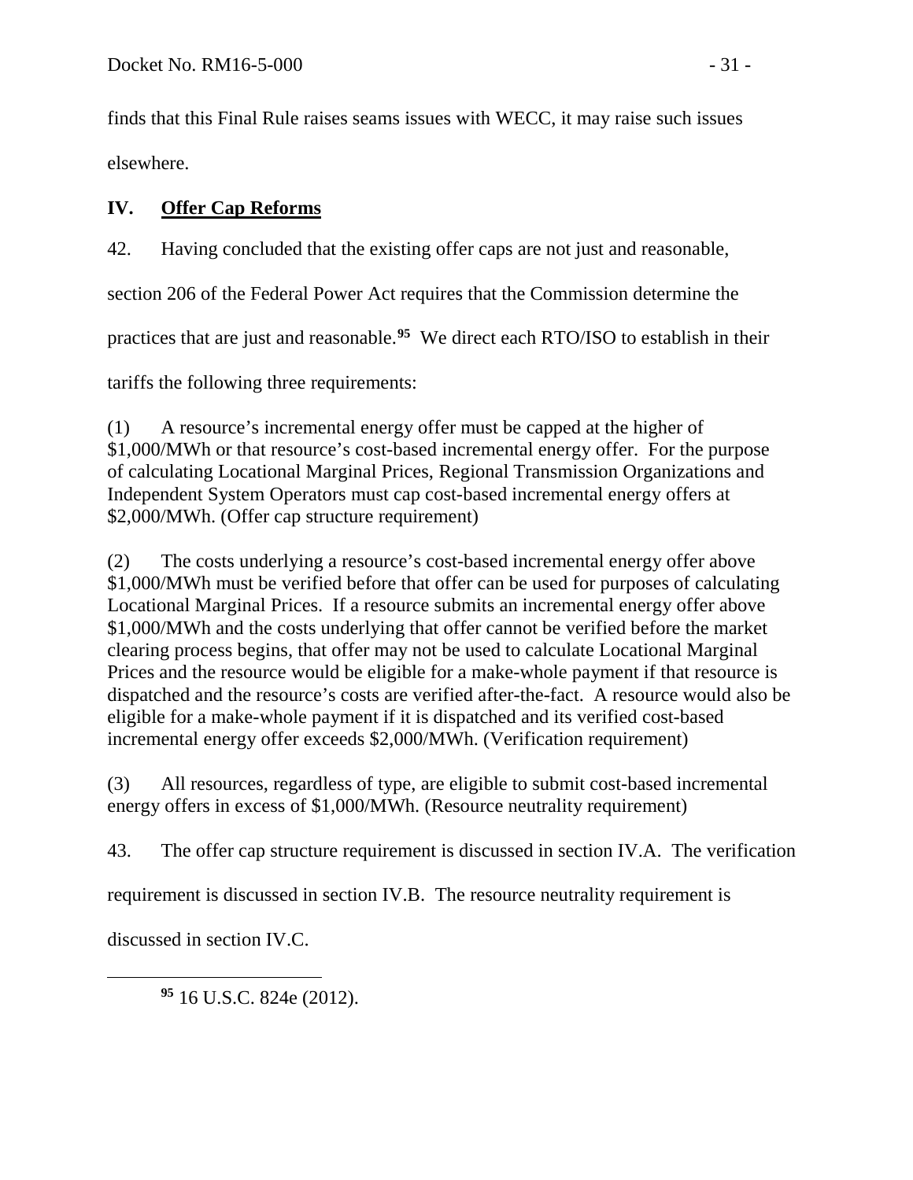finds that this Final Rule raises seams issues with WECC, it may raise such issues elsewhere.

## IV. Offer Cap Reforms

42. Having concluded that the existing offer caps are not just and reasonable, section 206 of the Federal Power Act requires that the Commission determine the practices that are just and reasonable.[95] We direct each RTO/ISO to establish in their tariffs the following three requirements:

(1) A resource's incremental energy offer must be capped at the higher of $1,000/MWh or that resource's cost-based incremental energy offer. For the purpose of calculating Locational Marginal Prices, Regional Transmission Organizations and Independent System Operators must cap cost-based incremental energy offers at $2,000/MWh. (Offer cap structure requirement)

(2) The costs underlying a resource's cost-based incremental energy offer above $1,000/MWh must be verified before that offer can be used for purposes of calculating Locational Marginal Prices. If a resource submits an incremental energy offer above $1,000/MWh and the costs underlying that offer cannot be verified before the market clearing process begins, that offer may not be used to calculate Locational Marginal Prices and the resource would be eligible for a make-whole payment if that resource is dispatched and the resource's costs are verified after-the-fact. A resource would also be eligible for a make-whole payment if it is dispatched and its verified cost-based incremental energy offer exceeds $2,000/MWh. (Verification requirement)

(3) All resources, regardless of type, are eligible to submit cost-based incremental energy offers in excess of $1,000/MWh. (Resource neutrality requirement)

43. The offer cap structure requirement is discussed in section IV.A. The verification requirement is discussed in section IV.B. The resource neutrality requirement is discussed in section IV.C.

---

[95] 16 U.S.C. 824e (2012).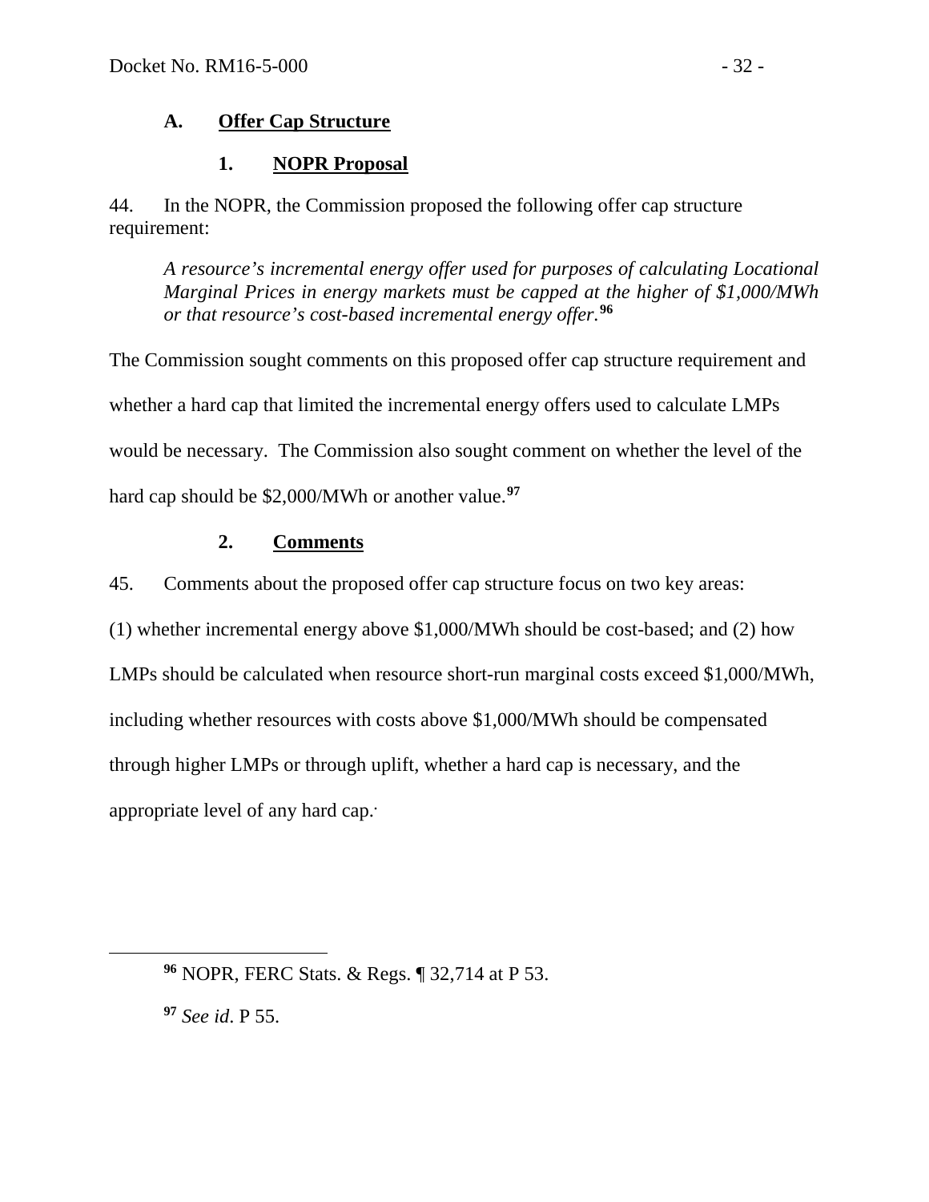## A. Offer Cap Structure

### 1. NOPR Proposal

44. In the NOPR, the Commission proposed the following offer cap structure requirement:

> *A resource's incremental energy offer used for purposes of calculating Locational Marginal Prices in energy markets must be capped at the higher of $1,000/MWh or that resource's cost-based incremental energy offer.*[96]

The Commission sought comments on this proposed offer cap structure requirement and whether a hard cap that limited the incremental energy offers used to calculate LMPs would be necessary. The Commission also sought comment on whether the level of the hard cap should be $2,000/MWh or another value.[97]

### 2. Comments

45. Comments about the proposed offer cap structure focus on two key areas: (1) whether incremental energy above $1,000/MWh should be cost-based; and (2) how LMPs should be calculated when resource short-run marginal costs exceed $1,000/MWh, including whether resources with costs above $1,000/MWh should be compensated through higher LMPs or through uplift, whether a hard cap is necessary, and the appropriate level of any hard cap.

---

[96] NOPR, FERC Stats. & Regs. ¶ 32,714 at P 53.

[97] *See id*. P 55.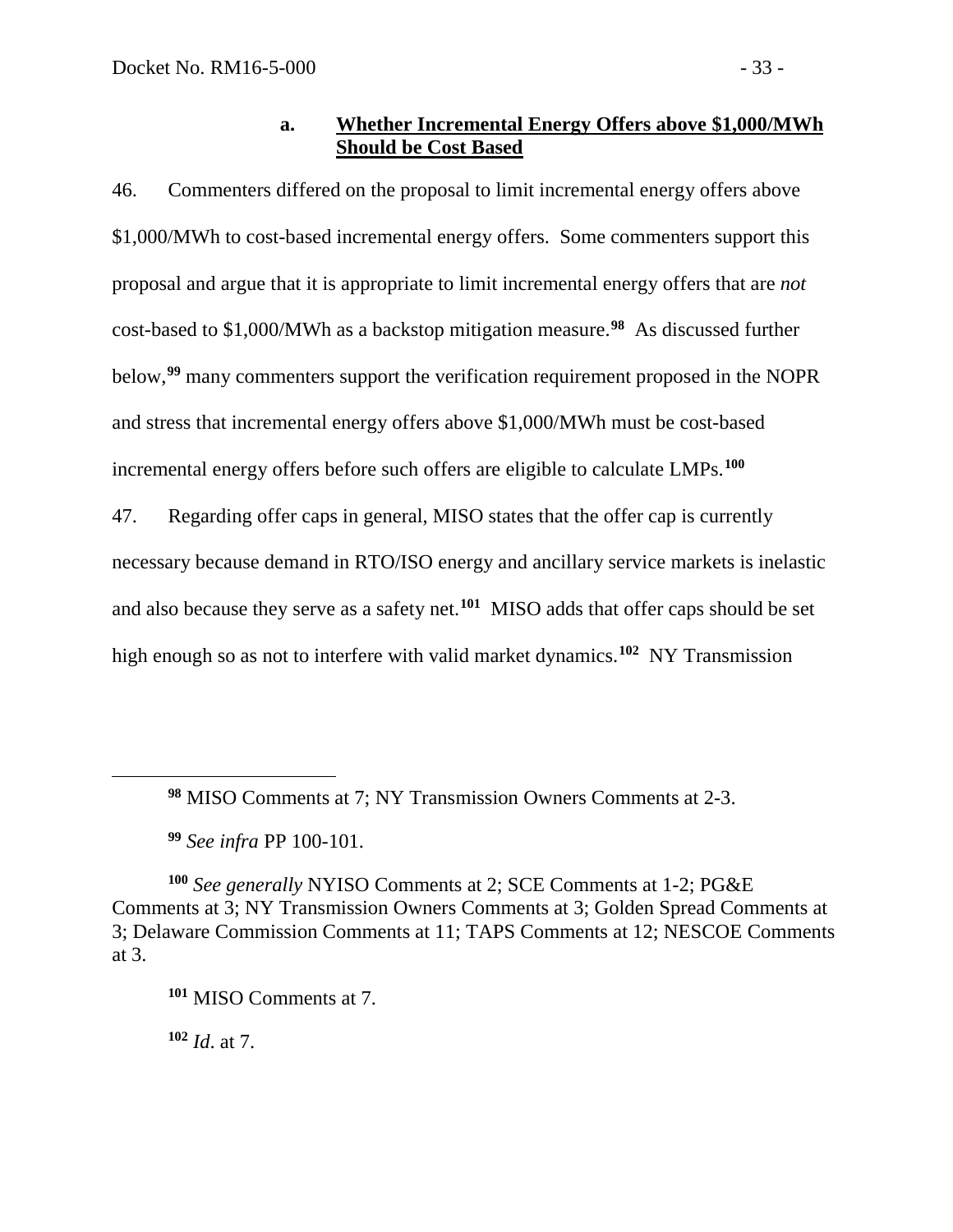### a. **Whether Incremental Energy Offers above $1,000/MWh Should be Cost Based**

46. Commenters differed on the proposal to limit incremental energy offers above $1,000/MWh to cost-based incremental energy offers. Some commenters support this proposal and argue that it is appropriate to limit incremental energy offers that are *not* cost-based to $1,000/MWh as a backstop mitigation measure.[98] As discussed further below,[99] many commenters support the verification requirement proposed in the NOPR and stress that incremental energy offers above $1,000/MWh must be cost-based incremental energy offers before such offers are eligible to calculate LMPs.[100]

47. Regarding offer caps in general, MISO states that the offer cap is currently necessary because demand in RTO/ISO energy and ancillary service markets is inelastic and also because they serve as a safety net.[101] MISO adds that offer caps should be set high enough so as not to interfere with valid market dynamics.[102] NY Transmission

---

[98] MISO Comments at 7; NY Transmission Owners Comments at 2-3.

[99] *See infra* PP 100-101.

[100] *See generally* NYISO Comments at 2; SCE Comments at 1-2; PG&E Comments at 3; NY Transmission Owners Comments at 3; Golden Spread Comments at 3; Delaware Commission Comments at 11; TAPS Comments at 12; NESCOE Comments at 3.

[101] MISO Comments at 7.

[102] *Id*. at 7.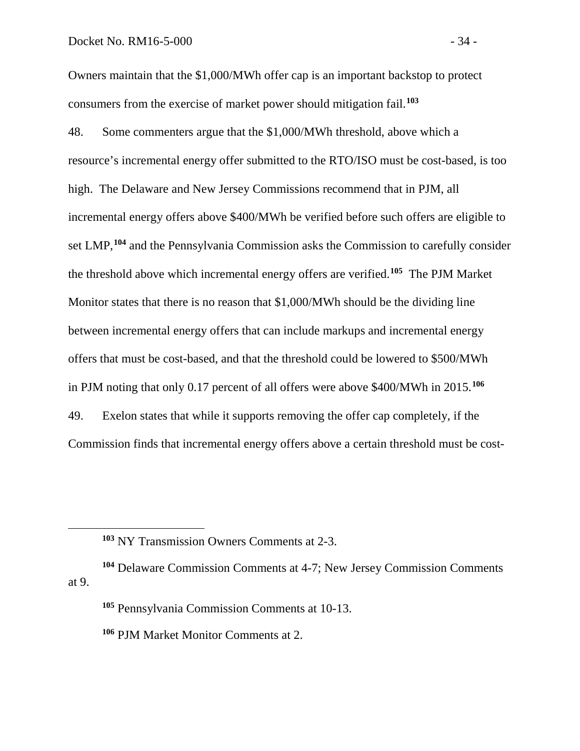Owners maintain that the $1,000/MWh offer cap is an important backstop to protect consumers from the exercise of market power should mitigation fail.[103]

48. Some commenters argue that the $1,000/MWh threshold, above which a resource's incremental energy offer submitted to the RTO/ISO must be cost-based, is too high. The Delaware and New Jersey Commissions recommend that in PJM, all incremental energy offers above $400/MWh be verified before such offers are eligible to set LMP,[104] and the Pennsylvania Commission asks the Commission to carefully consider the threshold above which incremental energy offers are verified.[105] The PJM Market Monitor states that there is no reason that $1,000/MWh should be the dividing line between incremental energy offers that can include markups and incremental energy offers that must be cost-based, and that the threshold could be lowered to $500/MWh in PJM noting that only 0.17 percent of all offers were above $400/MWh in 2015.[106]

49. Exelon states that while it supports removing the offer cap completely, if the Commission finds that incremental energy offers above a certain threshold must be cost-

---

[103] NY Transmission Owners Comments at 2-3.

[104] Delaware Commission Comments at 4-7; New Jersey Commission Comments at 9.

[105] Pennsylvania Commission Comments at 10-13.

[106] PJM Market Monitor Comments at 2.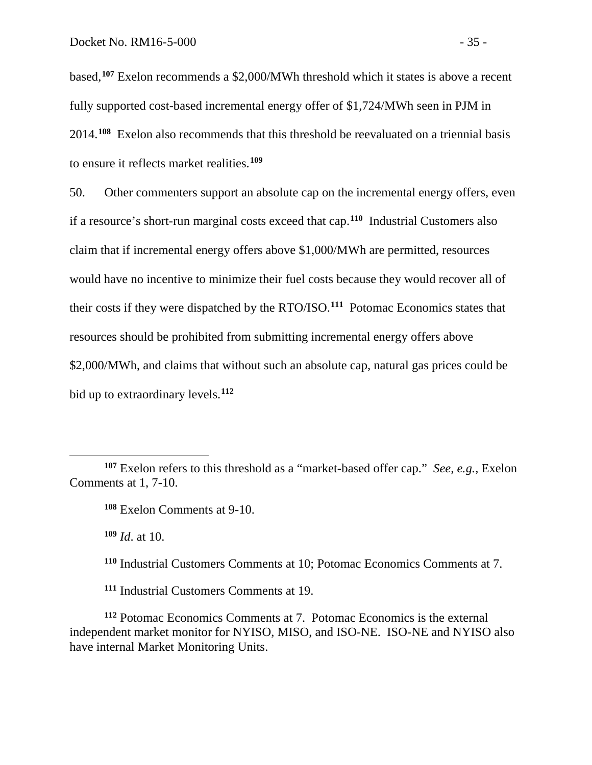based,[107] Exelon recommends a $2,000/MWh threshold which it states is above a recent fully supported cost-based incremental energy offer of $1,724/MWh seen in PJM in 2014.[108] Exelon also recommends that this threshold be reevaluated on a triennial basis to ensure it reflects market realities.[109]

50. Other commenters support an absolute cap on the incremental energy offers, even if a resource's short-run marginal costs exceed that cap.[110] Industrial Customers also claim that if incremental energy offers above $1,000/MWh are permitted, resources would have no incentive to minimize their fuel costs because they would recover all of their costs if they were dispatched by the RTO/ISO.[111] Potomac Economics states that resources should be prohibited from submitting incremental energy offers above $2,000/MWh, and claims that without such an absolute cap, natural gas prices could be bid up to extraordinary levels.[112]

---

[107] Exelon refers to this threshold as a "market-based offer cap." *See, e.g.*, Exelon Comments at 1, 7-10.

[108] Exelon Comments at 9-10.

[109] *Id*. at 10.

[110] Industrial Customers Comments at 10; Potomac Economics Comments at 7.

[111] Industrial Customers Comments at 19.

[112] Potomac Economics Comments at 7. Potomac Economics is the external independent market monitor for NYISO, MISO, and ISO-NE. ISO-NE and NYISO also have internal Market Monitoring Units.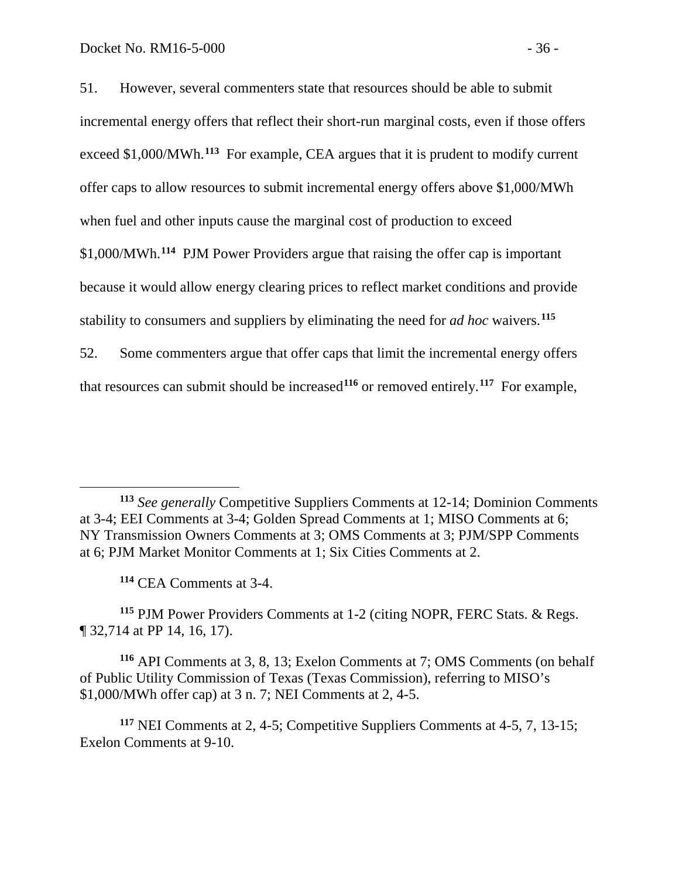51. However, several commenters state that resources should be able to submit incremental energy offers that reflect their short-run marginal costs, even if those offers exceed $1,000/MWh.[113] For example, CEA argues that it is prudent to modify current offer caps to allow resources to submit incremental energy offers above $1,000/MWh when fuel and other inputs cause the marginal cost of production to exceed $1,000/MWh.[114] PJM Power Providers argue that raising the offer cap is important because it would allow energy clearing prices to reflect market conditions and provide stability to consumers and suppliers by eliminating the need for *ad hoc* waivers.[115]

52. Some commenters argue that offer caps that limit the incremental energy offers that resources can submit should be increased[116] or removed entirely.[117] For example,

---

[113] *See generally* Competitive Suppliers Comments at 12-14; Dominion Comments at 3-4; EEI Comments at 3-4; Golden Spread Comments at 1; MISO Comments at 6; NY Transmission Owners Comments at 3; OMS Comments at 3; PJM/SPP Comments at 6; PJM Market Monitor Comments at 1; Six Cities Comments at 2.

[114] CEA Comments at 3-4.

[115] PJM Power Providers Comments at 1-2 (citing NOPR, FERC Stats. & Regs. ¶ 32,714 at PP 14, 16, 17).

[116] API Comments at 3, 8, 13; Exelon Comments at 7; OMS Comments (on behalf of Public Utility Commission of Texas (Texas Commission), referring to MISO's $1,000/MWh offer cap) at 3 n. 7; NEI Comments at 2, 4-5.

[117] NEI Comments at 2, 4-5; Competitive Suppliers Comments at 4-5, 7, 13-15; Exelon Comments at 9-10.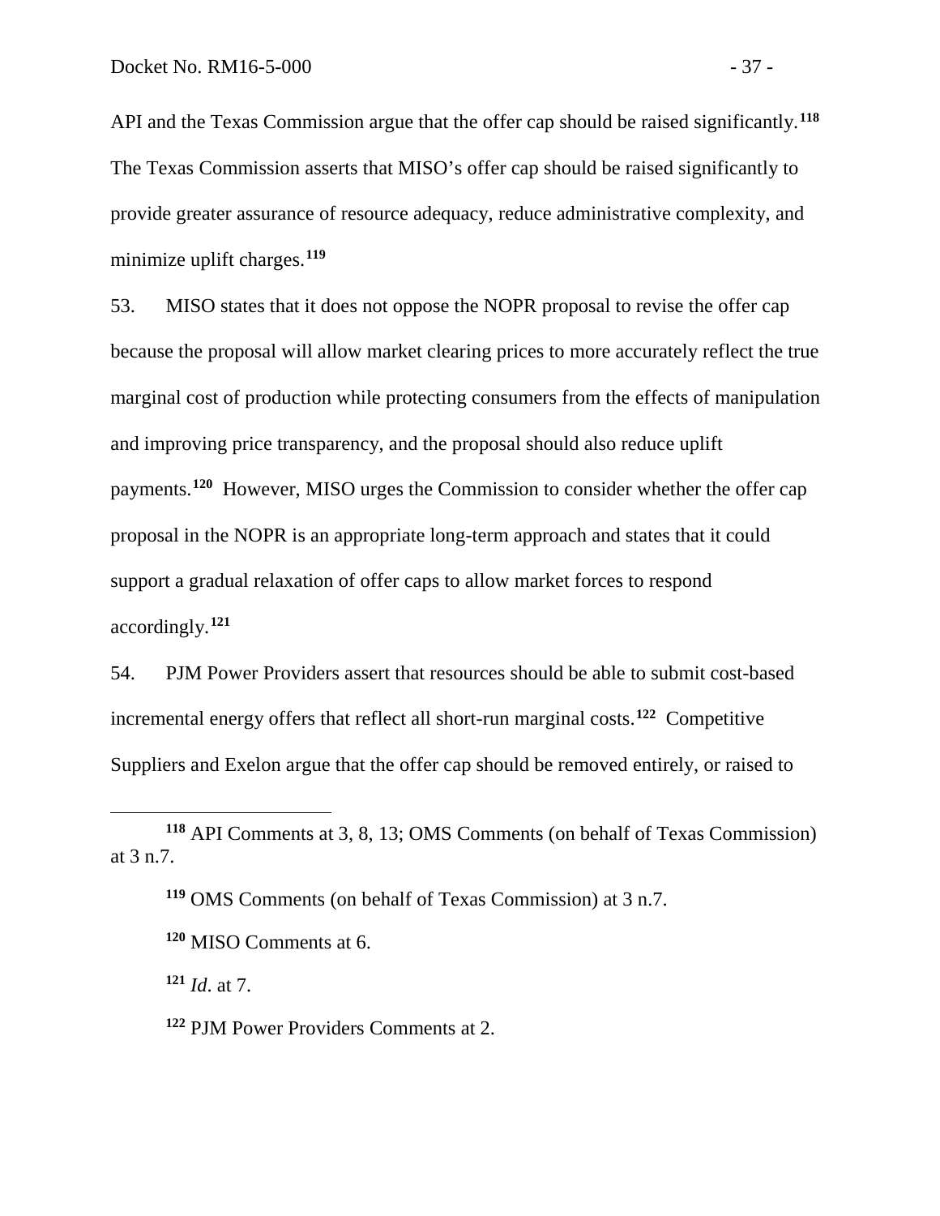API and the Texas Commission argue that the offer cap should be raised significantly.[118] The Texas Commission asserts that MISO's offer cap should be raised significantly to provide greater assurance of resource adequacy, reduce administrative complexity, and minimize uplift charges.[119]

53. MISO states that it does not oppose the NOPR proposal to revise the offer cap because the proposal will allow market clearing prices to more accurately reflect the true marginal cost of production while protecting consumers from the effects of manipulation and improving price transparency, and the proposal should also reduce uplift payments.[120] However, MISO urges the Commission to consider whether the offer cap proposal in the NOPR is an appropriate long-term approach and states that it could support a gradual relaxation of offer caps to allow market forces to respond accordingly.[121]

54. PJM Power Providers assert that resources should be able to submit cost-based incremental energy offers that reflect all short-run marginal costs.[122] Competitive Suppliers and Exelon argue that the offer cap should be removed entirely, or raised to

---

[118] API Comments at 3, 8, 13; OMS Comments (on behalf of Texas Commission) at 3 n.7.

[119] OMS Comments (on behalf of Texas Commission) at 3 n.7.

[120] MISO Comments at 6.

[121] *Id.* at 7.

[122] PJM Power Providers Comments at 2.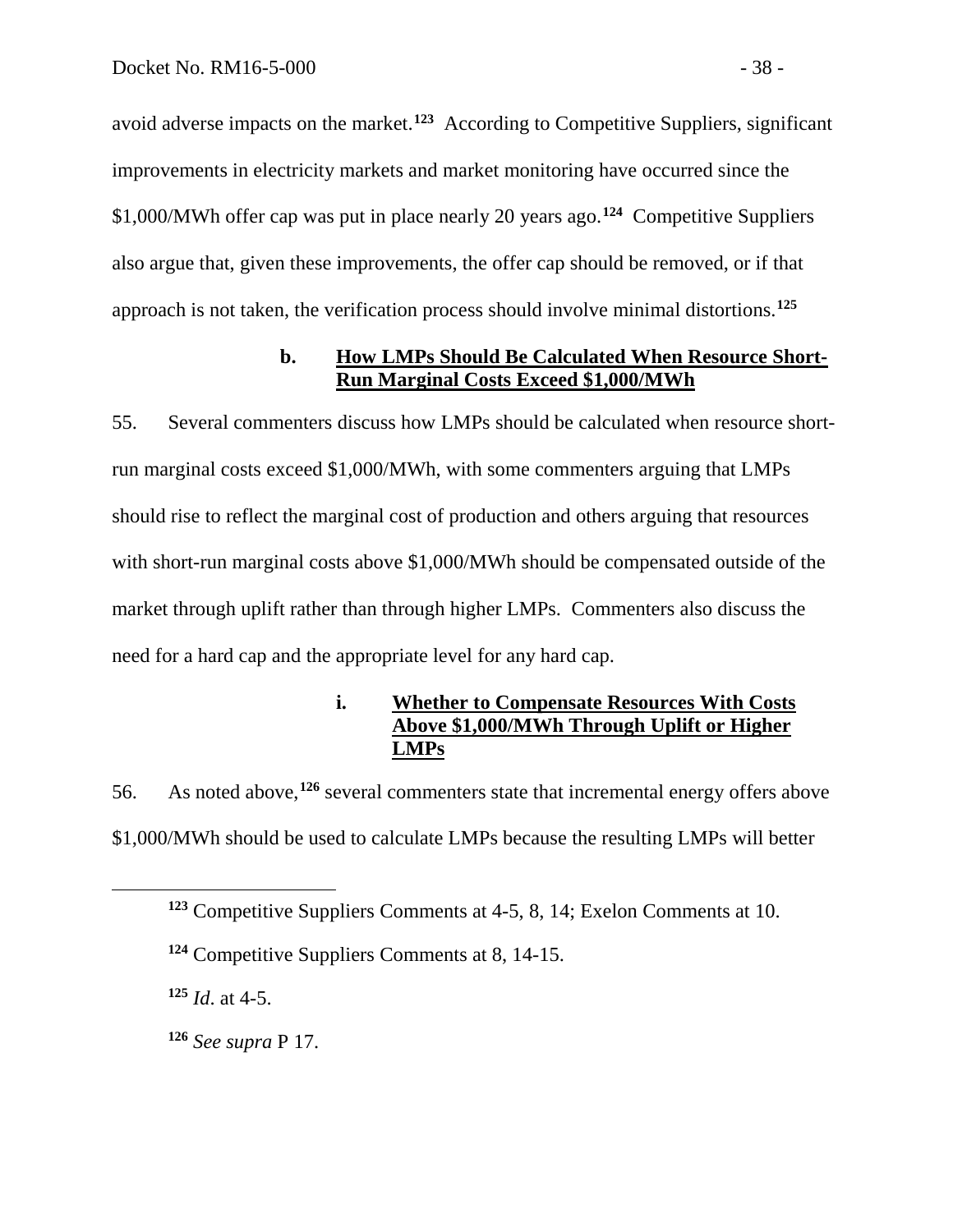avoid adverse impacts on the market.[123] According to Competitive Suppliers, significant improvements in electricity markets and market monitoring have occurred since the $1,000/MWh offer cap was put in place nearly 20 years ago.[124] Competitive Suppliers also argue that, given these improvements, the offer cap should be removed, or if that approach is not taken, the verification process should involve minimal distortions.[125]

#### b. How LMPs Should Be Calculated When Resource Short-Run Marginal Costs Exceed $1,000/MWh

55. Several commenters discuss how LMPs should be calculated when resource short-run marginal costs exceed $1,000/MWh, with some commenters arguing that LMPs should rise to reflect the marginal cost of production and others arguing that resources with short-run marginal costs above $1,000/MWh should be compensated outside of the market through uplift rather than through higher LMPs. Commenters also discuss the need for a hard cap and the appropriate level for any hard cap.

##### i. Whether to Compensate Resources With Costs Above $1,000/MWh Through Uplift or Higher LMPs

56. As noted above,[126] several commenters state that incremental energy offers above $1,000/MWh should be used to calculate LMPs because the resulting LMPs will better

[123] Competitive Suppliers Comments at 4-5, 8, 14; Exelon Comments at 10.

[124] Competitive Suppliers Comments at 8, 14-15.

[125] *Id*. at 4-5.

[126] *See supra* P 17.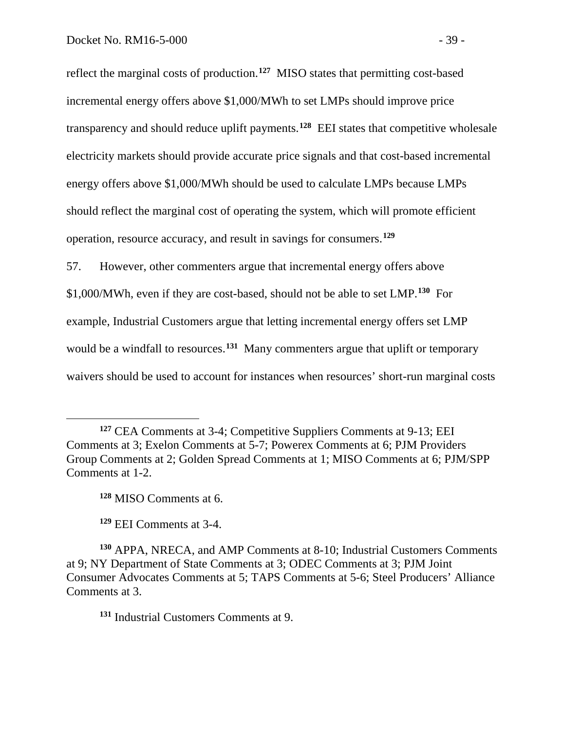reflect the marginal costs of production.[127] MISO states that permitting cost-based incremental energy offers above $1,000/MWh to set LMPs should improve price transparency and should reduce uplift payments.[128] EEI states that competitive wholesale electricity markets should provide accurate price signals and that cost-based incremental energy offers above $1,000/MWh should be used to calculate LMPs because LMPs should reflect the marginal cost of operating the system, which will promote efficient operation, resource accuracy, and result in savings for consumers.[129]

57. However, other commenters argue that incremental energy offers above $1,000/MWh, even if they are cost-based, should not be able to set LMP.[130] For example, Industrial Customers argue that letting incremental energy offers set LMP would be a windfall to resources.[131] Many commenters argue that uplift or temporary waivers should be used to account for instances when resources' short-run marginal costs

---

[127] CEA Comments at 3-4; Competitive Suppliers Comments at 9-13; EEI Comments at 3; Exelon Comments at 5-7; Powerex Comments at 6; PJM Providers Group Comments at 2; Golden Spread Comments at 1; MISO Comments at 6; PJM/SPP Comments at 1-2.

[128] MISO Comments at 6.

[129] EEI Comments at 3-4.

[130] APPA, NRECA, and AMP Comments at 8-10; Industrial Customers Comments at 9; NY Department of State Comments at 3; ODEC Comments at 3; PJM Joint Consumer Advocates Comments at 5; TAPS Comments at 5-6; Steel Producers' Alliance Comments at 3.

[131] Industrial Customers Comments at 9.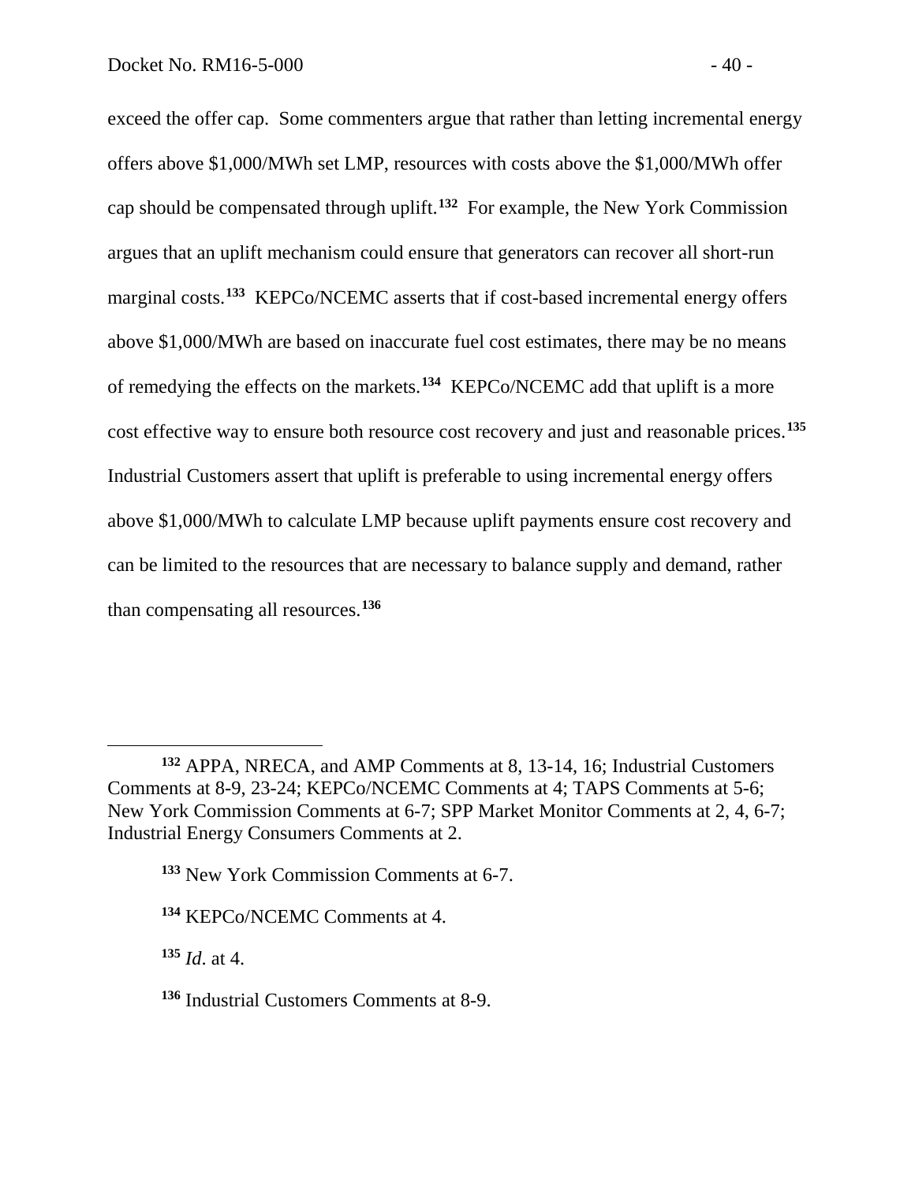exceed the offer cap. Some commenters argue that rather than letting incremental energy offers above \$1,000/MWh set LMP, resources with costs above the \$1,000/MWh offer cap should be compensated through uplift.[132] For example, the New York Commission argues that an uplift mechanism could ensure that generators can recover all short-run marginal costs.[133] KEPCo/NCEMC asserts that if cost-based incremental energy offers above \$1,000/MWh are based on inaccurate fuel cost estimates, there may be no means of remedying the effects on the markets.[134] KEPCo/NCEMC add that uplift is a more cost effective way to ensure both resource cost recovery and just and reasonable prices.[135] Industrial Customers assert that uplift is preferable to using incremental energy offers above \$1,000/MWh to calculate LMP because uplift payments ensure cost recovery and can be limited to the resources that are necessary to balance supply and demand, rather than compensating all resources.[136]

---

[132] APPA, NRECA, and AMP Comments at 8, 13-14, 16; Industrial Customers Comments at 8-9, 23-24; KEPCo/NCEMC Comments at 4; TAPS Comments at 5-6; New York Commission Comments at 6-7; SPP Market Monitor Comments at 2, 4, 6-7; Industrial Energy Consumers Comments at 2.

[133] New York Commission Comments at 6-7.

[134] KEPCo/NCEMC Comments at 4.

[135] *Id.* at 4.

[136] Industrial Customers Comments at 8-9.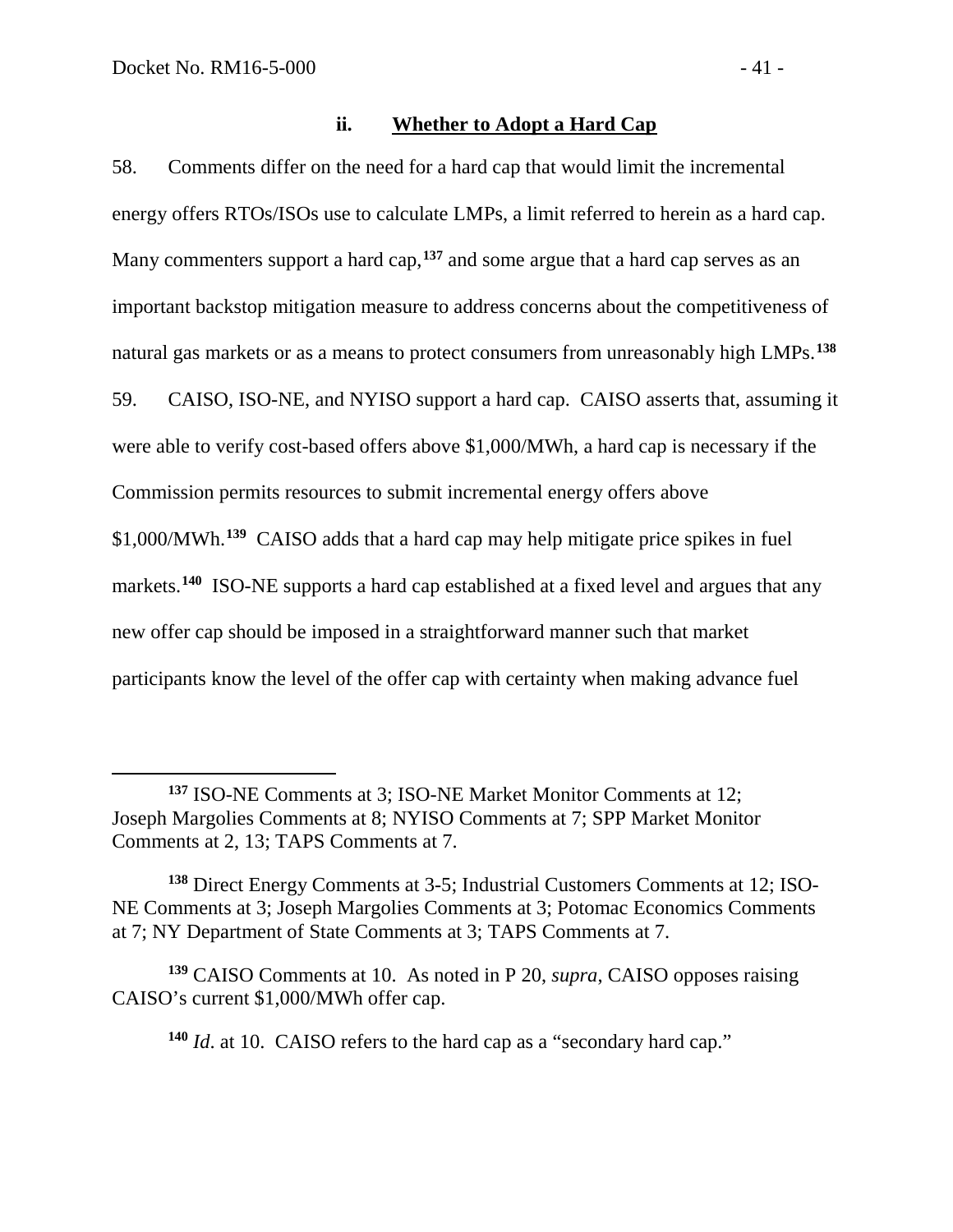### ii. Whether to Adopt a Hard Cap

58. Comments differ on the need for a hard cap that would limit the incremental energy offers RTOs/ISOs use to calculate LMPs, a limit referred to herein as a hard cap. Many commenters support a hard cap,[137] and some argue that a hard cap serves as an important backstop mitigation measure to address concerns about the competitiveness of natural gas markets or as a means to protect consumers from unreasonably high LMPs.[138]

59. CAISO, ISO-NE, and NYISO support a hard cap. CAISO asserts that, assuming it were able to verify cost-based offers above $1,000/MWh, a hard cap is necessary if the Commission permits resources to submit incremental energy offers above $1,000/MWh.[139] CAISO adds that a hard cap may help mitigate price spikes in fuel markets.[140] ISO-NE supports a hard cap established at a fixed level and argues that any new offer cap should be imposed in a straightforward manner such that market participants know the level of the offer cap with certainty when making advance fuel

---

[137] ISO-NE Comments at 3; ISO-NE Market Monitor Comments at 12; Joseph Margolies Comments at 8; NYISO Comments at 7; SPP Market Monitor Comments at 2, 13; TAPS Comments at 7.

[138] Direct Energy Comments at 3-5; Industrial Customers Comments at 12; ISO-NE Comments at 3; Joseph Margolies Comments at 3; Potomac Economics Comments at 7; NY Department of State Comments at 3; TAPS Comments at 7.

[139] CAISO Comments at 10. As noted in P 20, *supra*, CAISO opposes raising CAISO's current $1,000/MWh offer cap.

[140] *Id*. at 10. CAISO refers to the hard cap as a "secondary hard cap."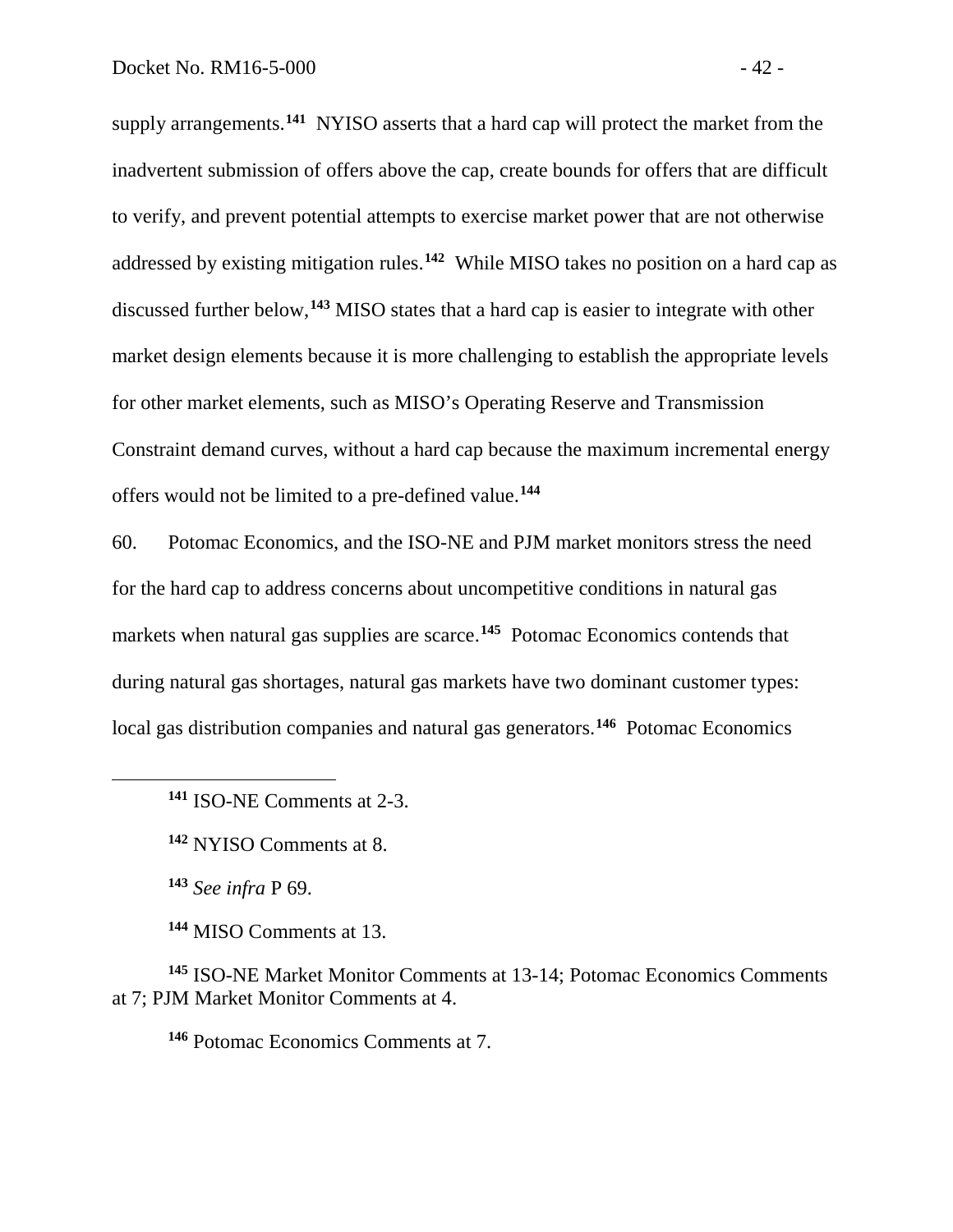supply arrangements.[141] NYISO asserts that a hard cap will protect the market from the inadvertent submission of offers above the cap, create bounds for offers that are difficult to verify, and prevent potential attempts to exercise market power that are not otherwise addressed by existing mitigation rules.[142] While MISO takes no position on a hard cap as discussed further below,[143] MISO states that a hard cap is easier to integrate with other market design elements because it is more challenging to establish the appropriate levels for other market elements, such as MISO's Operating Reserve and Transmission Constraint demand curves, without a hard cap because the maximum incremental energy offers would not be limited to a pre-defined value.[144]

60. Potomac Economics, and the ISO-NE and PJM market monitors stress the need for the hard cap to address concerns about uncompetitive conditions in natural gas markets when natural gas supplies are scarce.[145] Potomac Economics contends that during natural gas shortages, natural gas markets have two dominant customer types: local gas distribution companies and natural gas generators.[146] Potomac Economics

---

[141] ISO-NE Comments at 2-3.

[142] NYISO Comments at 8.

[143] *See infra* P 69.

[144] MISO Comments at 13.

[145] ISO-NE Market Monitor Comments at 13-14; Potomac Economics Comments at 7; PJM Market Monitor Comments at 4.

[146] Potomac Economics Comments at 7.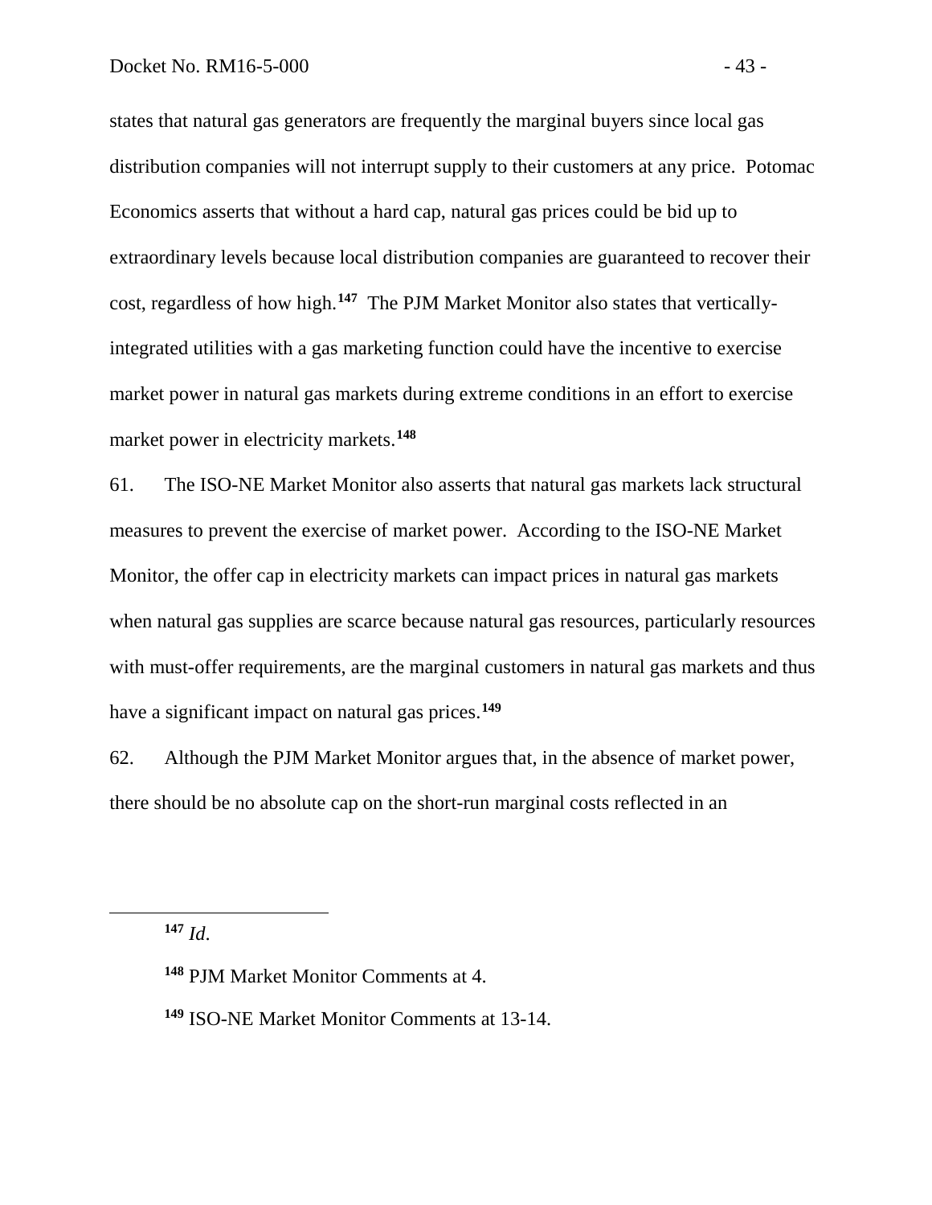states that natural gas generators are frequently the marginal buyers since local gas distribution companies will not interrupt supply to their customers at any price. Potomac Economics asserts that without a hard cap, natural gas prices could be bid up to extraordinary levels because local distribution companies are guaranteed to recover their cost, regardless of how high.[147] The PJM Market Monitor also states that vertically-integrated utilities with a gas marketing function could have the incentive to exercise market power in natural gas markets during extreme conditions in an effort to exercise market power in electricity markets.[148]

61. The ISO-NE Market Monitor also asserts that natural gas markets lack structural measures to prevent the exercise of market power. According to the ISO-NE Market Monitor, the offer cap in electricity markets can impact prices in natural gas markets when natural gas supplies are scarce because natural gas resources, particularly resources with must-offer requirements, are the marginal customers in natural gas markets and thus have a significant impact on natural gas prices.[149]

62. Although the PJM Market Monitor argues that, in the absence of market power, there should be no absolute cap on the short-run marginal costs reflected in an

[147] *Id*.

[148] PJM Market Monitor Comments at 4.

[149] ISO-NE Market Monitor Comments at 13-14.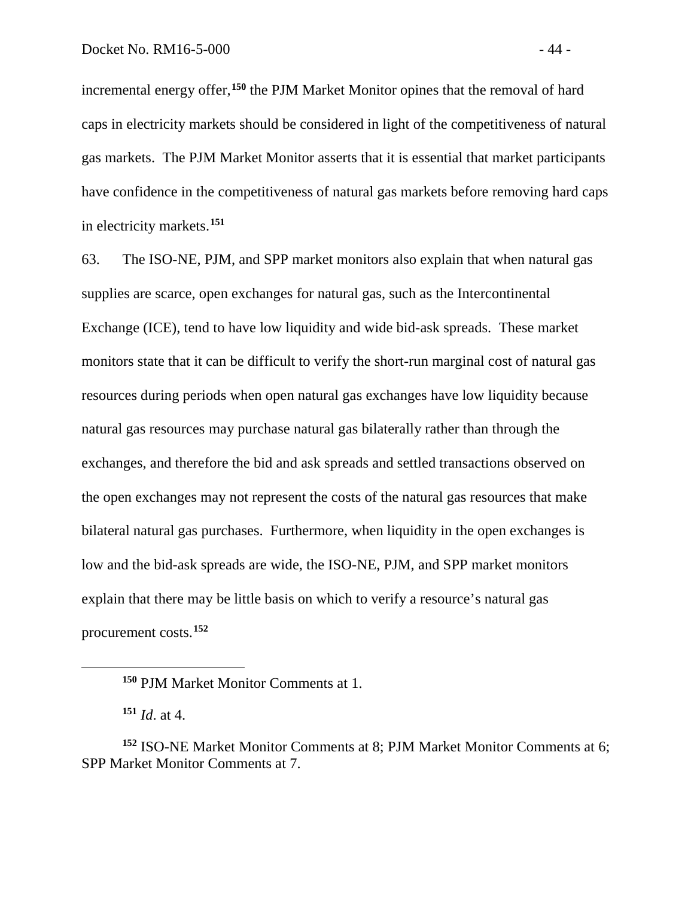incremental energy offer,[150] the PJM Market Monitor opines that the removal of hard caps in electricity markets should be considered in light of the competitiveness of natural gas markets. The PJM Market Monitor asserts that it is essential that market participants have confidence in the competitiveness of natural gas markets before removing hard caps in electricity markets.[151]

63. The ISO-NE, PJM, and SPP market monitors also explain that when natural gas supplies are scarce, open exchanges for natural gas, such as the Intercontinental Exchange (ICE), tend to have low liquidity and wide bid-ask spreads. These market monitors state that it can be difficult to verify the short-run marginal cost of natural gas resources during periods when open natural gas exchanges have low liquidity because natural gas resources may purchase natural gas bilaterally rather than through the exchanges, and therefore the bid and ask spreads and settled transactions observed on the open exchanges may not represent the costs of the natural gas resources that make bilateral natural gas purchases. Furthermore, when liquidity in the open exchanges is low and the bid-ask spreads are wide, the ISO-NE, PJM, and SPP market monitors explain that there may be little basis on which to verify a resource's natural gas procurement costs.[152]

---

[150] PJM Market Monitor Comments at 1.

[151] *Id.* at 4.

[152] ISO-NE Market Monitor Comments at 8; PJM Market Monitor Comments at 6; SPP Market Monitor Comments at 7.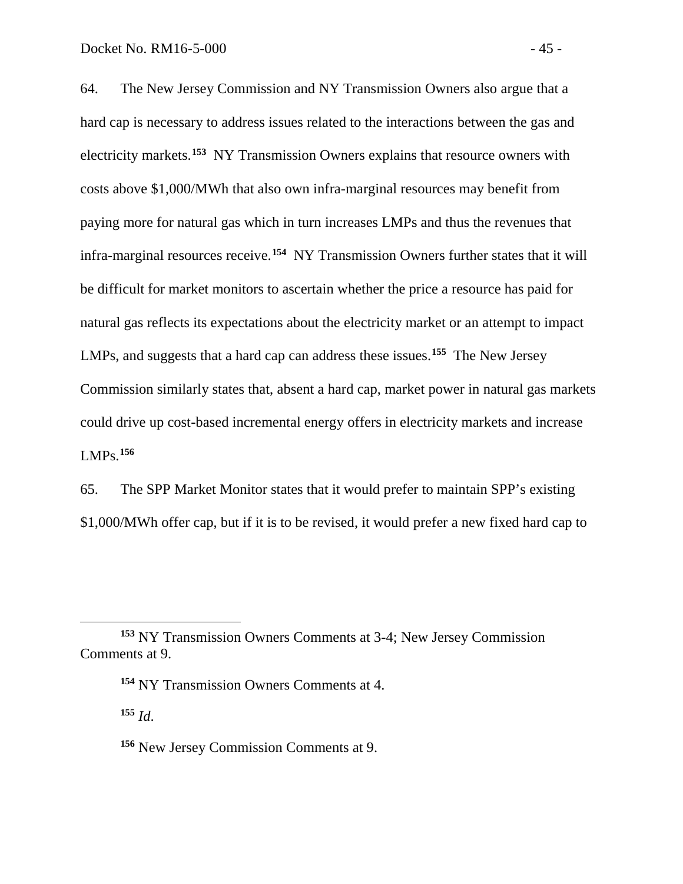64. The New Jersey Commission and NY Transmission Owners also argue that a hard cap is necessary to address issues related to the interactions between the gas and electricity markets.[153] NY Transmission Owners explains that resource owners with costs above $1,000/MWh that also own infra-marginal resources may benefit from paying more for natural gas which in turn increases LMPs and thus the revenues that infra-marginal resources receive.[154] NY Transmission Owners further states that it will be difficult for market monitors to ascertain whether the price a resource has paid for natural gas reflects its expectations about the electricity market or an attempt to impact LMPs, and suggests that a hard cap can address these issues.[155] The New Jersey Commission similarly states that, absent a hard cap, market power in natural gas markets could drive up cost-based incremental energy offers in electricity markets and increase LMPs.[156]

65. The SPP Market Monitor states that it would prefer to maintain SPP's existing $1,000/MWh offer cap, but if it is to be revised, it would prefer a new fixed hard cap to

---

[153] NY Transmission Owners Comments at 3-4; New Jersey Commission Comments at 9.

[154] NY Transmission Owners Comments at 4.

[155] *Id.*

[156] New Jersey Commission Comments at 9.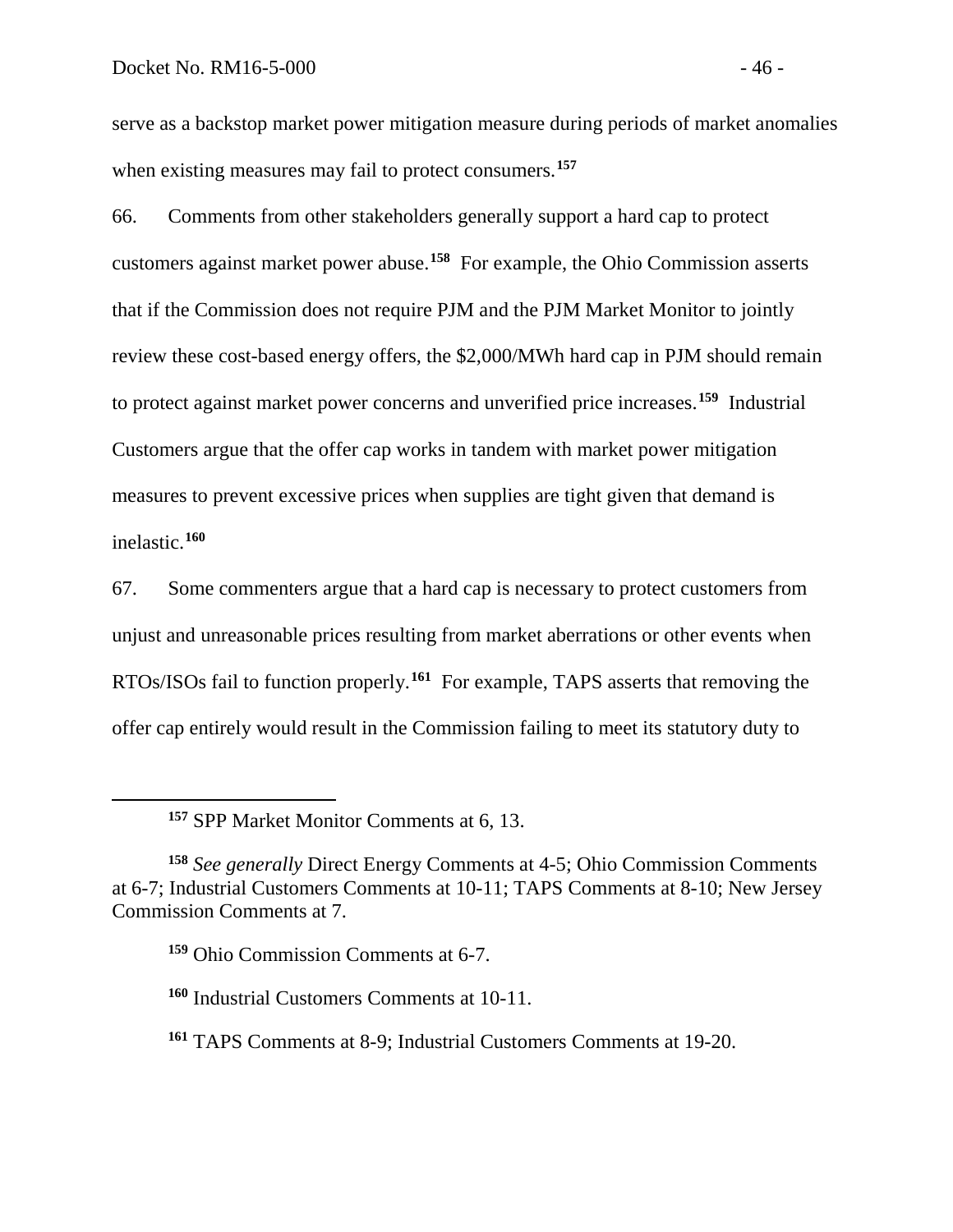serve as a backstop market power mitigation measure during periods of market anomalies when existing measures may fail to protect consumers.[157]

66. Comments from other stakeholders generally support a hard cap to protect customers against market power abuse.[158] For example, the Ohio Commission asserts that if the Commission does not require PJM and the PJM Market Monitor to jointly review these cost-based energy offers, the $2,000/MWh hard cap in PJM should remain to protect against market power concerns and unverified price increases.[159] Industrial Customers argue that the offer cap works in tandem with market power mitigation measures to prevent excessive prices when supplies are tight given that demand is inelastic.[160]

67. Some commenters argue that a hard cap is necessary to protect customers from unjust and unreasonable prices resulting from market aberrations or other events when RTOs/ISOs fail to function properly.[161] For example, TAPS asserts that removing the offer cap entirely would result in the Commission failing to meet its statutory duty to

---

[157] SPP Market Monitor Comments at 6, 13.

[158] *See generally* Direct Energy Comments at 4-5; Ohio Commission Comments at 6-7; Industrial Customers Comments at 10-11; TAPS Comments at 8-10; New Jersey Commission Comments at 7.

[159] Ohio Commission Comments at 6-7.

[160] Industrial Customers Comments at 10-11.

[161] TAPS Comments at 8-9; Industrial Customers Comments at 19-20.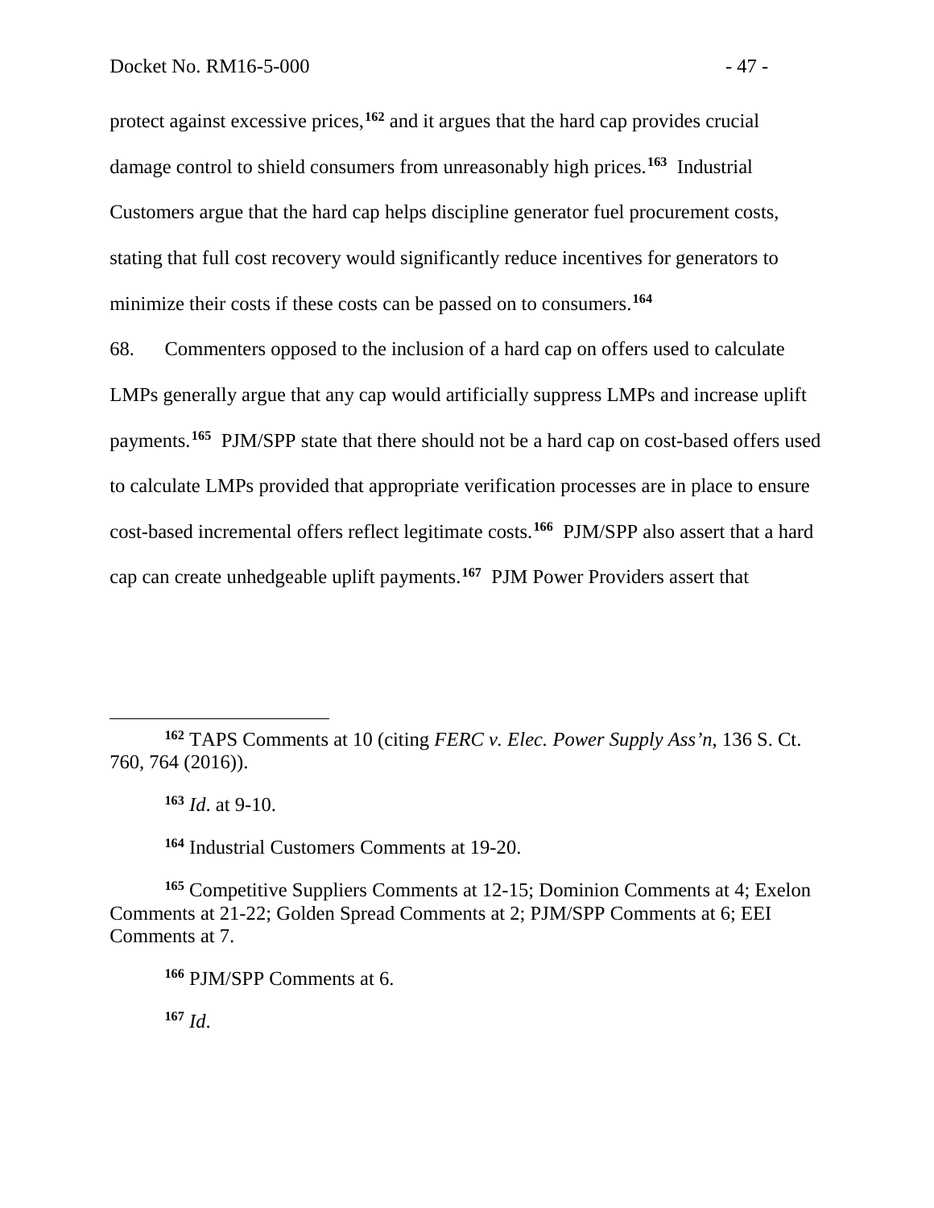protect against excessive prices,[162] and it argues that the hard cap provides crucial damage control to shield consumers from unreasonably high prices.[163] Industrial Customers argue that the hard cap helps discipline generator fuel procurement costs, stating that full cost recovery would significantly reduce incentives for generators to minimize their costs if these costs can be passed on to consumers.[164]

68. Commenters opposed to the inclusion of a hard cap on offers used to calculate LMPs generally argue that any cap would artificially suppress LMPs and increase uplift payments.[165] PJM/SPP state that there should not be a hard cap on cost-based offers used to calculate LMPs provided that appropriate verification processes are in place to ensure cost-based incremental offers reflect legitimate costs.[166] PJM/SPP also assert that a hard cap can create unhedgeable uplift payments.[167] PJM Power Providers assert that

---

[162] TAPS Comments at 10 (citing *FERC v. Elec. Power Supply Ass'n*, 136 S. Ct. 760, 764 (2016)).

[163] *Id.* at 9-10.

[164] Industrial Customers Comments at 19-20.

[165] Competitive Suppliers Comments at 12-15; Dominion Comments at 4; Exelon Comments at 21-22; Golden Spread Comments at 2; PJM/SPP Comments at 6; EEI Comments at 7.

[166] PJM/SPP Comments at 6.

[167] *Id.*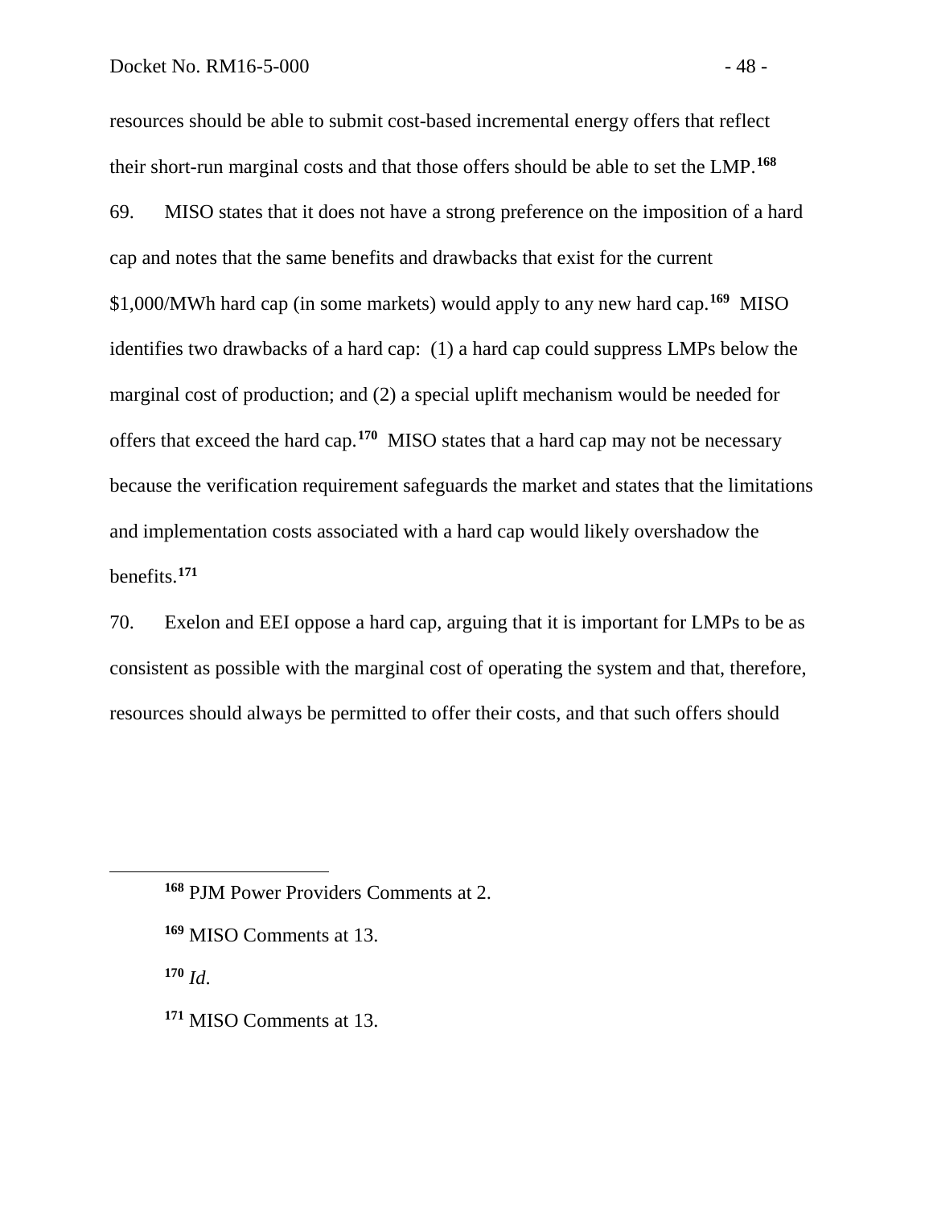resources should be able to submit cost-based incremental energy offers that reflect their short-run marginal costs and that those offers should be able to set the LMP.[168]

69. MISO states that it does not have a strong preference on the imposition of a hard cap and notes that the same benefits and drawbacks that exist for the current \$1,000/MWh hard cap (in some markets) would apply to any new hard cap.[169] MISO identifies two drawbacks of a hard cap: (1) a hard cap could suppress LMPs below the marginal cost of production; and (2) a special uplift mechanism would be needed for offers that exceed the hard cap.[170] MISO states that a hard cap may not be necessary because the verification requirement safeguards the market and states that the limitations and implementation costs associated with a hard cap would likely overshadow the benefits.[171]

70. Exelon and EEI oppose a hard cap, arguing that it is important for LMPs to be as consistent as possible with the marginal cost of operating the system and that, therefore, resources should always be permitted to offer their costs, and that such offers should

---

[168] PJM Power Providers Comments at 2.

[169] MISO Comments at 13.

[170] *Id*.

[171] MISO Comments at 13.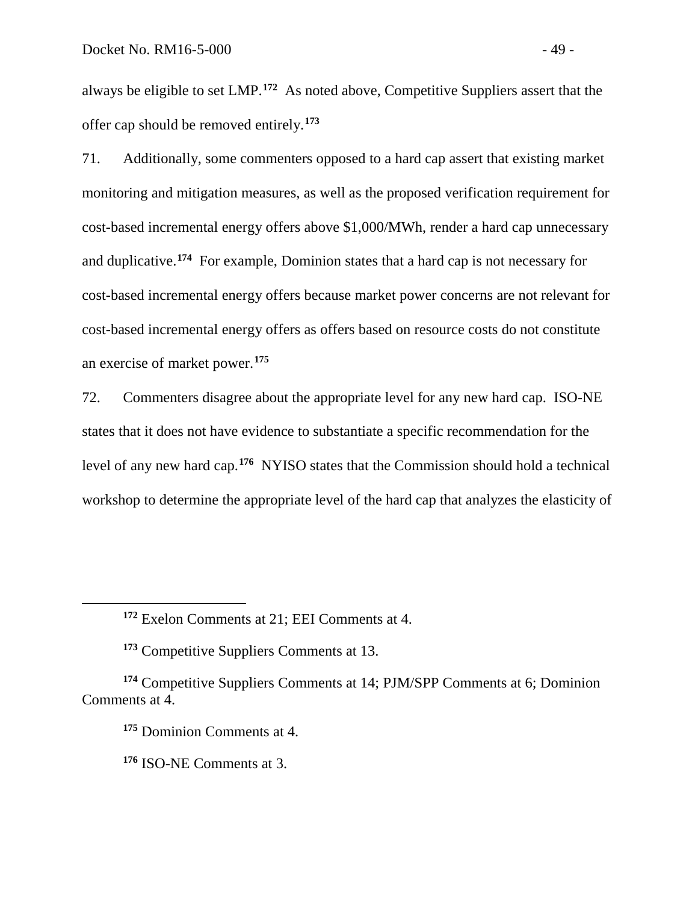always be eligible to set LMP.[172] As noted above, Competitive Suppliers assert that the offer cap should be removed entirely.[173]

71. Additionally, some commenters opposed to a hard cap assert that existing market monitoring and mitigation measures, as well as the proposed verification requirement for cost-based incremental energy offers above $1,000/MWh, render a hard cap unnecessary and duplicative.[174] For example, Dominion states that a hard cap is not necessary for cost-based incremental energy offers because market power concerns are not relevant for cost-based incremental energy offers as offers based on resource costs do not constitute an exercise of market power.[175]

72. Commenters disagree about the appropriate level for any new hard cap. ISO-NE states that it does not have evidence to substantiate a specific recommendation for the level of any new hard cap.[176] NYISO states that the Commission should hold a technical workshop to determine the appropriate level of the hard cap that analyzes the elasticity of

---

[172] Exelon Comments at 21; EEI Comments at 4.

[173] Competitive Suppliers Comments at 13.

[174] Competitive Suppliers Comments at 14; PJM/SPP Comments at 6; Dominion Comments at 4.

[175] Dominion Comments at 4.

[176] ISO-NE Comments at 3.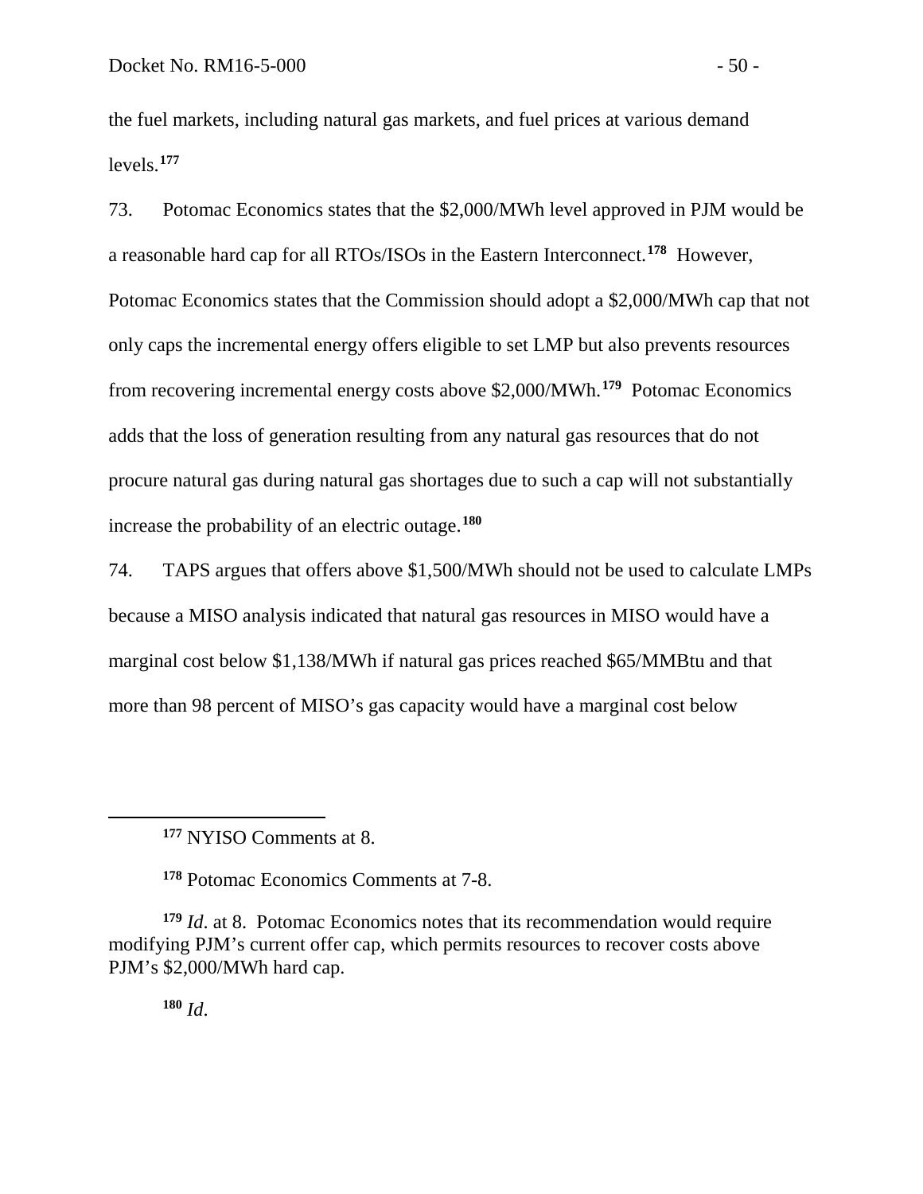the fuel markets, including natural gas markets, and fuel prices at various demand levels.[177]

73. Potomac Economics states that the $2,000/MWh level approved in PJM would be a reasonable hard cap for all RTOs/ISOs in the Eastern Interconnect.[178] However, Potomac Economics states that the Commission should adopt a $2,000/MWh cap that not only caps the incremental energy offers eligible to set LMP but also prevents resources from recovering incremental energy costs above $2,000/MWh.[179] Potomac Economics adds that the loss of generation resulting from any natural gas resources that do not procure natural gas during natural gas shortages due to such a cap will not substantially increase the probability of an electric outage.[180]

74. TAPS argues that offers above $1,500/MWh should not be used to calculate LMPs because a MISO analysis indicated that natural gas resources in MISO would have a marginal cost below $1,138/MWh if natural gas prices reached $65/MMBtu and that more than 98 percent of MISO's gas capacity would have a marginal cost below

---

[177] NYISO Comments at 8.

[178] Potomac Economics Comments at 7-8.

[179] *Id.* at 8. Potomac Economics notes that its recommendation would require modifying PJM's current offer cap, which permits resources to recover costs above PJM's $2,000/MWh hard cap.

[180] *Id.*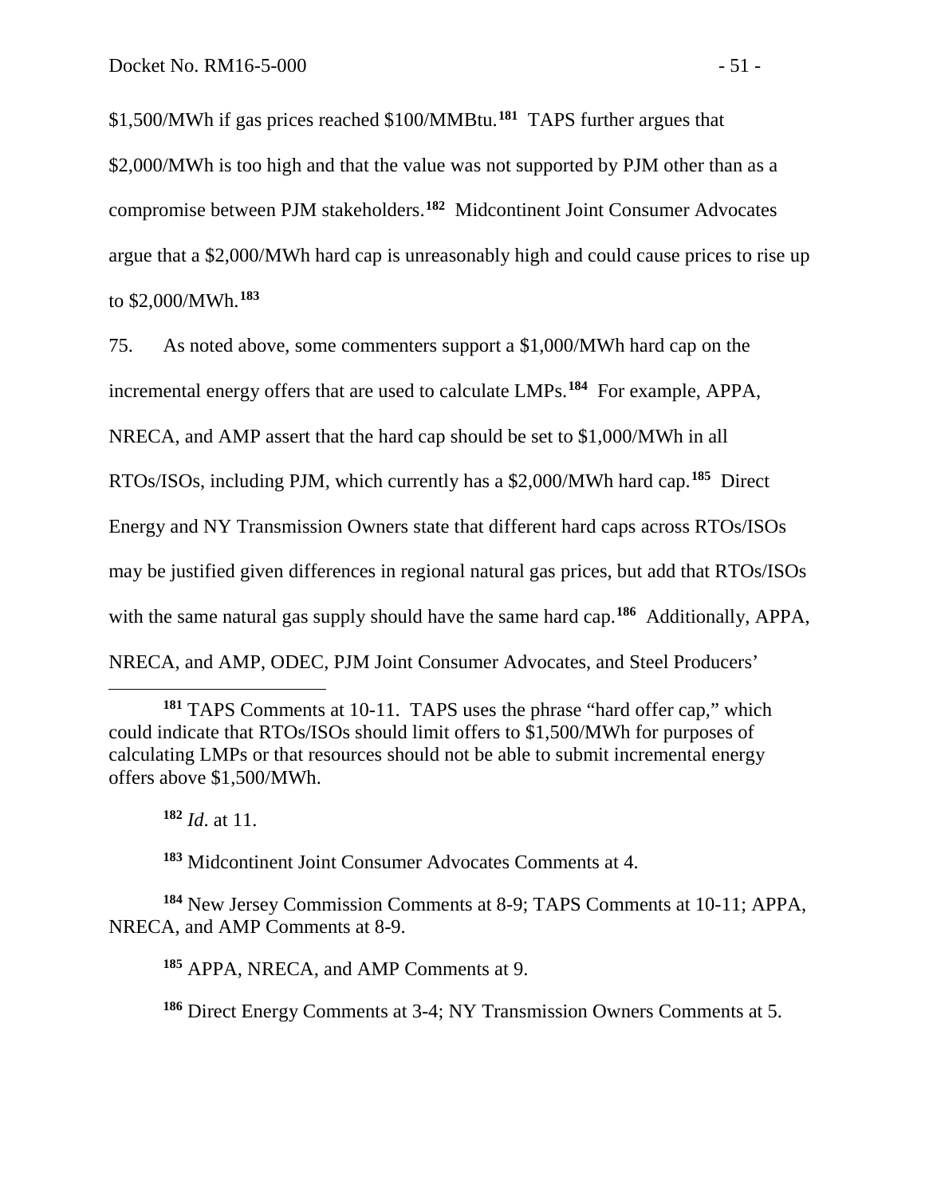$1,500/MWh if gas prices reached $100/MMBtu.[181] TAPS further argues that $2,000/MWh is too high and that the value was not supported by PJM other than as a compromise between PJM stakeholders.[182] Midcontinent Joint Consumer Advocates argue that a $2,000/MWh hard cap is unreasonably high and could cause prices to rise up to $2,000/MWh.[183]

75. As noted above, some commenters support a $1,000/MWh hard cap on the incremental energy offers that are used to calculate LMPs.[184] For example, APPA, NRECA, and AMP assert that the hard cap should be set to $1,000/MWh in all RTOs/ISOs, including PJM, which currently has a $2,000/MWh hard cap.[185] Direct Energy and NY Transmission Owners state that different hard caps across RTOs/ISOs may be justified given differences in regional natural gas prices, but add that RTOs/ISOs with the same natural gas supply should have the same hard cap.[186] Additionally, APPA, NRECA, and AMP, ODEC, PJM Joint Consumer Advocates, and Steel Producers'

---

[181] TAPS Comments at 10-11. TAPS uses the phrase "hard offer cap," which could indicate that RTOs/ISOs should limit offers to $1,500/MWh for purposes of calculating LMPs or that resources should not be able to submit incremental energy offers above $1,500/MWh.

[182] *Id.* at 11.

[183] Midcontinent Joint Consumer Advocates Comments at 4.

[184] New Jersey Commission Comments at 8-9; TAPS Comments at 10-11; APPA, NRECA, and AMP Comments at 8-9.

[185] APPA, NRECA, and AMP Comments at 9.

[186] Direct Energy Comments at 3-4; NY Transmission Owners Comments at 5.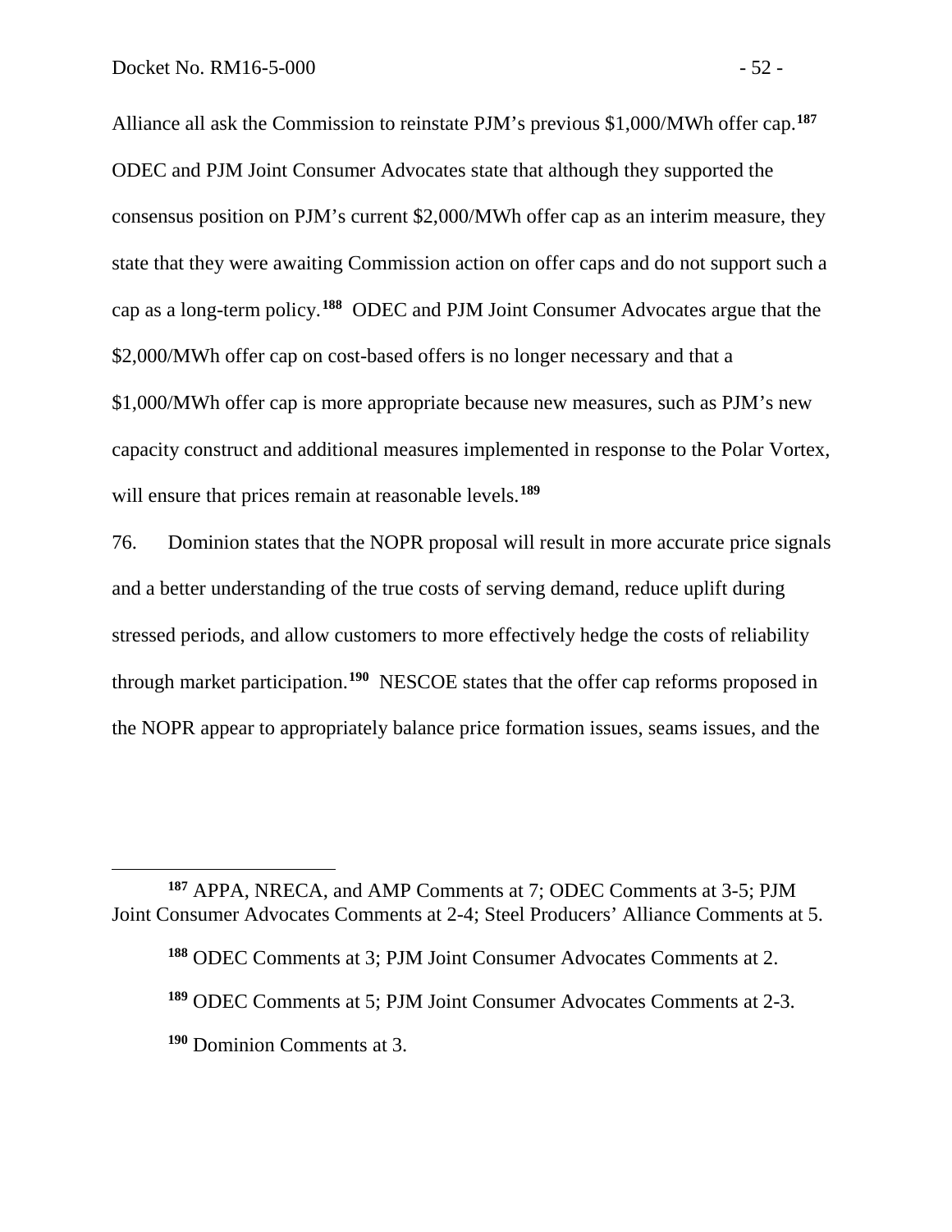Alliance all ask the Commission to reinstate PJM's previous $1,000/MWh offer cap.[187] ODEC and PJM Joint Consumer Advocates state that although they supported the consensus position on PJM's current $2,000/MWh offer cap as an interim measure, they state that they were awaiting Commission action on offer caps and do not support such a cap as a long-term policy.[188] ODEC and PJM Joint Consumer Advocates argue that the $2,000/MWh offer cap on cost-based offers is no longer necessary and that a $1,000/MWh offer cap is more appropriate because new measures, such as PJM's new capacity construct and additional measures implemented in response to the Polar Vortex, will ensure that prices remain at reasonable levels.[189]

76. Dominion states that the NOPR proposal will result in more accurate price signals and a better understanding of the true costs of serving demand, reduce uplift during stressed periods, and allow customers to more effectively hedge the costs of reliability through market participation.[190] NESCOE states that the offer cap reforms proposed in the NOPR appear to appropriately balance price formation issues, seams issues, and the

---

[187] APPA, NRECA, and AMP Comments at 7; ODEC Comments at 3-5; PJM Joint Consumer Advocates Comments at 2-4; Steel Producers' Alliance Comments at 5.

[188] ODEC Comments at 3; PJM Joint Consumer Advocates Comments at 2.

[189] ODEC Comments at 5; PJM Joint Consumer Advocates Comments at 2-3.

[190] Dominion Comments at 3.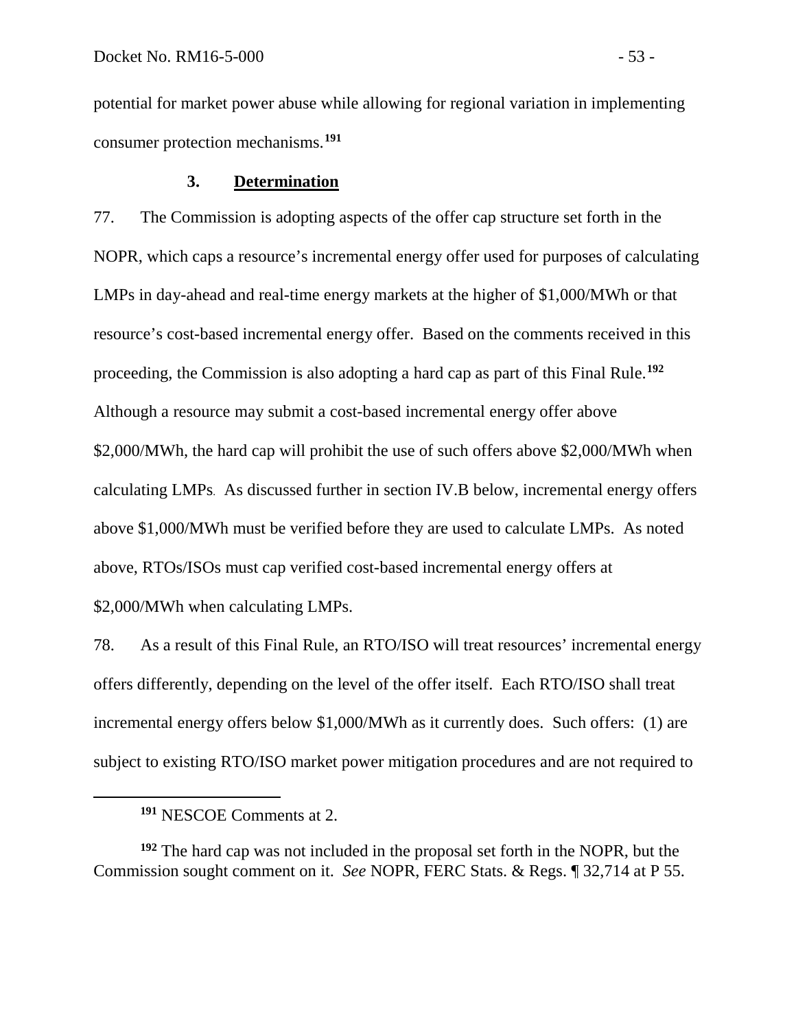potential for market power abuse while allowing for regional variation in implementing consumer protection mechanisms.[191]

### 3. Determination

77. The Commission is adopting aspects of the offer cap structure set forth in the NOPR, which caps a resource's incremental energy offer used for purposes of calculating LMPs in day-ahead and real-time energy markets at the higher of $1,000/MWh or that resource's cost-based incremental energy offer. Based on the comments received in this proceeding, the Commission is also adopting a hard cap as part of this Final Rule.[192] Although a resource may submit a cost-based incremental energy offer above $2,000/MWh, the hard cap will prohibit the use of such offers above $2,000/MWh when calculating LMPs. As discussed further in section IV.B below, incremental energy offers above $1,000/MWh must be verified before they are used to calculate LMPs. As noted above, RTOs/ISOs must cap verified cost-based incremental energy offers at $2,000/MWh when calculating LMPs.

78. As a result of this Final Rule, an RTO/ISO will treat resources' incremental energy offers differently, depending on the level of the offer itself. Each RTO/ISO shall treat incremental energy offers below $1,000/MWh as it currently does. Such offers: (1) are subject to existing RTO/ISO market power mitigation procedures and are not required to

---

[191] NESCOE Comments at 2.

[192] The hard cap was not included in the proposal set forth in the NOPR, but the Commission sought comment on it. *See* NOPR, FERC Stats. & Regs. ¶ 32,714 at P 55.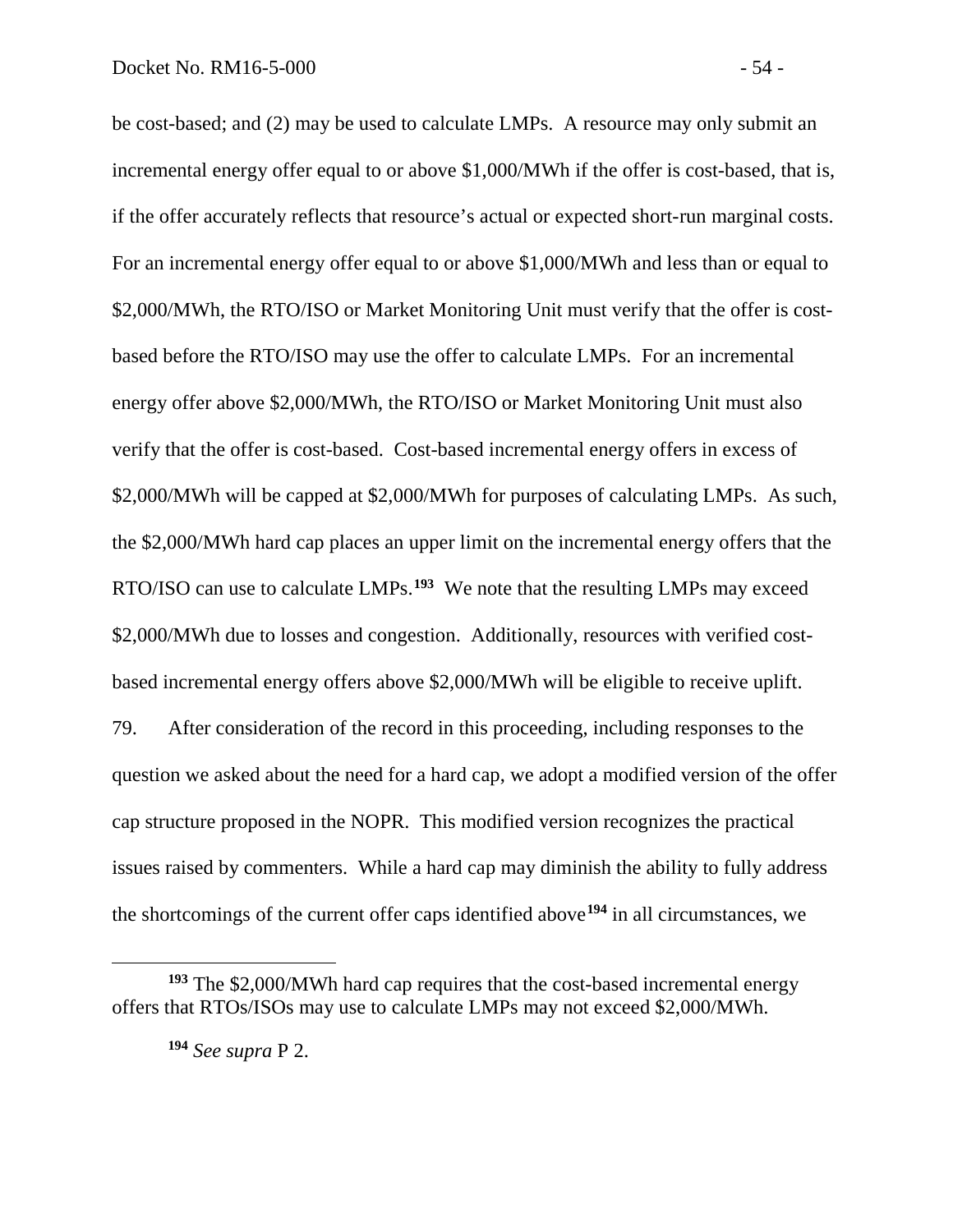be cost-based; and (2) may be used to calculate LMPs. A resource may only submit an incremental energy offer equal to or above $1,000/MWh if the offer is cost-based, that is, if the offer accurately reflects that resource's actual or expected short-run marginal costs. For an incremental energy offer equal to or above $1,000/MWh and less than or equal to $2,000/MWh, the RTO/ISO or Market Monitoring Unit must verify that the offer is cost-based before the RTO/ISO may use the offer to calculate LMPs. For an incremental energy offer above $2,000/MWh, the RTO/ISO or Market Monitoring Unit must also verify that the offer is cost-based. Cost-based incremental energy offers in excess of $2,000/MWh will be capped at $2,000/MWh for purposes of calculating LMPs. As such, the $2,000/MWh hard cap places an upper limit on the incremental energy offers that the RTO/ISO can use to calculate LMPs.[193] We note that the resulting LMPs may exceed $2,000/MWh due to losses and congestion. Additionally, resources with verified cost-based incremental energy offers above $2,000/MWh will be eligible to receive uplift.

79. After consideration of the record in this proceeding, including responses to the question we asked about the need for a hard cap, we adopt a modified version of the offer cap structure proposed in the NOPR. This modified version recognizes the practical issues raised by commenters. While a hard cap may diminish the ability to fully address the shortcomings of the current offer caps identified above[194] in all circumstances, we

[193] The $2,000/MWh hard cap requires that the cost-based incremental energy offers that RTOs/ISOs may use to calculate LMPs may not exceed $2,000/MWh.

[194] *See supra* P 2.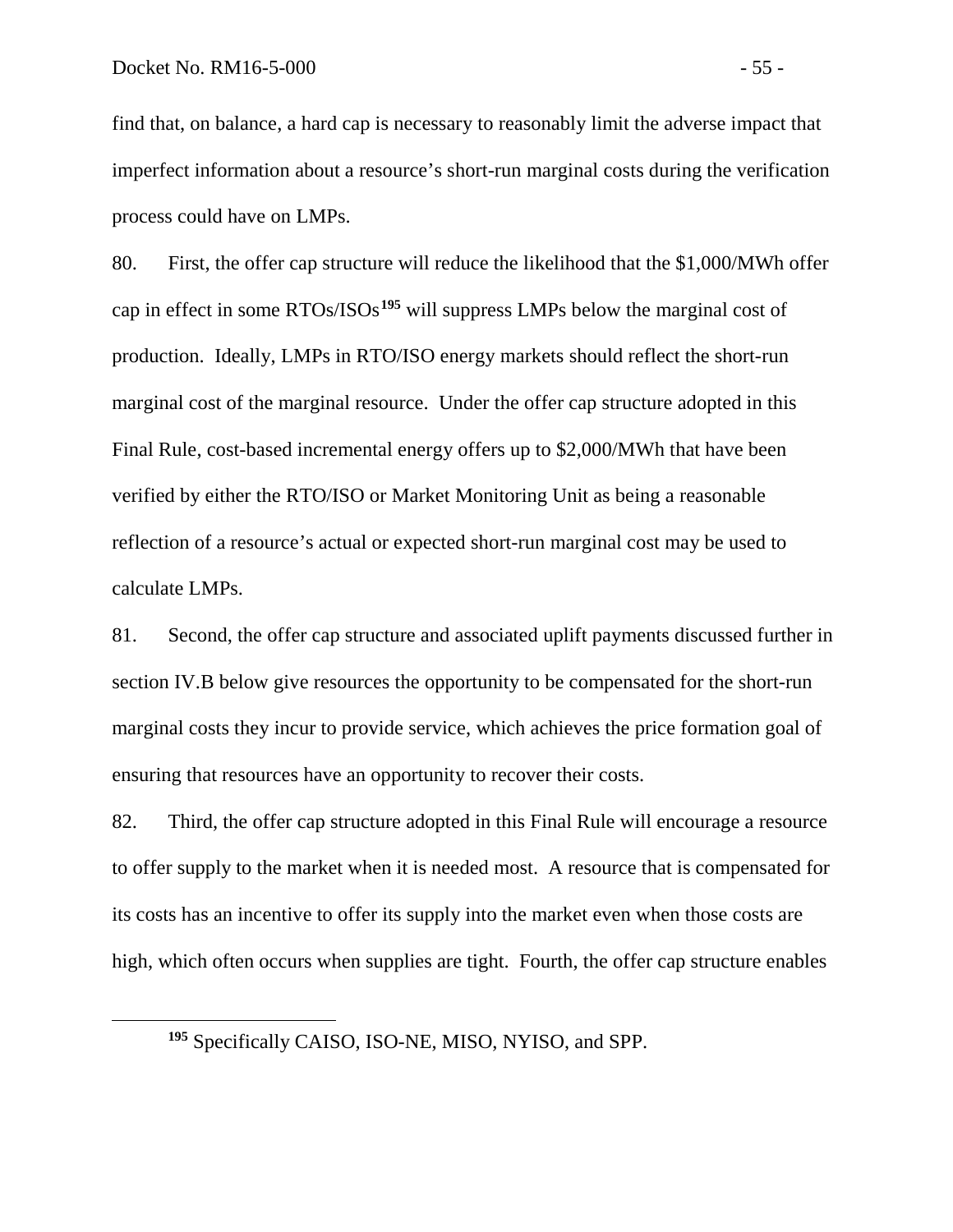find that, on balance, a hard cap is necessary to reasonably limit the adverse impact that imperfect information about a resource's short-run marginal costs during the verification process could have on LMPs.

80. First, the offer cap structure will reduce the likelihood that the $1,000/MWh offer cap in effect in some RTOs/ISOs[195] will suppress LMPs below the marginal cost of production. Ideally, LMPs in RTO/ISO energy markets should reflect the short-run marginal cost of the marginal resource. Under the offer cap structure adopted in this Final Rule, cost-based incremental energy offers up to $2,000/MWh that have been verified by either the RTO/ISO or Market Monitoring Unit as being a reasonable reflection of a resource's actual or expected short-run marginal cost may be used to calculate LMPs.

81. Second, the offer cap structure and associated uplift payments discussed further in section IV.B below give resources the opportunity to be compensated for the short-run marginal costs they incur to provide service, which achieves the price formation goal of ensuring that resources have an opportunity to recover their costs.

82. Third, the offer cap structure adopted in this Final Rule will encourage a resource to offer supply to the market when it is needed most. A resource that is compensated for its costs has an incentive to offer its supply into the market even when those costs are high, which often occurs when supplies are tight. Fourth, the offer cap structure enables

[195] Specifically CAISO, ISO-NE, MISO, NYISO, and SPP.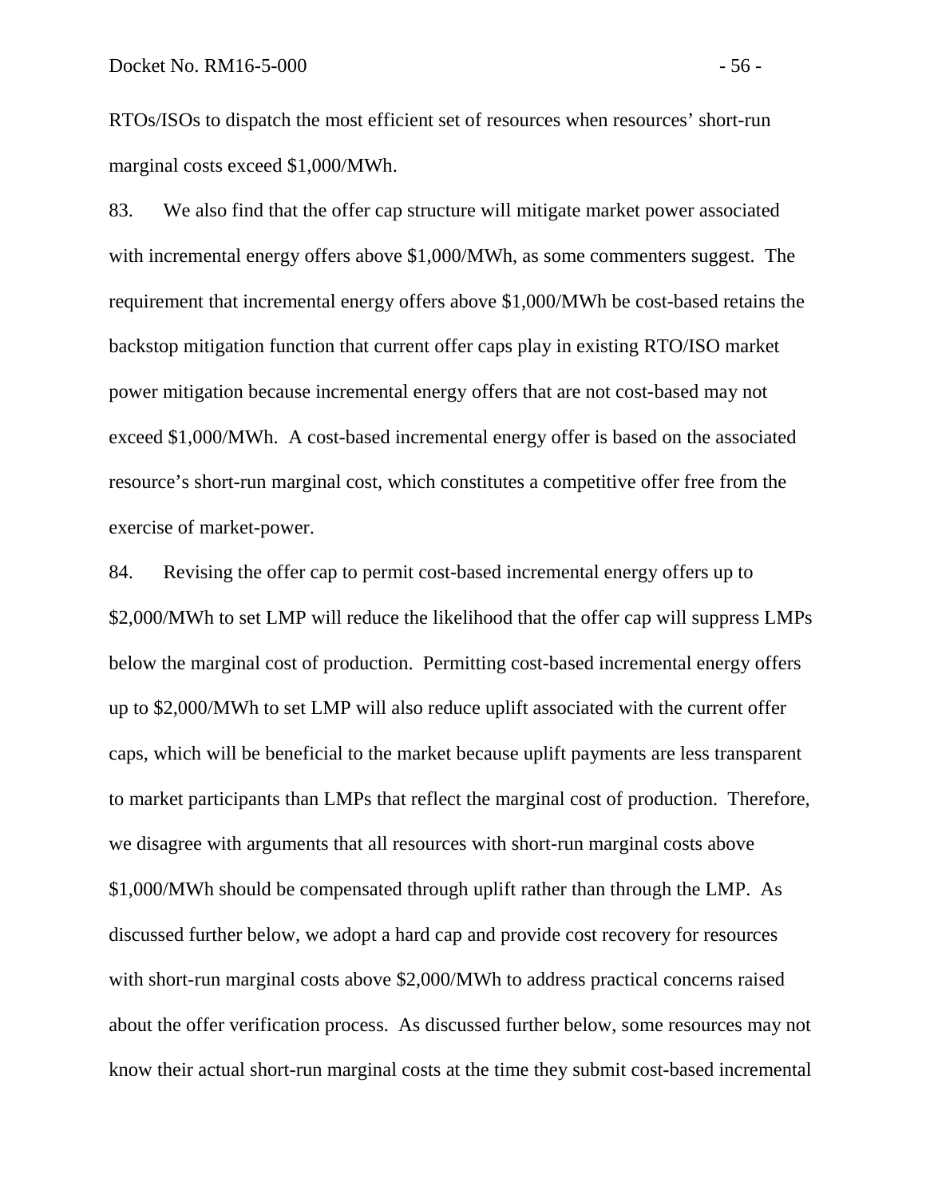RTOs/ISOs to dispatch the most efficient set of resources when resources' short-run marginal costs exceed $1,000/MWh.

83. We also find that the offer cap structure will mitigate market power associated with incremental energy offers above $1,000/MWh, as some commenters suggest. The requirement that incremental energy offers above $1,000/MWh be cost-based retains the backstop mitigation function that current offer caps play in existing RTO/ISO market power mitigation because incremental energy offers that are not cost-based may not exceed $1,000/MWh. A cost-based incremental energy offer is based on the associated resource's short-run marginal cost, which constitutes a competitive offer free from the exercise of market-power.

84. Revising the offer cap to permit cost-based incremental energy offers up to $2,000/MWh to set LMP will reduce the likelihood that the offer cap will suppress LMPs below the marginal cost of production. Permitting cost-based incremental energy offers up to $2,000/MWh to set LMP will also reduce uplift associated with the current offer caps, which will be beneficial to the market because uplift payments are less transparent to market participants than LMPs that reflect the marginal cost of production. Therefore, we disagree with arguments that all resources with short-run marginal costs above $1,000/MWh should be compensated through uplift rather than through the LMP. As discussed further below, we adopt a hard cap and provide cost recovery for resources with short-run marginal costs above $2,000/MWh to address practical concerns raised about the offer verification process. As discussed further below, some resources may not know their actual short-run marginal costs at the time they submit cost-based incremental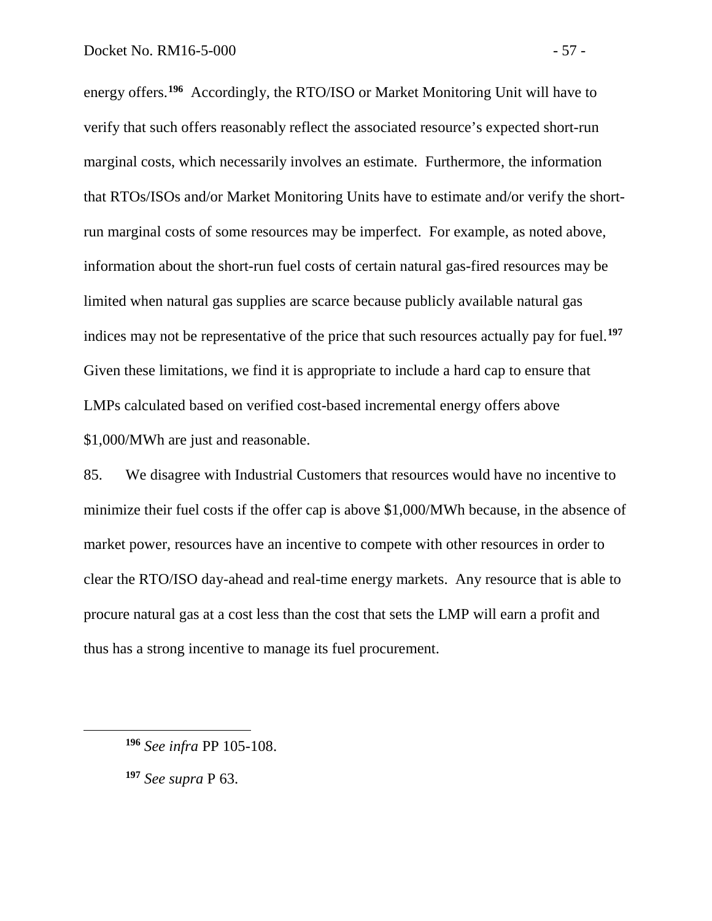energy offers.[196] Accordingly, the RTO/ISO or Market Monitoring Unit will have to verify that such offers reasonably reflect the associated resource's expected short-run marginal costs, which necessarily involves an estimate. Furthermore, the information that RTOs/ISOs and/or Market Monitoring Units have to estimate and/or verify the short-run marginal costs of some resources may be imperfect. For example, as noted above, information about the short-run fuel costs of certain natural gas-fired resources may be limited when natural gas supplies are scarce because publicly available natural gas indices may not be representative of the price that such resources actually pay for fuel.[197] Given these limitations, we find it is appropriate to include a hard cap to ensure that LMPs calculated based on verified cost-based incremental energy offers above $1,000/MWh are just and reasonable.

85. We disagree with Industrial Customers that resources would have no incentive to minimize their fuel costs if the offer cap is above $1,000/MWh because, in the absence of market power, resources have an incentive to compete with other resources in order to clear the RTO/ISO day-ahead and real-time energy markets. Any resource that is able to procure natural gas at a cost less than the cost that sets the LMP will earn a profit and thus has a strong incentive to manage its fuel procurement.

---

[196] *See infra* PP 105-108.

[197] *See supra* P 63.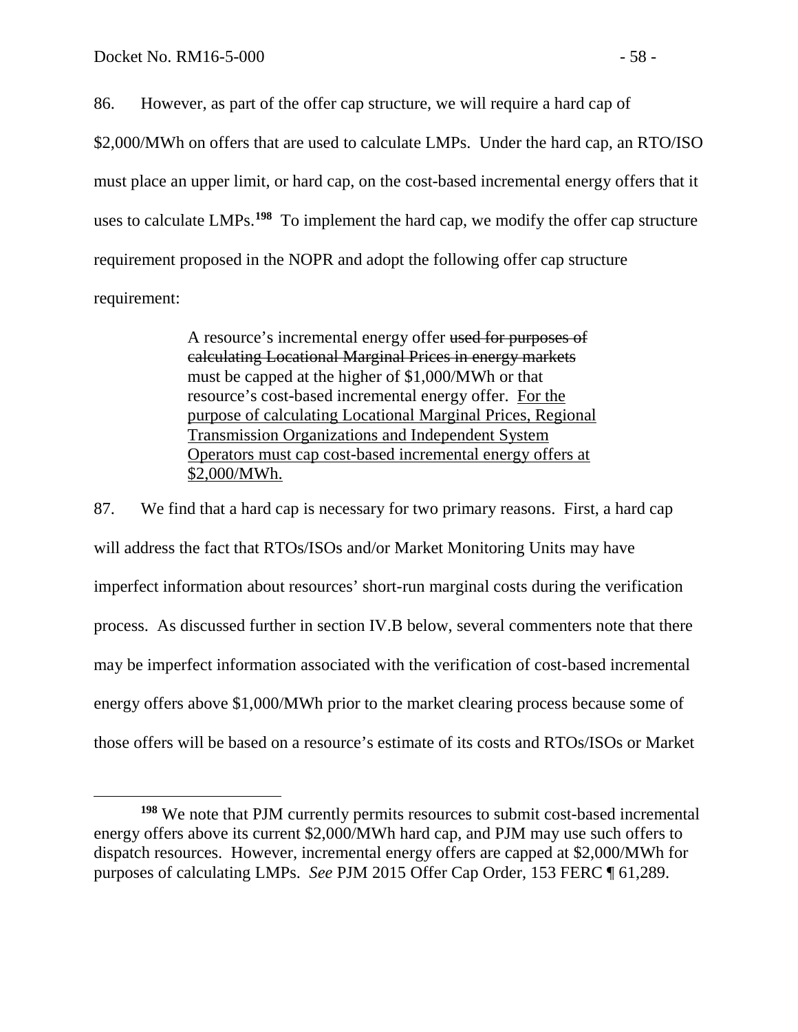86. However, as part of the offer cap structure, we will require a hard cap of $2,000/MWh on offers that are used to calculate LMPs. Under the hard cap, an RTO/ISO must place an upper limit, or hard cap, on the cost-based incremental energy offers that it uses to calculate LMPs.[198] To implement the hard cap, we modify the offer cap structure requirement proposed in the NOPR and adopt the following offer cap structure requirement:

> A resource's incremental energy offer ~~used for purposes of calculating Locational Marginal Prices in energy markets~~ must be capped at the higher of $1,000/MWh or that resource's cost-based incremental energy offer. <u>For the purpose of calculating Locational Marginal Prices, Regional Transmission Organizations and Independent System Operators must cap cost-based incremental energy offers at $2,000/MWh.</u>

87. We find that a hard cap is necessary for two primary reasons. First, a hard cap will address the fact that RTOs/ISOs and/or Market Monitoring Units may have imperfect information about resources' short-run marginal costs during the verification process. As discussed further in section IV.B below, several commenters note that there may be imperfect information associated with the verification of cost-based incremental energy offers above $1,000/MWh prior to the market clearing process because some of those offers will be based on a resource's estimate of its costs and RTOs/ISOs or Market

[198] We note that PJM currently permits resources to submit cost-based incremental energy offers above its current $2,000/MWh hard cap, and PJM may use such offers to dispatch resources. However, incremental energy offers are capped at $2,000/MWh for purposes of calculating LMPs. *See* PJM 2015 Offer Cap Order, 153 FERC ¶ 61,289.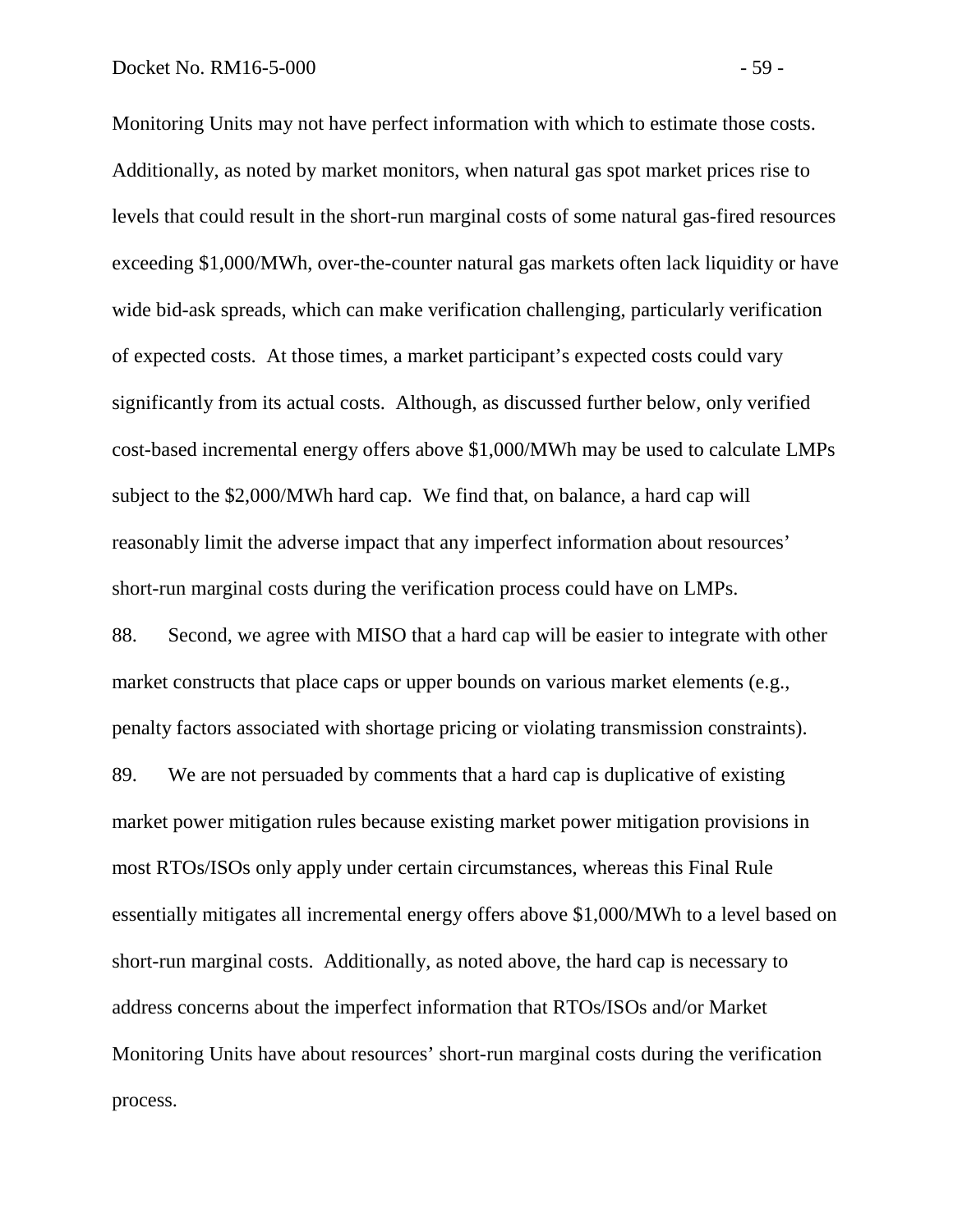Monitoring Units may not have perfect information with which to estimate those costs. Additionally, as noted by market monitors, when natural gas spot market prices rise to levels that could result in the short-run marginal costs of some natural gas-fired resources exceeding $1,000/MWh, over-the-counter natural gas markets often lack liquidity or have wide bid-ask spreads, which can make verification challenging, particularly verification of expected costs. At those times, a market participant's expected costs could vary significantly from its actual costs. Although, as discussed further below, only verified cost-based incremental energy offers above $1,000/MWh may be used to calculate LMPs subject to the $2,000/MWh hard cap. We find that, on balance, a hard cap will reasonably limit the adverse impact that any imperfect information about resources' short-run marginal costs during the verification process could have on LMPs.

88. Second, we agree with MISO that a hard cap will be easier to integrate with other market constructs that place caps or upper bounds on various market elements (e.g., penalty factors associated with shortage pricing or violating transmission constraints).

89. We are not persuaded by comments that a hard cap is duplicative of existing market power mitigation rules because existing market power mitigation provisions in most RTOs/ISOs only apply under certain circumstances, whereas this Final Rule essentially mitigates all incremental energy offers above $1,000/MWh to a level based on short-run marginal costs. Additionally, as noted above, the hard cap is necessary to address concerns about the imperfect information that RTOs/ISOs and/or Market Monitoring Units have about resources' short-run marginal costs during the verification process.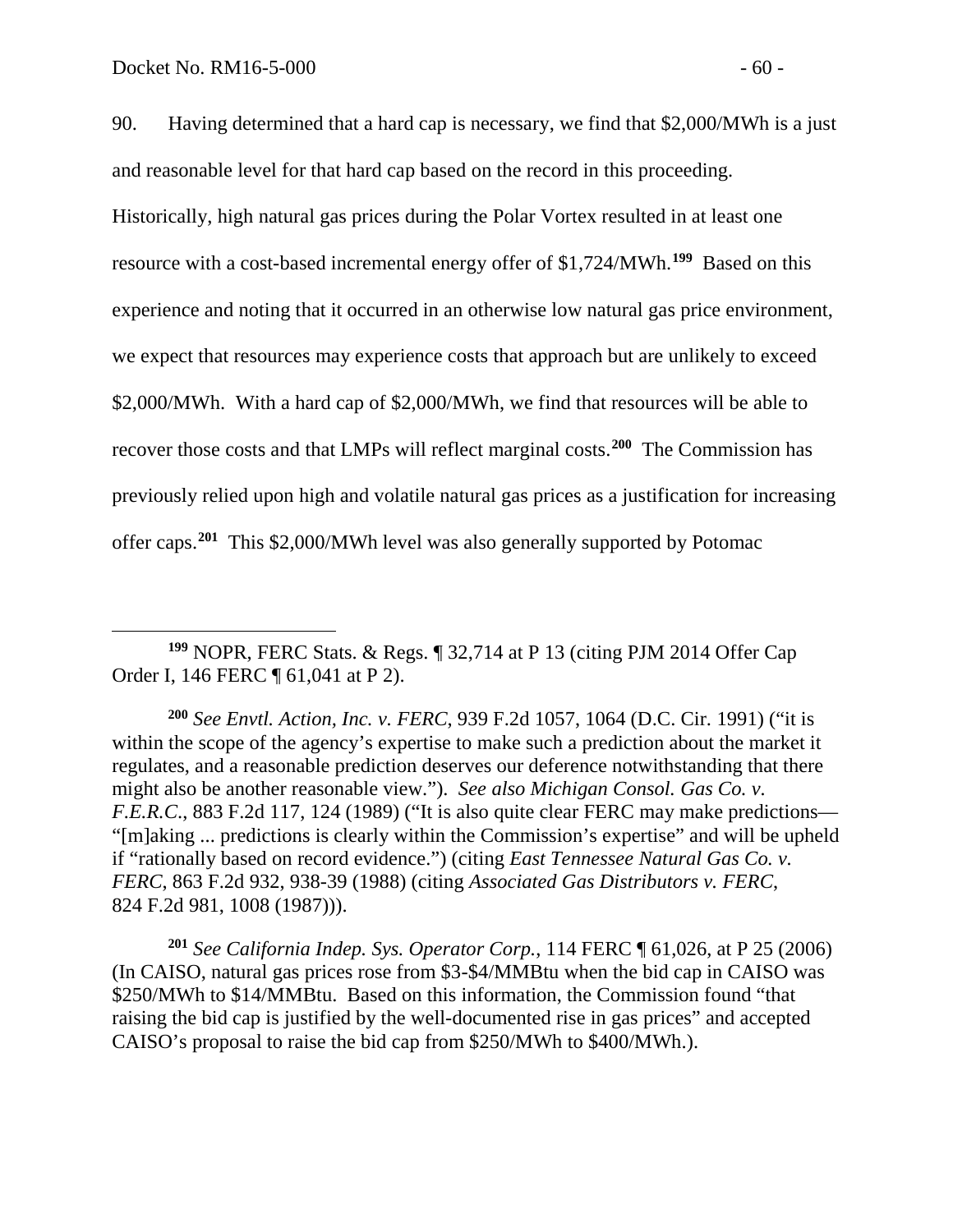90. Having determined that a hard cap is necessary, we find that \$2,000/MWh is a just and reasonable level for that hard cap based on the record in this proceeding. Historically, high natural gas prices during the Polar Vortex resulted in at least one resource with a cost-based incremental energy offer of \$1,724/MWh.[199] Based on this experience and noting that it occurred in an otherwise low natural gas price environment, we expect that resources may experience costs that approach but are unlikely to exceed \$2,000/MWh. With a hard cap of \$2,000/MWh, we find that resources will be able to recover those costs and that LMPs will reflect marginal costs.[200] The Commission has previously relied upon high and volatile natural gas prices as a justification for increasing offer caps.[201] This \$2,000/MWh level was also generally supported by Potomac

[199] NOPR, FERC Stats. & Regs. ¶ 32,714 at P 13 (citing PJM 2014 Offer Cap Order I, 146 FERC ¶ 61,041 at P 2).

[200] *See Envtl. Action, Inc. v. FERC*, 939 F.2d 1057, 1064 (D.C. Cir. 1991) ("it is within the scope of the agency's expertise to make such a prediction about the market it regulates, and a reasonable prediction deserves our deference notwithstanding that there might also be another reasonable view."). *See also Michigan Consol. Gas Co. v. F.E.R.C.*, 883 F.2d 117, 124 (1989) ("It is also quite clear FERC may make predictions—"[m]aking ... predictions is clearly within the Commission's expertise" and will be upheld if "rationally based on record evidence.") (citing *East Tennessee Natural Gas Co. v. FERC*, 863 F.2d 932, 938-39 (1988) (citing *Associated Gas Distributors v. FERC*, 824 F.2d 981, 1008 (1987))).

[201] *See California Indep. Sys. Operator Corp.*, 114 FERC ¶ 61,026, at P 25 (2006) (In CAISO, natural gas prices rose from \$3-\$4/MMBtu when the bid cap in CAISO was \$250/MWh to \$14/MMBtu. Based on this information, the Commission found "that raising the bid cap is justified by the well-documented rise in gas prices" and accepted CAISO's proposal to raise the bid cap from \$250/MWh to \$400/MWh.).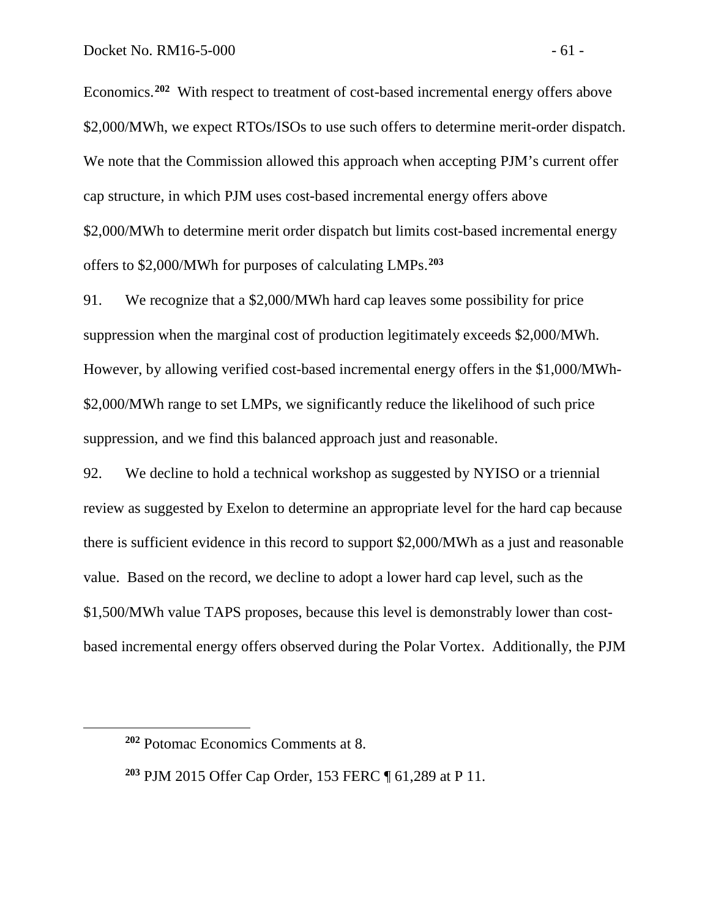Economics.[202] With respect to treatment of cost-based incremental energy offers above $2,000/MWh, we expect RTOs/ISOs to use such offers to determine merit-order dispatch. We note that the Commission allowed this approach when accepting PJM's current offer cap structure, in which PJM uses cost-based incremental energy offers above $2,000/MWh to determine merit order dispatch but limits cost-based incremental energy offers to $2,000/MWh for purposes of calculating LMPs.[203]

91. We recognize that a $2,000/MWh hard cap leaves some possibility for price suppression when the marginal cost of production legitimately exceeds $2,000/MWh. However, by allowing verified cost-based incremental energy offers in the $1,000/MWh-$2,000/MWh range to set LMPs, we significantly reduce the likelihood of such price suppression, and we find this balanced approach just and reasonable.

92. We decline to hold a technical workshop as suggested by NYISO or a triennial review as suggested by Exelon to determine an appropriate level for the hard cap because there is sufficient evidence in this record to support $2,000/MWh as a just and reasonable value. Based on the record, we decline to adopt a lower hard cap level, such as the $1,500/MWh value TAPS proposes, because this level is demonstrably lower than cost-based incremental energy offers observed during the Polar Vortex. Additionally, the PJM

---

[202] Potomac Economics Comments at 8.

[203] PJM 2015 Offer Cap Order, 153 FERC ¶ 61,289 at P 11.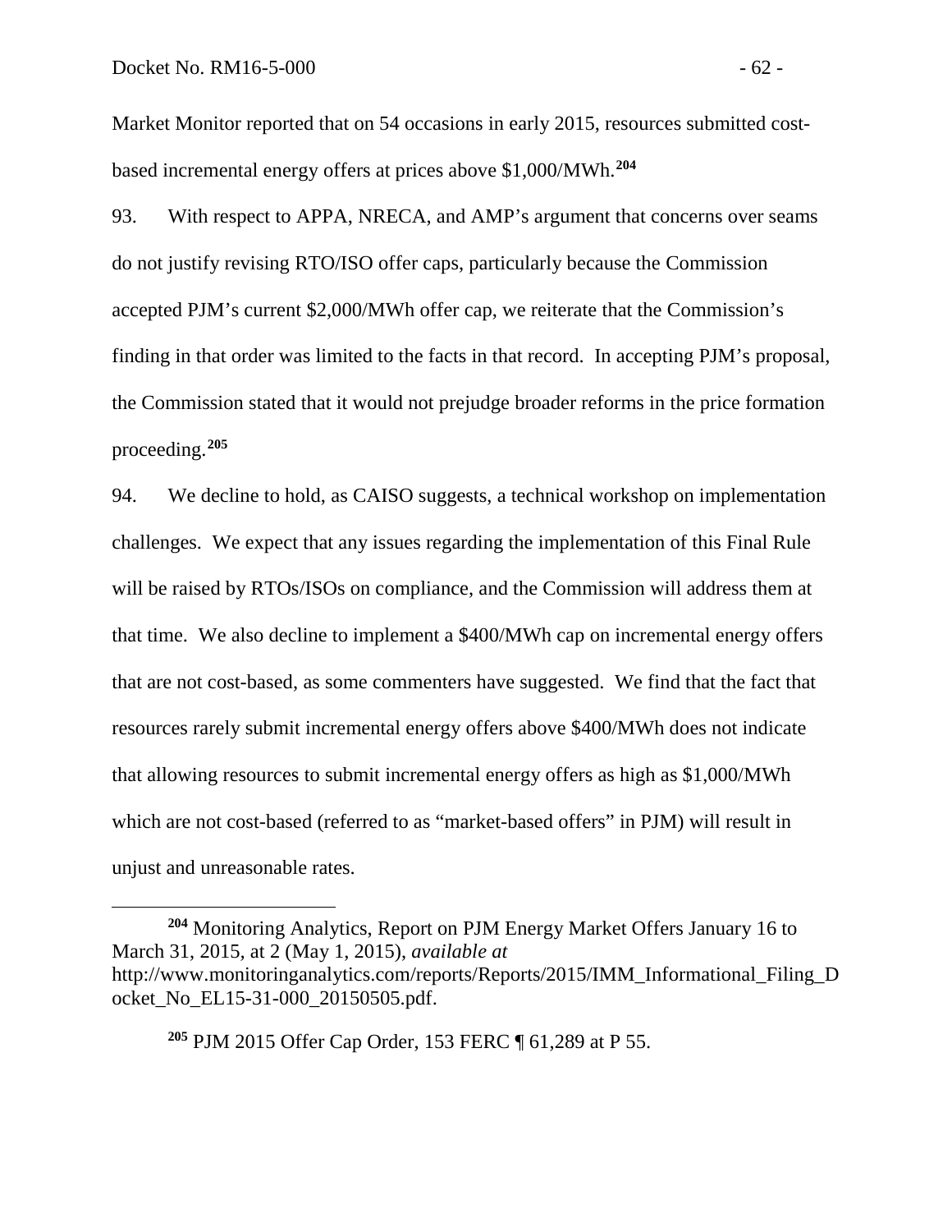Market Monitor reported that on 54 occasions in early 2015, resources submitted cost-based incremental energy offers at prices above $1,000/MWh.[204]

93. With respect to APPA, NRECA, and AMP's argument that concerns over seams do not justify revising RTO/ISO offer caps, particularly because the Commission accepted PJM's current $2,000/MWh offer cap, we reiterate that the Commission's finding in that order was limited to the facts in that record. In accepting PJM's proposal, the Commission stated that it would not prejudge broader reforms in the price formation proceeding.[205]

94. We decline to hold, as CAISO suggests, a technical workshop on implementation challenges. We expect that any issues regarding the implementation of this Final Rule will be raised by RTOs/ISOs on compliance, and the Commission will address them at that time. We also decline to implement a $400/MWh cap on incremental energy offers that are not cost-based, as some commenters have suggested. We find that the fact that resources rarely submit incremental energy offers above $400/MWh does not indicate that allowing resources to submit incremental energy offers as high as $1,000/MWh which are not cost-based (referred to as "market-based offers" in PJM) will result in unjust and unreasonable rates.

[204] Monitoring Analytics, Report on PJM Energy Market Offers January 16 to March 31, 2015, at 2 (May 1, 2015), *available at* http://www.monitoringanalytics.com/reports/Reports/2015/IMM_Informational_Filing_Docket_No_EL15-31-000_20150505.pdf.

[205] PJM 2015 Offer Cap Order, 153 FERC ¶ 61,289 at P 55.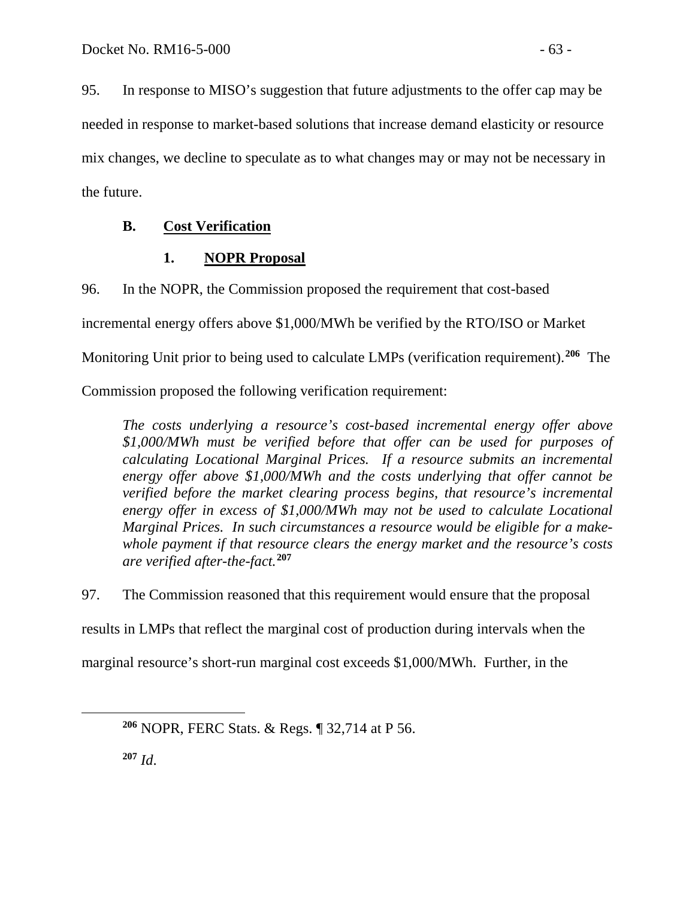95. In response to MISO's suggestion that future adjustments to the offer cap may be needed in response to market-based solutions that increase demand elasticity or resource mix changes, we decline to speculate as to what changes may or may not be necessary in the future.

### B. Cost Verification

#### 1. NOPR Proposal

96. In the NOPR, the Commission proposed the requirement that cost-based incremental energy offers above $1,000/MWh be verified by the RTO/ISO or Market Monitoring Unit prior to being used to calculate LMPs (verification requirement).[206] The Commission proposed the following verification requirement:

> *The costs underlying a resource's cost-based incremental energy offer above $1,000/MWh must be verified before that offer can be used for purposes of calculating Locational Marginal Prices. If a resource submits an incremental energy offer above $1,000/MWh and the costs underlying that offer cannot be verified before the market clearing process begins, that resource's incremental energy offer in excess of $1,000/MWh may not be used to calculate Locational Marginal Prices. In such circumstances a resource would be eligible for a make-whole payment if that resource clears the energy market and the resource's costs are verified after-the-fact.*[207]

97. The Commission reasoned that this requirement would ensure that the proposal results in LMPs that reflect the marginal cost of production during intervals when the marginal resource's short-run marginal cost exceeds $1,000/MWh. Further, in the

[206] NOPR, FERC Stats. & Regs. ¶ 32,714 at P 56.

[207] *Id*.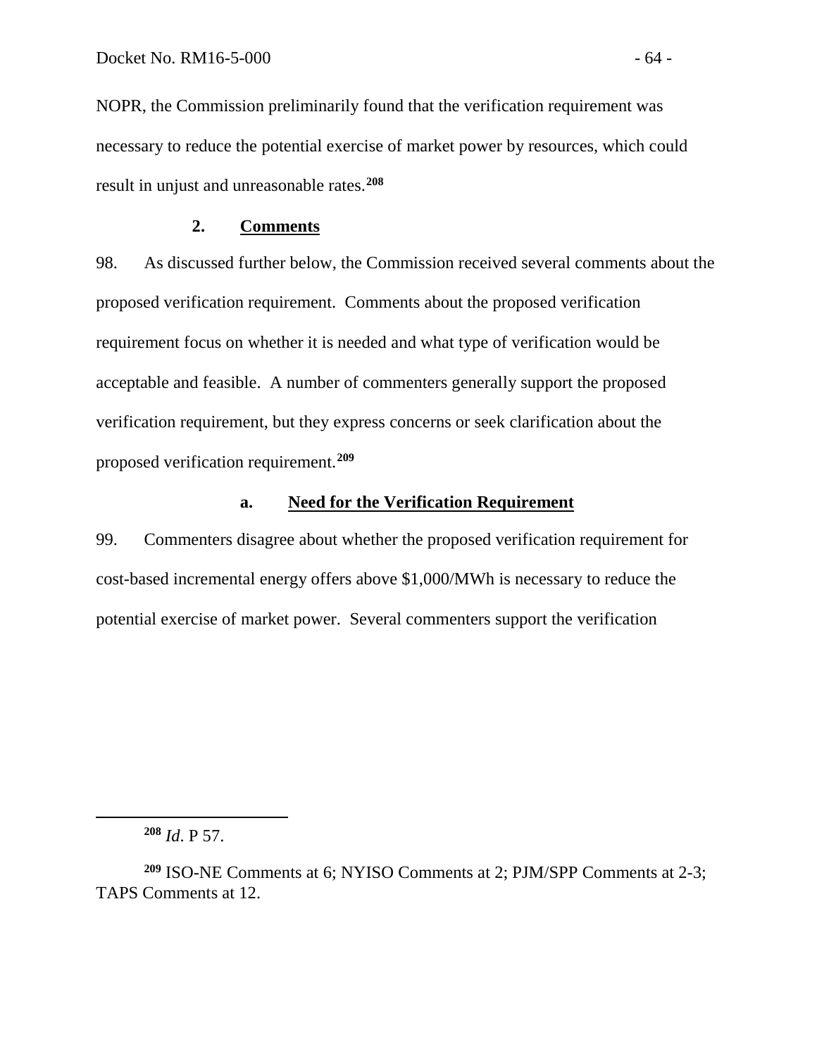NOPR, the Commission preliminarily found that the verification requirement was necessary to reduce the potential exercise of market power by resources, which could result in unjust and unreasonable rates.[208]

### 2. Comments

98. As discussed further below, the Commission received several comments about the proposed verification requirement. Comments about the proposed verification requirement focus on whether it is needed and what type of verification would be acceptable and feasible. A number of commenters generally support the proposed verification requirement, but they express concerns or seek clarification about the proposed verification requirement.[209]

#### a. Need for the Verification Requirement

99. Commenters disagree about whether the proposed verification requirement for cost-based incremental energy offers above \$1,000/MWh is necessary to reduce the potential exercise of market power. Several commenters support the verification

---

[208] *Id*. P 57.

[209] ISO-NE Comments at 6; NYISO Comments at 2; PJM/SPP Comments at 2-3; TAPS Comments at 12.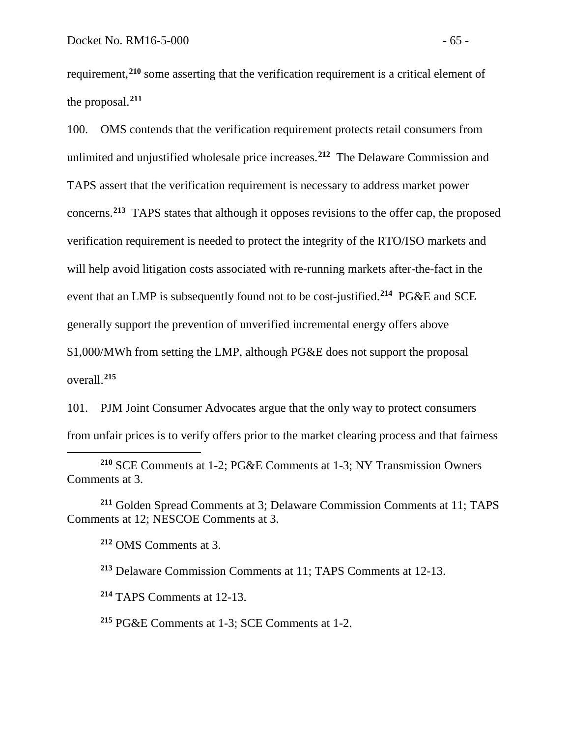requirement,[210] some asserting that the verification requirement is a critical element of the proposal.[211]

100. OMS contends that the verification requirement protects retail consumers from unlimited and unjustified wholesale price increases.[212] The Delaware Commission and TAPS assert that the verification requirement is necessary to address market power concerns.[213] TAPS states that although it opposes revisions to the offer cap, the proposed verification requirement is needed to protect the integrity of the RTO/ISO markets and will help avoid litigation costs associated with re-running markets after-the-fact in the event that an LMP is subsequently found not to be cost-justified.[214] PG&E and SCE generally support the prevention of unverified incremental energy offers above $1,000/MWh from setting the LMP, although PG&E does not support the proposal overall.[215]

101. PJM Joint Consumer Advocates argue that the only way to protect consumers from unfair prices is to verify offers prior to the market clearing process and that fairness

---

[210] SCE Comments at 1-2; PG&E Comments at 1-3; NY Transmission Owners Comments at 3.

[211] Golden Spread Comments at 3; Delaware Commission Comments at 11; TAPS Comments at 12; NESCOE Comments at 3.

[212] OMS Comments at 3.

[213] Delaware Commission Comments at 11; TAPS Comments at 12-13.

[214] TAPS Comments at 12-13.

[215] PG&E Comments at 1-3; SCE Comments at 1-2.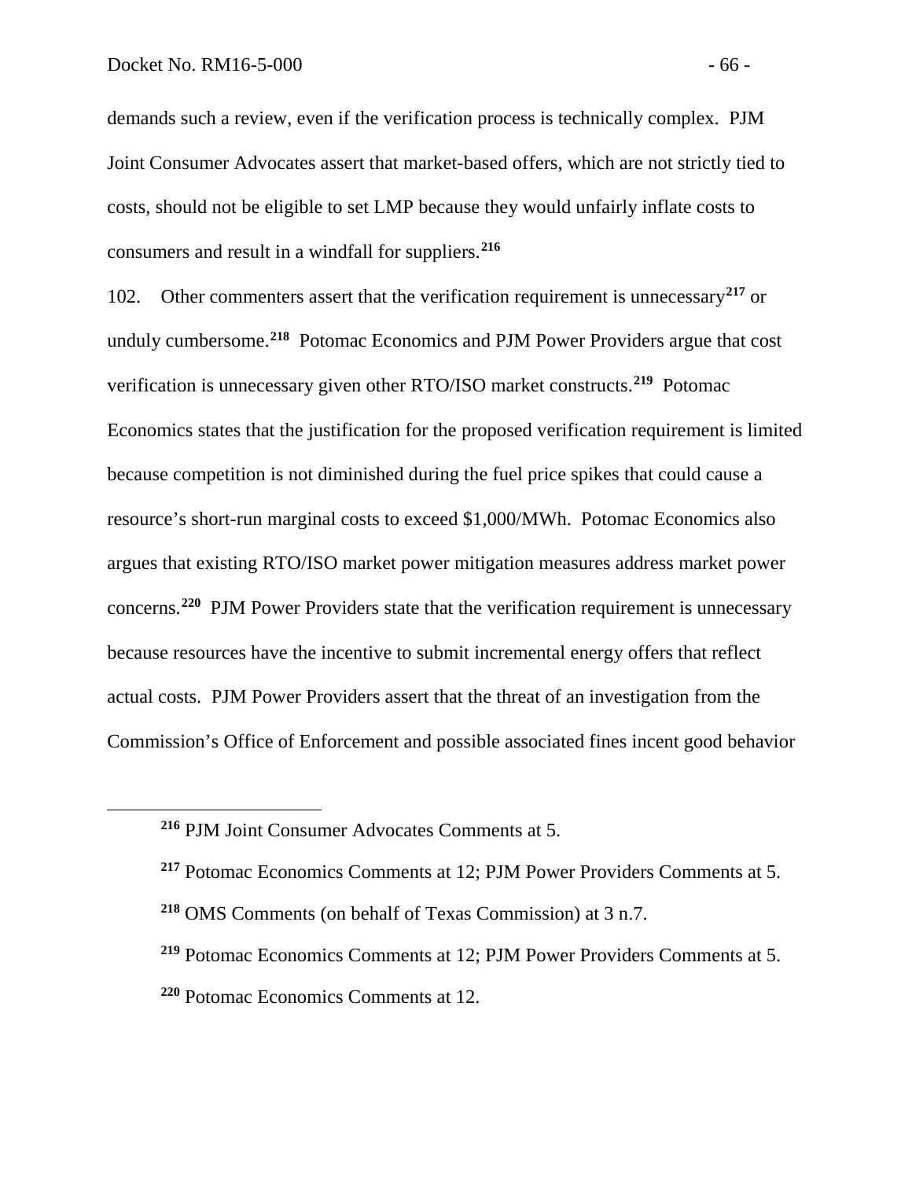demands such a review, even if the verification process is technically complex. PJM Joint Consumer Advocates assert that market-based offers, which are not strictly tied to costs, should not be eligible to set LMP because they would unfairly inflate costs to consumers and result in a windfall for suppliers.[216]

102. Other commenters assert that the verification requirement is unnecessary[217] or unduly cumbersome.[218] Potomac Economics and PJM Power Providers argue that cost verification is unnecessary given other RTO/ISO market constructs.[219] Potomac Economics states that the justification for the proposed verification requirement is limited because competition is not diminished during the fuel price spikes that could cause a resource's short-run marginal costs to exceed $1,000/MWh. Potomac Economics also argues that existing RTO/ISO market power mitigation measures address market power concerns.[220] PJM Power Providers state that the verification requirement is unnecessary because resources have the incentive to submit incremental energy offers that reflect actual costs. PJM Power Providers assert that the threat of an investigation from the Commission's Office of Enforcement and possible associated fines incent good behavior

---

[216] PJM Joint Consumer Advocates Comments at 5.

[217] Potomac Economics Comments at 12; PJM Power Providers Comments at 5.

[218] OMS Comments (on behalf of Texas Commission) at 3 n.7.

[219] Potomac Economics Comments at 12; PJM Power Providers Comments at 5.

[220] Potomac Economics Comments at 12.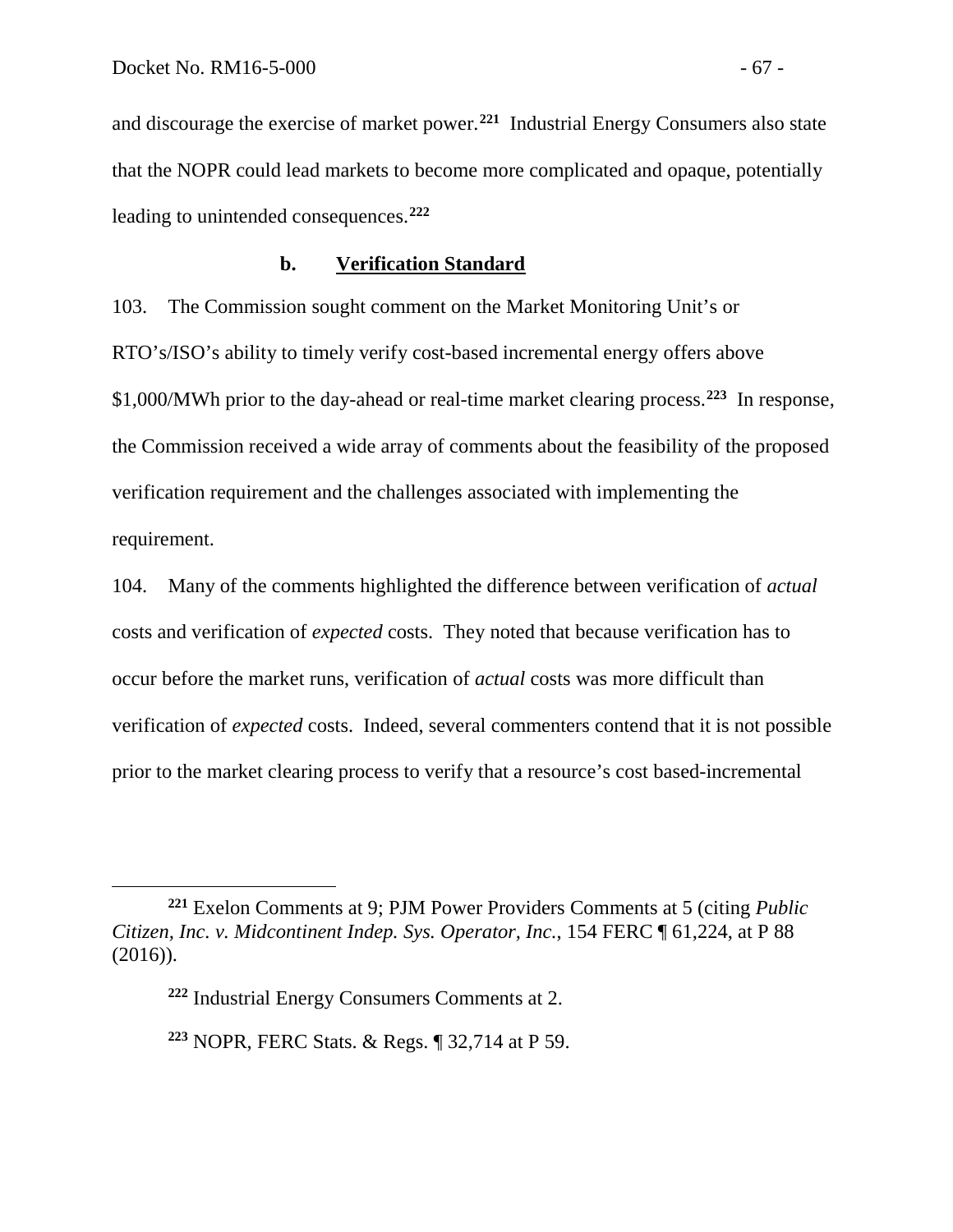and discourage the exercise of market power.[221] Industrial Energy Consumers also state that the NOPR could lead markets to become more complicated and opaque, potentially leading to unintended consequences.[222]

### b. Verification Standard

103. The Commission sought comment on the Market Monitoring Unit's or RTO's/ISO's ability to timely verify cost-based incremental energy offers above $1,000/MWh prior to the day-ahead or real-time market clearing process.[223] In response, the Commission received a wide array of comments about the feasibility of the proposed verification requirement and the challenges associated with implementing the requirement.

104. Many of the comments highlighted the difference between verification of *actual* costs and verification of *expected* costs. They noted that because verification has to occur before the market runs, verification of *actual* costs was more difficult than verification of *expected* costs. Indeed, several commenters contend that it is not possible prior to the market clearing process to verify that a resource's cost based-incremental

---

[221] Exelon Comments at 9; PJM Power Providers Comments at 5 (citing *Public Citizen, Inc. v. Midcontinent Indep. Sys. Operator, Inc.*, 154 FERC ¶ 61,224, at P 88 (2016)).

[222] Industrial Energy Consumers Comments at 2.

[223] NOPR, FERC Stats. & Regs. ¶ 32,714 at P 59.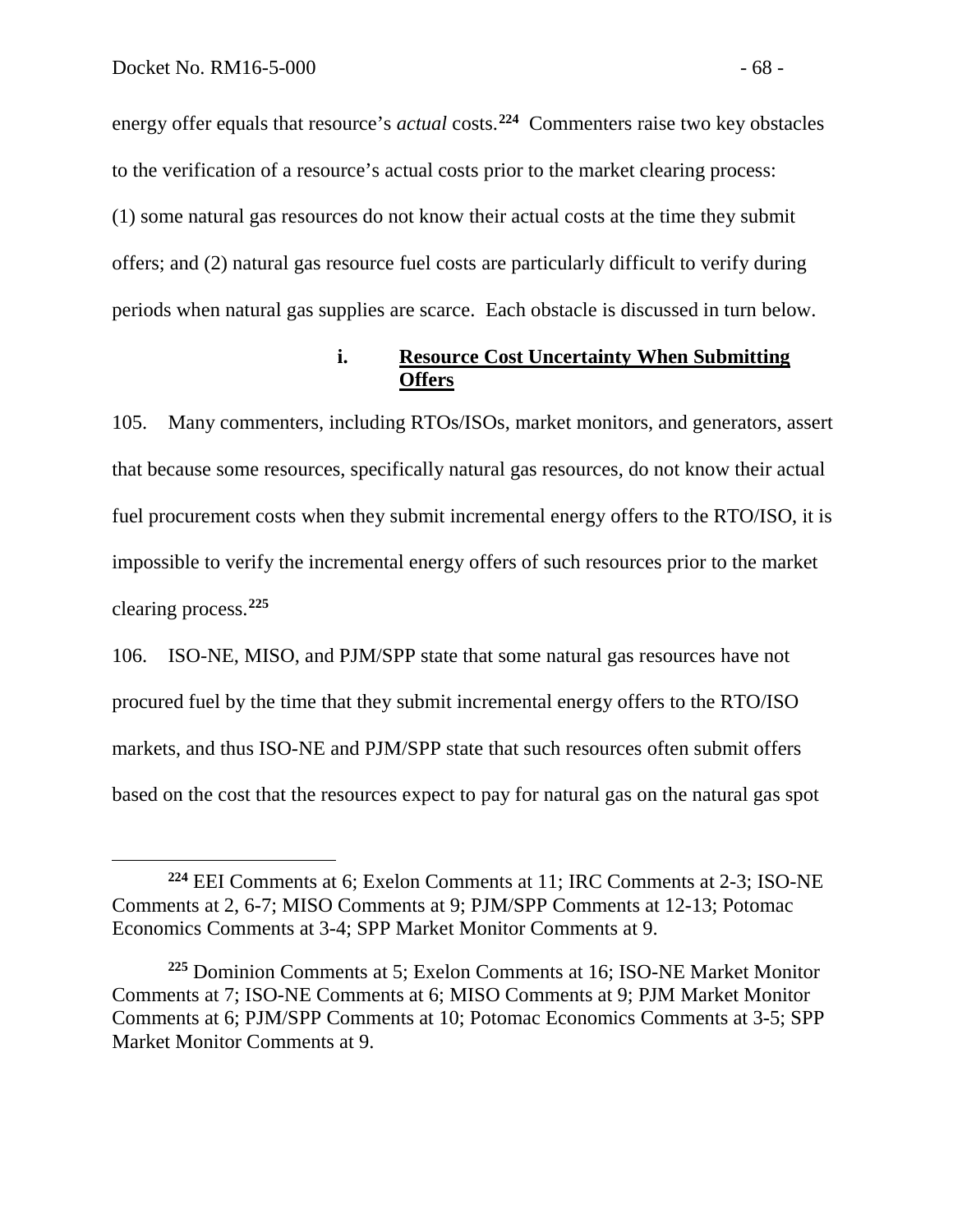energy offer equals that resource's *actual* costs.[224] Commenters raise two key obstacles to the verification of a resource's actual costs prior to the market clearing process: (1) some natural gas resources do not know their actual costs at the time they submit offers; and (2) natural gas resource fuel costs are particularly difficult to verify during periods when natural gas supplies are scarce. Each obstacle is discussed in turn below.

#### i. Resource Cost Uncertainty When Submitting Offers

105. Many commenters, including RTOs/ISOs, market monitors, and generators, assert that because some resources, specifically natural gas resources, do not know their actual fuel procurement costs when they submit incremental energy offers to the RTO/ISO, it is impossible to verify the incremental energy offers of such resources prior to the market clearing process.[225]

106. ISO-NE, MISO, and PJM/SPP state that some natural gas resources have not procured fuel by the time that they submit incremental energy offers to the RTO/ISO markets, and thus ISO-NE and PJM/SPP state that such resources often submit offers based on the cost that the resources expect to pay for natural gas on the natural gas spot

---

[224] EEI Comments at 6; Exelon Comments at 11; IRC Comments at 2-3; ISO-NE Comments at 2, 6-7; MISO Comments at 9; PJM/SPP Comments at 12-13; Potomac Economics Comments at 3-4; SPP Market Monitor Comments at 9.

[225] Dominion Comments at 5; Exelon Comments at 16; ISO-NE Market Monitor Comments at 7; ISO-NE Comments at 6; MISO Comments at 9; PJM Market Monitor Comments at 6; PJM/SPP Comments at 10; Potomac Economics Comments at 3-5; SPP Market Monitor Comments at 9.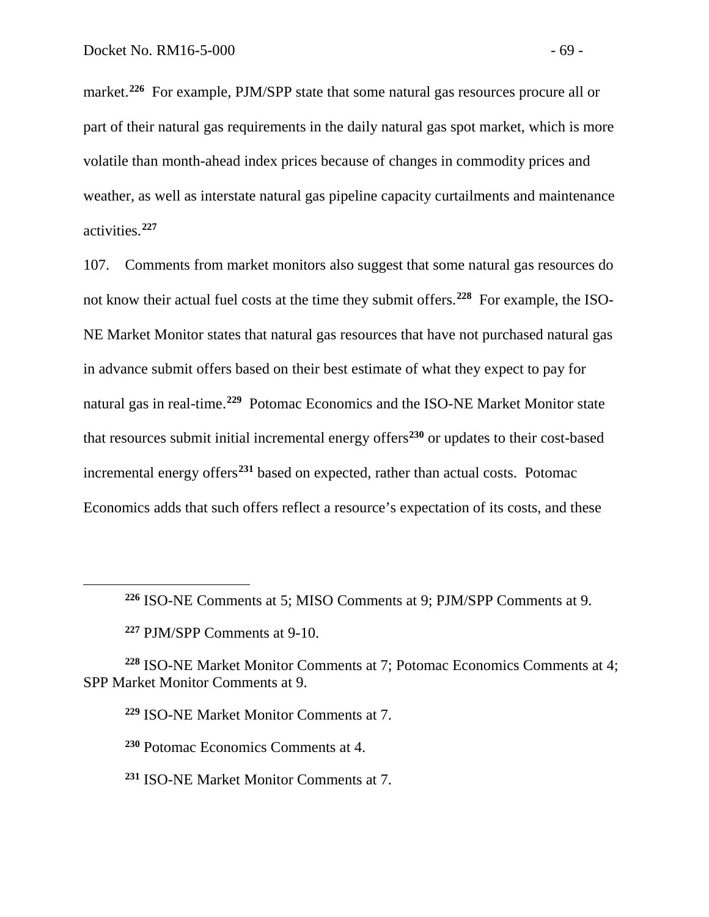market.[226] For example, PJM/SPP state that some natural gas resources procure all or part of their natural gas requirements in the daily natural gas spot market, which is more volatile than month-ahead index prices because of changes in commodity prices and weather, as well as interstate natural gas pipeline capacity curtailments and maintenance activities.[227]

107. Comments from market monitors also suggest that some natural gas resources do not know their actual fuel costs at the time they submit offers.[228] For example, the ISO-NE Market Monitor states that natural gas resources that have not purchased natural gas in advance submit offers based on their best estimate of what they expect to pay for natural gas in real-time.[229] Potomac Economics and the ISO-NE Market Monitor state that resources submit initial incremental energy offers[230] or updates to their cost-based incremental energy offers[231] based on expected, rather than actual costs. Potomac Economics adds that such offers reflect a resource's expectation of its costs, and these

---

[226] ISO-NE Comments at 5; MISO Comments at 9; PJM/SPP Comments at 9.

[227] PJM/SPP Comments at 9-10.

[228] ISO-NE Market Monitor Comments at 7; Potomac Economics Comments at 4; SPP Market Monitor Comments at 9.

[229] ISO-NE Market Monitor Comments at 7.

[230] Potomac Economics Comments at 4.

[231] ISO-NE Market Monitor Comments at 7.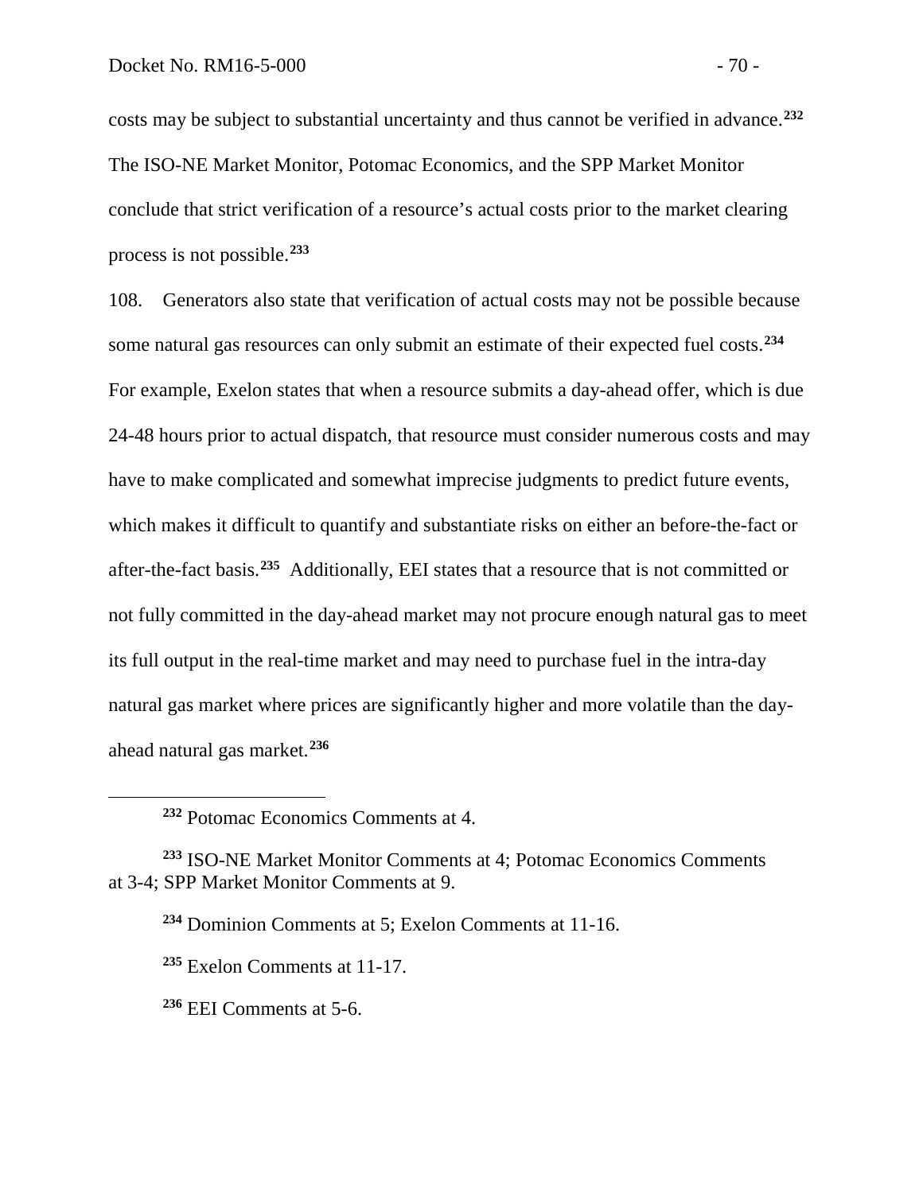costs may be subject to substantial uncertainty and thus cannot be verified in advance.[232] The ISO-NE Market Monitor, Potomac Economics, and the SPP Market Monitor conclude that strict verification of a resource's actual costs prior to the market clearing process is not possible.[233]

108. Generators also state that verification of actual costs may not be possible because some natural gas resources can only submit an estimate of their expected fuel costs.[234] For example, Exelon states that when a resource submits a day-ahead offer, which is due 24-48 hours prior to actual dispatch, that resource must consider numerous costs and may have to make complicated and somewhat imprecise judgments to predict future events, which makes it difficult to quantify and substantiate risks on either an before-the-fact or after-the-fact basis.[235] Additionally, EEI states that a resource that is not committed or not fully committed in the day-ahead market may not procure enough natural gas to meet its full output in the real-time market and may need to purchase fuel in the intra-day natural gas market where prices are significantly higher and more volatile than the day-ahead natural gas market.[236]

---

[232] Potomac Economics Comments at 4.

[233] ISO-NE Market Monitor Comments at 4; Potomac Economics Comments at 3-4; SPP Market Monitor Comments at 9.

[234] Dominion Comments at 5; Exelon Comments at 11-16.

[235] Exelon Comments at 11-17.

[236] EEI Comments at 5-6.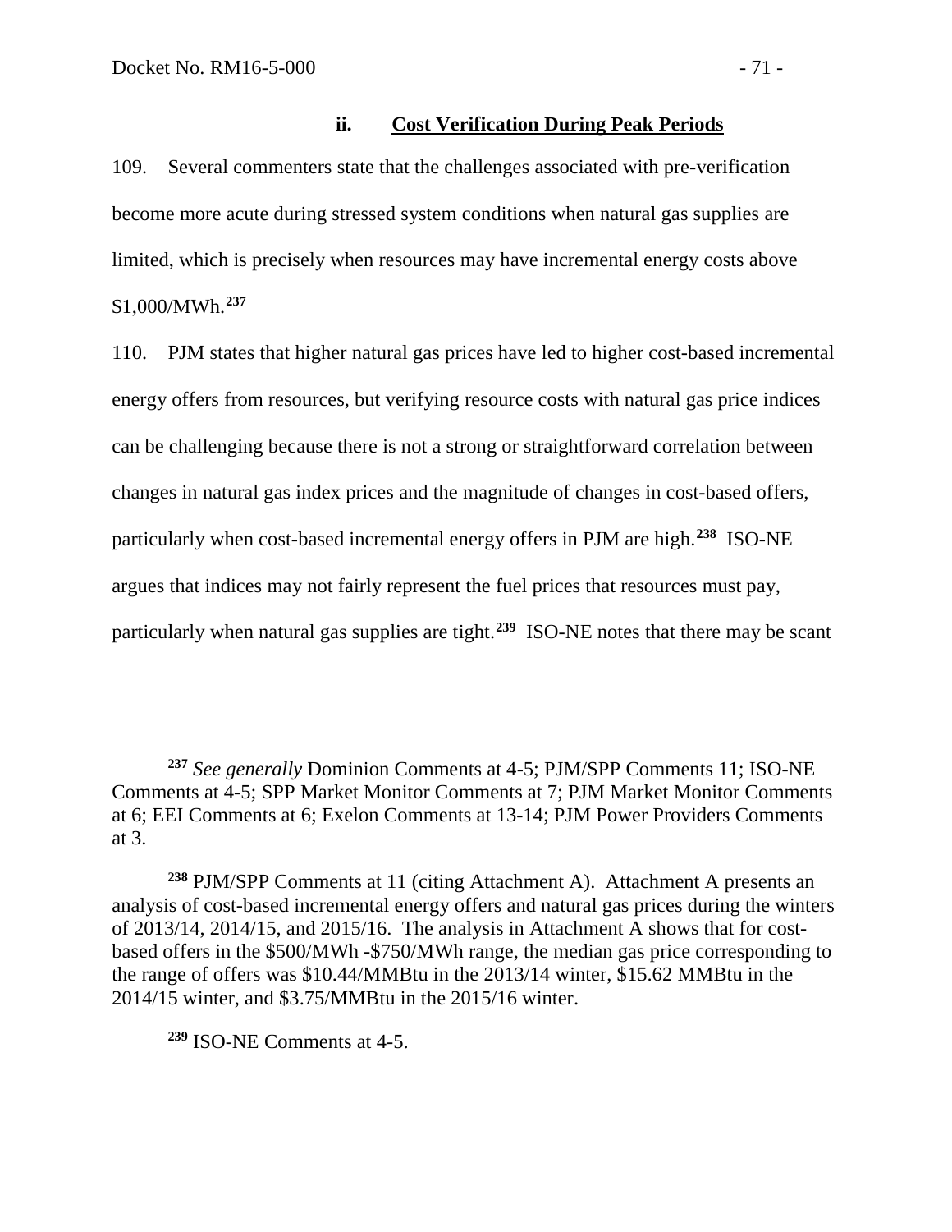### ii. Cost Verification During Peak Periods

109. Several commenters state that the challenges associated with pre-verification become more acute during stressed system conditions when natural gas supplies are limited, which is precisely when resources may have incremental energy costs above $1,000/MWh.[237]

110. PJM states that higher natural gas prices have led to higher cost-based incremental energy offers from resources, but verifying resource costs with natural gas price indices can be challenging because there is not a strong or straightforward correlation between changes in natural gas index prices and the magnitude of changes in cost-based offers, particularly when cost-based incremental energy offers in PJM are high.[238] ISO-NE argues that indices may not fairly represent the fuel prices that resources must pay, particularly when natural gas supplies are tight.[239] ISO-NE notes that there may be scant

---

[237] *See generally* Dominion Comments at 4-5; PJM/SPP Comments 11; ISO-NE Comments at 4-5; SPP Market Monitor Comments at 7; PJM Market Monitor Comments at 6; EEI Comments at 6; Exelon Comments at 13-14; PJM Power Providers Comments at 3.

[238] PJM/SPP Comments at 11 (citing Attachment A). Attachment A presents an analysis of cost-based incremental energy offers and natural gas prices during the winters of 2013/14, 2014/15, and 2015/16. The analysis in Attachment A shows that for cost-based offers in the $500/MWh -$750/MWh range, the median gas price corresponding to the range of offers was $10.44/MMBtu in the 2013/14 winter, $15.62 MMBtu in the 2014/15 winter, and $3.75/MMBtu in the 2015/16 winter.

[239] ISO-NE Comments at 4-5.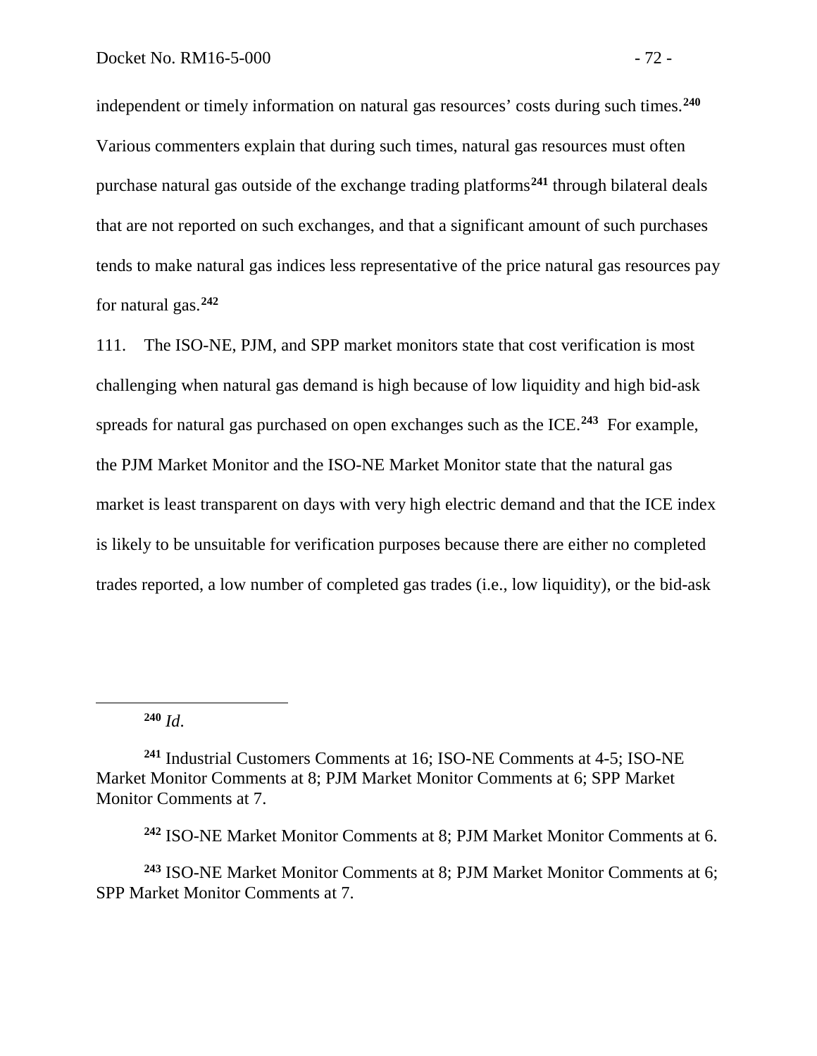independent or timely information on natural gas resources' costs during such times.[240] Various commenters explain that during such times, natural gas resources must often purchase natural gas outside of the exchange trading platforms[241] through bilateral deals that are not reported on such exchanges, and that a significant amount of such purchases tends to make natural gas indices less representative of the price natural gas resources pay for natural gas.[242]

111. The ISO-NE, PJM, and SPP market monitors state that cost verification is most challenging when natural gas demand is high because of low liquidity and high bid-ask spreads for natural gas purchased on open exchanges such as the ICE.[243] For example, the PJM Market Monitor and the ISO-NE Market Monitor state that the natural gas market is least transparent on days with very high electric demand and that the ICE index is likely to be unsuitable for verification purposes because there are either no completed trades reported, a low number of completed gas trades (i.e., low liquidity), or the bid-ask

---

[240] *Id*.

[241] Industrial Customers Comments at 16; ISO-NE Comments at 4-5; ISO-NE Market Monitor Comments at 8; PJM Market Monitor Comments at 6; SPP Market Monitor Comments at 7.

[242] ISO-NE Market Monitor Comments at 8; PJM Market Monitor Comments at 6.

[243] ISO-NE Market Monitor Comments at 8; PJM Market Monitor Comments at 6; SPP Market Monitor Comments at 7.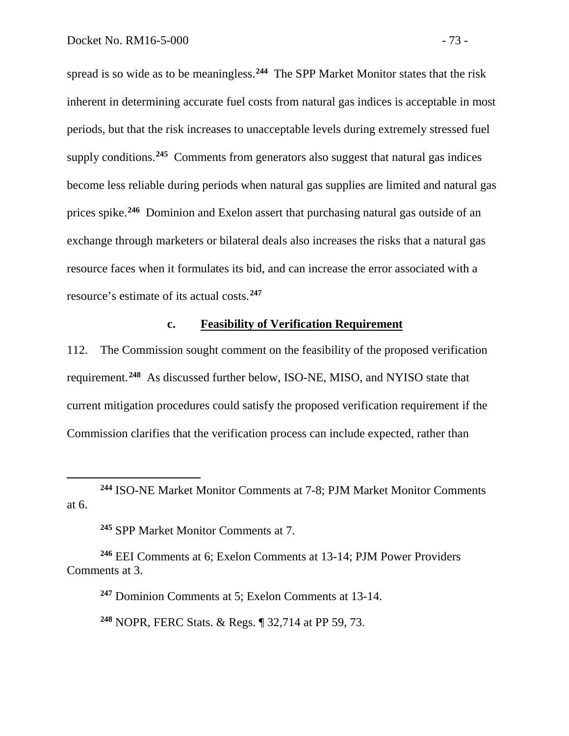spread is so wide as to be meaningless.[244] The SPP Market Monitor states that the risk inherent in determining accurate fuel costs from natural gas indices is acceptable in most periods, but that the risk increases to unacceptable levels during extremely stressed fuel supply conditions.[245] Comments from generators also suggest that natural gas indices become less reliable during periods when natural gas supplies are limited and natural gas prices spike.[246] Dominion and Exelon assert that purchasing natural gas outside of an exchange through marketers or bilateral deals also increases the risks that a natural gas resource faces when it formulates its bid, and can increase the error associated with a resource's estimate of its actual costs.[247]

### c. Feasibility of Verification Requirement

112. The Commission sought comment on the feasibility of the proposed verification requirement.[248] As discussed further below, ISO-NE, MISO, and NYISO state that current mitigation procedures could satisfy the proposed verification requirement if the Commission clarifies that the verification process can include expected, rather than

---

[244] ISO-NE Market Monitor Comments at 7-8; PJM Market Monitor Comments at 6.

[245] SPP Market Monitor Comments at 7.

[246] EEI Comments at 6; Exelon Comments at 13-14; PJM Power Providers Comments at 3.

[247] Dominion Comments at 5; Exelon Comments at 13-14.

[248] NOPR, FERC Stats. & Regs. ¶ 32,714 at PP 59, 73.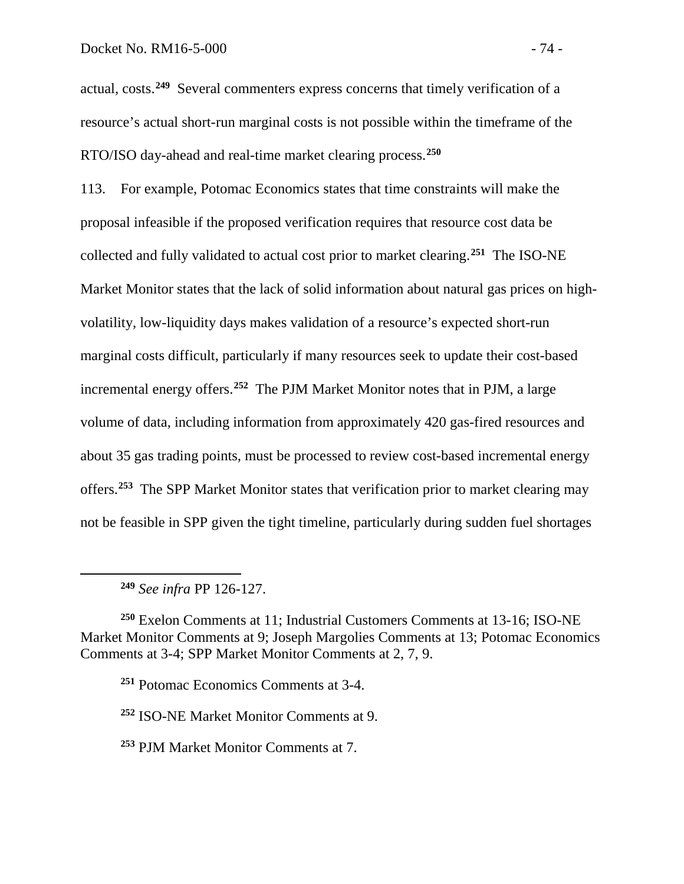actual, costs.[249] Several commenters express concerns that timely verification of a resource's actual short-run marginal costs is not possible within the timeframe of the RTO/ISO day-ahead and real-time market clearing process.[250]

113. For example, Potomac Economics states that time constraints will make the proposal infeasible if the proposed verification requires that resource cost data be collected and fully validated to actual cost prior to market clearing.[251] The ISO-NE Market Monitor states that the lack of solid information about natural gas prices on high-volatility, low-liquidity days makes validation of a resource's expected short-run marginal costs difficult, particularly if many resources seek to update their cost-based incremental energy offers.[252] The PJM Market Monitor notes that in PJM, a large volume of data, including information from approximately 420 gas-fired resources and about 35 gas trading points, must be processed to review cost-based incremental energy offers.[253] The SPP Market Monitor states that verification prior to market clearing may not be feasible in SPP given the tight timeline, particularly during sudden fuel shortages

[249] *See infra* PP 126-127.

[250] Exelon Comments at 11; Industrial Customers Comments at 13-16; ISO-NE Market Monitor Comments at 9; Joseph Margolies Comments at 13; Potomac Economics Comments at 3-4; SPP Market Monitor Comments at 2, 7, 9.

[251] Potomac Economics Comments at 3-4.

[252] ISO-NE Market Monitor Comments at 9.

[253] PJM Market Monitor Comments at 7.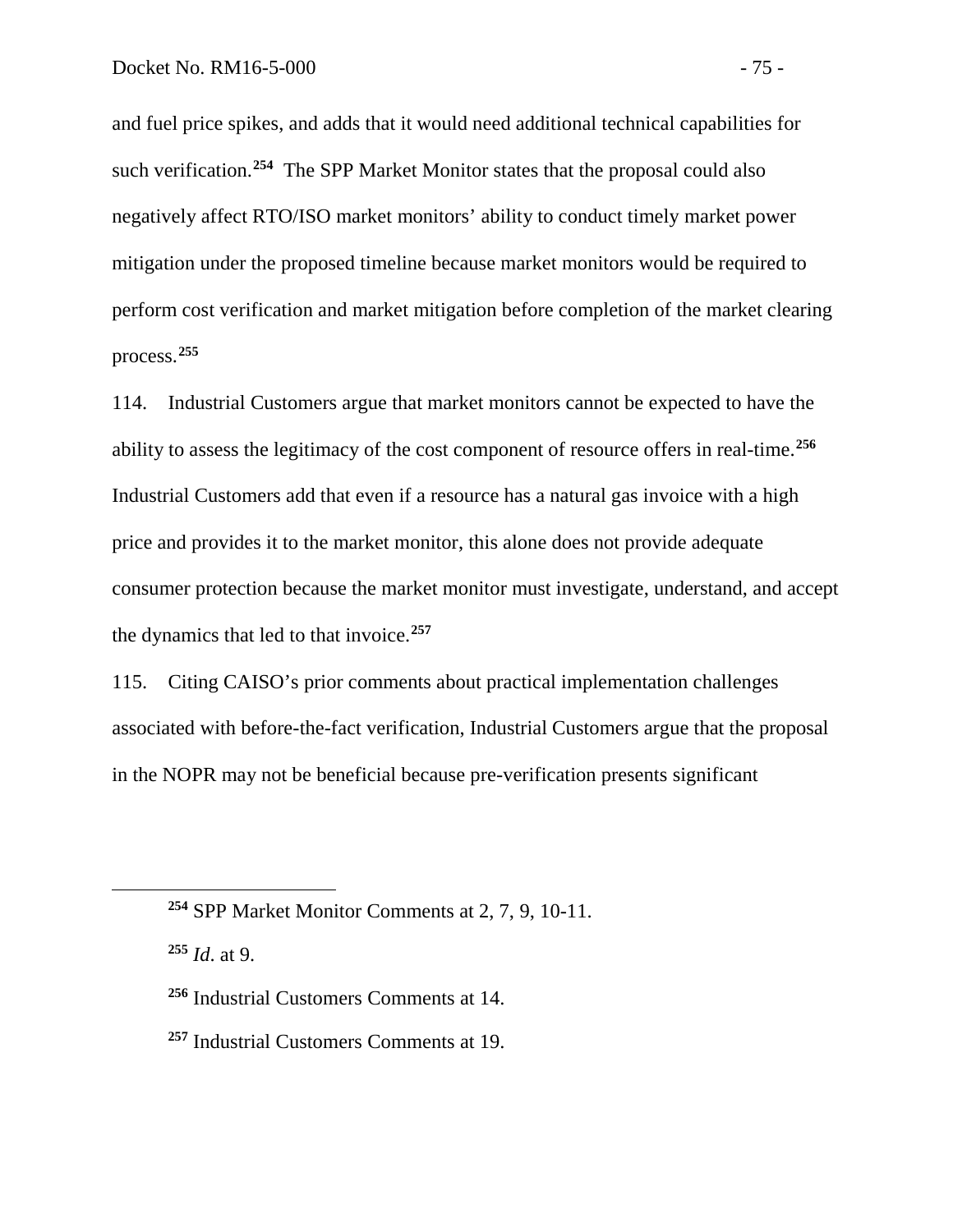and fuel price spikes, and adds that it would need additional technical capabilities for such verification.[254] The SPP Market Monitor states that the proposal could also negatively affect RTO/ISO market monitors' ability to conduct timely market power mitigation under the proposed timeline because market monitors would be required to perform cost verification and market mitigation before completion of the market clearing process.[255]

114. Industrial Customers argue that market monitors cannot be expected to have the ability to assess the legitimacy of the cost component of resource offers in real-time.[256] Industrial Customers add that even if a resource has a natural gas invoice with a high price and provides it to the market monitor, this alone does not provide adequate consumer protection because the market monitor must investigate, understand, and accept the dynamics that led to that invoice.[257]

115. Citing CAISO's prior comments about practical implementation challenges associated with before-the-fact verification, Industrial Customers argue that the proposal in the NOPR may not be beneficial because pre-verification presents significant

---

[254] SPP Market Monitor Comments at 2, 7, 9, 10-11.

[255] *Id*. at 9.

[256] Industrial Customers Comments at 14.

[257] Industrial Customers Comments at 19.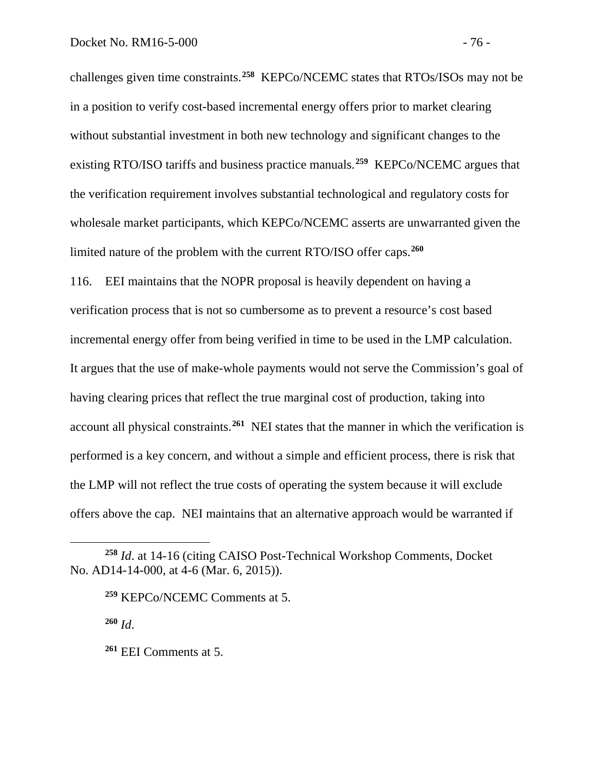challenges given time constraints.[258] KEPCo/NCEMC states that RTOs/ISOs may not be in a position to verify cost-based incremental energy offers prior to market clearing without substantial investment in both new technology and significant changes to the existing RTO/ISO tariffs and business practice manuals.[259] KEPCo/NCEMC argues that the verification requirement involves substantial technological and regulatory costs for wholesale market participants, which KEPCo/NCEMC asserts are unwarranted given the limited nature of the problem with the current RTO/ISO offer caps.[260]

116. EEI maintains that the NOPR proposal is heavily dependent on having a verification process that is not so cumbersome as to prevent a resource's cost based incremental energy offer from being verified in time to be used in the LMP calculation. It argues that the use of make-whole payments would not serve the Commission's goal of having clearing prices that reflect the true marginal cost of production, taking into account all physical constraints.[261] NEI states that the manner in which the verification is performed is a key concern, and without a simple and efficient process, there is risk that the LMP will not reflect the true costs of operating the system because it will exclude offers above the cap. NEI maintains that an alternative approach would be warranted if

---

[258] *Id*. at 14-16 (citing CAISO Post-Technical Workshop Comments, Docket No. AD14-14-000, at 4-6 (Mar. 6, 2015)).

[259] KEPCo/NCEMC Comments at 5.

[260] *Id*.

[261] EEI Comments at 5.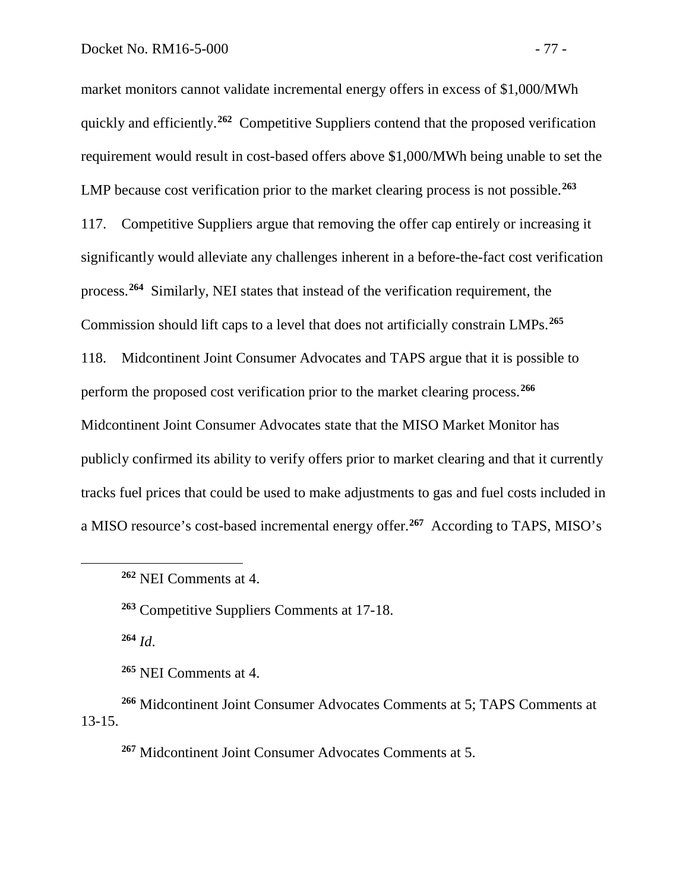market monitors cannot validate incremental energy offers in excess of $1,000/MWh quickly and efficiently.[262] Competitive Suppliers contend that the proposed verification requirement would result in cost-based offers above $1,000/MWh being unable to set the LMP because cost verification prior to the market clearing process is not possible.[263]

117. Competitive Suppliers argue that removing the offer cap entirely or increasing it significantly would alleviate any challenges inherent in a before-the-fact cost verification process.[264] Similarly, NEI states that instead of the verification requirement, the Commission should lift caps to a level that does not artificially constrain LMPs.[265]

118. Midcontinent Joint Consumer Advocates and TAPS argue that it is possible to perform the proposed cost verification prior to the market clearing process.[266] Midcontinent Joint Consumer Advocates state that the MISO Market Monitor has publicly confirmed its ability to verify offers prior to market clearing and that it currently tracks fuel prices that could be used to make adjustments to gas and fuel costs included in a MISO resource's cost-based incremental energy offer.[267] According to TAPS, MISO's

---

[262] NEI Comments at 4.

[263] Competitive Suppliers Comments at 17-18.

[264] *Id*.

[265] NEI Comments at 4.

[266] Midcontinent Joint Consumer Advocates Comments at 5; TAPS Comments at 13-15.

[267] Midcontinent Joint Consumer Advocates Comments at 5.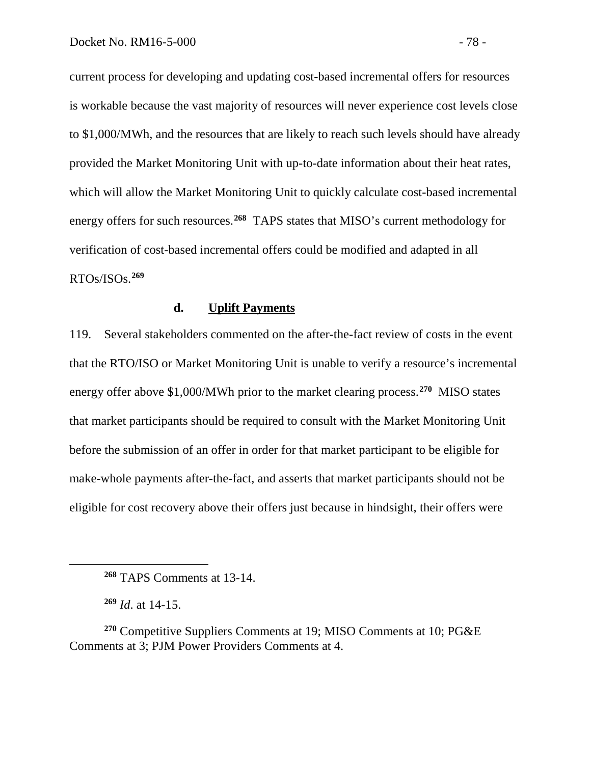current process for developing and updating cost-based incremental offers for resources is workable because the vast majority of resources will never experience cost levels close to $1,000/MWh, and the resources that are likely to reach such levels should have already provided the Market Monitoring Unit with up-to-date information about their heat rates, which will allow the Market Monitoring Unit to quickly calculate cost-based incremental energy offers for such resources.[268] TAPS states that MISO's current methodology for verification of cost-based incremental offers could be modified and adapted in all RTOs/ISOs.[269]

#### d. Uplift Payments

119. Several stakeholders commented on the after-the-fact review of costs in the event that the RTO/ISO or Market Monitoring Unit is unable to verify a resource's incremental energy offer above $1,000/MWh prior to the market clearing process.[270] MISO states that market participants should be required to consult with the Market Monitoring Unit before the submission of an offer in order for that market participant to be eligible for make-whole payments after-the-fact, and asserts that market participants should not be eligible for cost recovery above their offers just because in hindsight, their offers were

---

[268] TAPS Comments at 13-14.

[269] *Id*. at 14-15.

[270] Competitive Suppliers Comments at 19; MISO Comments at 10; PG&E Comments at 3; PJM Power Providers Comments at 4.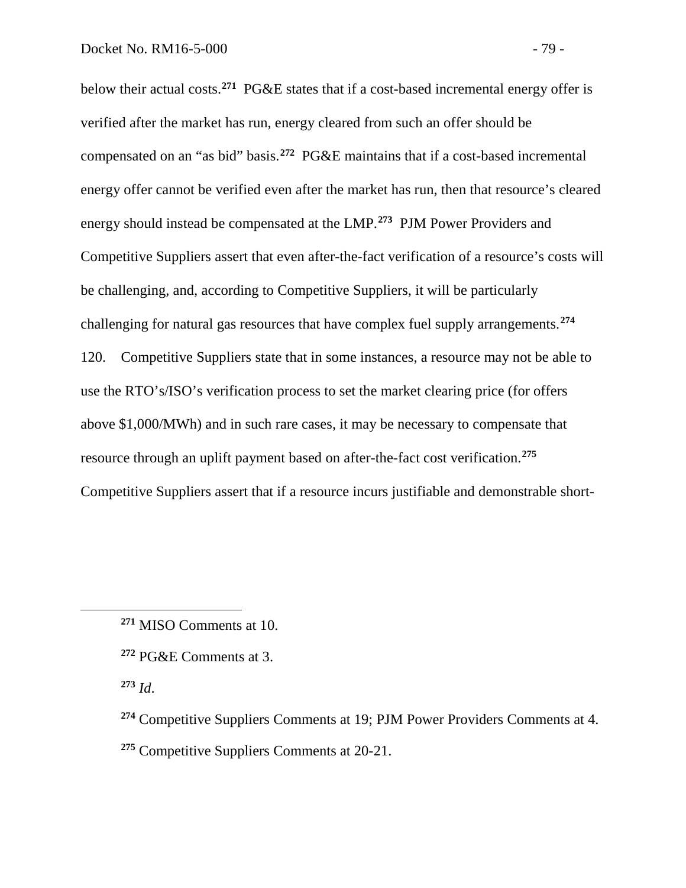below their actual costs.[271] PG&E states that if a cost-based incremental energy offer is verified after the market has run, energy cleared from such an offer should be compensated on an "as bid" basis.[272] PG&E maintains that if a cost-based incremental energy offer cannot be verified even after the market has run, then that resource's cleared energy should instead be compensated at the LMP.[273] PJM Power Providers and Competitive Suppliers assert that even after-the-fact verification of a resource's costs will be challenging, and, according to Competitive Suppliers, it will be particularly challenging for natural gas resources that have complex fuel supply arrangements.[274]

120. Competitive Suppliers state that in some instances, a resource may not be able to use the RTO's/ISO's verification process to set the market clearing price (for offers above $1,000/MWh) and in such rare cases, it may be necessary to compensate that resource through an uplift payment based on after-the-fact cost verification.[275] Competitive Suppliers assert that if a resource incurs justifiable and demonstrable short-

---

[271] MISO Comments at 10.

[272] PG&E Comments at 3.

[273] *Id*.

[274] Competitive Suppliers Comments at 19; PJM Power Providers Comments at 4.

[275] Competitive Suppliers Comments at 20-21.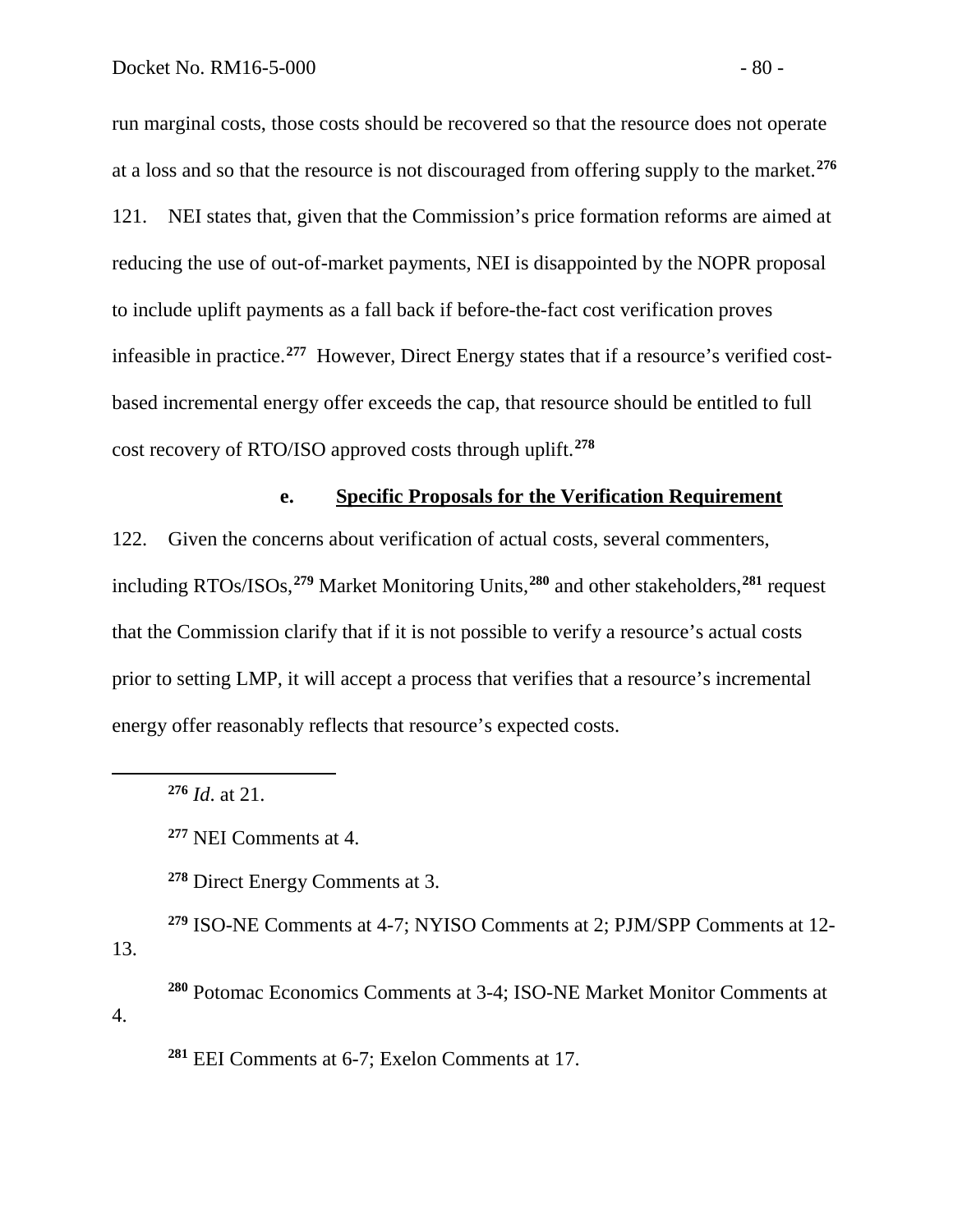run marginal costs, those costs should be recovered so that the resource does not operate at a loss and so that the resource is not discouraged from offering supply to the market.[276]

121. NEI states that, given that the Commission's price formation reforms are aimed at reducing the use of out-of-market payments, NEI is disappointed by the NOPR proposal to include uplift payments as a fall back if before-the-fact cost verification proves infeasible in practice.[277] However, Direct Energy states that if a resource's verified cost-based incremental energy offer exceeds the cap, that resource should be entitled to full cost recovery of RTO/ISO approved costs through uplift.[278]

#### e. Specific Proposals for the Verification Requirement

122. Given the concerns about verification of actual costs, several commenters, including RTOs/ISOs,[279] Market Monitoring Units,[280] and other stakeholders,[281] request that the Commission clarify that if it is not possible to verify a resource's actual costs prior to setting LMP, it will accept a process that verifies that a resource's incremental energy offer reasonably reflects that resource's expected costs.

---

[276] *Id*. at 21.

[277] NEI Comments at 4.

[278] Direct Energy Comments at 3.

[279] ISO-NE Comments at 4-7; NYISO Comments at 2; PJM/SPP Comments at 12-13.

[280] Potomac Economics Comments at 3-4; ISO-NE Market Monitor Comments at 4.

[281] EEI Comments at 6-7; Exelon Comments at 17.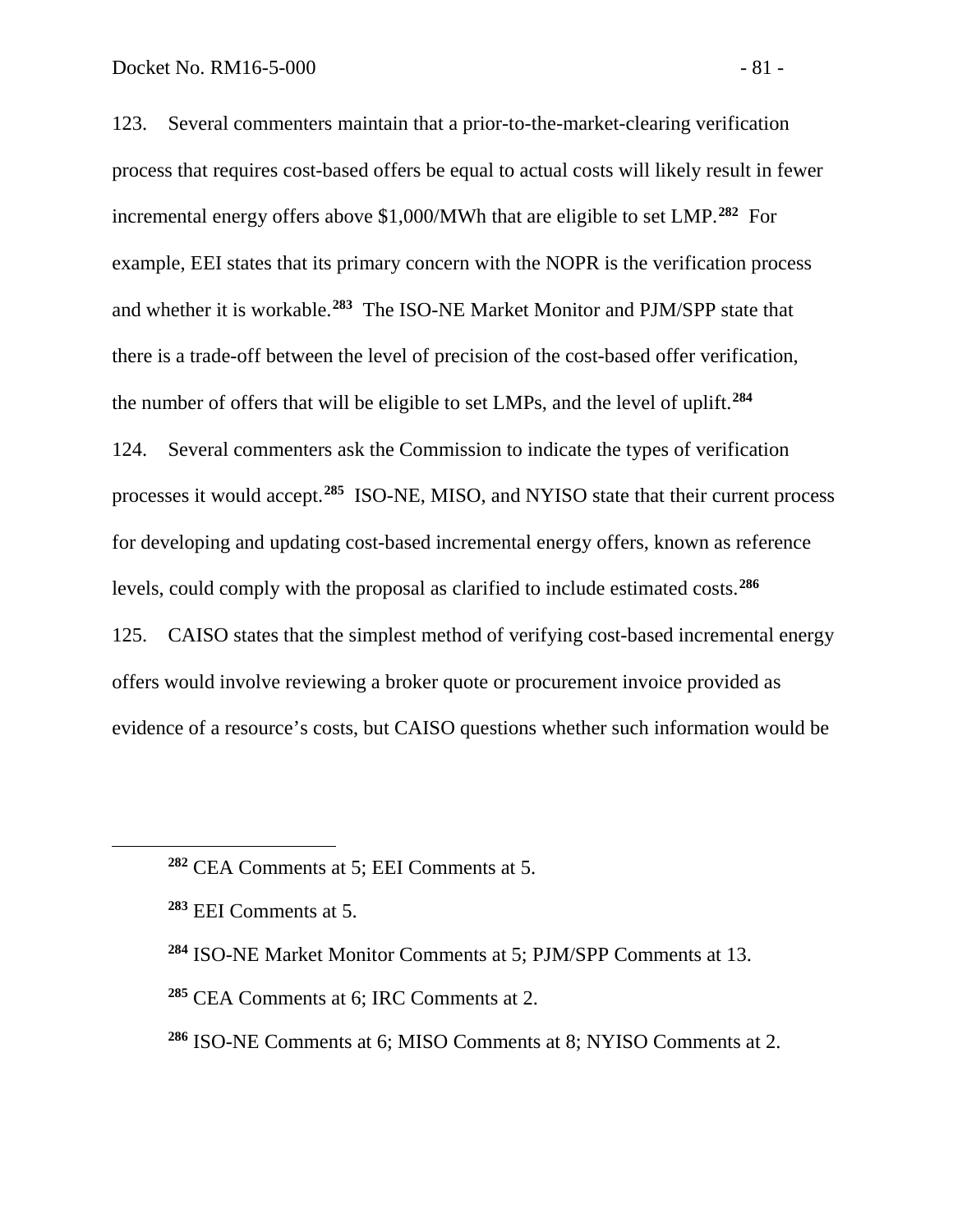123. Several commenters maintain that a prior-to-the-market-clearing verification process that requires cost-based offers be equal to actual costs will likely result in fewer incremental energy offers above $1,000/MWh that are eligible to set LMP.[282] For example, EEI states that its primary concern with the NOPR is the verification process and whether it is workable.[283] The ISO-NE Market Monitor and PJM/SPP state that there is a trade-off between the level of precision of the cost-based offer verification, the number of offers that will be eligible to set LMPs, and the level of uplift.[284]

124. Several commenters ask the Commission to indicate the types of verification processes it would accept.[285] ISO-NE, MISO, and NYISO state that their current process for developing and updating cost-based incremental energy offers, known as reference levels, could comply with the proposal as clarified to include estimated costs.[286]

125. CAISO states that the simplest method of verifying cost-based incremental energy offers would involve reviewing a broker quote or procurement invoice provided as evidence of a resource's costs, but CAISO questions whether such information would be

---

[282] CEA Comments at 5; EEI Comments at 5.

[283] EEI Comments at 5.

[284] ISO-NE Market Monitor Comments at 5; PJM/SPP Comments at 13.

[285] CEA Comments at 6; IRC Comments at 2.

[286] ISO-NE Comments at 6; MISO Comments at 8; NYISO Comments at 2.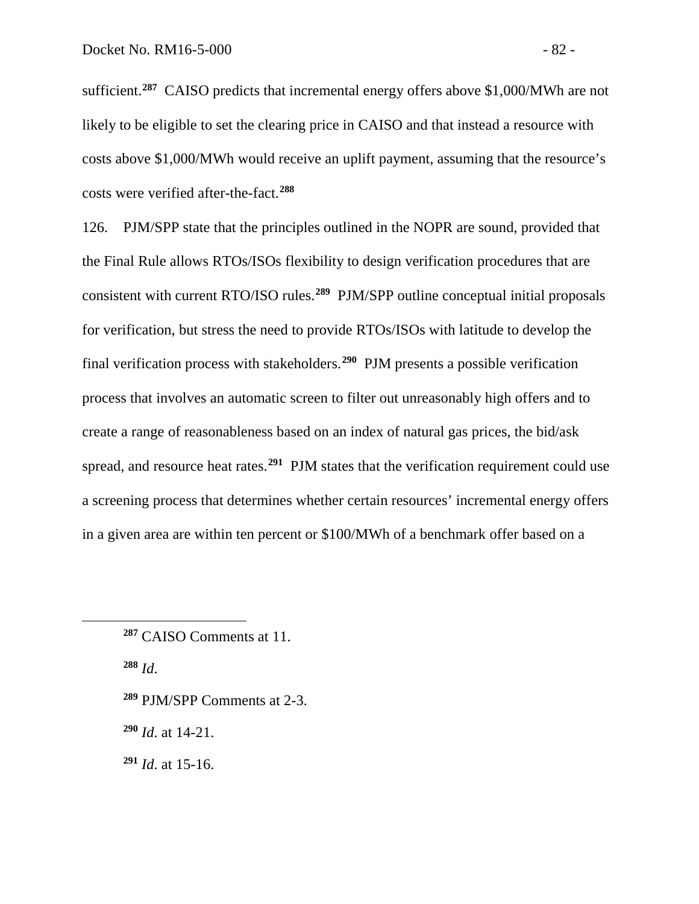sufficient.[287] CAISO predicts that incremental energy offers above $1,000/MWh are not likely to be eligible to set the clearing price in CAISO and that instead a resource with costs above $1,000/MWh would receive an uplift payment, assuming that the resource's costs were verified after-the-fact.[288]

126. PJM/SPP state that the principles outlined in the NOPR are sound, provided that the Final Rule allows RTOs/ISOs flexibility to design verification procedures that are consistent with current RTO/ISO rules.[289] PJM/SPP outline conceptual initial proposals for verification, but stress the need to provide RTOs/ISOs with latitude to develop the final verification process with stakeholders.[290] PJM presents a possible verification process that involves an automatic screen to filter out unreasonably high offers and to create a range of reasonableness based on an index of natural gas prices, the bid/ask spread, and resource heat rates.[291] PJM states that the verification requirement could use a screening process that determines whether certain resources' incremental energy offers in a given area are within ten percent or $100/MWh of a benchmark offer based on a

---

[287] CAISO Comments at 11.

[288] *Id*.

[289] PJM/SPP Comments at 2-3.

[290] *Id*. at 14-21.

[291] *Id*. at 15-16.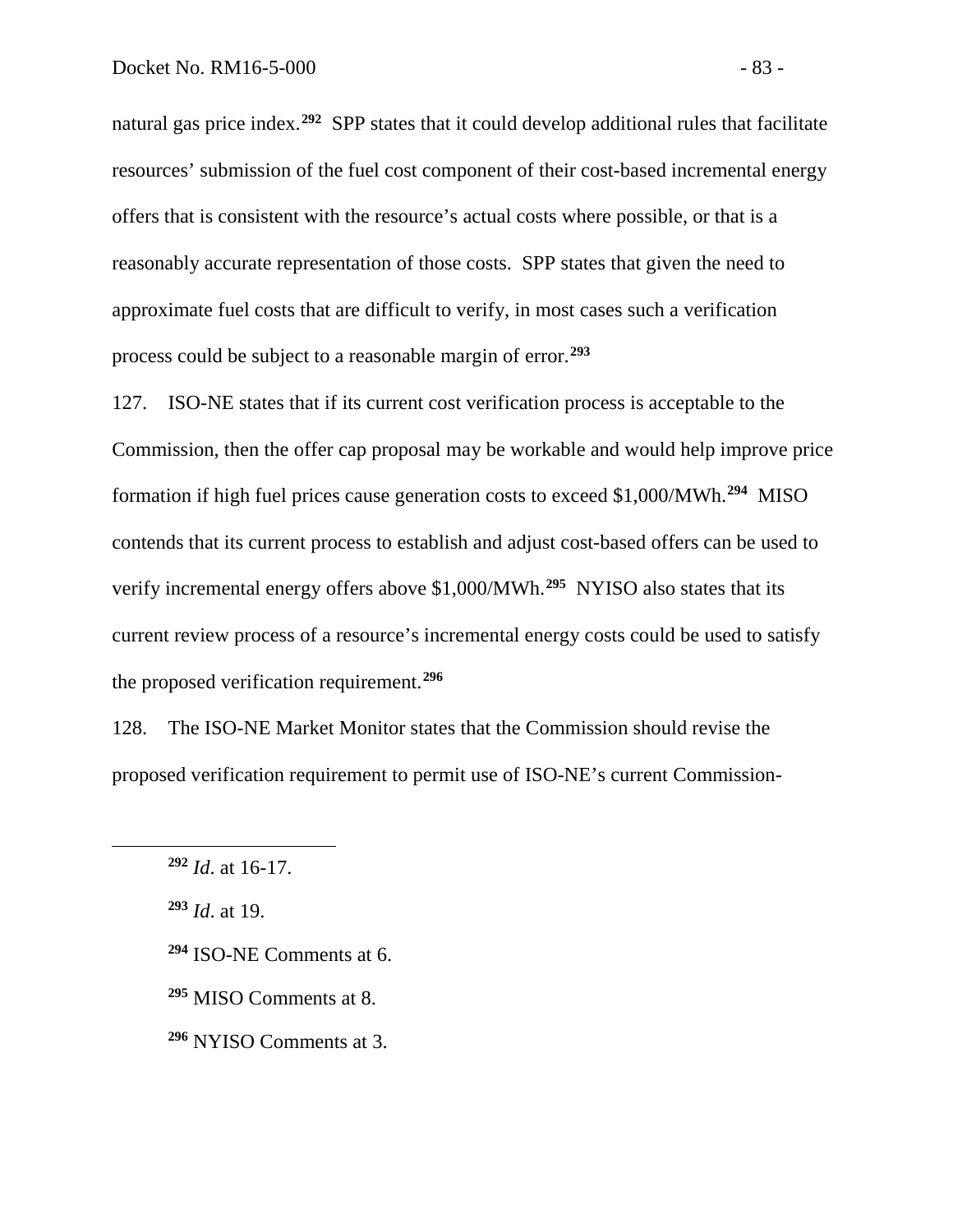natural gas price index.[292] SPP states that it could develop additional rules that facilitate resources' submission of the fuel cost component of their cost-based incremental energy offers that is consistent with the resource's actual costs where possible, or that is a reasonably accurate representation of those costs. SPP states that given the need to approximate fuel costs that are difficult to verify, in most cases such a verification process could be subject to a reasonable margin of error.[293]

127. ISO-NE states that if its current cost verification process is acceptable to the Commission, then the offer cap proposal may be workable and would help improve price formation if high fuel prices cause generation costs to exceed $1,000/MWh.[294] MISO contends that its current process to establish and adjust cost-based offers can be used to verify incremental energy offers above $1,000/MWh.[295] NYISO also states that its current review process of a resource's incremental energy costs could be used to satisfy the proposed verification requirement.[296]

128. The ISO-NE Market Monitor states that the Commission should revise the proposed verification requirement to permit use of ISO-NE's current Commission-

---

[292] *Id*. at 16-17.

[293] *Id*. at 19.

[294] ISO-NE Comments at 6.

[295] MISO Comments at 8.

[296] NYISO Comments at 3.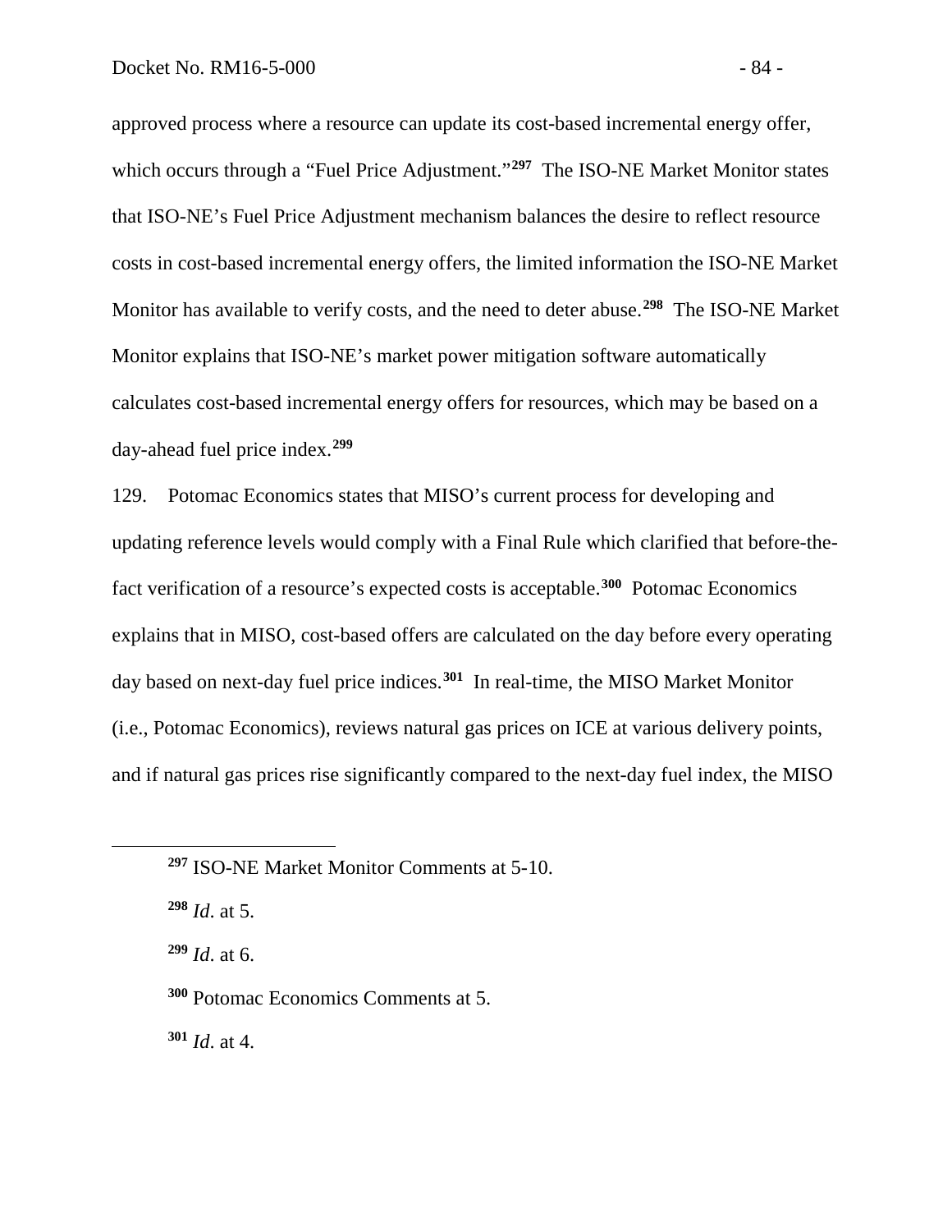approved process where a resource can update its cost-based incremental energy offer, which occurs through a "Fuel Price Adjustment."[297] The ISO-NE Market Monitor states that ISO-NE's Fuel Price Adjustment mechanism balances the desire to reflect resource costs in cost-based incremental energy offers, the limited information the ISO-NE Market Monitor has available to verify costs, and the need to deter abuse.[298] The ISO-NE Market Monitor explains that ISO-NE's market power mitigation software automatically calculates cost-based incremental energy offers for resources, which may be based on a day-ahead fuel price index.[299]

129. Potomac Economics states that MISO's current process for developing and updating reference levels would comply with a Final Rule which clarified that before-the-fact verification of a resource's expected costs is acceptable.[300] Potomac Economics explains that in MISO, cost-based offers are calculated on the day before every operating day based on next-day fuel price indices.[301] In real-time, the MISO Market Monitor (i.e., Potomac Economics), reviews natural gas prices on ICE at various delivery points, and if natural gas prices rise significantly compared to the next-day fuel index, the MISO

---

[297] ISO-NE Market Monitor Comments at 5-10.

[298] *Id*. at 5.

[299] *Id*. at 6.

[300] Potomac Economics Comments at 5.

[301] *Id*. at 4.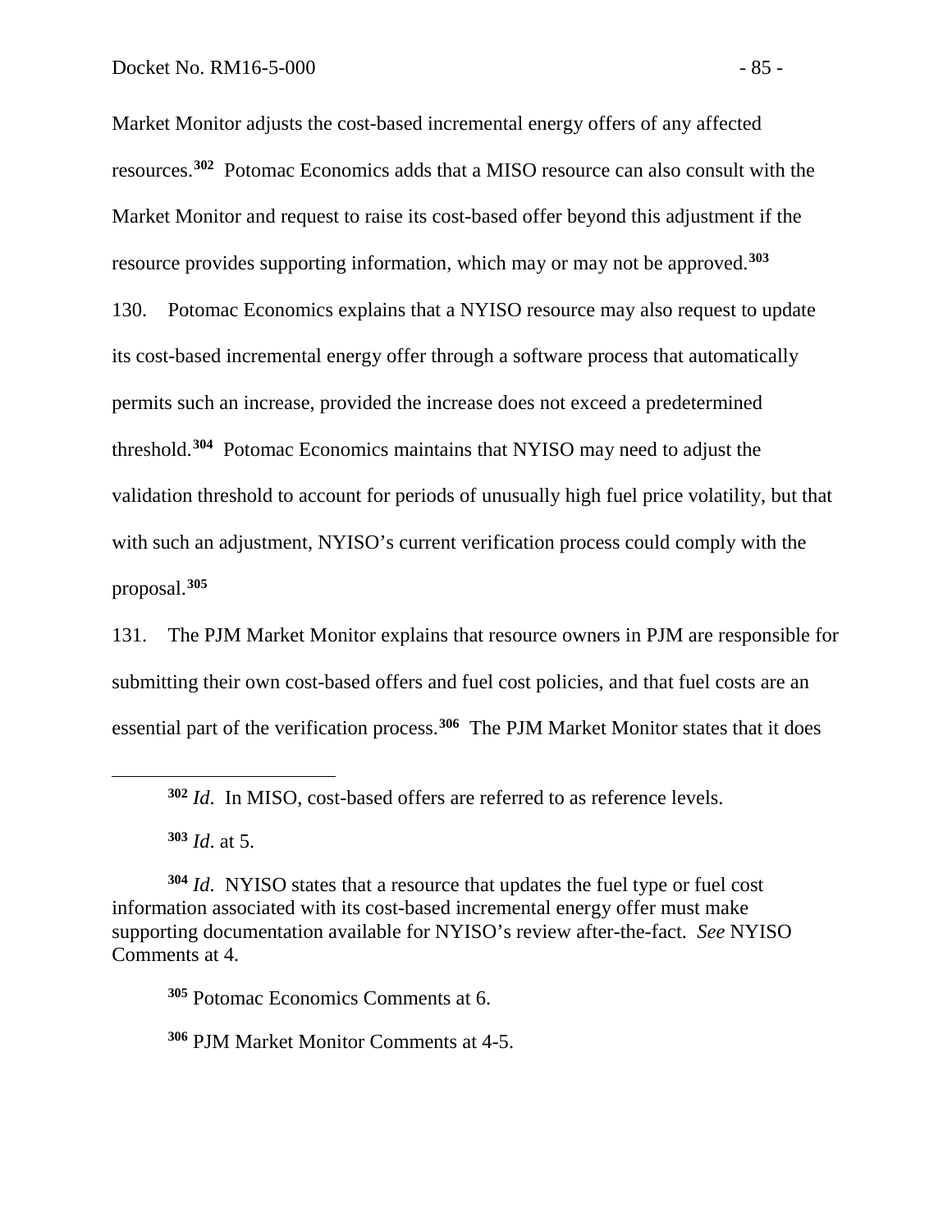Market Monitor adjusts the cost-based incremental energy offers of any affected resources.[302] Potomac Economics adds that a MISO resource can also consult with the Market Monitor and request to raise its cost-based offer beyond this adjustment if the resource provides supporting information, which may or may not be approved.[303]

130. Potomac Economics explains that a NYISO resource may also request to update its cost-based incremental energy offer through a software process that automatically permits such an increase, provided the increase does not exceed a predetermined threshold.[304] Potomac Economics maintains that NYISO may need to adjust the validation threshold to account for periods of unusually high fuel price volatility, but that with such an adjustment, NYISO's current verification process could comply with the proposal.[305]

131. The PJM Market Monitor explains that resource owners in PJM are responsible for submitting their own cost-based offers and fuel cost policies, and that fuel costs are an essential part of the verification process.[306] The PJM Market Monitor states that it does

---

[302] *Id*. In MISO, cost-based offers are referred to as reference levels.

[303] *Id*. at 5.

[304] *Id*. NYISO states that a resource that updates the fuel type or fuel cost information associated with its cost-based incremental energy offer must make supporting documentation available for NYISO's review after-the-fact. *See* NYISO Comments at 4.

[305] Potomac Economics Comments at 6.

[306] PJM Market Monitor Comments at 4-5.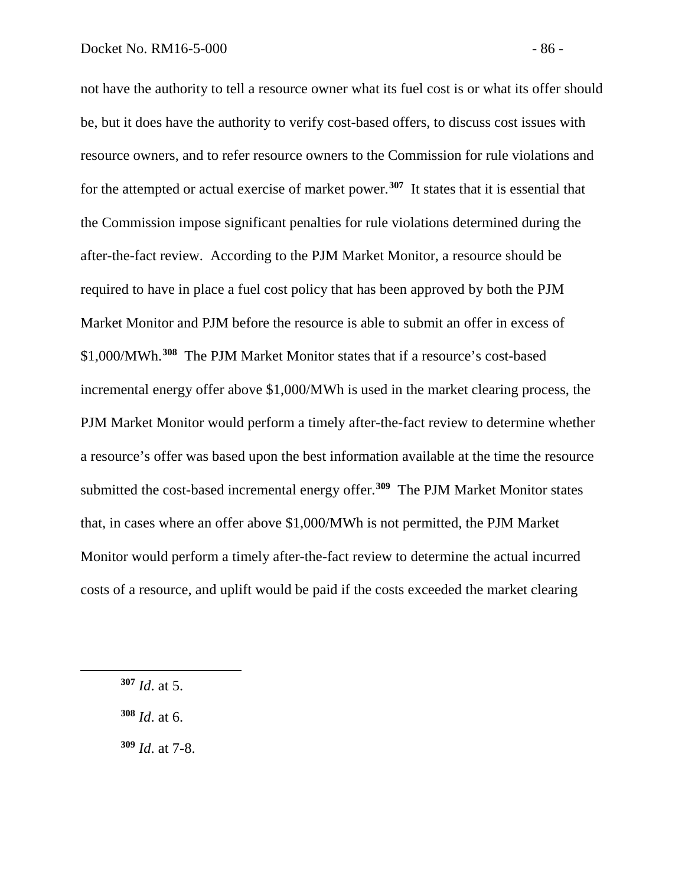not have the authority to tell a resource owner what its fuel cost is or what its offer should be, but it does have the authority to verify cost-based offers, to discuss cost issues with resource owners, and to refer resource owners to the Commission for rule violations and for the attempted or actual exercise of market power.[307] It states that it is essential that the Commission impose significant penalties for rule violations determined during the after-the-fact review. According to the PJM Market Monitor, a resource should be required to have in place a fuel cost policy that has been approved by both the PJM Market Monitor and PJM before the resource is able to submit an offer in excess of $1,000/MWh.[308] The PJM Market Monitor states that if a resource's cost-based incremental energy offer above $1,000/MWh is used in the market clearing process, the PJM Market Monitor would perform a timely after-the-fact review to determine whether a resource's offer was based upon the best information available at the time the resource submitted the cost-based incremental energy offer.[309] The PJM Market Monitor states that, in cases where an offer above $1,000/MWh is not permitted, the PJM Market Monitor would perform a timely after-the-fact review to determine the actual incurred costs of a resource, and uplift would be paid if the costs exceeded the market clearing

---

[307] *Id*. at 5.

[308] *Id*. at 6.

[309] *Id*. at 7-8.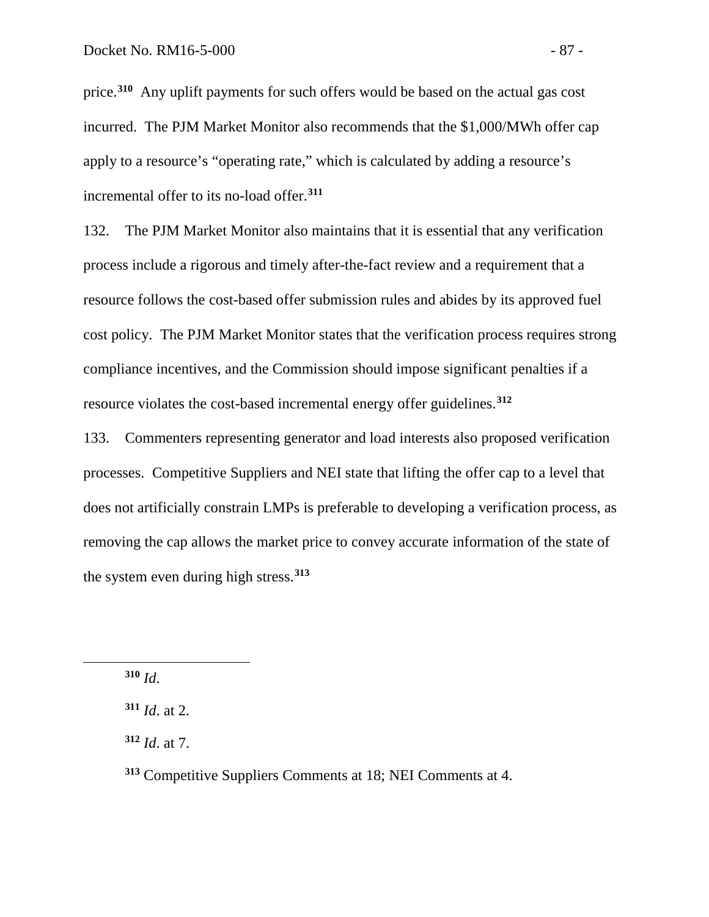price.[310] Any uplift payments for such offers would be based on the actual gas cost incurred. The PJM Market Monitor also recommends that the $1,000/MWh offer cap apply to a resource's "operating rate," which is calculated by adding a resource's incremental offer to its no-load offer.[311]

132. The PJM Market Monitor also maintains that it is essential that any verification process include a rigorous and timely after-the-fact review and a requirement that a resource follows the cost-based offer submission rules and abides by its approved fuel cost policy. The PJM Market Monitor states that the verification process requires strong compliance incentives, and the Commission should impose significant penalties if a resource violates the cost-based incremental energy offer guidelines.[312]

133. Commenters representing generator and load interests also proposed verification processes. Competitive Suppliers and NEI state that lifting the offer cap to a level that does not artificially constrain LMPs is preferable to developing a verification process, as removing the cap allows the market price to convey accurate information of the state of the system even during high stress.[313]

---

[310] *Id*.

[311] *Id*. at 2.

[312] *Id*. at 7.

[313] Competitive Suppliers Comments at 18; NEI Comments at 4.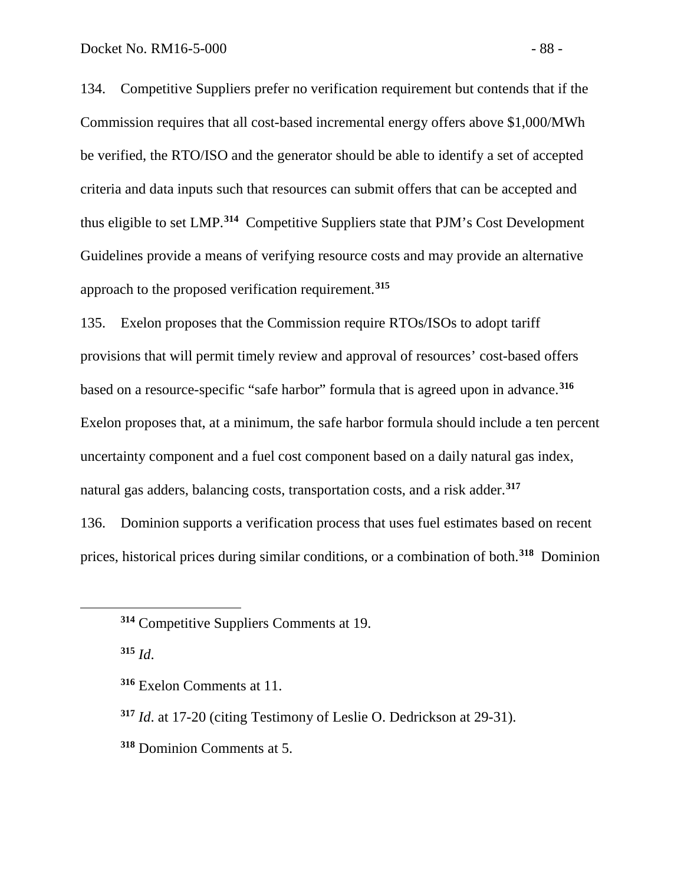134. Competitive Suppliers prefer no verification requirement but contends that if the Commission requires that all cost-based incremental energy offers above $1,000/MWh be verified, the RTO/ISO and the generator should be able to identify a set of accepted criteria and data inputs such that resources can submit offers that can be accepted and thus eligible to set LMP.[314] Competitive Suppliers state that PJM's Cost Development Guidelines provide a means of verifying resource costs and may provide an alternative approach to the proposed verification requirement.[315]

135. Exelon proposes that the Commission require RTOs/ISOs to adopt tariff provisions that will permit timely review and approval of resources' cost-based offers based on a resource-specific "safe harbor" formula that is agreed upon in advance.[316] Exelon proposes that, at a minimum, the safe harbor formula should include a ten percent uncertainty component and a fuel cost component based on a daily natural gas index, natural gas adders, balancing costs, transportation costs, and a risk adder.[317]

136. Dominion supports a verification process that uses fuel estimates based on recent prices, historical prices during similar conditions, or a combination of both.[318] Dominion

---

[314] Competitive Suppliers Comments at 19.

[315] *Id*.

[316] Exelon Comments at 11.

[317] *Id*. at 17-20 (citing Testimony of Leslie O. Dedrickson at 29-31).

[318] Dominion Comments at 5.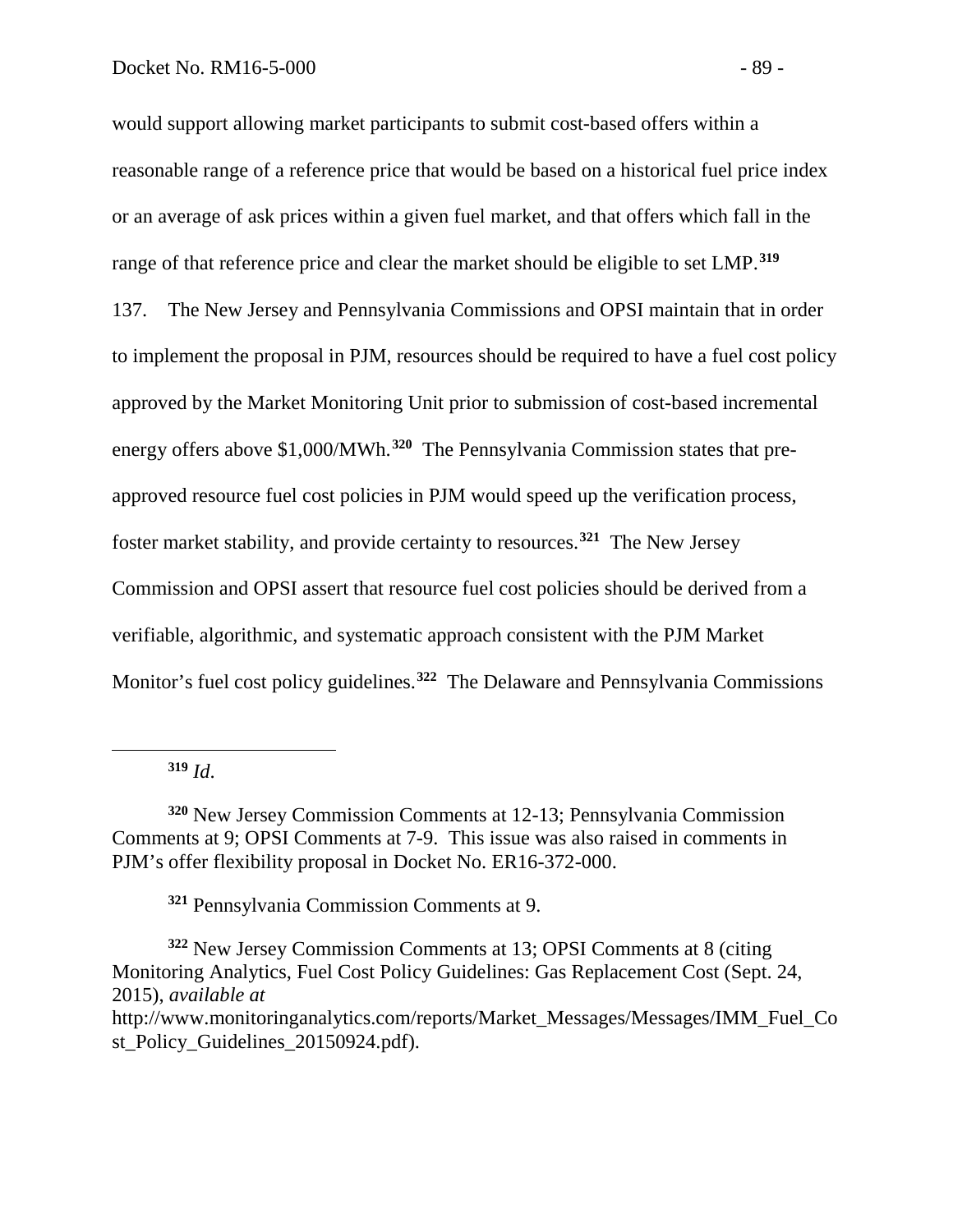would support allowing market participants to submit cost-based offers within a reasonable range of a reference price that would be based on a historical fuel price index or an average of ask prices within a given fuel market, and that offers which fall in the range of that reference price and clear the market should be eligible to set LMP.[319]

137. The New Jersey and Pennsylvania Commissions and OPSI maintain that in order to implement the proposal in PJM, resources should be required to have a fuel cost policy approved by the Market Monitoring Unit prior to submission of cost-based incremental energy offers above $1,000/MWh.[320] The Pennsylvania Commission states that pre-approved resource fuel cost policies in PJM would speed up the verification process, foster market stability, and provide certainty to resources.[321] The New Jersey Commission and OPSI assert that resource fuel cost policies should be derived from a verifiable, algorithmic, and systematic approach consistent with the PJM Market Monitor's fuel cost policy guidelines.[322] The Delaware and Pennsylvania Commissions

---

[319] *Id*.

[320] New Jersey Commission Comments at 12-13; Pennsylvania Commission Comments at 9; OPSI Comments at 7-9. This issue was also raised in comments in PJM's offer flexibility proposal in Docket No. ER16-372-000.

[321] Pennsylvania Commission Comments at 9.

[322] New Jersey Commission Comments at 13; OPSI Comments at 8 (citing Monitoring Analytics, Fuel Cost Policy Guidelines: Gas Replacement Cost (Sept. 24, 2015), *available at* http://www.monitoringanalytics.com/reports/Market_Messages/Messages/IMM_Fuel_Cost_Policy_Guidelines_20150924.pdf).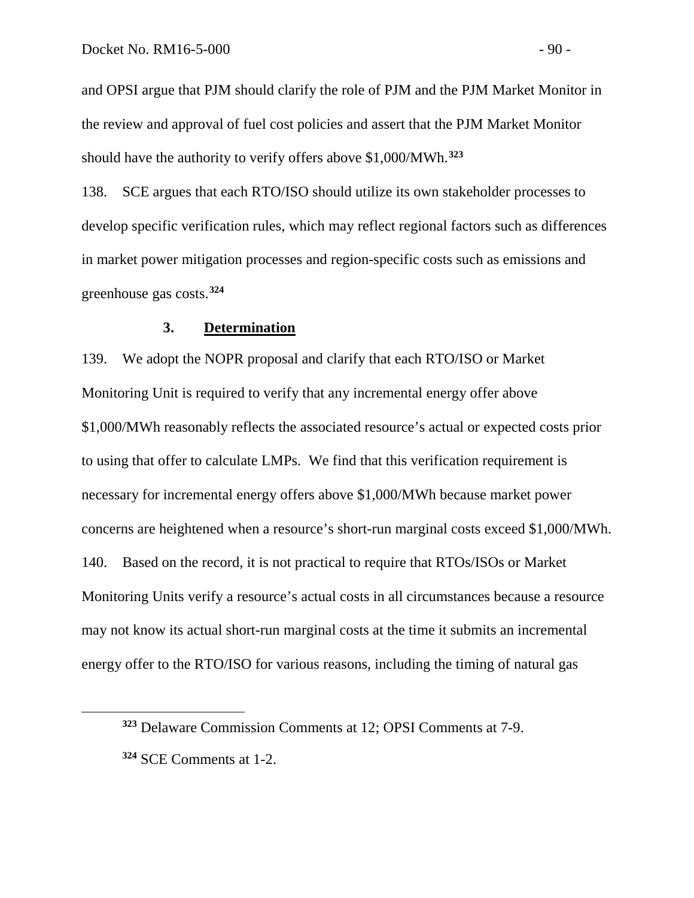and OPSI argue that PJM should clarify the role of PJM and the PJM Market Monitor in the review and approval of fuel cost policies and assert that the PJM Market Monitor should have the authority to verify offers above $1,000/MWh.[323]

138. SCE argues that each RTO/ISO should utilize its own stakeholder processes to develop specific verification rules, which may reflect regional factors such as differences in market power mitigation processes and region-specific costs such as emissions and greenhouse gas costs.[324]

### 3. Determination

139. We adopt the NOPR proposal and clarify that each RTO/ISO or Market Monitoring Unit is required to verify that any incremental energy offer above $1,000/MWh reasonably reflects the associated resource's actual or expected costs prior to using that offer to calculate LMPs. We find that this verification requirement is necessary for incremental energy offers above $1,000/MWh because market power concerns are heightened when a resource's short-run marginal costs exceed $1,000/MWh.

140. Based on the record, it is not practical to require that RTOs/ISOs or Market Monitoring Units verify a resource's actual costs in all circumstances because a resource may not know its actual short-run marginal costs at the time it submits an incremental energy offer to the RTO/ISO for various reasons, including the timing of natural gas

---

[323] Delaware Commission Comments at 12; OPSI Comments at 7-9.

[324] SCE Comments at 1-2.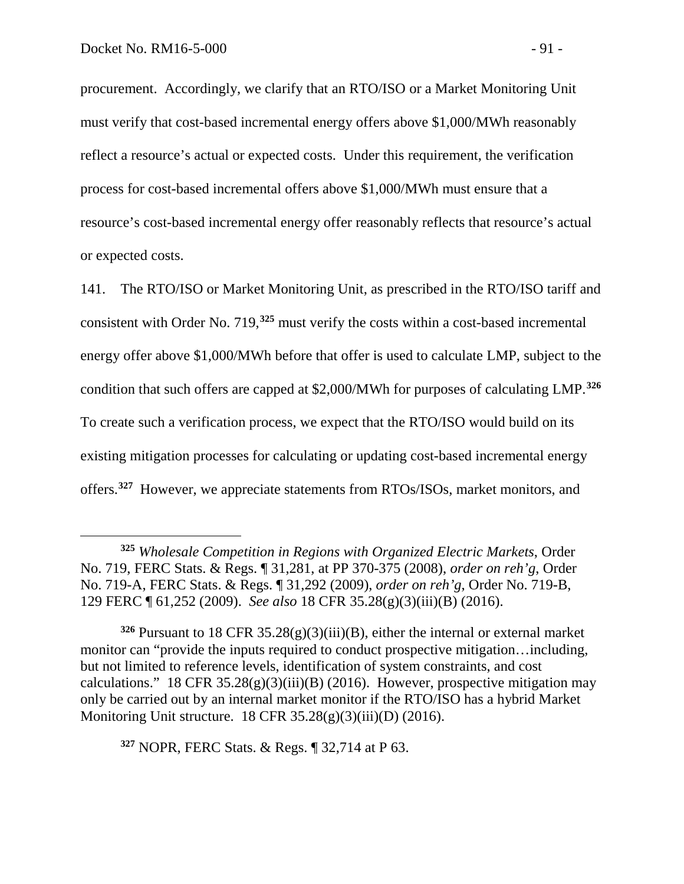procurement. Accordingly, we clarify that an RTO/ISO or a Market Monitoring Unit must verify that cost-based incremental energy offers above $1,000/MWh reasonably reflect a resource's actual or expected costs. Under this requirement, the verification process for cost-based incremental offers above $1,000/MWh must ensure that a resource's cost-based incremental energy offer reasonably reflects that resource's actual or expected costs.

141. The RTO/ISO or Market Monitoring Unit, as prescribed in the RTO/ISO tariff and consistent with Order No. 719,[325] must verify the costs within a cost-based incremental energy offer above $1,000/MWh before that offer is used to calculate LMP, subject to the condition that such offers are capped at $2,000/MWh for purposes of calculating LMP.[326] To create such a verification process, we expect that the RTO/ISO would build on its existing mitigation processes for calculating or updating cost-based incremental energy offers.[327] However, we appreciate statements from RTOs/ISOs, market monitors, and

---

[325] *Wholesale Competition in Regions with Organized Electric Markets*, Order No. 719, FERC Stats. & Regs. ¶ 31,281, at PP 370-375 (2008), *order on reh'g*, Order No. 719-A, FERC Stats. & Regs. ¶ 31,292 (2009), *order on reh'g*, Order No. 719-B, 129 FERC ¶ 61,252 (2009). *See also* 18 CFR 35.28(g)(3)(iii)(B) (2016).

[326] Pursuant to 18 CFR 35.28(g)(3)(iii)(B), either the internal or external market monitor can "provide the inputs required to conduct prospective mitigation…including, but not limited to reference levels, identification of system constraints, and cost calculations." 18 CFR 35.28(g)(3)(iii)(B) (2016). However, prospective mitigation may only be carried out by an internal market monitor if the RTO/ISO has a hybrid Market Monitoring Unit structure. 18 CFR 35.28(g)(3)(iii)(D) (2016).

[327] NOPR, FERC Stats. & Regs. ¶ 32,714 at P 63.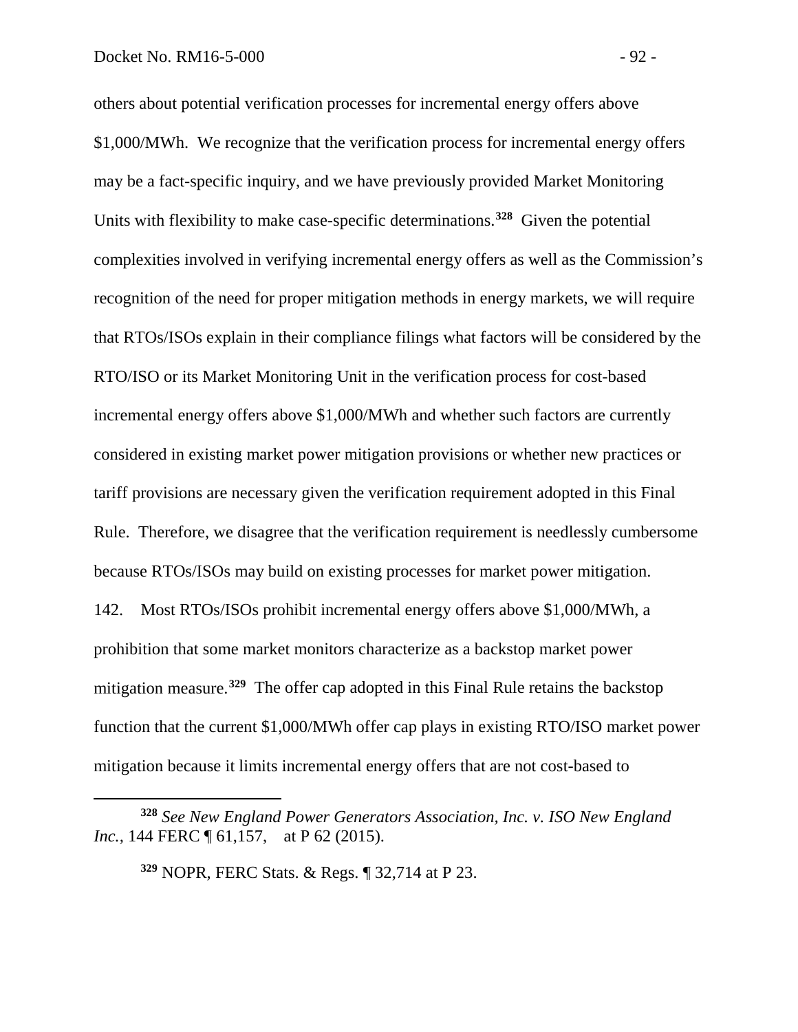others about potential verification processes for incremental energy offers above $1,000/MWh. We recognize that the verification process for incremental energy offers may be a fact-specific inquiry, and we have previously provided Market Monitoring Units with flexibility to make case-specific determinations.[328] Given the potential complexities involved in verifying incremental energy offers as well as the Commission's recognition of the need for proper mitigation methods in energy markets, we will require that RTOs/ISOs explain in their compliance filings what factors will be considered by the RTO/ISO or its Market Monitoring Unit in the verification process for cost-based incremental energy offers above $1,000/MWh and whether such factors are currently considered in existing market power mitigation provisions or whether new practices or tariff provisions are necessary given the verification requirement adopted in this Final Rule. Therefore, we disagree that the verification requirement is needlessly cumbersome because RTOs/ISOs may build on existing processes for market power mitigation.

142. Most RTOs/ISOs prohibit incremental energy offers above $1,000/MWh, a prohibition that some market monitors characterize as a backstop market power mitigation measure.[329] The offer cap adopted in this Final Rule retains the backstop function that the current $1,000/MWh offer cap plays in existing RTO/ISO market power mitigation because it limits incremental energy offers that are not cost-based to

[328] *See New England Power Generators Association, Inc. v. ISO New England Inc.*, 144 FERC ¶ 61,157, at P 62 (2015).

[329] NOPR, FERC Stats. & Regs. ¶ 32,714 at P 23.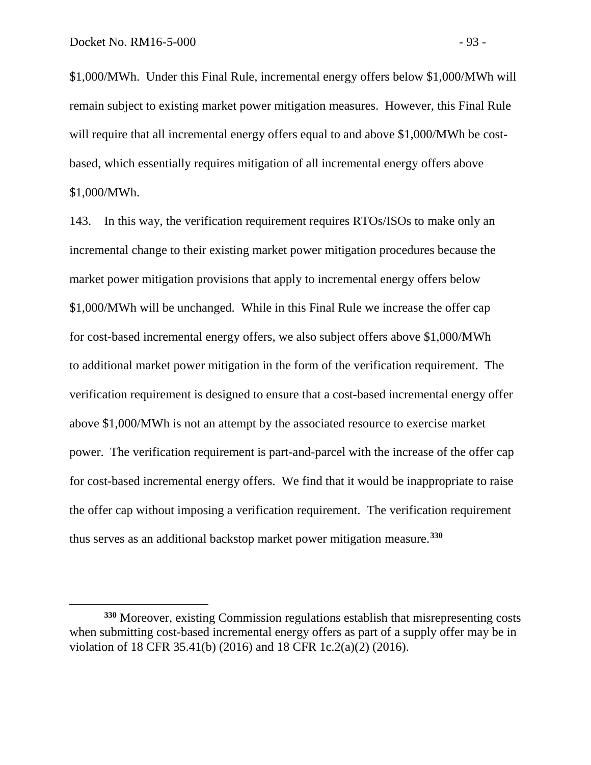$1,000/MWh. Under this Final Rule, incremental energy offers below $1,000/MWh will remain subject to existing market power mitigation measures. However, this Final Rule will require that all incremental energy offers equal to and above $1,000/MWh be cost-based, which essentially requires mitigation of all incremental energy offers above $1,000/MWh.

143. In this way, the verification requirement requires RTOs/ISOs to make only an incremental change to their existing market power mitigation procedures because the market power mitigation provisions that apply to incremental energy offers below $1,000/MWh will be unchanged. While in this Final Rule we increase the offer cap for cost-based incremental energy offers, we also subject offers above $1,000/MWh to additional market power mitigation in the form of the verification requirement. The verification requirement is designed to ensure that a cost-based incremental energy offer above $1,000/MWh is not an attempt by the associated resource to exercise market power. The verification requirement is part-and-parcel with the increase of the offer cap for cost-based incremental energy offers. We find that it would be inappropriate to raise the offer cap without imposing a verification requirement. The verification requirement thus serves as an additional backstop market power mitigation measure.[330]

[330] Moreover, existing Commission regulations establish that misrepresenting costs when submitting cost-based incremental energy offers as part of a supply offer may be in violation of 18 CFR 35.41(b) (2016) and 18 CFR 1c.2(a)(2) (2016).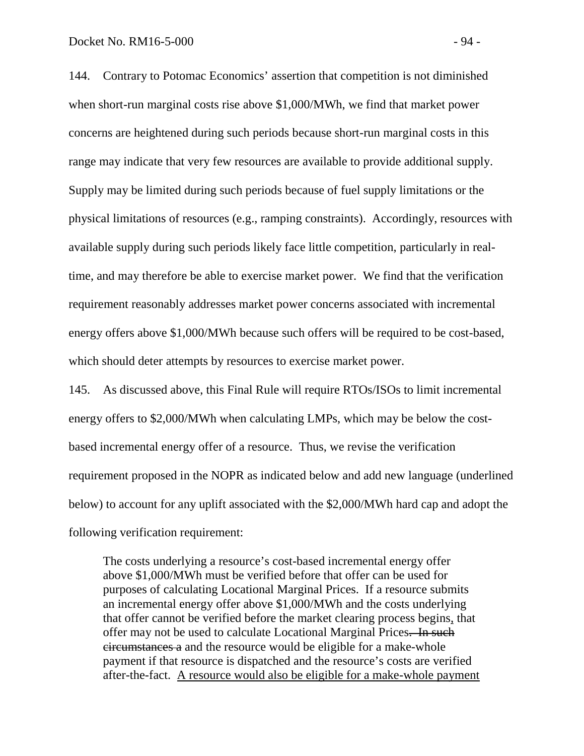144. Contrary to Potomac Economics' assertion that competition is not diminished when short-run marginal costs rise above $1,000/MWh, we find that market power concerns are heightened during such periods because short-run marginal costs in this range may indicate that very few resources are available to provide additional supply. Supply may be limited during such periods because of fuel supply limitations or the physical limitations of resources (e.g., ramping constraints). Accordingly, resources with available supply during such periods likely face little competition, particularly in real-time, and may therefore be able to exercise market power. We find that the verification requirement reasonably addresses market power concerns associated with incremental energy offers above $1,000/MWh because such offers will be required to be cost-based, which should deter attempts by resources to exercise market power.

145. As discussed above, this Final Rule will require RTOs/ISOs to limit incremental energy offers to $2,000/MWh when calculating LMPs, which may be below the cost-based incremental energy offer of a resource. Thus, we revise the verification requirement proposed in the NOPR as indicated below and add new language (underlined below) to account for any uplift associated with the $2,000/MWh hard cap and adopt the following verification requirement:

> The costs underlying a resource's cost-based incremental energy offer above $1,000/MWh must be verified before that offer can be used for purposes of calculating Locational Marginal Prices. If a resource submits an incremental energy offer above $1,000/MWh and the costs underlying that offer cannot be verified before the market clearing process begins<u>,</u> that offer may not be used to calculate Locational Marginal Prices~~. In such circumstances a~~ and the resource would be eligible for a make-whole payment if that resource is dispatched and the resource's costs are verified after-the-fact. <u>A resource would also be eligible for a make-whole payment</u>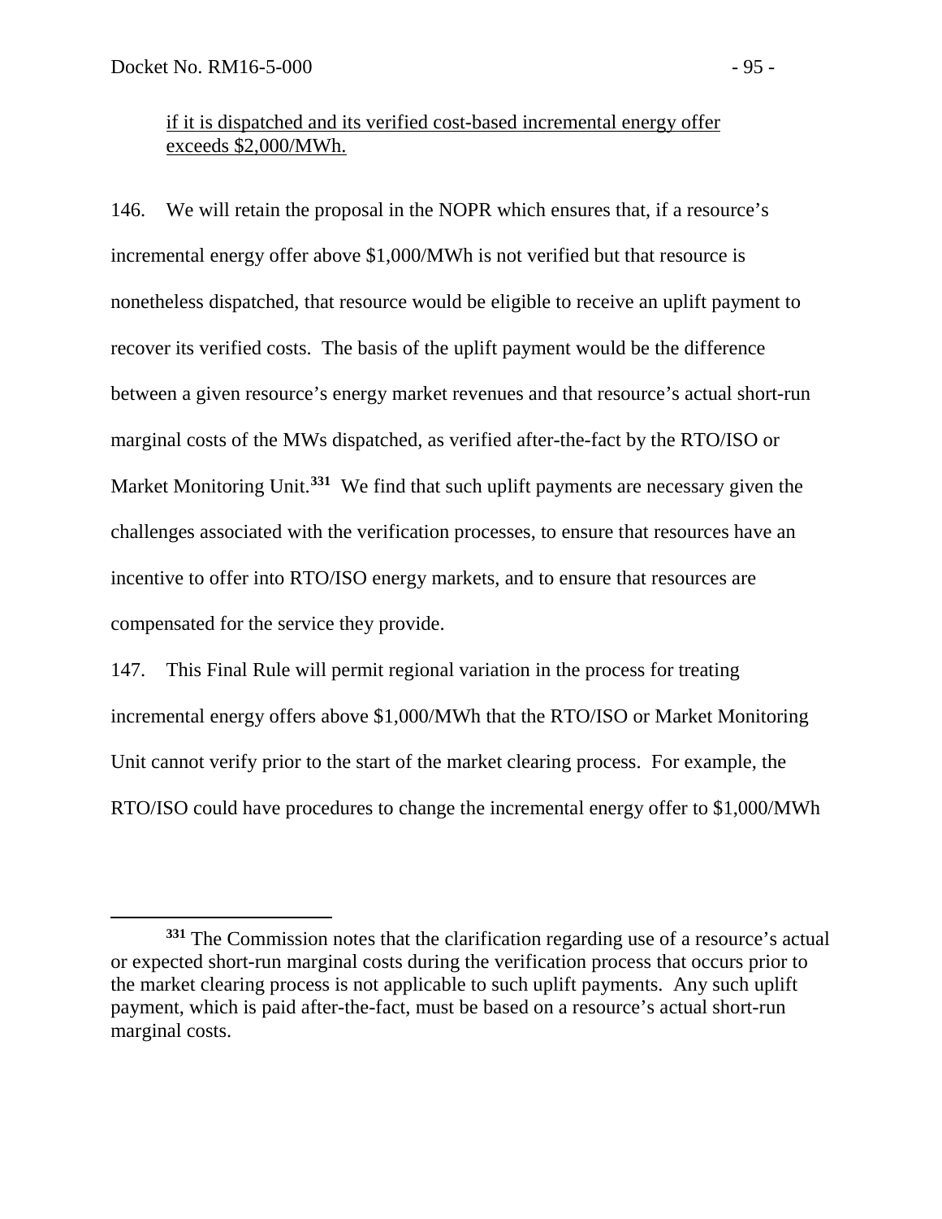<u>if it is dispatched and its verified cost-based incremental energy offer exceeds $2,000/MWh.</u>

146. We will retain the proposal in the NOPR which ensures that, if a resource's incremental energy offer above $1,000/MWh is not verified but that resource is nonetheless dispatched, that resource would be eligible to receive an uplift payment to recover its verified costs. The basis of the uplift payment would be the difference between a given resource's energy market revenues and that resource's actual short-run marginal costs of the MWs dispatched, as verified after-the-fact by the RTO/ISO or Market Monitoring Unit.[331] We find that such uplift payments are necessary given the challenges associated with the verification processes, to ensure that resources have an incentive to offer into RTO/ISO energy markets, and to ensure that resources are compensated for the service they provide.

147. This Final Rule will permit regional variation in the process for treating incremental energy offers above $1,000/MWh that the RTO/ISO or Market Monitoring Unit cannot verify prior to the start of the market clearing process. For example, the RTO/ISO could have procedures to change the incremental energy offer to $1,000/MWh

[331] The Commission notes that the clarification regarding use of a resource's actual or expected short-run marginal costs during the verification process that occurs prior to the market clearing process is not applicable to such uplift payments. Any such uplift payment, which is paid after-the-fact, must be based on a resource's actual short-run marginal costs.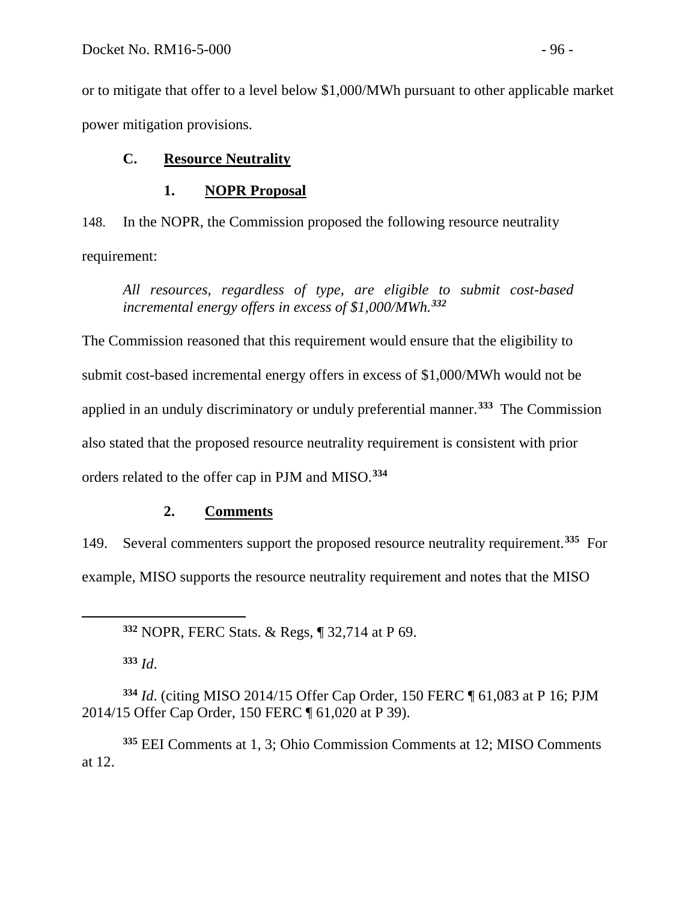or to mitigate that offer to a level below $1,000/MWh pursuant to other applicable market power mitigation provisions.

### C. Resource Neutrality

#### 1. NOPR Proposal

148. In the NOPR, the Commission proposed the following resource neutrality requirement:

> *All resources, regardless of type, are eligible to submit cost-based incremental energy offers in excess of $1,000/MWh.*[332]

The Commission reasoned that this requirement would ensure that the eligibility to submit cost-based incremental energy offers in excess of $1,000/MWh would not be applied in an unduly discriminatory or unduly preferential manner.[333] The Commission also stated that the proposed resource neutrality requirement is consistent with prior orders related to the offer cap in PJM and MISO.[334]

#### 2. Comments

149. Several commenters support the proposed resource neutrality requirement.[335] For example, MISO supports the resource neutrality requirement and notes that the MISO

---

[332] NOPR, FERC Stats. & Regs, ¶ 32,714 at P 69.

[333] *Id*.

[334] *Id*. (citing MISO 2014/15 Offer Cap Order, 150 FERC ¶ 61,083 at P 16; PJM 2014/15 Offer Cap Order, 150 FERC ¶ 61,020 at P 39).

[335] EEI Comments at 1, 3; Ohio Commission Comments at 12; MISO Comments at 12.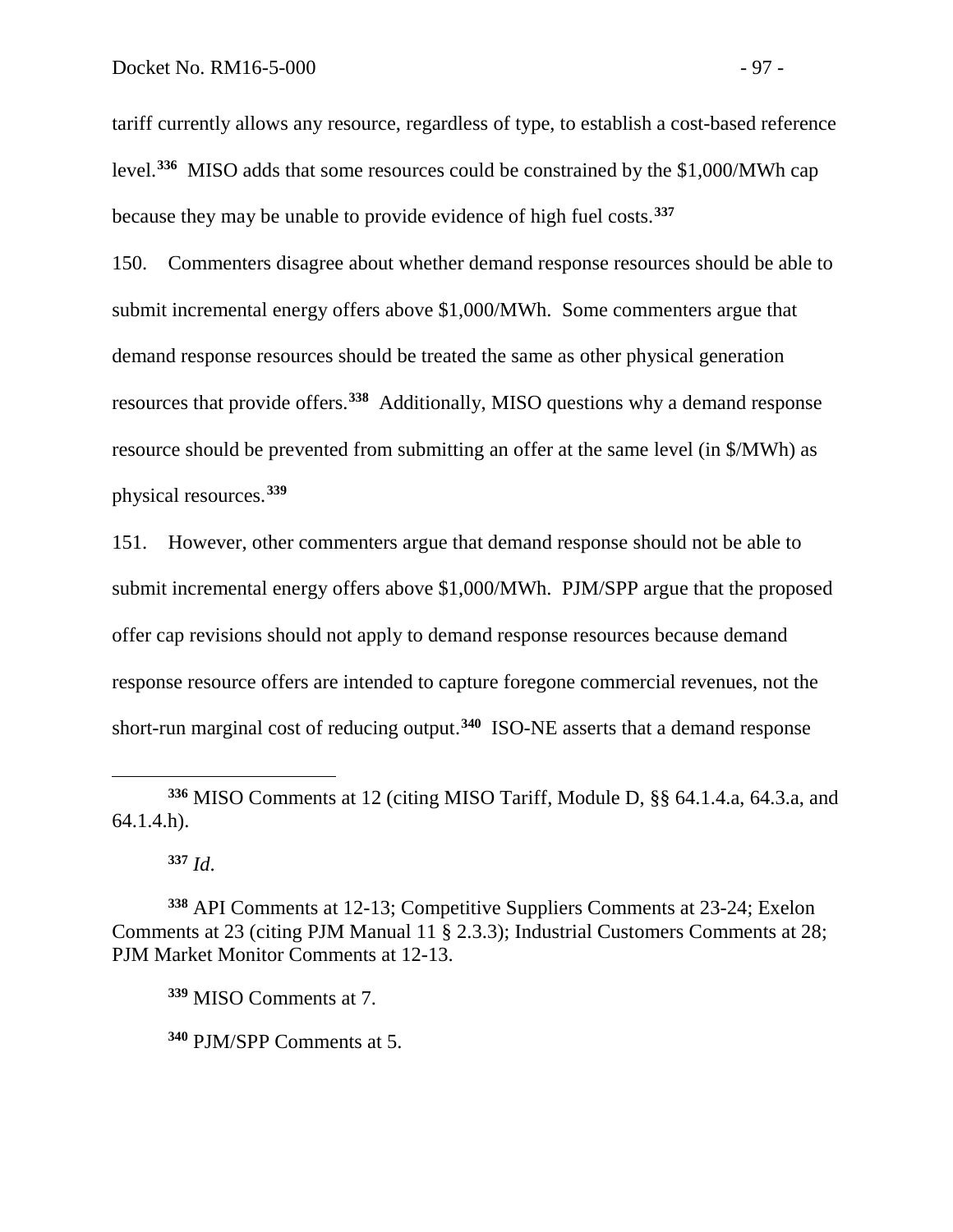tariff currently allows any resource, regardless of type, to establish a cost-based reference level.[336] MISO adds that some resources could be constrained by the $1,000/MWh cap because they may be unable to provide evidence of high fuel costs.[337]

150. Commenters disagree about whether demand response resources should be able to submit incremental energy offers above $1,000/MWh. Some commenters argue that demand response resources should be treated the same as other physical generation resources that provide offers.[338] Additionally, MISO questions why a demand response resource should be prevented from submitting an offer at the same level (in $/MWh) as physical resources.[339]

151. However, other commenters argue that demand response should not be able to submit incremental energy offers above $1,000/MWh. PJM/SPP argue that the proposed offer cap revisions should not apply to demand response resources because demand response resource offers are intended to capture foregone commercial revenues, not the short-run marginal cost of reducing output.[340] ISO-NE asserts that a demand response

---

[336] MISO Comments at 12 (citing MISO Tariff, Module D, §§ 64.1.4.a, 64.3.a, and 64.1.4.h).

[337] *Id*.

[338] API Comments at 12-13; Competitive Suppliers Comments at 23-24; Exelon Comments at 23 (citing PJM Manual 11 § 2.3.3); Industrial Customers Comments at 28; PJM Market Monitor Comments at 12-13.

[339] MISO Comments at 7.

[340] PJM/SPP Comments at 5.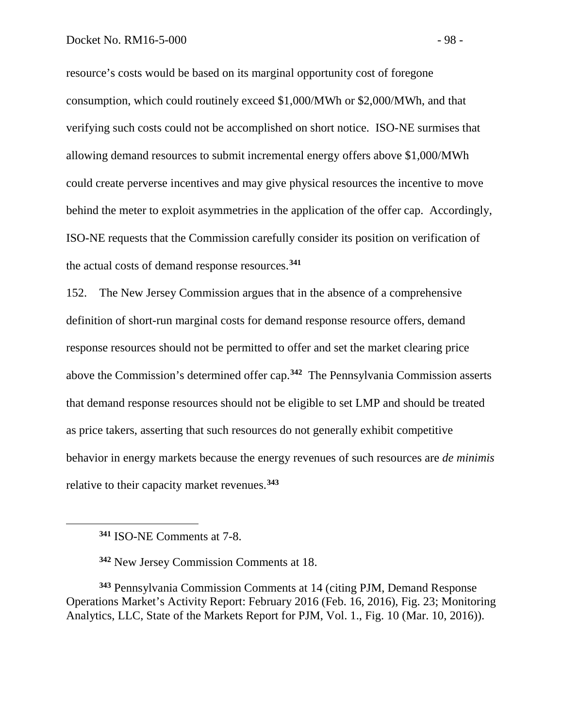resource's costs would be based on its marginal opportunity cost of foregone consumption, which could routinely exceed \$1,000/MWh or \$2,000/MWh, and that verifying such costs could not be accomplished on short notice. ISO-NE surmises that allowing demand resources to submit incremental energy offers above \$1,000/MWh could create perverse incentives and may give physical resources the incentive to move behind the meter to exploit asymmetries in the application of the offer cap. Accordingly, ISO-NE requests that the Commission carefully consider its position on verification of the actual costs of demand response resources.[341]

152. The New Jersey Commission argues that in the absence of a comprehensive definition of short-run marginal costs for demand response resource offers, demand response resources should not be permitted to offer and set the market clearing price above the Commission's determined offer cap.[342] The Pennsylvania Commission asserts that demand response resources should not be eligible to set LMP and should be treated as price takers, asserting that such resources do not generally exhibit competitive behavior in energy markets because the energy revenues of such resources are *de minimis* relative to their capacity market revenues.[343]

---

[341] ISO-NE Comments at 7-8.

[342] New Jersey Commission Comments at 18.

[343] Pennsylvania Commission Comments at 14 (citing PJM, Demand Response Operations Market's Activity Report: February 2016 (Feb. 16, 2016), Fig. 23; Monitoring Analytics, LLC, State of the Markets Report for PJM, Vol. 1., Fig. 10 (Mar. 10, 2016)).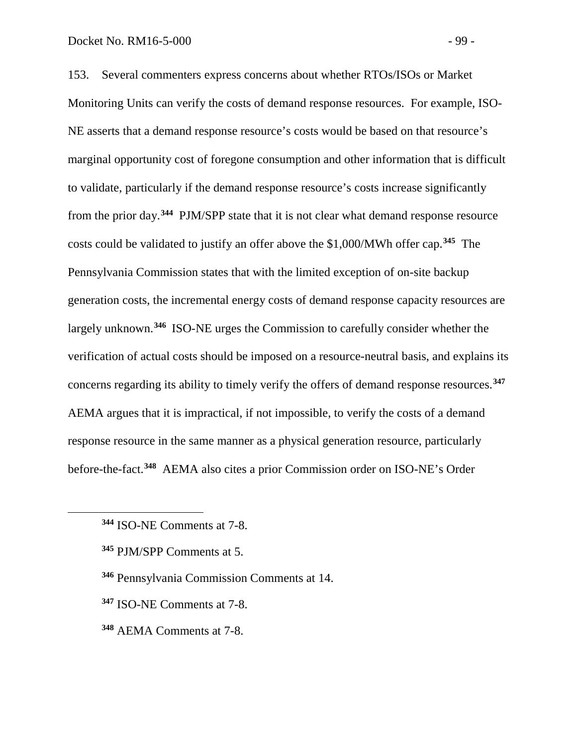153. Several commenters express concerns about whether RTOs/ISOs or Market Monitoring Units can verify the costs of demand response resources. For example, ISO-NE asserts that a demand response resource's costs would be based on that resource's marginal opportunity cost of foregone consumption and other information that is difficult to validate, particularly if the demand response resource's costs increase significantly from the prior day.[344] PJM/SPP state that it is not clear what demand response resource costs could be validated to justify an offer above the $1,000/MWh offer cap.[345] The Pennsylvania Commission states that with the limited exception of on-site backup generation costs, the incremental energy costs of demand response capacity resources are largely unknown.[346] ISO-NE urges the Commission to carefully consider whether the verification of actual costs should be imposed on a resource-neutral basis, and explains its concerns regarding its ability to timely verify the offers of demand response resources.[347] AEMA argues that it is impractical, if not impossible, to verify the costs of a demand response resource in the same manner as a physical generation resource, particularly before-the-fact.[348] AEMA also cites a prior Commission order on ISO-NE's Order

---

[344] ISO-NE Comments at 7-8.

[345] PJM/SPP Comments at 5.

[346] Pennsylvania Commission Comments at 14.

[347] ISO-NE Comments at 7-8.

[348] AEMA Comments at 7-8.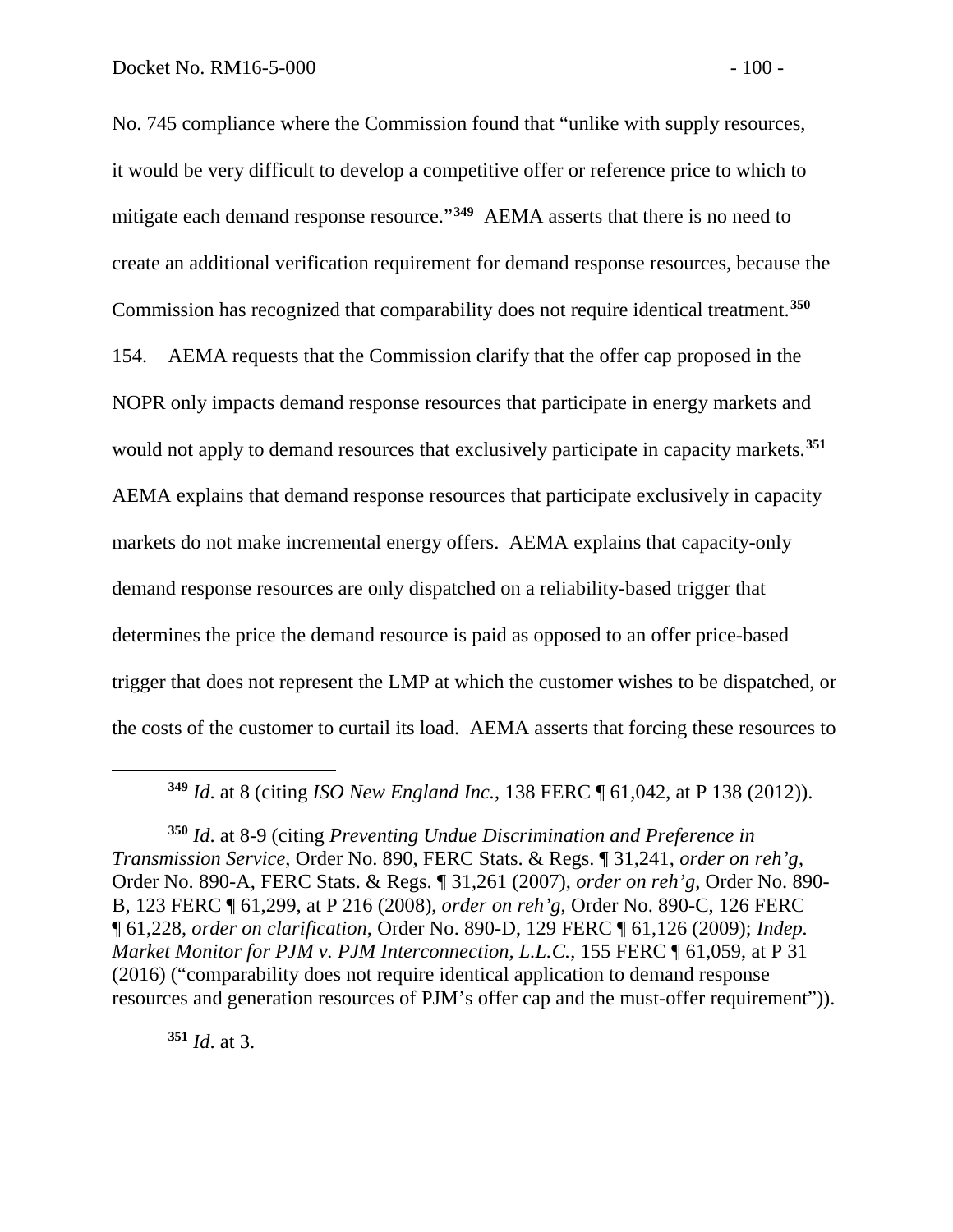No. 745 compliance where the Commission found that "unlike with supply resources, it would be very difficult to develop a competitive offer or reference price to which to mitigate each demand response resource."[349] AEMA asserts that there is no need to create an additional verification requirement for demand response resources, because the Commission has recognized that comparability does not require identical treatment.[350]

154. AEMA requests that the Commission clarify that the offer cap proposed in the NOPR only impacts demand response resources that participate in energy markets and would not apply to demand resources that exclusively participate in capacity markets.[351] AEMA explains that demand response resources that participate exclusively in capacity markets do not make incremental energy offers. AEMA explains that capacity-only demand response resources are only dispatched on a reliability-based trigger that determines the price the demand resource is paid as opposed to an offer price-based trigger that does not represent the LMP at which the customer wishes to be dispatched, or the costs of the customer to curtail its load. AEMA asserts that forcing these resources to

[349] *Id*. at 8 (citing *ISO New England Inc.*, 138 FERC ¶ 61,042, at P 138 (2012)).

[350] *Id*. at 8-9 (citing *Preventing Undue Discrimination and Preference in Transmission Service*, Order No. 890, FERC Stats. & Regs. ¶ 31,241, *order on reh'g*, Order No. 890-A, FERC Stats. & Regs. ¶ 31,261 (2007), *order on reh'g*, Order No. 890-B, 123 FERC ¶ 61,299, at P 216 (2008), *order on reh'g*, Order No. 890-C, 126 FERC ¶ 61,228, *order on clarification*, Order No. 890-D, 129 FERC ¶ 61,126 (2009); *Indep. Market Monitor for PJM v. PJM Interconnection, L.L.C.*, 155 FERC ¶ 61,059, at P 31 (2016) ("comparability does not require identical application to demand response resources and generation resources of PJM's offer cap and the must-offer requirement")).

[351] *Id*. at 3.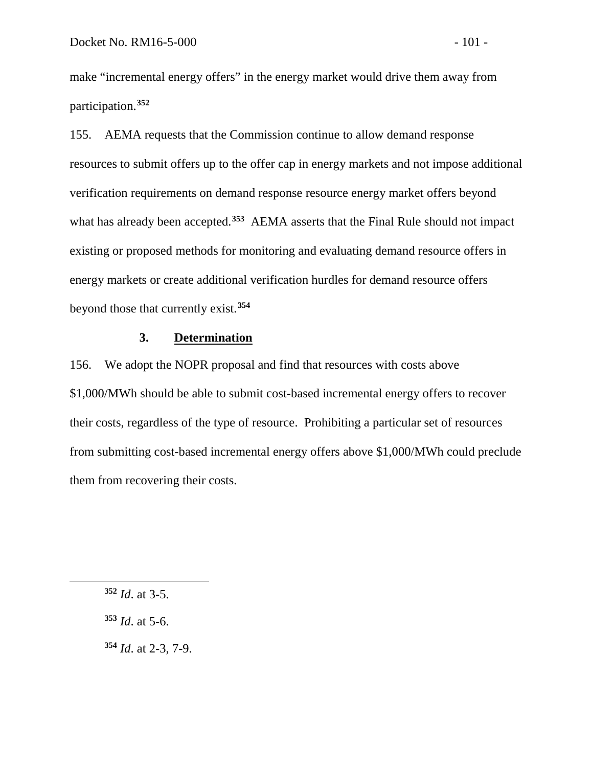make "incremental energy offers" in the energy market would drive them away from participation.[352]

155. AEMA requests that the Commission continue to allow demand response resources to submit offers up to the offer cap in energy markets and not impose additional verification requirements on demand response resource energy market offers beyond what has already been accepted.[353] AEMA asserts that the Final Rule should not impact existing or proposed methods for monitoring and evaluating demand resource offers in energy markets or create additional verification hurdles for demand resource offers beyond those that currently exist.[354]

### 3. Determination

156. We adopt the NOPR proposal and find that resources with costs above $1,000/MWh should be able to submit cost-based incremental energy offers to recover their costs, regardless of the type of resource. Prohibiting a particular set of resources from submitting cost-based incremental energy offers above $1,000/MWh could preclude them from recovering their costs.

---

[352] *Id*. at 3-5.

[353] *Id*. at 5-6.

[354] *Id*. at 2-3, 7-9.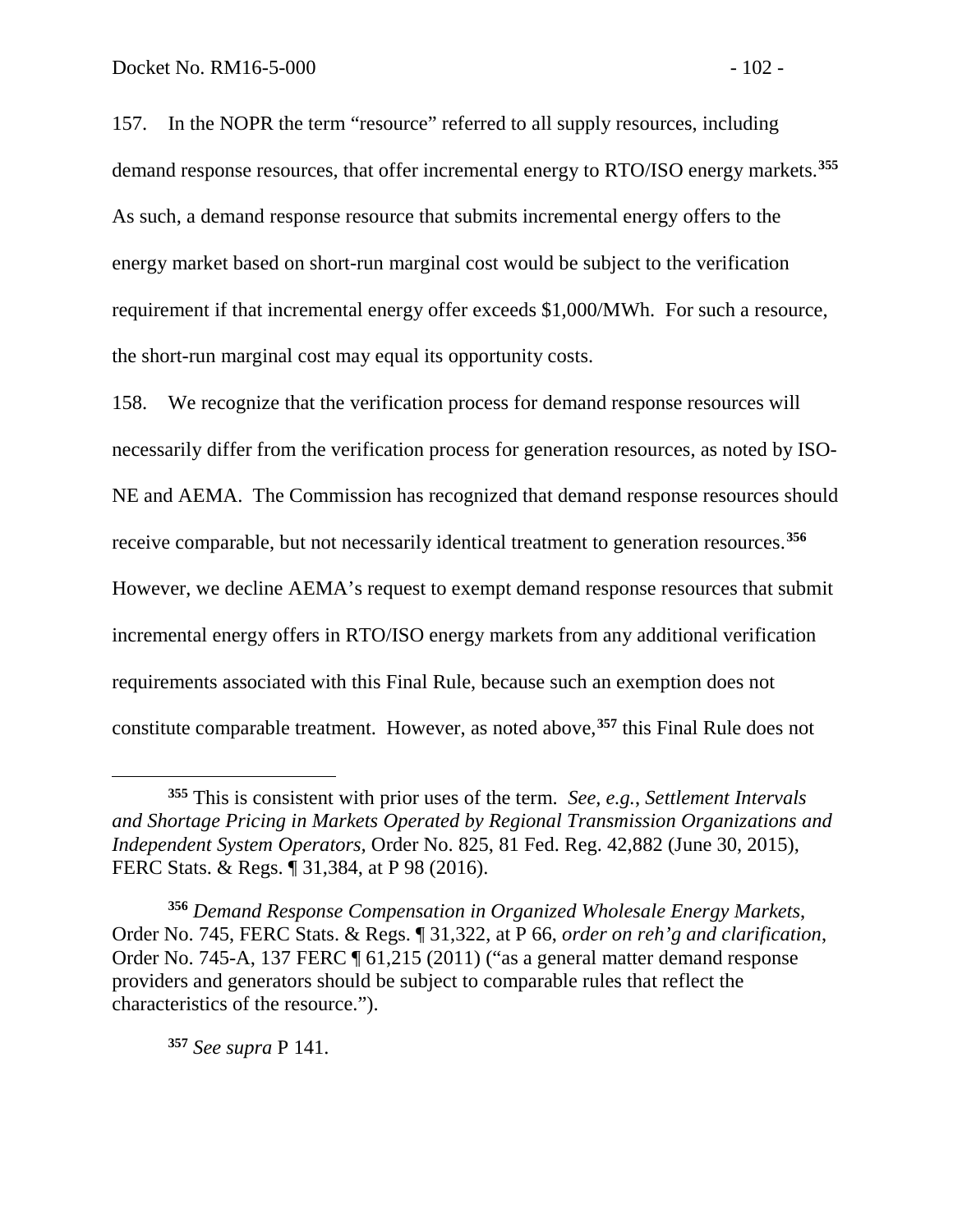157. In the NOPR the term "resource" referred to all supply resources, including demand response resources, that offer incremental energy to RTO/ISO energy markets.[355] As such, a demand response resource that submits incremental energy offers to the energy market based on short-run marginal cost would be subject to the verification requirement if that incremental energy offer exceeds $1,000/MWh. For such a resource, the short-run marginal cost may equal its opportunity costs.

158. We recognize that the verification process for demand response resources will necessarily differ from the verification process for generation resources, as noted by ISO-NE and AEMA. The Commission has recognized that demand response resources should receive comparable, but not necessarily identical treatment to generation resources.[356] However, we decline AEMA's request to exempt demand response resources that submit incremental energy offers in RTO/ISO energy markets from any additional verification requirements associated with this Final Rule, because such an exemption does not constitute comparable treatment. However, as noted above,[357] this Final Rule does not

[355] This is consistent with prior uses of the term. *See, e.g.*, *Settlement Intervals and Shortage Pricing in Markets Operated by Regional Transmission Organizations and Independent System Operators,* Order No. 825, 81 Fed. Reg. 42,882 (June 30, 2015), FERC Stats. & Regs. ¶ 31,384, at P 98 (2016).

[356] *Demand Response Compensation in Organized Wholesale Energy Markets*, Order No. 745, FERC Stats. & Regs. ¶ 31,322, at P 66, *order on reh'g and clarification*, Order No. 745-A, 137 FERC ¶ 61,215 (2011) ("as a general matter demand response providers and generators should be subject to comparable rules that reflect the characteristics of the resource.").

[357] *See supra* P 141.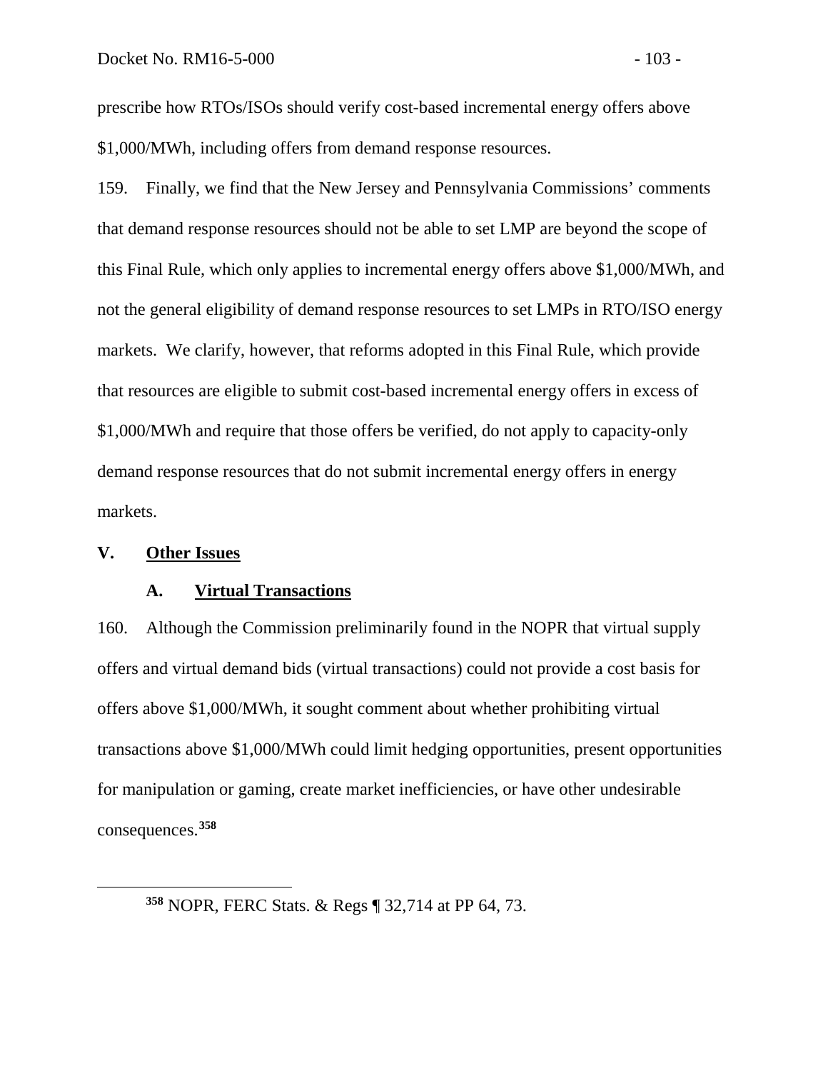prescribe how RTOs/ISOs should verify cost-based incremental energy offers above $1,000/MWh, including offers from demand response resources.

159. Finally, we find that the New Jersey and Pennsylvania Commissions' comments that demand response resources should not be able to set LMP are beyond the scope of this Final Rule, which only applies to incremental energy offers above $1,000/MWh, and not the general eligibility of demand response resources to set LMPs in RTO/ISO energy markets. We clarify, however, that reforms adopted in this Final Rule, which provide that resources are eligible to submit cost-based incremental energy offers in excess of $1,000/MWh and require that those offers be verified, do not apply to capacity-only demand response resources that do not submit incremental energy offers in energy markets.

## V. Other Issues

### A. Virtual Transactions

160. Although the Commission preliminarily found in the NOPR that virtual supply offers and virtual demand bids (virtual transactions) could not provide a cost basis for offers above $1,000/MWh, it sought comment about whether prohibiting virtual transactions above $1,000/MWh could limit hedging opportunities, present opportunities for manipulation or gaming, create market inefficiencies, or have other undesirable consequences.[358]

---

[358] NOPR, FERC Stats. & Regs ¶ 32,714 at PP 64, 73.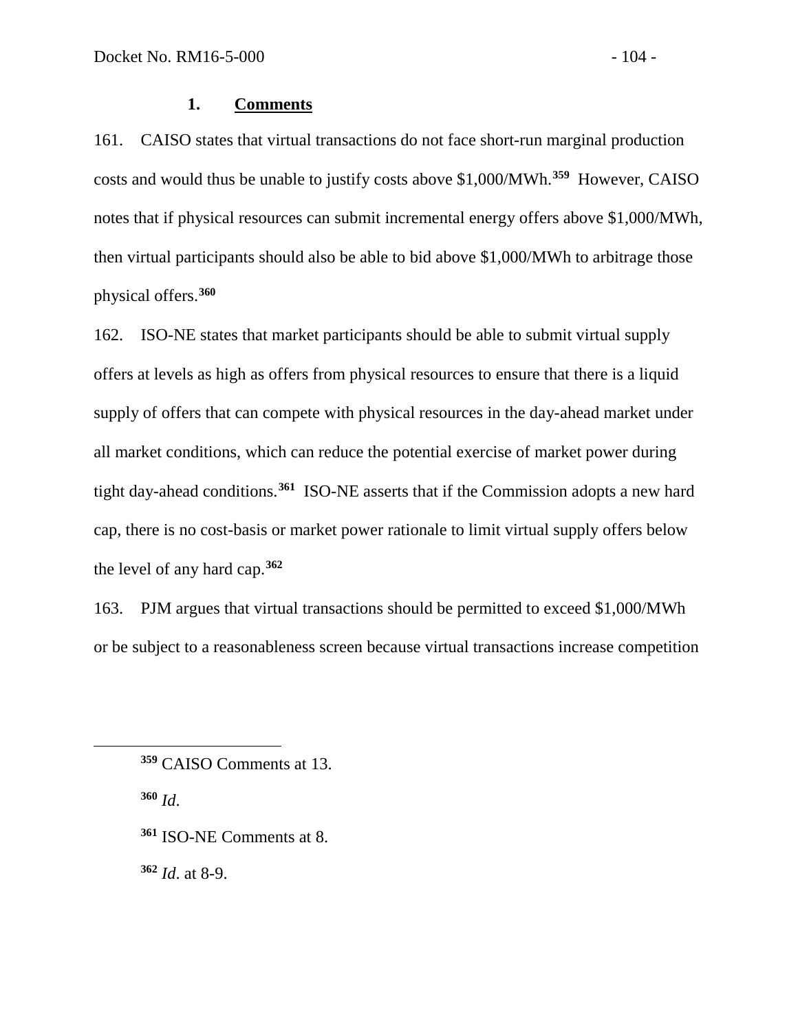### 1. **Comments**

161. CAISO states that virtual transactions do not face short-run marginal production costs and would thus be unable to justify costs above $1,000/MWh.[359] However, CAISO notes that if physical resources can submit incremental energy offers above $1,000/MWh, then virtual participants should also be able to bid above $1,000/MWh to arbitrage those physical offers.[360]

162. ISO-NE states that market participants should be able to submit virtual supply offers at levels as high as offers from physical resources to ensure that there is a liquid supply of offers that can compete with physical resources in the day-ahead market under all market conditions, which can reduce the potential exercise of market power during tight day-ahead conditions.[361] ISO-NE asserts that if the Commission adopts a new hard cap, there is no cost-basis or market power rationale to limit virtual supply offers below the level of any hard cap.[362]

163. PJM argues that virtual transactions should be permitted to exceed $1,000/MWh or be subject to a reasonableness screen because virtual transactions increase competition

---

[359] CAISO Comments at 13.

[360] *Id*.

[361] ISO-NE Comments at 8.

[362] *Id*. at 8-9.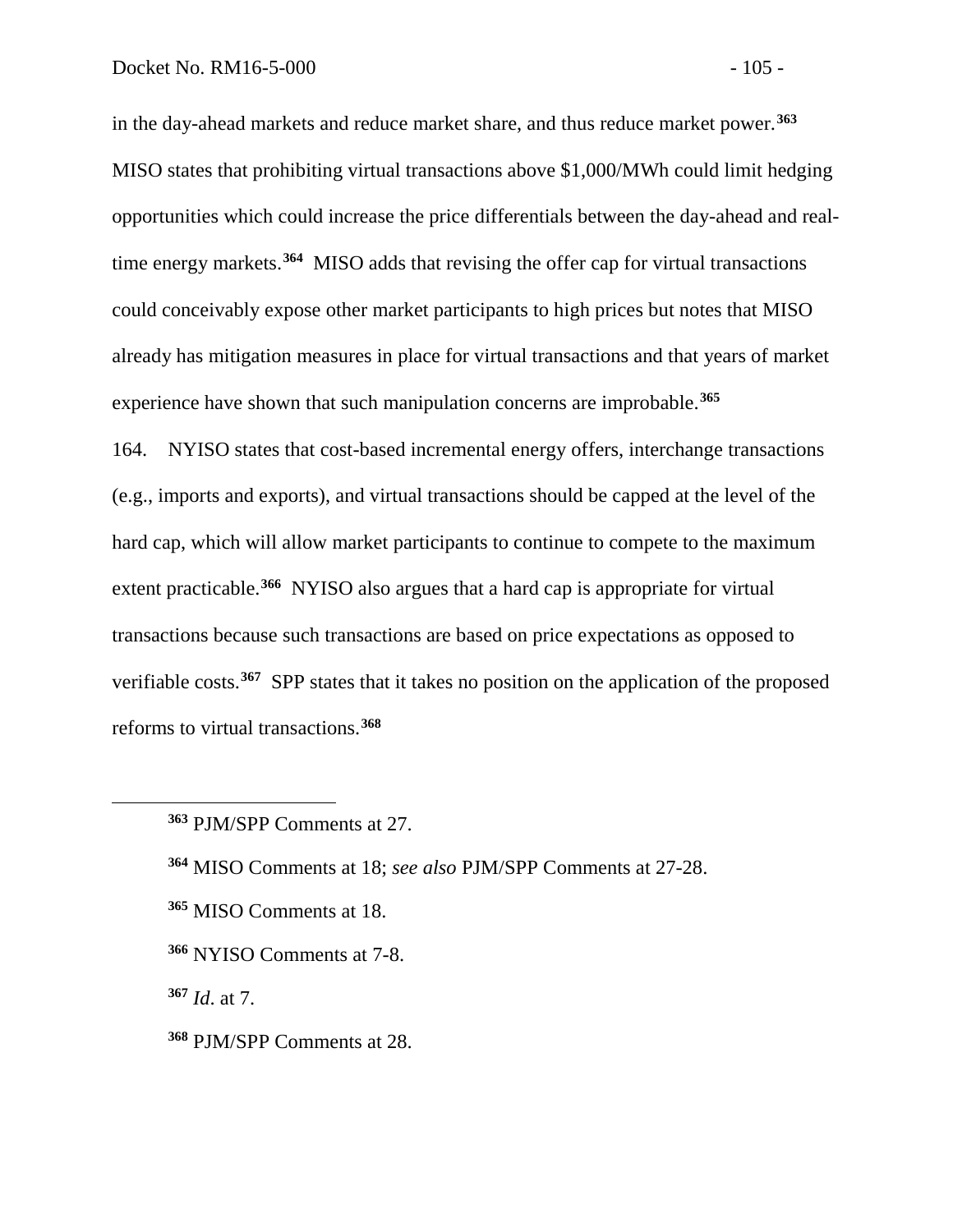in the day-ahead markets and reduce market share, and thus reduce market power.[363] MISO states that prohibiting virtual transactions above $1,000/MWh could limit hedging opportunities which could increase the price differentials between the day-ahead and real-time energy markets.[364] MISO adds that revising the offer cap for virtual transactions could conceivably expose other market participants to high prices but notes that MISO already has mitigation measures in place for virtual transactions and that years of market experience have shown that such manipulation concerns are improbable.[365]

164. NYISO states that cost-based incremental energy offers, interchange transactions (e.g., imports and exports), and virtual transactions should be capped at the level of the hard cap, which will allow market participants to continue to compete to the maximum extent practicable.[366] NYISO also argues that a hard cap is appropriate for virtual transactions because such transactions are based on price expectations as opposed to verifiable costs.[367] SPP states that it takes no position on the application of the proposed reforms to virtual transactions.[368]

---

[363] PJM/SPP Comments at 27.

[364] MISO Comments at 18; *see also* PJM/SPP Comments at 27-28.

[365] MISO Comments at 18.

[366] NYISO Comments at 7-8.

[367] *Id*. at 7.

[368] PJM/SPP Comments at 28.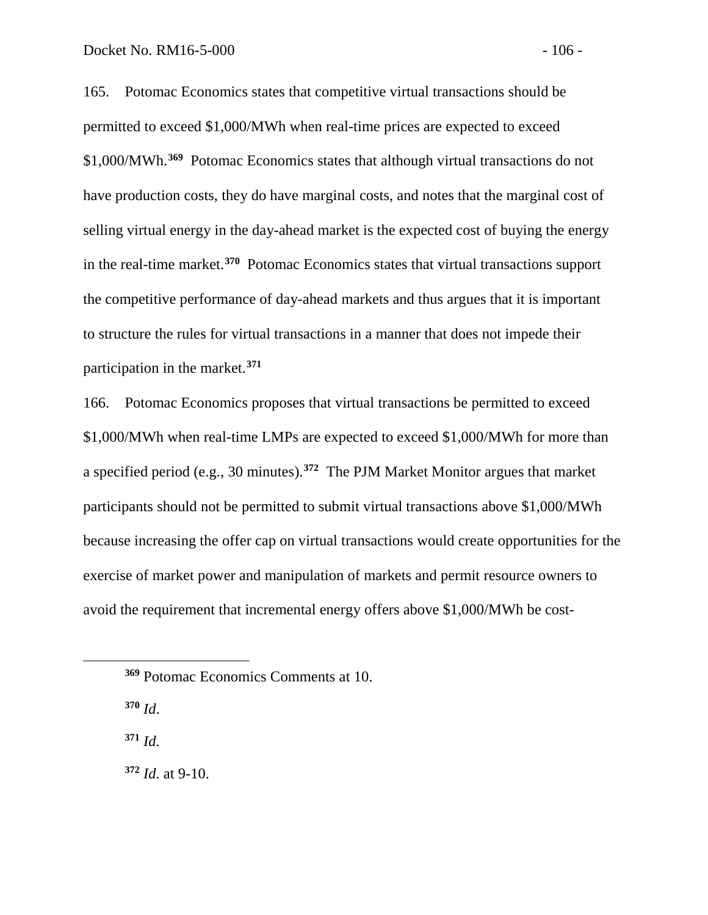165. Potomac Economics states that competitive virtual transactions should be permitted to exceed $1,000/MWh when real-time prices are expected to exceed $1,000/MWh.[369] Potomac Economics states that although virtual transactions do not have production costs, they do have marginal costs, and notes that the marginal cost of selling virtual energy in the day-ahead market is the expected cost of buying the energy in the real-time market.[370] Potomac Economics states that virtual transactions support the competitive performance of day-ahead markets and thus argues that it is important to structure the rules for virtual transactions in a manner that does not impede their participation in the market.[371]

166. Potomac Economics proposes that virtual transactions be permitted to exceed $1,000/MWh when real-time LMPs are expected to exceed $1,000/MWh for more than a specified period (e.g., 30 minutes).[372] The PJM Market Monitor argues that market participants should not be permitted to submit virtual transactions above $1,000/MWh because increasing the offer cap on virtual transactions would create opportunities for the exercise of market power and manipulation of markets and permit resource owners to avoid the requirement that incremental energy offers above $1,000/MWh be cost-

---

[369] Potomac Economics Comments at 10.

[370] *Id.*

[371] *Id.*

[372] *Id.* at 9-10.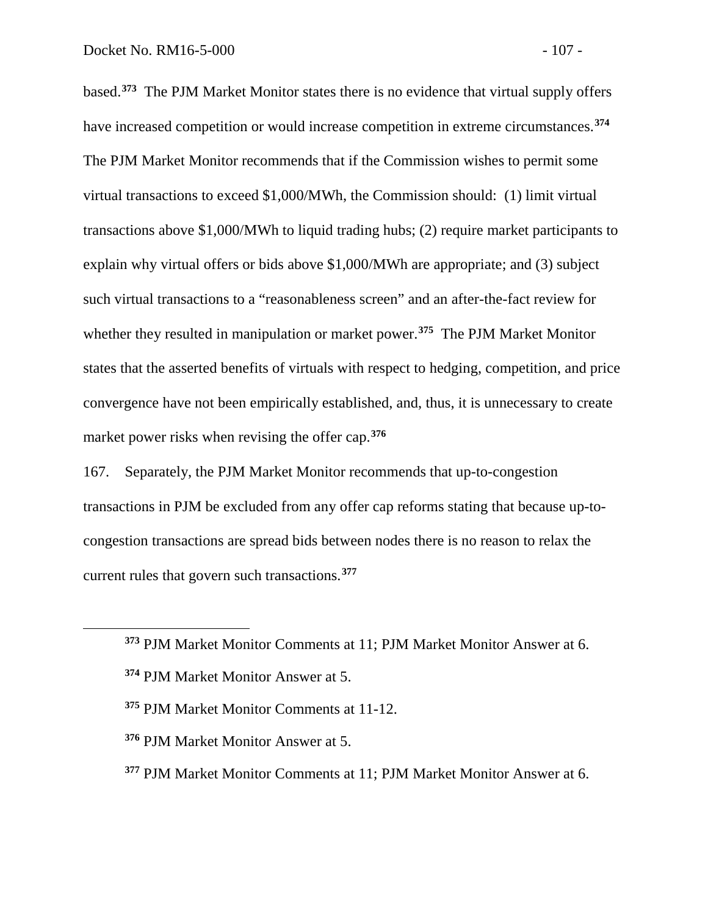based.[373] The PJM Market Monitor states there is no evidence that virtual supply offers have increased competition or would increase competition in extreme circumstances.[374] The PJM Market Monitor recommends that if the Commission wishes to permit some virtual transactions to exceed $1,000/MWh, the Commission should: (1) limit virtual transactions above $1,000/MWh to liquid trading hubs; (2) require market participants to explain why virtual offers or bids above $1,000/MWh are appropriate; and (3) subject such virtual transactions to a "reasonableness screen" and an after-the-fact review for whether they resulted in manipulation or market power.[375] The PJM Market Monitor states that the asserted benefits of virtuals with respect to hedging, competition, and price convergence have not been empirically established, and, thus, it is unnecessary to create market power risks when revising the offer cap.[376]

167. Separately, the PJM Market Monitor recommends that up-to-congestion transactions in PJM be excluded from any offer cap reforms stating that because up-to-congestion transactions are spread bids between nodes there is no reason to relax the current rules that govern such transactions.[377]

---

[373] PJM Market Monitor Comments at 11; PJM Market Monitor Answer at 6.

[374] PJM Market Monitor Answer at 5.

[375] PJM Market Monitor Comments at 11-12.

[376] PJM Market Monitor Answer at 5.

[377] PJM Market Monitor Comments at 11; PJM Market Monitor Answer at 6.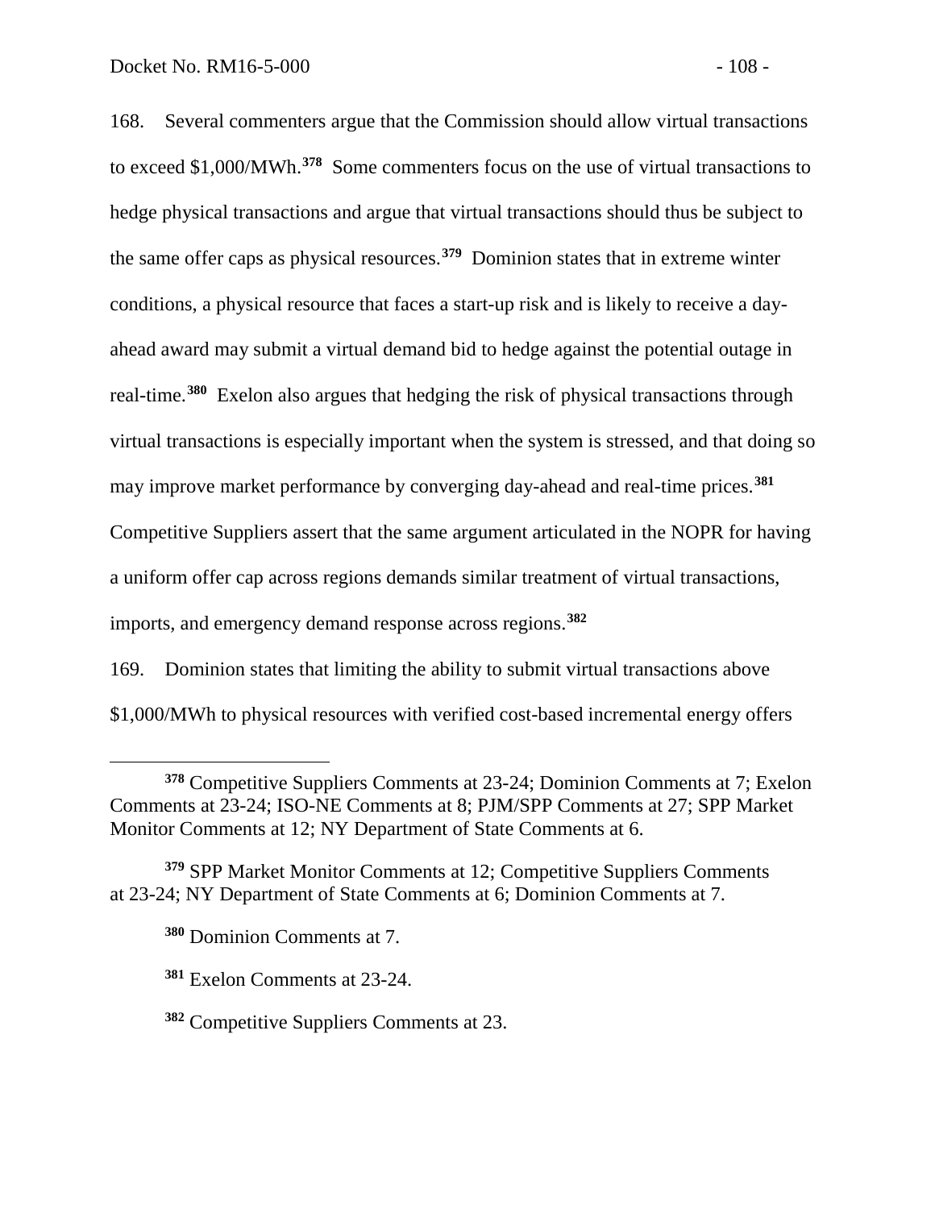168. Several commenters argue that the Commission should allow virtual transactions to exceed $1,000/MWh.[378] Some commenters focus on the use of virtual transactions to hedge physical transactions and argue that virtual transactions should thus be subject to the same offer caps as physical resources.[379] Dominion states that in extreme winter conditions, a physical resource that faces a start-up risk and is likely to receive a day-ahead award may submit a virtual demand bid to hedge against the potential outage in real-time.[380] Exelon also argues that hedging the risk of physical transactions through virtual transactions is especially important when the system is stressed, and that doing so may improve market performance by converging day-ahead and real-time prices.[381] Competitive Suppliers assert that the same argument articulated in the NOPR for having a uniform offer cap across regions demands similar treatment of virtual transactions, imports, and emergency demand response across regions.[382]

169. Dominion states that limiting the ability to submit virtual transactions above $1,000/MWh to physical resources with verified cost-based incremental energy offers

[378] Competitive Suppliers Comments at 23-24; Dominion Comments at 7; Exelon Comments at 23-24; ISO-NE Comments at 8; PJM/SPP Comments at 27; SPP Market Monitor Comments at 12; NY Department of State Comments at 6.

[379] SPP Market Monitor Comments at 12; Competitive Suppliers Comments at 23-24; NY Department of State Comments at 6; Dominion Comments at 7.

[380] Dominion Comments at 7.

[381] Exelon Comments at 23-24.

[382] Competitive Suppliers Comments at 23.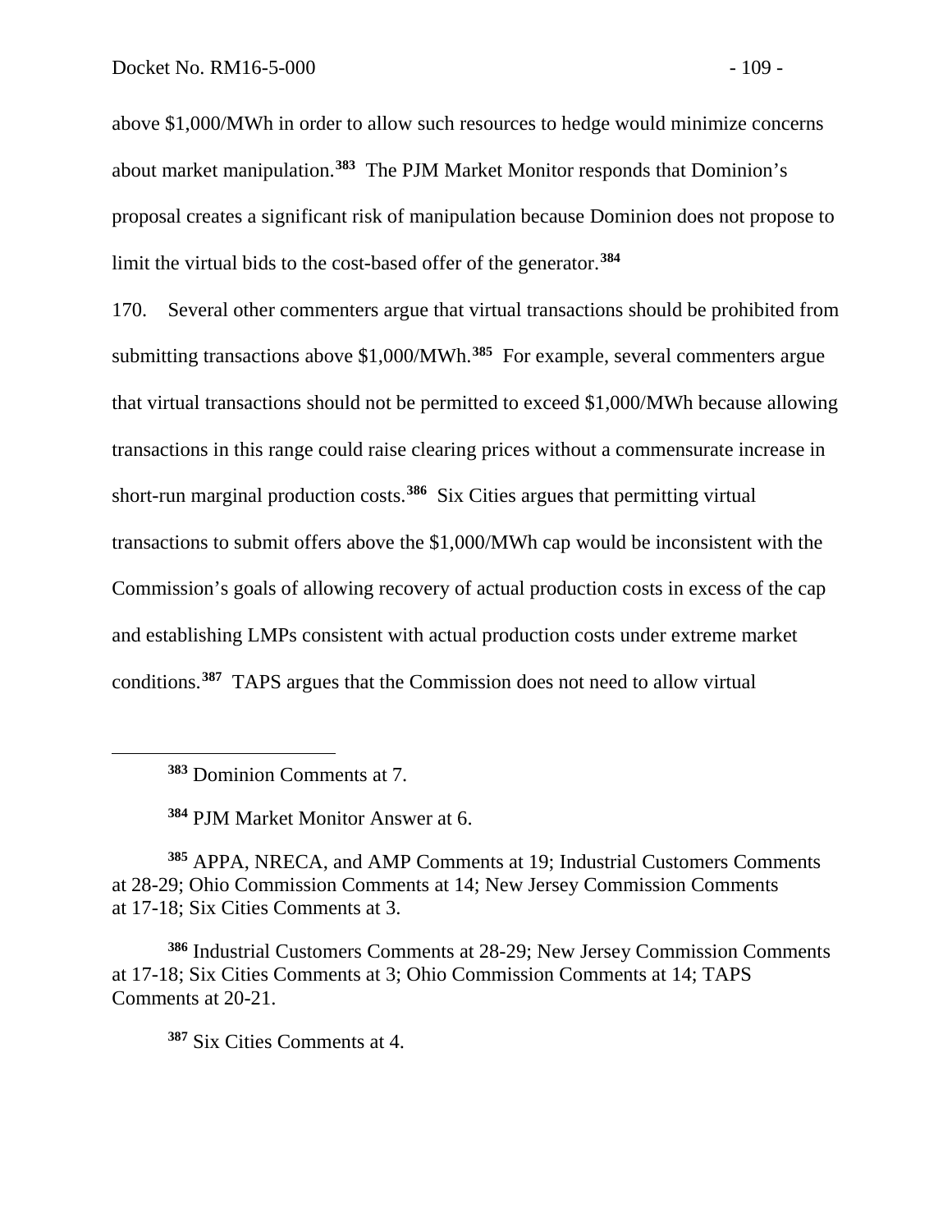above \$1,000/MWh in order to allow such resources to hedge would minimize concerns about market manipulation.[383] The PJM Market Monitor responds that Dominion's proposal creates a significant risk of manipulation because Dominion does not propose to limit the virtual bids to the cost-based offer of the generator.[384]

170. Several other commenters argue that virtual transactions should be prohibited from submitting transactions above \$1,000/MWh.[385] For example, several commenters argue that virtual transactions should not be permitted to exceed \$1,000/MWh because allowing transactions in this range could raise clearing prices without a commensurate increase in short-run marginal production costs.[386] Six Cities argues that permitting virtual transactions to submit offers above the \$1,000/MWh cap would be inconsistent with the Commission's goals of allowing recovery of actual production costs in excess of the cap and establishing LMPs consistent with actual production costs under extreme market conditions.[387] TAPS argues that the Commission does not need to allow virtual

---

[383] Dominion Comments at 7.

[384] PJM Market Monitor Answer at 6.

[385] APPA, NRECA, and AMP Comments at 19; Industrial Customers Comments at 28-29; Ohio Commission Comments at 14; New Jersey Commission Comments at 17-18; Six Cities Comments at 3.

[386] Industrial Customers Comments at 28-29; New Jersey Commission Comments at 17-18; Six Cities Comments at 3; Ohio Commission Comments at 14; TAPS Comments at 20-21.

[387] Six Cities Comments at 4.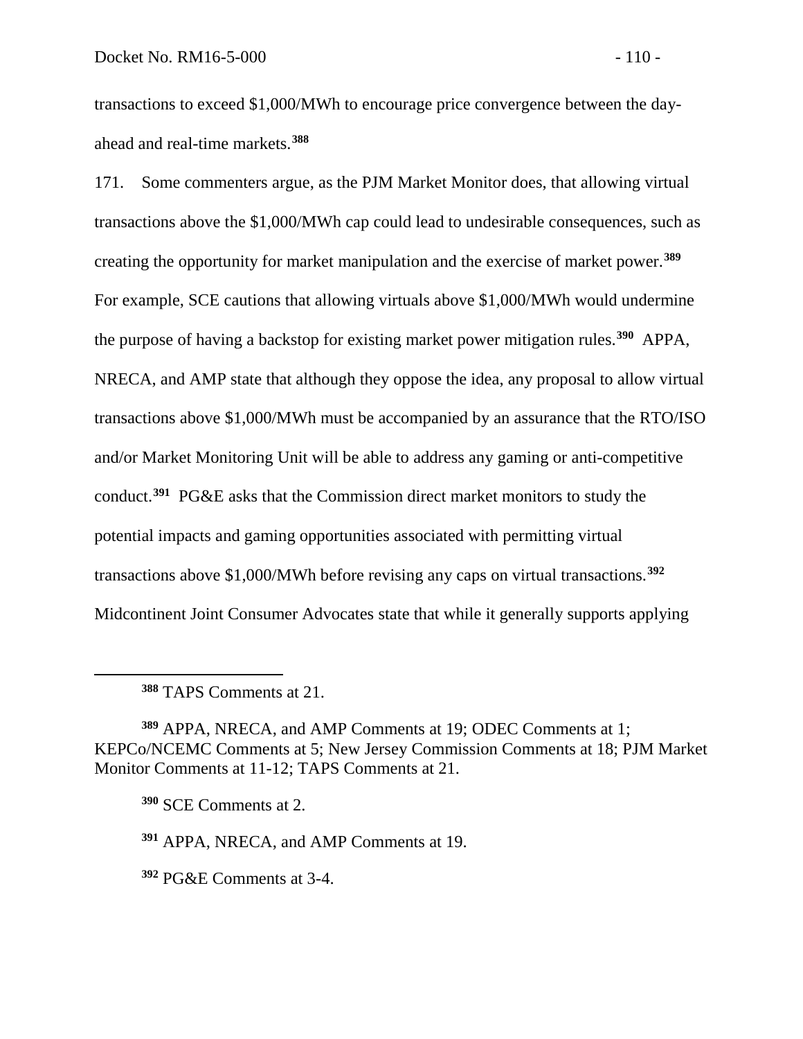transactions to exceed $1,000/MWh to encourage price convergence between the day-ahead and real-time markets.[388]

171. Some commenters argue, as the PJM Market Monitor does, that allowing virtual transactions above the $1,000/MWh cap could lead to undesirable consequences, such as creating the opportunity for market manipulation and the exercise of market power.[389] For example, SCE cautions that allowing virtuals above $1,000/MWh would undermine the purpose of having a backstop for existing market power mitigation rules.[390] APPA, NRECA, and AMP state that although they oppose the idea, any proposal to allow virtual transactions above $1,000/MWh must be accompanied by an assurance that the RTO/ISO and/or Market Monitoring Unit will be able to address any gaming or anti-competitive conduct.[391] PG&E asks that the Commission direct market monitors to study the potential impacts and gaming opportunities associated with permitting virtual transactions above $1,000/MWh before revising any caps on virtual transactions.[392] Midcontinent Joint Consumer Advocates state that while it generally supports applying

---

[388] TAPS Comments at 21.

[389] APPA, NRECA, and AMP Comments at 19; ODEC Comments at 1; KEPCo/NCEMC Comments at 5; New Jersey Commission Comments at 18; PJM Market Monitor Comments at 11-12; TAPS Comments at 21.

[390] SCE Comments at 2.

[391] APPA, NRECA, and AMP Comments at 19.

[392] PG&E Comments at 3-4.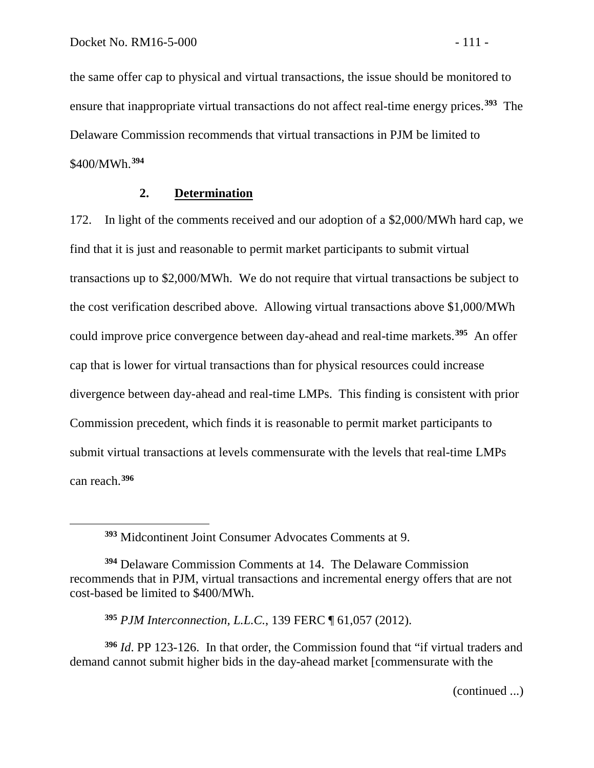the same offer cap to physical and virtual transactions, the issue should be monitored to ensure that inappropriate virtual transactions do not affect real-time energy prices.[393] The Delaware Commission recommends that virtual transactions in PJM be limited to $400/MWh.[394]

### 2. **Determination**

172. In light of the comments received and our adoption of a $2,000/MWh hard cap, we find that it is just and reasonable to permit market participants to submit virtual transactions up to $2,000/MWh. We do not require that virtual transactions be subject to the cost verification described above. Allowing virtual transactions above $1,000/MWh could improve price convergence between day-ahead and real-time markets.[395] An offer cap that is lower for virtual transactions than for physical resources could increase divergence between day-ahead and real-time LMPs. This finding is consistent with prior Commission precedent, which finds it is reasonable to permit market participants to submit virtual transactions at levels commensurate with the levels that real-time LMPs can reach.[396]

---

[393] Midcontinent Joint Consumer Advocates Comments at 9.

[394] Delaware Commission Comments at 14. The Delaware Commission recommends that in PJM, virtual transactions and incremental energy offers that are not cost-based be limited to $400/MWh.

[395] *PJM Interconnection, L.L.C.*, 139 FERC ¶ 61,057 (2012).

[396] *Id*. PP 123-126. In that order, the Commission found that "if virtual traders and demand cannot submit higher bids in the day-ahead market [commensurate with the

(continued ...)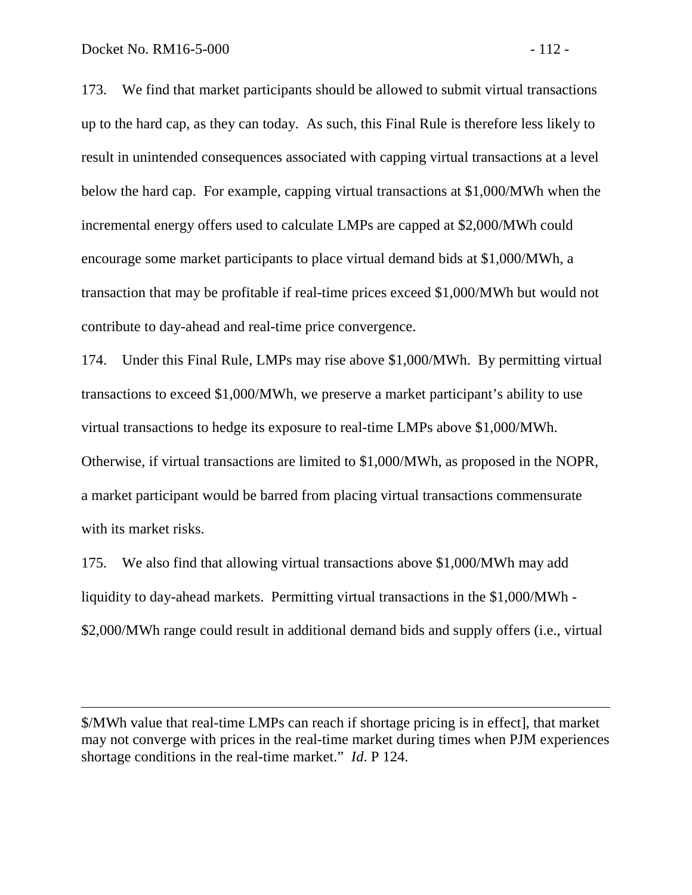173. We find that market participants should be allowed to submit virtual transactions up to the hard cap, as they can today. As such, this Final Rule is therefore less likely to result in unintended consequences associated with capping virtual transactions at a level below the hard cap. For example, capping virtual transactions at \$1,000/MWh when the incremental energy offers used to calculate LMPs are capped at \$2,000/MWh could encourage some market participants to place virtual demand bids at \$1,000/MWh, a transaction that may be profitable if real-time prices exceed \$1,000/MWh but would not contribute to day-ahead and real-time price convergence.

174. Under this Final Rule, LMPs may rise above \$1,000/MWh. By permitting virtual transactions to exceed \$1,000/MWh, we preserve a market participant's ability to use virtual transactions to hedge its exposure to real-time LMPs above \$1,000/MWh. Otherwise, if virtual transactions are limited to \$1,000/MWh, as proposed in the NOPR, a market participant would be barred from placing virtual transactions commensurate with its market risks.

175. We also find that allowing virtual transactions above \$1,000/MWh may add liquidity to day-ahead markets. Permitting virtual transactions in the \$1,000/MWh - \$2,000/MWh range could result in additional demand bids and supply offers (i.e., virtual

---

\$/MWh value that real-time LMPs can reach if shortage pricing is in effect], that market may not converge with prices in the real-time market during times when PJM experiences shortage conditions in the real-time market." *Id*. P 124.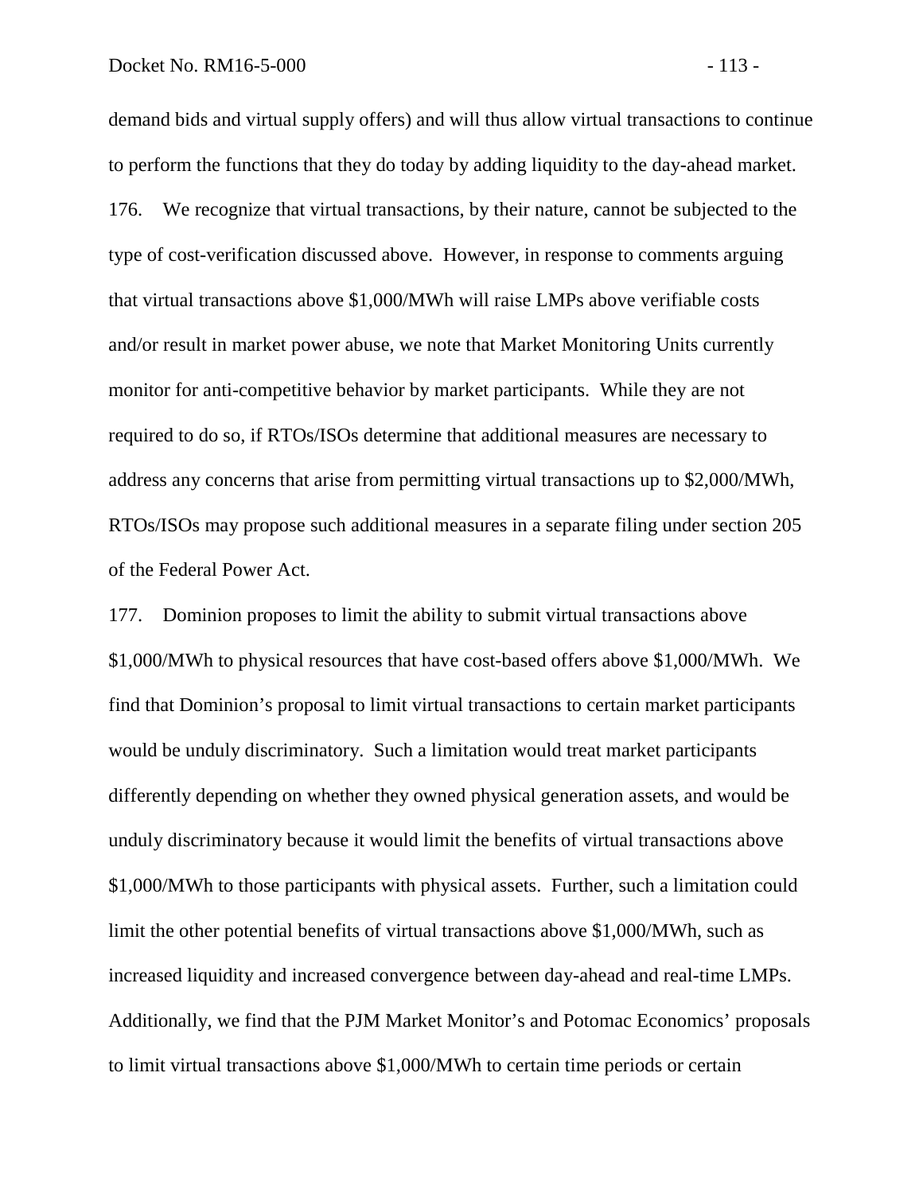demand bids and virtual supply offers) and will thus allow virtual transactions to continue to perform the functions that they do today by adding liquidity to the day-ahead market.

176. We recognize that virtual transactions, by their nature, cannot be subjected to the type of cost-verification discussed above. However, in response to comments arguing that virtual transactions above $1,000/MWh will raise LMPs above verifiable costs and/or result in market power abuse, we note that Market Monitoring Units currently monitor for anti-competitive behavior by market participants. While they are not required to do so, if RTOs/ISOs determine that additional measures are necessary to address any concerns that arise from permitting virtual transactions up to $2,000/MWh, RTOs/ISOs may propose such additional measures in a separate filing under section 205 of the Federal Power Act.

177. Dominion proposes to limit the ability to submit virtual transactions above $1,000/MWh to physical resources that have cost-based offers above $1,000/MWh. We find that Dominion's proposal to limit virtual transactions to certain market participants would be unduly discriminatory. Such a limitation would treat market participants differently depending on whether they owned physical generation assets, and would be unduly discriminatory because it would limit the benefits of virtual transactions above $1,000/MWh to those participants with physical assets. Further, such a limitation could limit the other potential benefits of virtual transactions above $1,000/MWh, such as increased liquidity and increased convergence between day-ahead and real-time LMPs. Additionally, we find that the PJM Market Monitor's and Potomac Economics' proposals to limit virtual transactions above $1,000/MWh to certain time periods or certain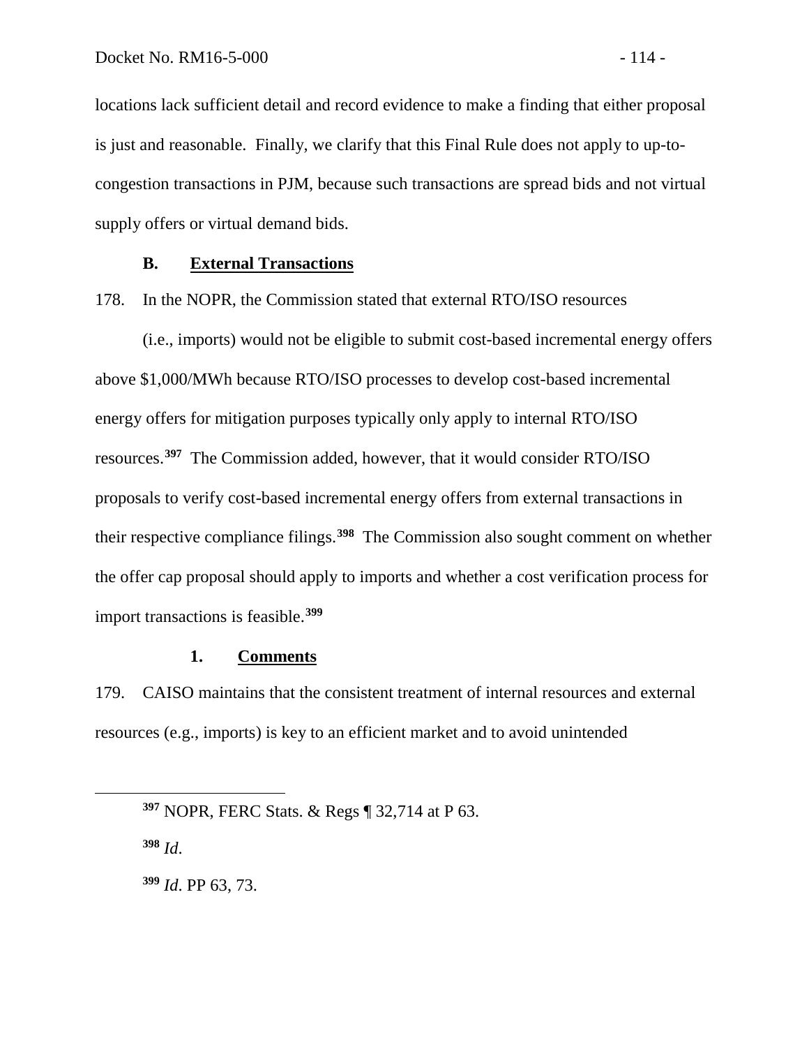locations lack sufficient detail and record evidence to make a finding that either proposal is just and reasonable. Finally, we clarify that this Final Rule does not apply to up-to-congestion transactions in PJM, because such transactions are spread bids and not virtual supply offers or virtual demand bids.

### B. External Transactions

178. In the NOPR, the Commission stated that external RTO/ISO resources (i.e., imports) would not be eligible to submit cost-based incremental energy offers above $1,000/MWh because RTO/ISO processes to develop cost-based incremental energy offers for mitigation purposes typically only apply to internal RTO/ISO resources.[397] The Commission added, however, that it would consider RTO/ISO proposals to verify cost-based incremental energy offers from external transactions in their respective compliance filings.[398] The Commission also sought comment on whether the offer cap proposal should apply to imports and whether a cost verification process for import transactions is feasible.[399]

#### 1. Comments

179. CAISO maintains that the consistent treatment of internal resources and external resources (e.g., imports) is key to an efficient market and to avoid unintended

---

[397] NOPR, FERC Stats. & Regs ¶ 32,714 at P 63.

[398] *Id.*

[399] *Id.* PP 63, 73.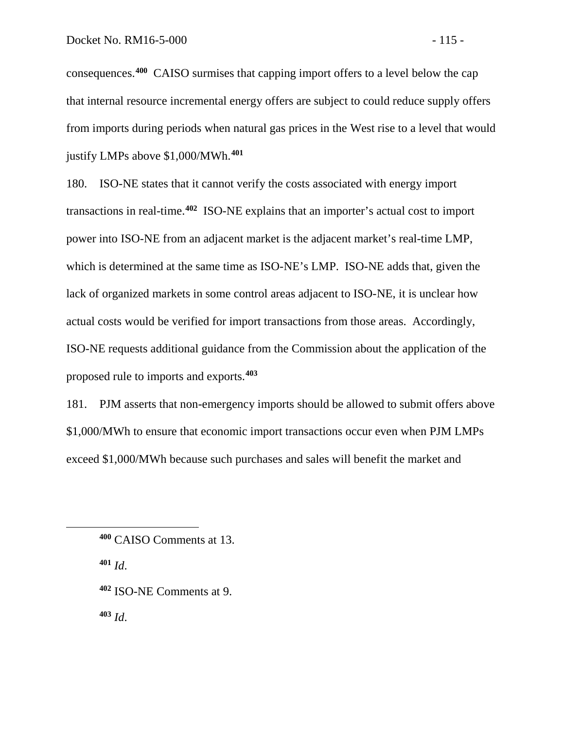consequences.[400] CAISO surmises that capping import offers to a level below the cap that internal resource incremental energy offers are subject to could reduce supply offers from imports during periods when natural gas prices in the West rise to a level that would justify LMPs above $1,000/MWh.[401]

180. ISO-NE states that it cannot verify the costs associated with energy import transactions in real-time.[402] ISO-NE explains that an importer's actual cost to import power into ISO-NE from an adjacent market is the adjacent market's real-time LMP, which is determined at the same time as ISO-NE's LMP. ISO-NE adds that, given the lack of organized markets in some control areas adjacent to ISO-NE, it is unclear how actual costs would be verified for import transactions from those areas. Accordingly, ISO-NE requests additional guidance from the Commission about the application of the proposed rule to imports and exports.[403]

181. PJM asserts that non-emergency imports should be allowed to submit offers above $1,000/MWh to ensure that economic import transactions occur even when PJM LMPs exceed $1,000/MWh because such purchases and sales will benefit the market and

---

[400] CAISO Comments at 13.

[401] *Id*.

[402] ISO-NE Comments at 9.

[403] *Id*.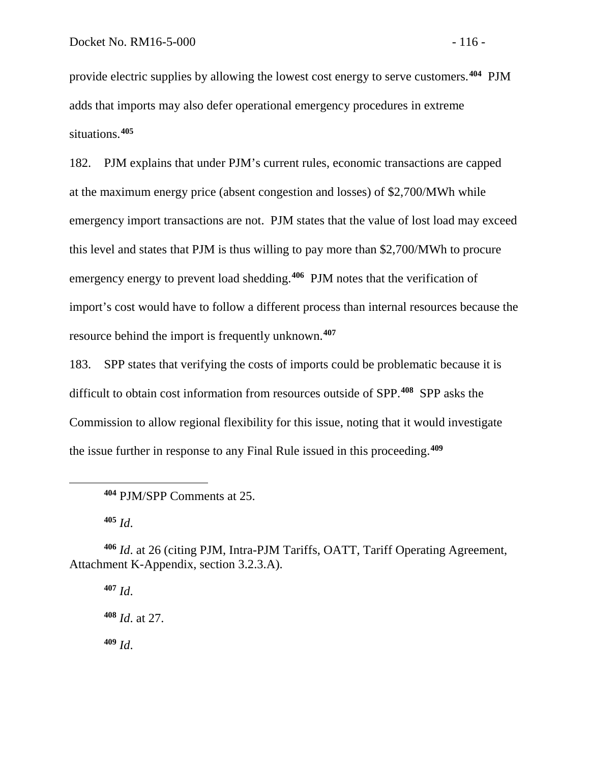provide electric supplies by allowing the lowest cost energy to serve customers.[404] PJM adds that imports may also defer operational emergency procedures in extreme situations.[405]

182. PJM explains that under PJM's current rules, economic transactions are capped at the maximum energy price (absent congestion and losses) of $2,700/MWh while emergency import transactions are not. PJM states that the value of lost load may exceed this level and states that PJM is thus willing to pay more than $2,700/MWh to procure emergency energy to prevent load shedding.[406] PJM notes that the verification of import's cost would have to follow a different process than internal resources because the resource behind the import is frequently unknown.[407]

183. SPP states that verifying the costs of imports could be problematic because it is difficult to obtain cost information from resources outside of SPP.[408] SPP asks the Commission to allow regional flexibility for this issue, noting that it would investigate the issue further in response to any Final Rule issued in this proceeding.[409]

---

[404] PJM/SPP Comments at 25.

[405] *Id.*

[406] *Id.* at 26 (citing PJM, Intra-PJM Tariffs, OATT, Tariff Operating Agreement, Attachment K-Appendix, section 3.2.3.A).

[407] *Id.*

[408] *Id.* at 27.

[409] *Id.*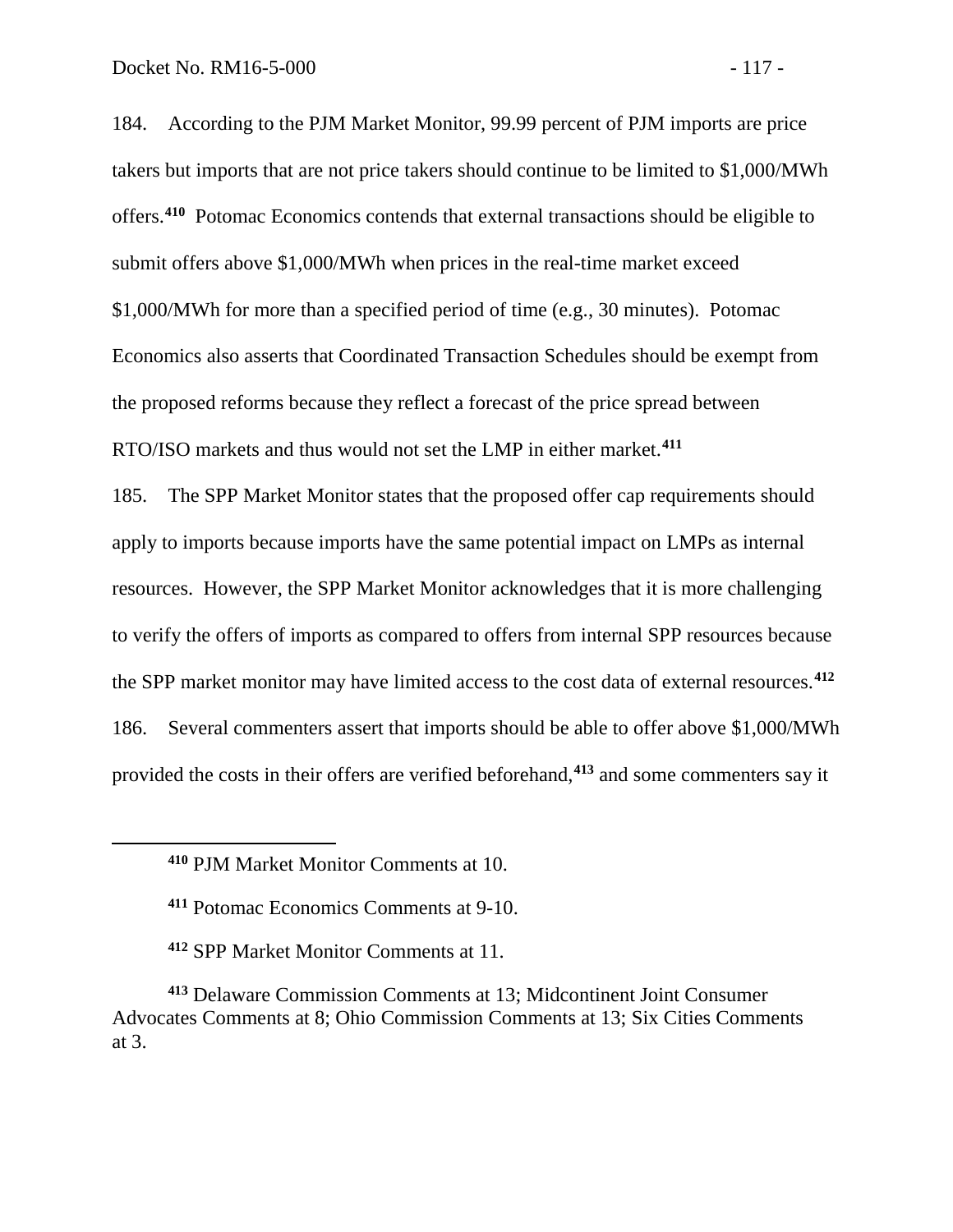184. According to the PJM Market Monitor, 99.99 percent of PJM imports are price takers but imports that are not price takers should continue to be limited to $1,000/MWh offers.[410] Potomac Economics contends that external transactions should be eligible to submit offers above $1,000/MWh when prices in the real-time market exceed $1,000/MWh for more than a specified period of time (e.g., 30 minutes). Potomac Economics also asserts that Coordinated Transaction Schedules should be exempt from the proposed reforms because they reflect a forecast of the price spread between RTO/ISO markets and thus would not set the LMP in either market.[411]

185. The SPP Market Monitor states that the proposed offer cap requirements should apply to imports because imports have the same potential impact on LMPs as internal resources. However, the SPP Market Monitor acknowledges that it is more challenging to verify the offers of imports as compared to offers from internal SPP resources because the SPP market monitor may have limited access to the cost data of external resources.[412]

186. Several commenters assert that imports should be able to offer above $1,000/MWh provided the costs in their offers are verified beforehand,[413] and some commenters say it

---

[410] PJM Market Monitor Comments at 10.

[411] Potomac Economics Comments at 9-10.

[412] SPP Market Monitor Comments at 11.

[413] Delaware Commission Comments at 13; Midcontinent Joint Consumer Advocates Comments at 8; Ohio Commission Comments at 13; Six Cities Comments at 3.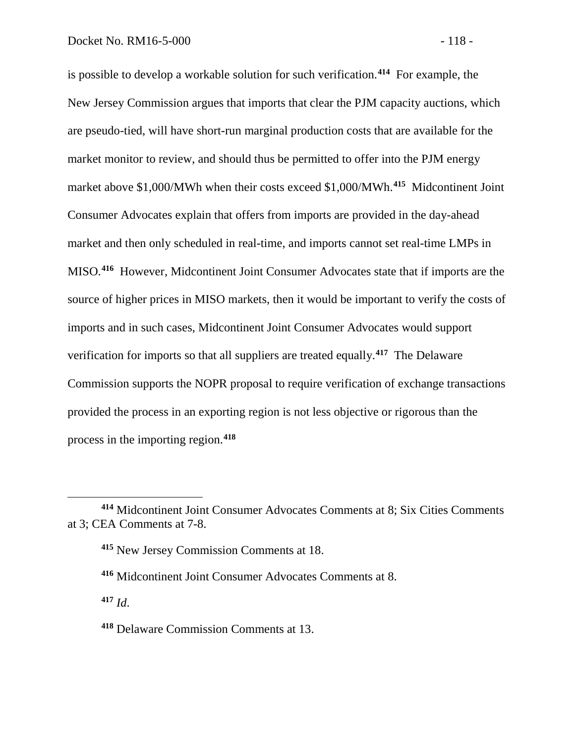is possible to develop a workable solution for such verification.[414] For example, the New Jersey Commission argues that imports that clear the PJM capacity auctions, which are pseudo-tied, will have short-run marginal production costs that are available for the market monitor to review, and should thus be permitted to offer into the PJM energy market above $1,000/MWh when their costs exceed $1,000/MWh.[415] Midcontinent Joint Consumer Advocates explain that offers from imports are provided in the day-ahead market and then only scheduled in real-time, and imports cannot set real-time LMPs in MISO.[416] However, Midcontinent Joint Consumer Advocates state that if imports are the source of higher prices in MISO markets, then it would be important to verify the costs of imports and in such cases, Midcontinent Joint Consumer Advocates would support verification for imports so that all suppliers are treated equally.[417] The Delaware Commission supports the NOPR proposal to require verification of exchange transactions provided the process in an exporting region is not less objective or rigorous than the process in the importing region.[418]

---

[414] Midcontinent Joint Consumer Advocates Comments at 8; Six Cities Comments at 3; CEA Comments at 7-8.

[415] New Jersey Commission Comments at 18.

[416] Midcontinent Joint Consumer Advocates Comments at 8.

[417] *Id*.

[418] Delaware Commission Comments at 13.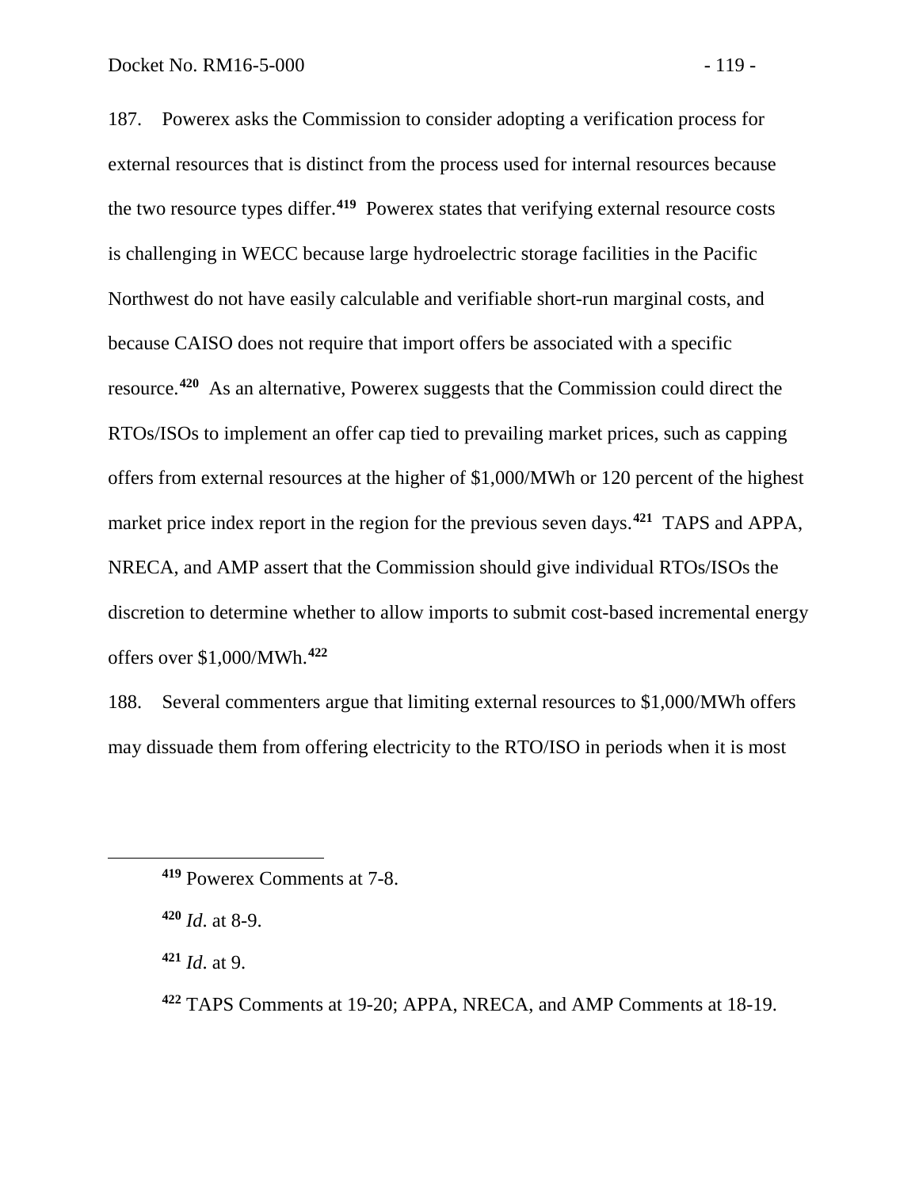187. Powerex asks the Commission to consider adopting a verification process for external resources that is distinct from the process used for internal resources because the two resource types differ.[419] Powerex states that verifying external resource costs is challenging in WECC because large hydroelectric storage facilities in the Pacific Northwest do not have easily calculable and verifiable short-run marginal costs, and because CAISO does not require that import offers be associated with a specific resource.[420] As an alternative, Powerex suggests that the Commission could direct the RTOs/ISOs to implement an offer cap tied to prevailing market prices, such as capping offers from external resources at the higher of $1,000/MWh or 120 percent of the highest market price index report in the region for the previous seven days.[421] TAPS and APPA, NRECA, and AMP assert that the Commission should give individual RTOs/ISOs the discretion to determine whether to allow imports to submit cost-based incremental energy offers over $1,000/MWh.[422]

188. Several commenters argue that limiting external resources to $1,000/MWh offers may dissuade them from offering electricity to the RTO/ISO in periods when it is most

---

[419] Powerex Comments at 7-8.

[420] *Id.* at 8-9.

[421] *Id.* at 9.

[422] TAPS Comments at 19-20; APPA, NRECA, and AMP Comments at 18-19.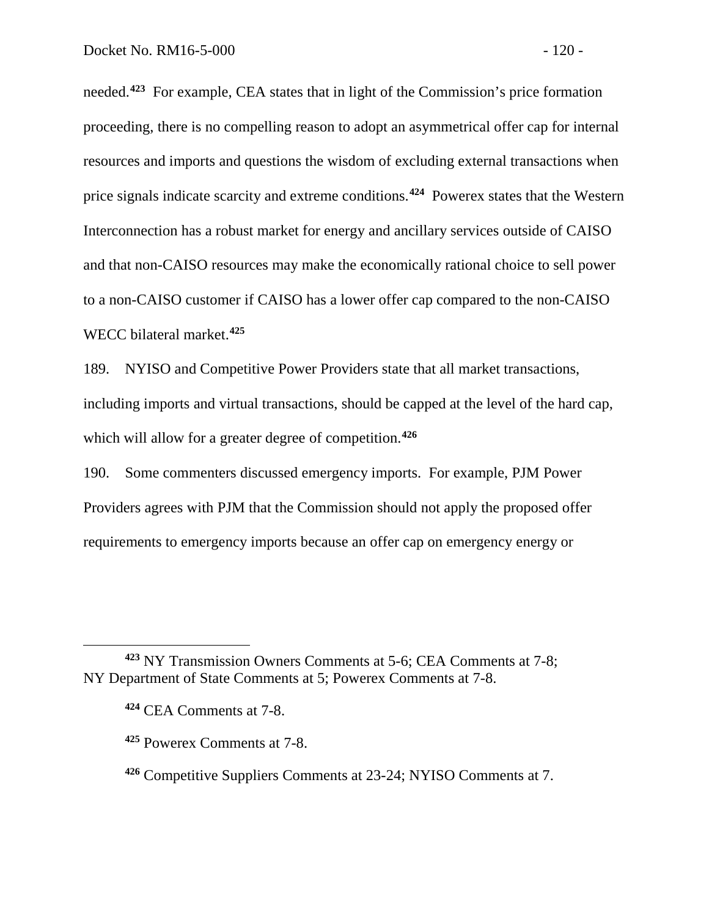needed.[423] For example, CEA states that in light of the Commission's price formation proceeding, there is no compelling reason to adopt an asymmetrical offer cap for internal resources and imports and questions the wisdom of excluding external transactions when price signals indicate scarcity and extreme conditions.[424] Powerex states that the Western Interconnection has a robust market for energy and ancillary services outside of CAISO and that non-CAISO resources may make the economically rational choice to sell power to a non-CAISO customer if CAISO has a lower offer cap compared to the non-CAISO WECC bilateral market.[425]

189. NYISO and Competitive Power Providers state that all market transactions, including imports and virtual transactions, should be capped at the level of the hard cap, which will allow for a greater degree of competition.[426]

190. Some commenters discussed emergency imports. For example, PJM Power Providers agrees with PJM that the Commission should not apply the proposed offer requirements to emergency imports because an offer cap on emergency energy or

---

[423] NY Transmission Owners Comments at 5-6; CEA Comments at 7-8; NY Department of State Comments at 5; Powerex Comments at 7-8.

[424] CEA Comments at 7-8.

[425] Powerex Comments at 7-8.

[426] Competitive Suppliers Comments at 23-24; NYISO Comments at 7.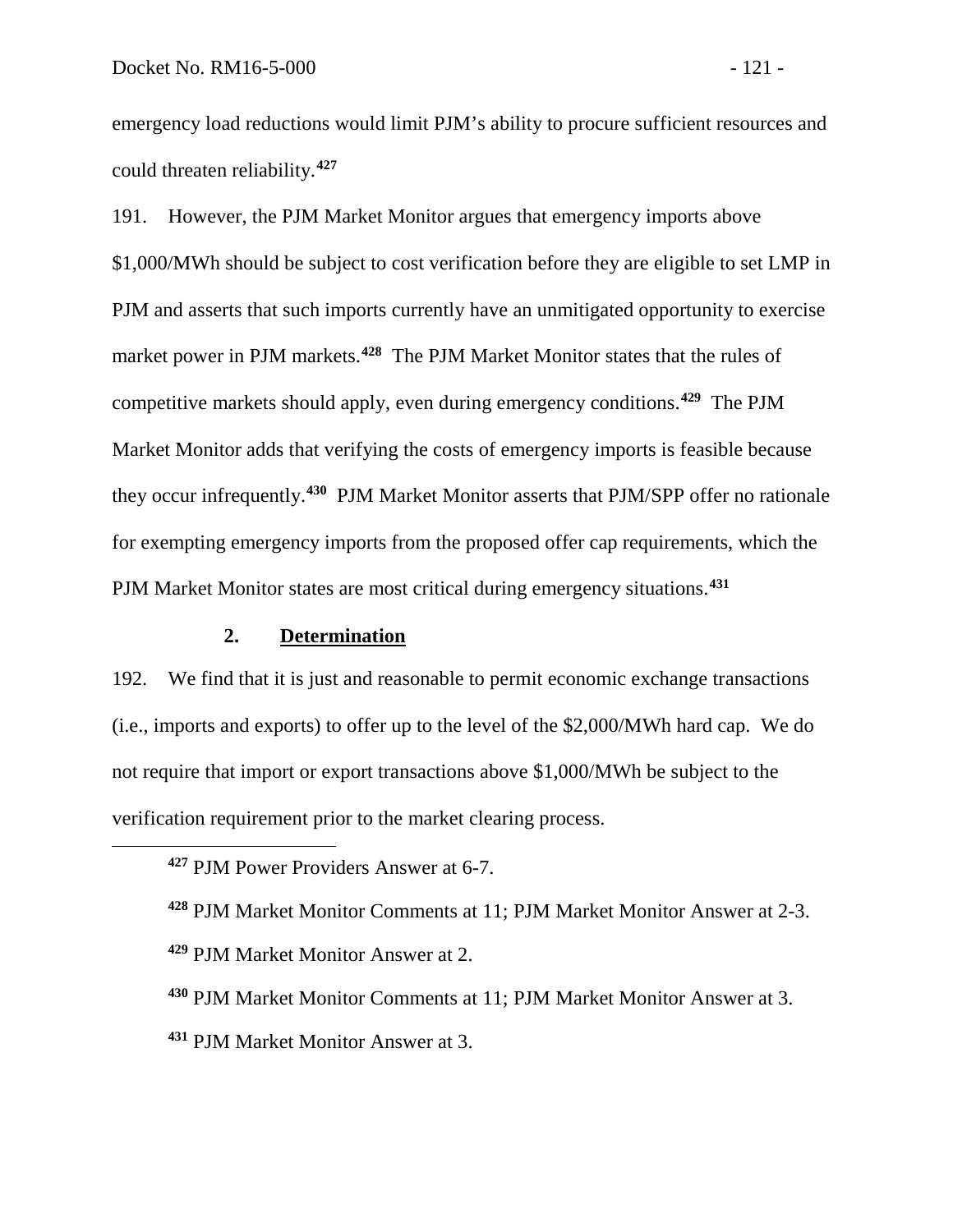emergency load reductions would limit PJM's ability to procure sufficient resources and could threaten reliability.[427]

191. However, the PJM Market Monitor argues that emergency imports above $1,000/MWh should be subject to cost verification before they are eligible to set LMP in PJM and asserts that such imports currently have an unmitigated opportunity to exercise market power in PJM markets.[428] The PJM Market Monitor states that the rules of competitive markets should apply, even during emergency conditions.[429] The PJM Market Monitor adds that verifying the costs of emergency imports is feasible because they occur infrequently.[430] PJM Market Monitor asserts that PJM/SPP offer no rationale for exempting emergency imports from the proposed offer cap requirements, which the PJM Market Monitor states are most critical during emergency situations.[431]

### 2. Determination

192. We find that it is just and reasonable to permit economic exchange transactions (i.e., imports and exports) to offer up to the level of the $2,000/MWh hard cap. We do not require that import or export transactions above $1,000/MWh be subject to the verification requirement prior to the market clearing process.

[427] PJM Power Providers Answer at 6-7.

[428] PJM Market Monitor Comments at 11; PJM Market Monitor Answer at 2-3.

[429] PJM Market Monitor Answer at 2.

[430] PJM Market Monitor Comments at 11; PJM Market Monitor Answer at 3.

[431] PJM Market Monitor Answer at 3.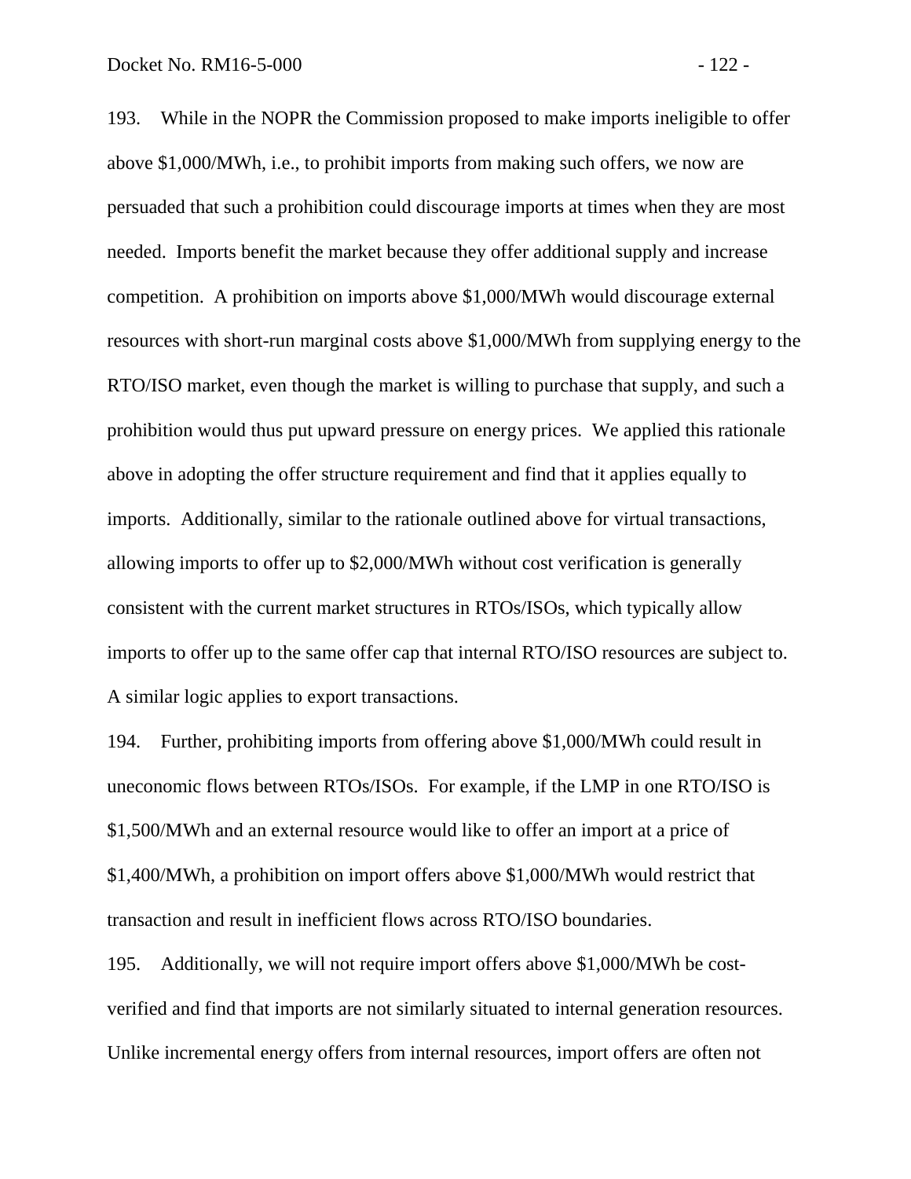193. While in the NOPR the Commission proposed to make imports ineligible to offer above $1,000/MWh, i.e., to prohibit imports from making such offers, we now are persuaded that such a prohibition could discourage imports at times when they are most needed. Imports benefit the market because they offer additional supply and increase competition. A prohibition on imports above $1,000/MWh would discourage external resources with short-run marginal costs above $1,000/MWh from supplying energy to the RTO/ISO market, even though the market is willing to purchase that supply, and such a prohibition would thus put upward pressure on energy prices. We applied this rationale above in adopting the offer structure requirement and find that it applies equally to imports. Additionally, similar to the rationale outlined above for virtual transactions, allowing imports to offer up to $2,000/MWh without cost verification is generally consistent with the current market structures in RTOs/ISOs, which typically allow imports to offer up to the same offer cap that internal RTO/ISO resources are subject to. A similar logic applies to export transactions.

194. Further, prohibiting imports from offering above $1,000/MWh could result in uneconomic flows between RTOs/ISOs. For example, if the LMP in one RTO/ISO is $1,500/MWh and an external resource would like to offer an import at a price of $1,400/MWh, a prohibition on import offers above $1,000/MWh would restrict that transaction and result in inefficient flows across RTO/ISO boundaries.

195. Additionally, we will not require import offers above $1,000/MWh be cost-verified and find that imports are not similarly situated to internal generation resources. Unlike incremental energy offers from internal resources, import offers are often not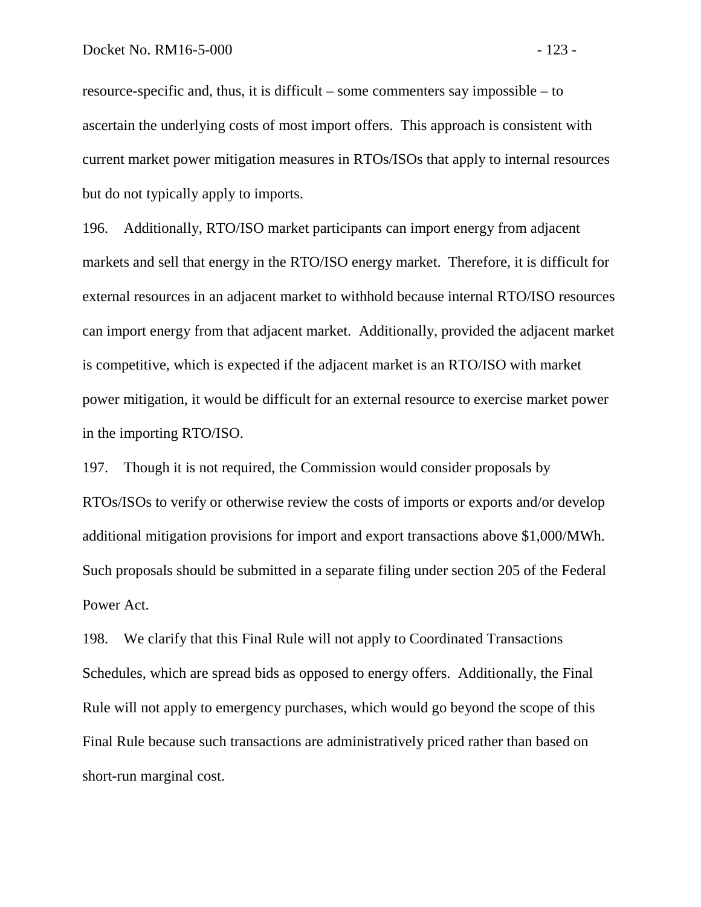resource-specific and, thus, it is difficult – some commenters say impossible – to ascertain the underlying costs of most import offers. This approach is consistent with current market power mitigation measures in RTOs/ISOs that apply to internal resources but do not typically apply to imports.

196. Additionally, RTO/ISO market participants can import energy from adjacent markets and sell that energy in the RTO/ISO energy market. Therefore, it is difficult for external resources in an adjacent market to withhold because internal RTO/ISO resources can import energy from that adjacent market. Additionally, provided the adjacent market is competitive, which is expected if the adjacent market is an RTO/ISO with market power mitigation, it would be difficult for an external resource to exercise market power in the importing RTO/ISO.

197. Though it is not required, the Commission would consider proposals by RTOs/ISOs to verify or otherwise review the costs of imports or exports and/or develop additional mitigation provisions for import and export transactions above $1,000/MWh. Such proposals should be submitted in a separate filing under section 205 of the Federal Power Act.

198. We clarify that this Final Rule will not apply to Coordinated Transactions Schedules, which are spread bids as opposed to energy offers. Additionally, the Final Rule will not apply to emergency purchases, which would go beyond the scope of this Final Rule because such transactions are administratively priced rather than based on short-run marginal cost.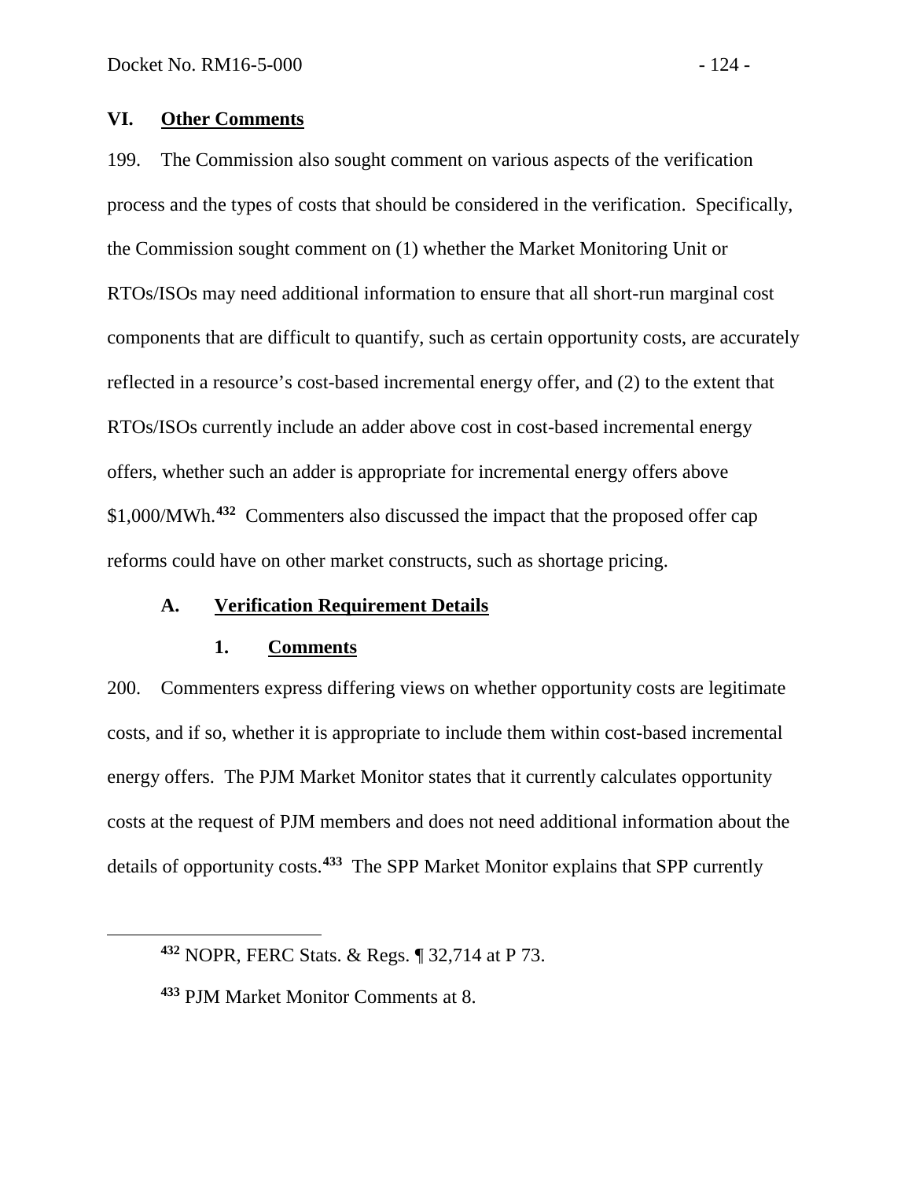## VI. Other Comments

199. The Commission also sought comment on various aspects of the verification process and the types of costs that should be considered in the verification. Specifically, the Commission sought comment on (1) whether the Market Monitoring Unit or RTOs/ISOs may need additional information to ensure that all short-run marginal cost components that are difficult to quantify, such as certain opportunity costs, are accurately reflected in a resource's cost-based incremental energy offer, and (2) to the extent that RTOs/ISOs currently include an adder above cost in cost-based incremental energy offers, whether such an adder is appropriate for incremental energy offers above $1,000/MWh.[432] Commenters also discussed the impact that the proposed offer cap reforms could have on other market constructs, such as shortage pricing.

### A. Verification Requirement Details

#### 1. Comments

200. Commenters express differing views on whether opportunity costs are legitimate costs, and if so, whether it is appropriate to include them within cost-based incremental energy offers. The PJM Market Monitor states that it currently calculates opportunity costs at the request of PJM members and does not need additional information about the details of opportunity costs.[433] The SPP Market Monitor explains that SPP currently

[432] NOPR, FERC Stats. & Regs. ¶ 32,714 at P 73.

[433] PJM Market Monitor Comments at 8.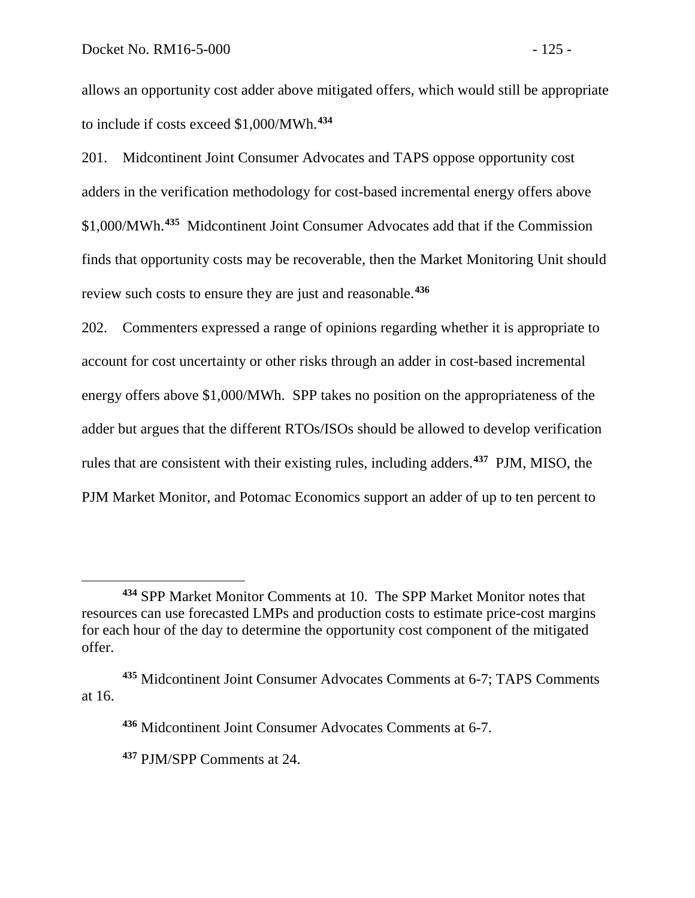allows an opportunity cost adder above mitigated offers, which would still be appropriate to include if costs exceed $1,000/MWh.[434]

201. Midcontinent Joint Consumer Advocates and TAPS oppose opportunity cost adders in the verification methodology for cost-based incremental energy offers above $1,000/MWh.[435] Midcontinent Joint Consumer Advocates add that if the Commission finds that opportunity costs may be recoverable, then the Market Monitoring Unit should review such costs to ensure they are just and reasonable.[436]

202. Commenters expressed a range of opinions regarding whether it is appropriate to account for cost uncertainty or other risks through an adder in cost-based incremental energy offers above $1,000/MWh. SPP takes no position on the appropriateness of the adder but argues that the different RTOs/ISOs should be allowed to develop verification rules that are consistent with their existing rules, including adders.[437] PJM, MISO, the PJM Market Monitor, and Potomac Economics support an adder of up to ten percent to

---

[434] SPP Market Monitor Comments at 10. The SPP Market Monitor notes that resources can use forecasted LMPs and production costs to estimate price-cost margins for each hour of the day to determine the opportunity cost component of the mitigated offer.

[435] Midcontinent Joint Consumer Advocates Comments at 6-7; TAPS Comments at 16.

[436] Midcontinent Joint Consumer Advocates Comments at 6-7.

[437] PJM/SPP Comments at 24.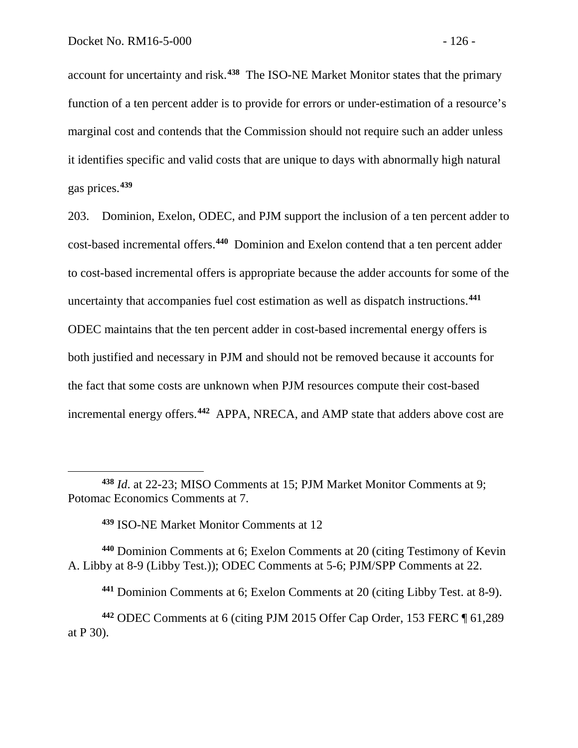account for uncertainty and risk.[438] The ISO-NE Market Monitor states that the primary function of a ten percent adder is to provide for errors or under-estimation of a resource's marginal cost and contends that the Commission should not require such an adder unless it identifies specific and valid costs that are unique to days with abnormally high natural gas prices.[439]

203. Dominion, Exelon, ODEC, and PJM support the inclusion of a ten percent adder to cost-based incremental offers.[440] Dominion and Exelon contend that a ten percent adder to cost-based incremental offers is appropriate because the adder accounts for some of the uncertainty that accompanies fuel cost estimation as well as dispatch instructions.[441] ODEC maintains that the ten percent adder in cost-based incremental energy offers is both justified and necessary in PJM and should not be removed because it accounts for the fact that some costs are unknown when PJM resources compute their cost-based incremental energy offers.[442] APPA, NRECA, and AMP state that adders above cost are

---

[438] *Id*. at 22-23; MISO Comments at 15; PJM Market Monitor Comments at 9; Potomac Economics Comments at 7.

[439] ISO-NE Market Monitor Comments at 12

[440] Dominion Comments at 6; Exelon Comments at 20 (citing Testimony of Kevin A. Libby at 8-9 (Libby Test.)); ODEC Comments at 5-6; PJM/SPP Comments at 22.

[441] Dominion Comments at 6; Exelon Comments at 20 (citing Libby Test. at 8-9).

[442] ODEC Comments at 6 (citing PJM 2015 Offer Cap Order, 153 FERC ¶ 61,289 at P 30).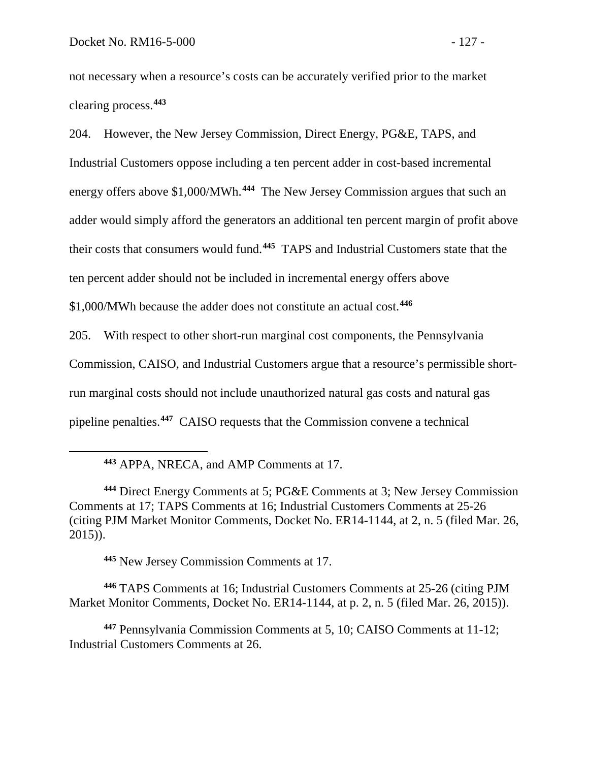not necessary when a resource's costs can be accurately verified prior to the market clearing process.[443]

204. However, the New Jersey Commission, Direct Energy, PG&E, TAPS, and Industrial Customers oppose including a ten percent adder in cost-based incremental energy offers above $1,000/MWh.[444] The New Jersey Commission argues that such an adder would simply afford the generators an additional ten percent margin of profit above their costs that consumers would fund.[445] TAPS and Industrial Customers state that the ten percent adder should not be included in incremental energy offers above $1,000/MWh because the adder does not constitute an actual cost.[446]

205. With respect to other short-run marginal cost components, the Pennsylvania Commission, CAISO, and Industrial Customers argue that a resource's permissible short-run marginal costs should not include unauthorized natural gas costs and natural gas pipeline penalties.[447] CAISO requests that the Commission convene a technical

---

[443] APPA, NRECA, and AMP Comments at 17.

[444] Direct Energy Comments at 5; PG&E Comments at 3; New Jersey Commission Comments at 17; TAPS Comments at 16; Industrial Customers Comments at 25-26 (citing PJM Market Monitor Comments, Docket No. ER14-1144, at 2, n. 5 (filed Mar. 26, 2015)).

[445] New Jersey Commission Comments at 17.

[446] TAPS Comments at 16; Industrial Customers Comments at 25-26 (citing PJM Market Monitor Comments, Docket No. ER14-1144, at p. 2, n. 5 (filed Mar. 26, 2015)).

[447] Pennsylvania Commission Comments at 5, 10; CAISO Comments at 11-12; Industrial Customers Comments at 26.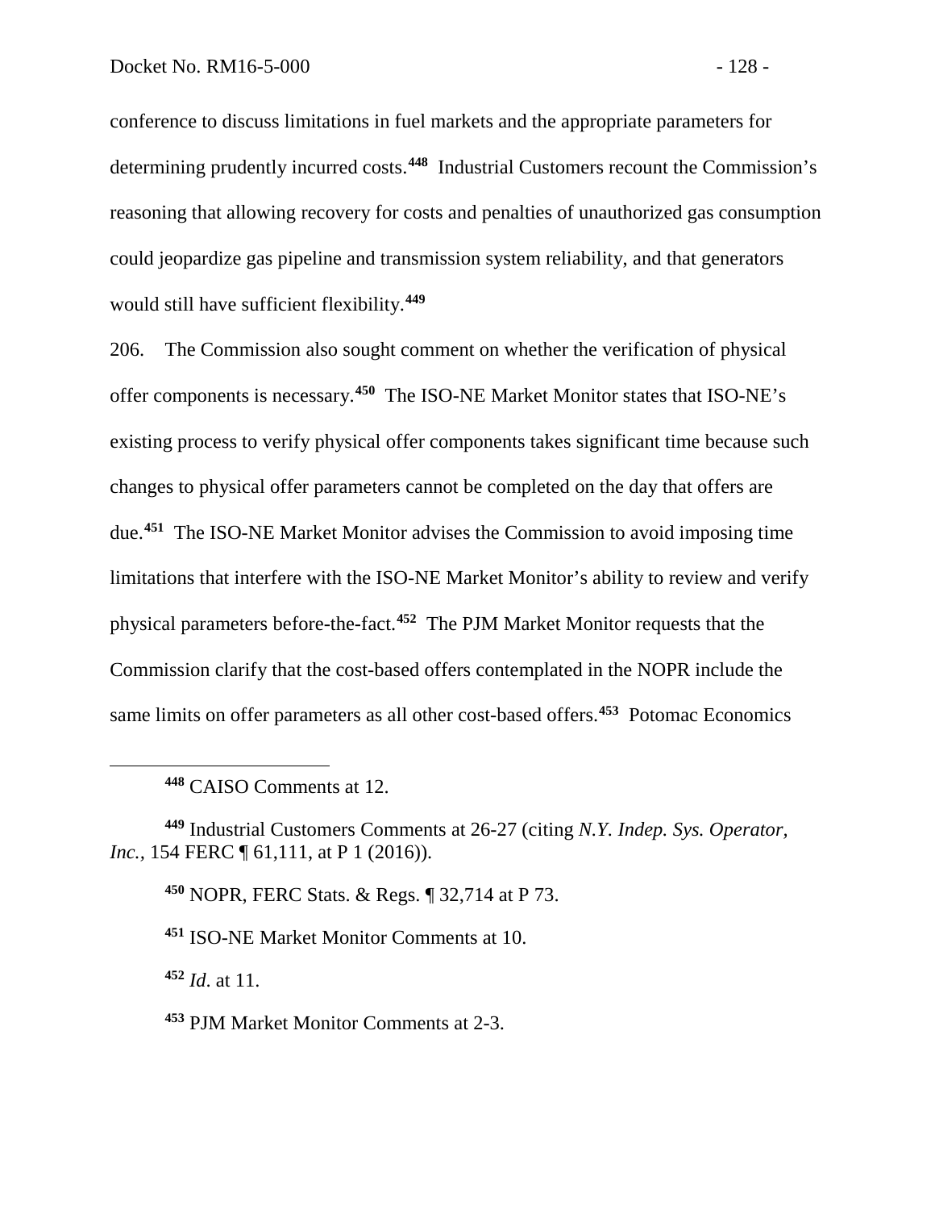conference to discuss limitations in fuel markets and the appropriate parameters for determining prudently incurred costs.[448] Industrial Customers recount the Commission's reasoning that allowing recovery for costs and penalties of unauthorized gas consumption could jeopardize gas pipeline and transmission system reliability, and that generators would still have sufficient flexibility.[449]

206. The Commission also sought comment on whether the verification of physical offer components is necessary.[450] The ISO-NE Market Monitor states that ISO-NE's existing process to verify physical offer components takes significant time because such changes to physical offer parameters cannot be completed on the day that offers are due.[451] The ISO-NE Market Monitor advises the Commission to avoid imposing time limitations that interfere with the ISO-NE Market Monitor's ability to review and verify physical parameters before-the-fact.[452] The PJM Market Monitor requests that the Commission clarify that the cost-based offers contemplated in the NOPR include the same limits on offer parameters as all other cost-based offers.[453] Potomac Economics

---

[448] CAISO Comments at 12.

[449] Industrial Customers Comments at 26-27 (citing *N.Y. Indep. Sys. Operator, Inc.*, 154 FERC ¶ 61,111, at P 1 (2016)).

[450] NOPR, FERC Stats. & Regs. ¶ 32,714 at P 73.

[451] ISO-NE Market Monitor Comments at 10.

[452] *Id*. at 11.

[453] PJM Market Monitor Comments at 2-3.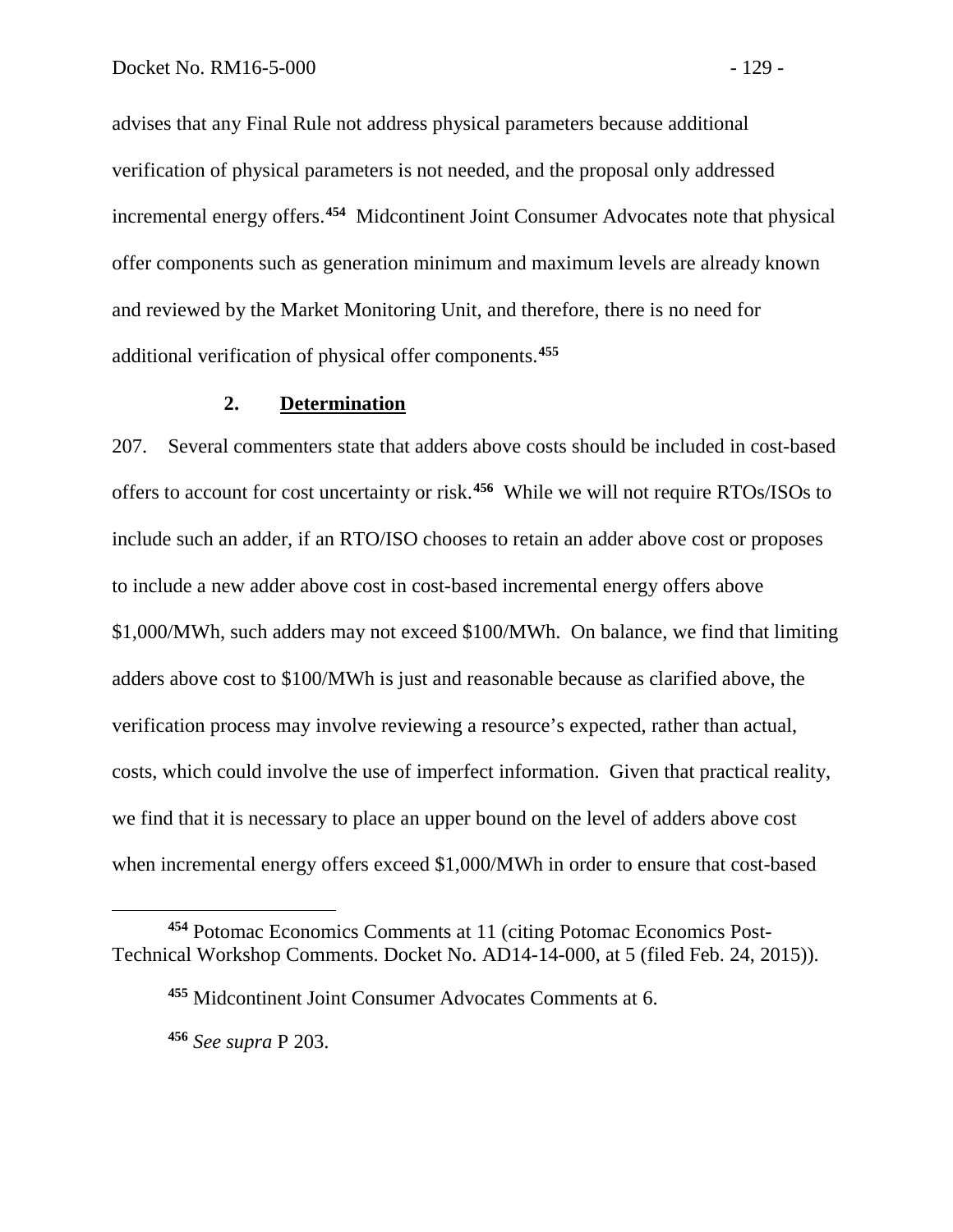advises that any Final Rule not address physical parameters because additional verification of physical parameters is not needed, and the proposal only addressed incremental energy offers.[454] Midcontinent Joint Consumer Advocates note that physical offer components such as generation minimum and maximum levels are already known and reviewed by the Market Monitoring Unit, and therefore, there is no need for additional verification of physical offer components.[455]

### 2. **Determination**

207. Several commenters state that adders above costs should be included in cost-based offers to account for cost uncertainty or risk.[456] While we will not require RTOs/ISOs to include such an adder, if an RTO/ISO chooses to retain an adder above cost or proposes to include a new adder above cost in cost-based incremental energy offers above $1,000/MWh, such adders may not exceed $100/MWh. On balance, we find that limiting adders above cost to $100/MWh is just and reasonable because as clarified above, the verification process may involve reviewing a resource's expected, rather than actual, costs, which could involve the use of imperfect information. Given that practical reality, we find that it is necessary to place an upper bound on the level of adders above cost when incremental energy offers exceed $1,000/MWh in order to ensure that cost-based

---

[454] Potomac Economics Comments at 11 (citing Potomac Economics Post-Technical Workshop Comments. Docket No. AD14-14-000, at 5 (filed Feb. 24, 2015)).

[455] Midcontinent Joint Consumer Advocates Comments at 6.

[456] *See supra* P 203.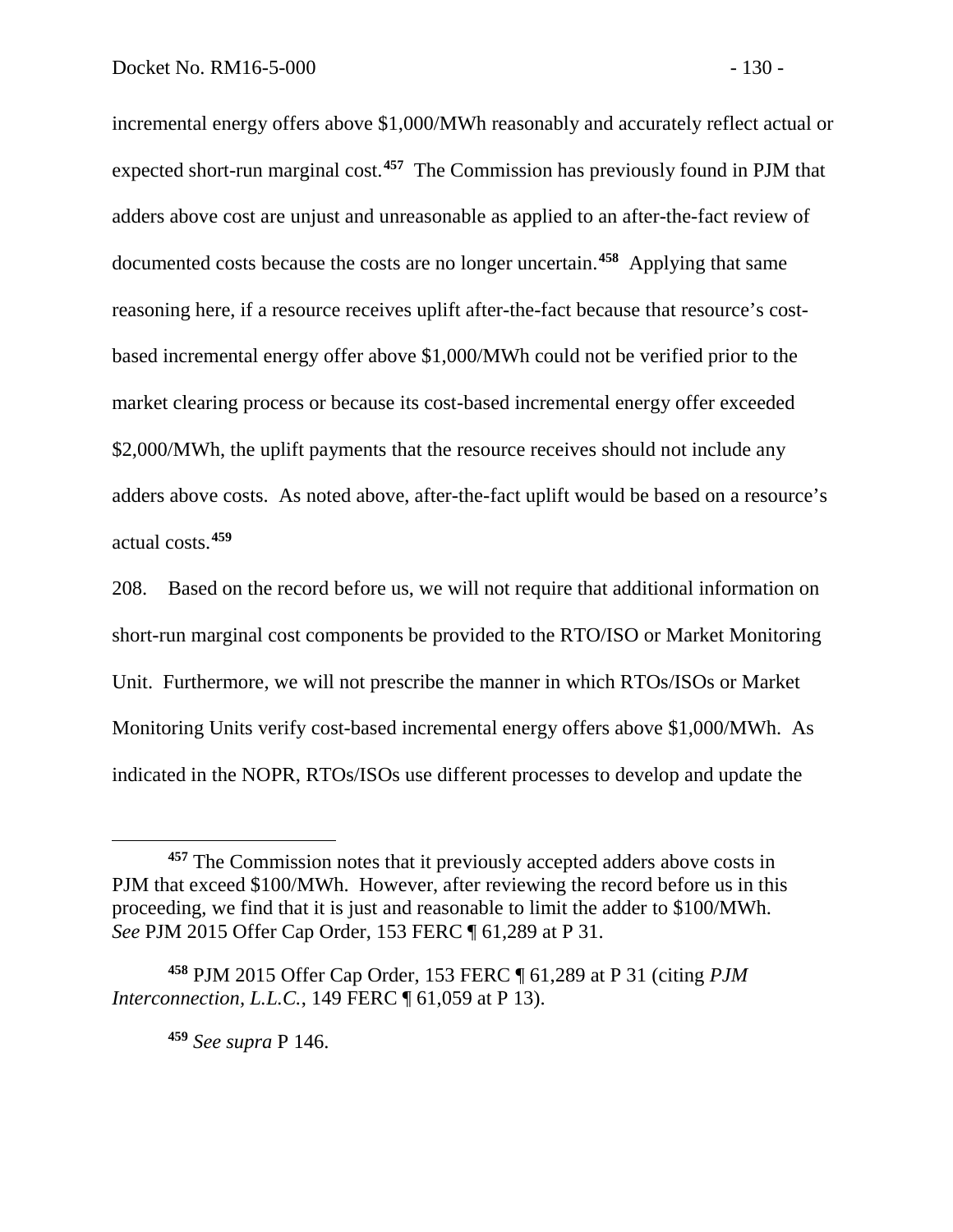incremental energy offers above $1,000/MWh reasonably and accurately reflect actual or expected short-run marginal cost.[457] The Commission has previously found in PJM that adders above cost are unjust and unreasonable as applied to an after-the-fact review of documented costs because the costs are no longer uncertain.[458] Applying that same reasoning here, if a resource receives uplift after-the-fact because that resource's cost-based incremental energy offer above $1,000/MWh could not be verified prior to the market clearing process or because its cost-based incremental energy offer exceeded $2,000/MWh, the uplift payments that the resource receives should not include any adders above costs. As noted above, after-the-fact uplift would be based on a resource's actual costs.[459]

208. Based on the record before us, we will not require that additional information on short-run marginal cost components be provided to the RTO/ISO or Market Monitoring Unit. Furthermore, we will not prescribe the manner in which RTOs/ISOs or Market Monitoring Units verify cost-based incremental energy offers above $1,000/MWh. As indicated in the NOPR, RTOs/ISOs use different processes to develop and update the

---

[457] The Commission notes that it previously accepted adders above costs in PJM that exceed $100/MWh. However, after reviewing the record before us in this proceeding, we find that it is just and reasonable to limit the adder to $100/MWh. *See* PJM 2015 Offer Cap Order, 153 FERC ¶ 61,289 at P 31.

[458] PJM 2015 Offer Cap Order, 153 FERC ¶ 61,289 at P 31 (citing *PJM Interconnection, L.L.C.*, 149 FERC ¶ 61,059 at P 13).

[459] *See supra* P 146.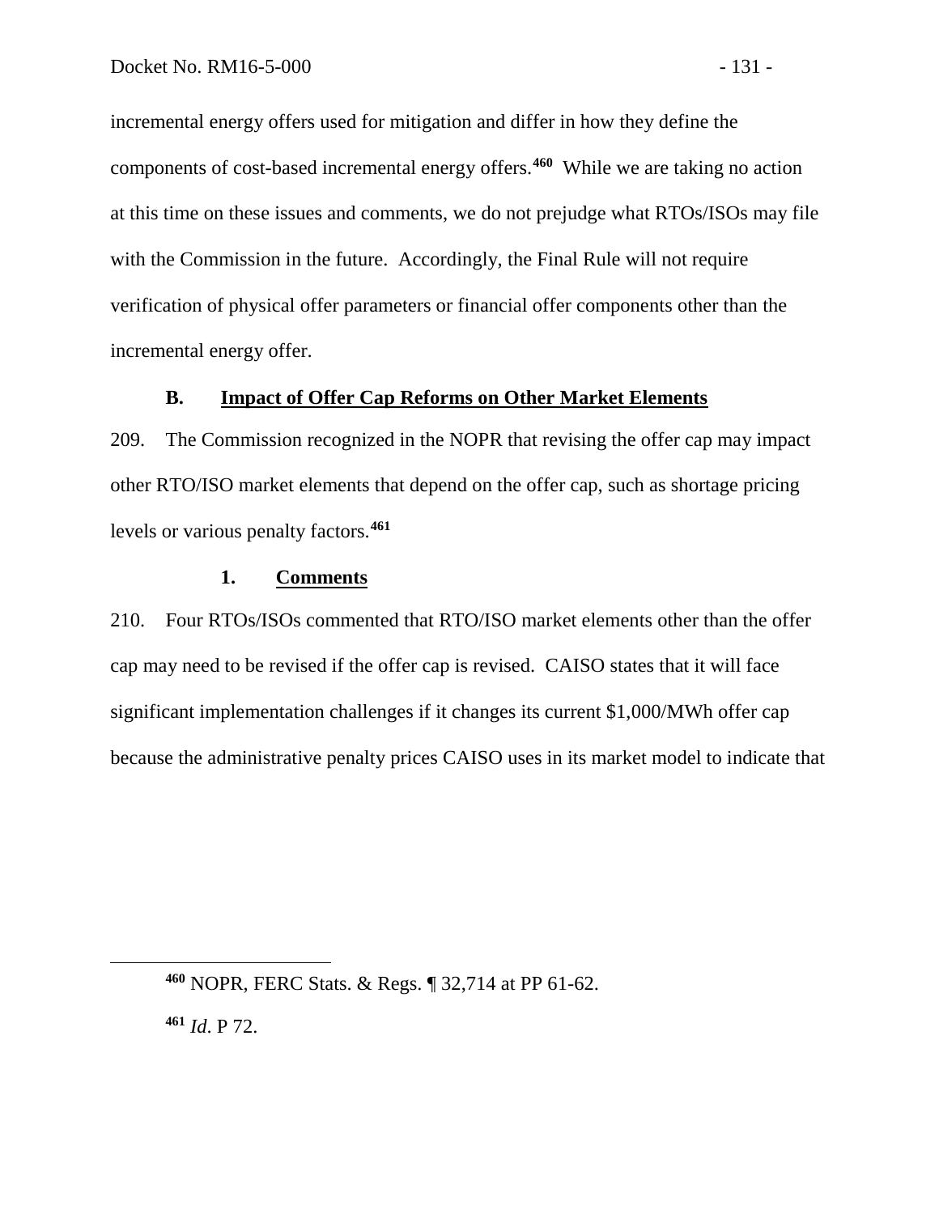incremental energy offers used for mitigation and differ in how they define the components of cost-based incremental energy offers.[460] While we are taking no action at this time on these issues and comments, we do not prejudge what RTOs/ISOs may file with the Commission in the future. Accordingly, the Final Rule will not require verification of physical offer parameters or financial offer components other than the incremental energy offer.

### B. Impact of Offer Cap Reforms on Other Market Elements

209. The Commission recognized in the NOPR that revising the offer cap may impact other RTO/ISO market elements that depend on the offer cap, such as shortage pricing levels or various penalty factors.[461]

#### 1. Comments

210. Four RTOs/ISOs commented that RTO/ISO market elements other than the offer cap may need to be revised if the offer cap is revised. CAISO states that it will face significant implementation challenges if it changes its current $1,000/MWh offer cap because the administrative penalty prices CAISO uses in its market model to indicate that

---

[460] NOPR, FERC Stats. & Regs. ¶ 32,714 at PP 61-62.

[461] *Id*. P 72.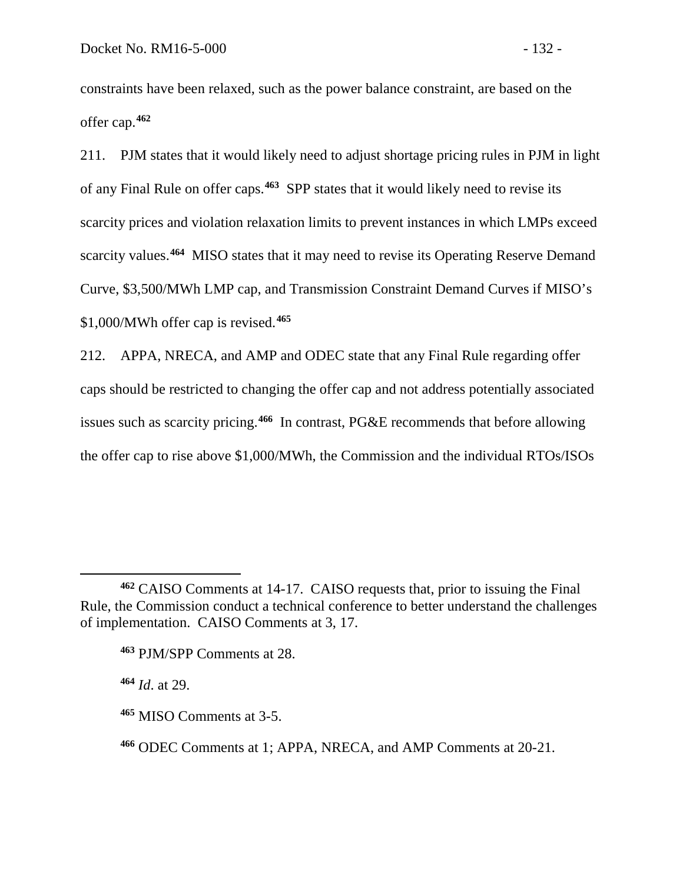constraints have been relaxed, such as the power balance constraint, are based on the offer cap.[462]

211. PJM states that it would likely need to adjust shortage pricing rules in PJM in light of any Final Rule on offer caps.[463] SPP states that it would likely need to revise its scarcity prices and violation relaxation limits to prevent instances in which LMPs exceed scarcity values.[464] MISO states that it may need to revise its Operating Reserve Demand Curve, $3,500/MWh LMP cap, and Transmission Constraint Demand Curves if MISO's $1,000/MWh offer cap is revised.[465]

212. APPA, NRECA, and AMP and ODEC state that any Final Rule regarding offer caps should be restricted to changing the offer cap and not address potentially associated issues such as scarcity pricing.[466] In contrast, PG&E recommends that before allowing the offer cap to rise above $1,000/MWh, the Commission and the individual RTOs/ISOs

---

[462] CAISO Comments at 14-17. CAISO requests that, prior to issuing the Final Rule, the Commission conduct a technical conference to better understand the challenges of implementation. CAISO Comments at 3, 17.

[463] PJM/SPP Comments at 28.

[464] *Id*. at 29.

[465] MISO Comments at 3-5.

[466] ODEC Comments at 1; APPA, NRECA, and AMP Comments at 20-21.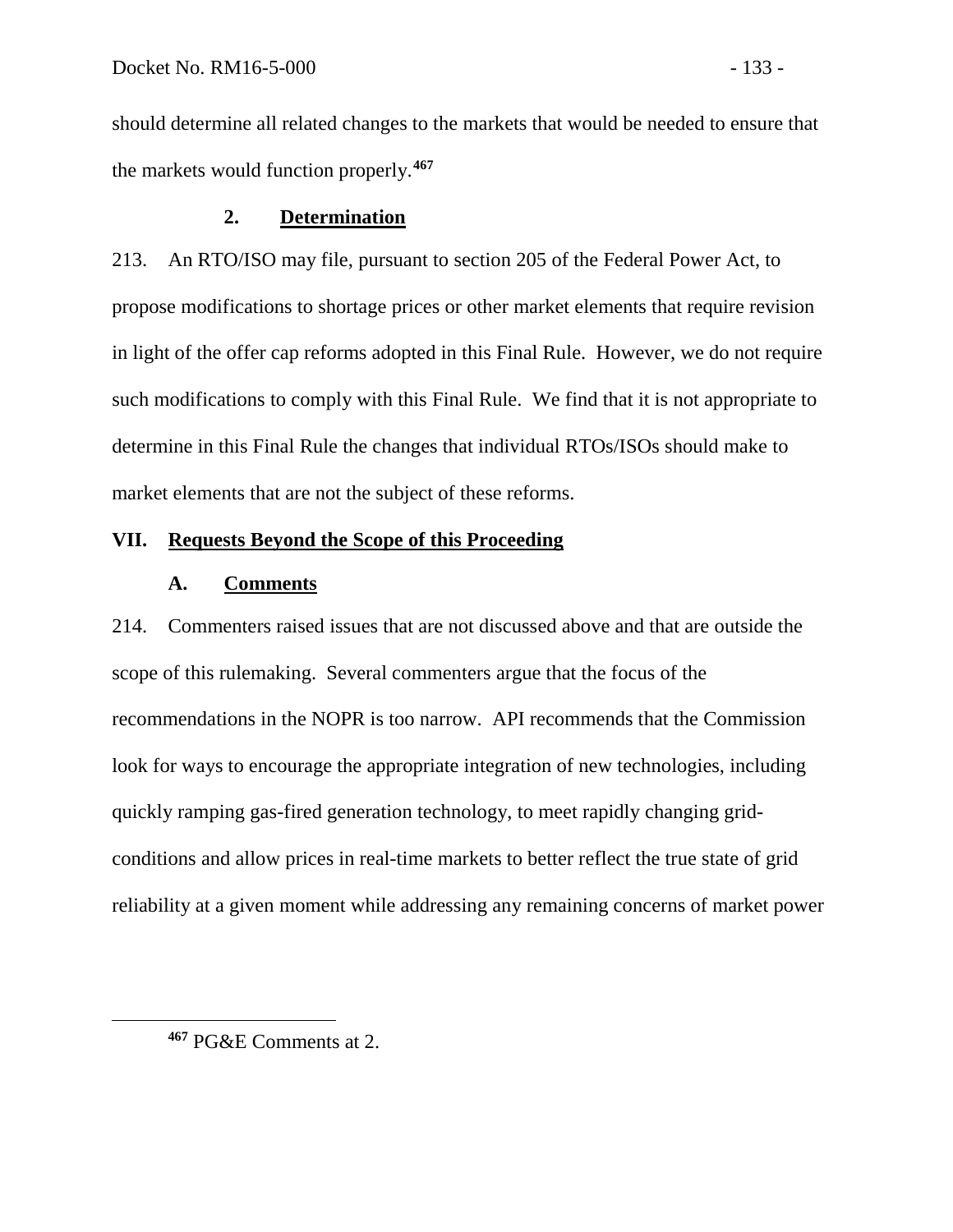should determine all related changes to the markets that would be needed to ensure that the markets would function properly.[467]

### 2. **Determination**

213. An RTO/ISO may file, pursuant to section 205 of the Federal Power Act, to propose modifications to shortage prices or other market elements that require revision in light of the offer cap reforms adopted in this Final Rule. However, we do not require such modifications to comply with this Final Rule. We find that it is not appropriate to determine in this Final Rule the changes that individual RTOs/ISOs should make to market elements that are not the subject of these reforms.

## VII. **Requests Beyond the Scope of this Proceeding**

### A. **Comments**

214. Commenters raised issues that are not discussed above and that are outside the scope of this rulemaking. Several commenters argue that the focus of the recommendations in the NOPR is too narrow. API recommends that the Commission look for ways to encourage the appropriate integration of new technologies, including quickly ramping gas-fired generation technology, to meet rapidly changing grid-conditions and allow prices in real-time markets to better reflect the true state of grid reliability at a given moment while addressing any remaining concerns of market power

---

[467] PG&E Comments at 2.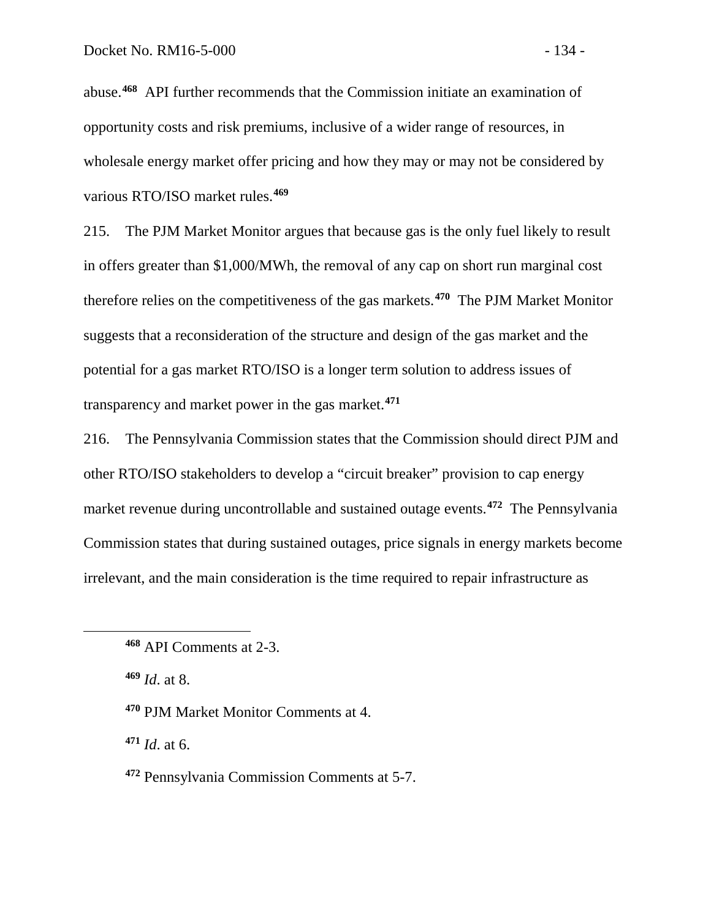abuse.[468] API further recommends that the Commission initiate an examination of opportunity costs and risk premiums, inclusive of a wider range of resources, in wholesale energy market offer pricing and how they may or may not be considered by various RTO/ISO market rules.[469]

215. The PJM Market Monitor argues that because gas is the only fuel likely to result in offers greater than $1,000/MWh, the removal of any cap on short run marginal cost therefore relies on the competitiveness of the gas markets.[470] The PJM Market Monitor suggests that a reconsideration of the structure and design of the gas market and the potential for a gas market RTO/ISO is a longer term solution to address issues of transparency and market power in the gas market.[471]

216. The Pennsylvania Commission states that the Commission should direct PJM and other RTO/ISO stakeholders to develop a "circuit breaker" provision to cap energy market revenue during uncontrollable and sustained outage events.[472] The Pennsylvania Commission states that during sustained outages, price signals in energy markets become irrelevant, and the main consideration is the time required to repair infrastructure as

---

[468] API Comments at 2-3.

[469] *Id*. at 8.

[470] PJM Market Monitor Comments at 4.

[471] *Id*. at 6.

[472] Pennsylvania Commission Comments at 5-7.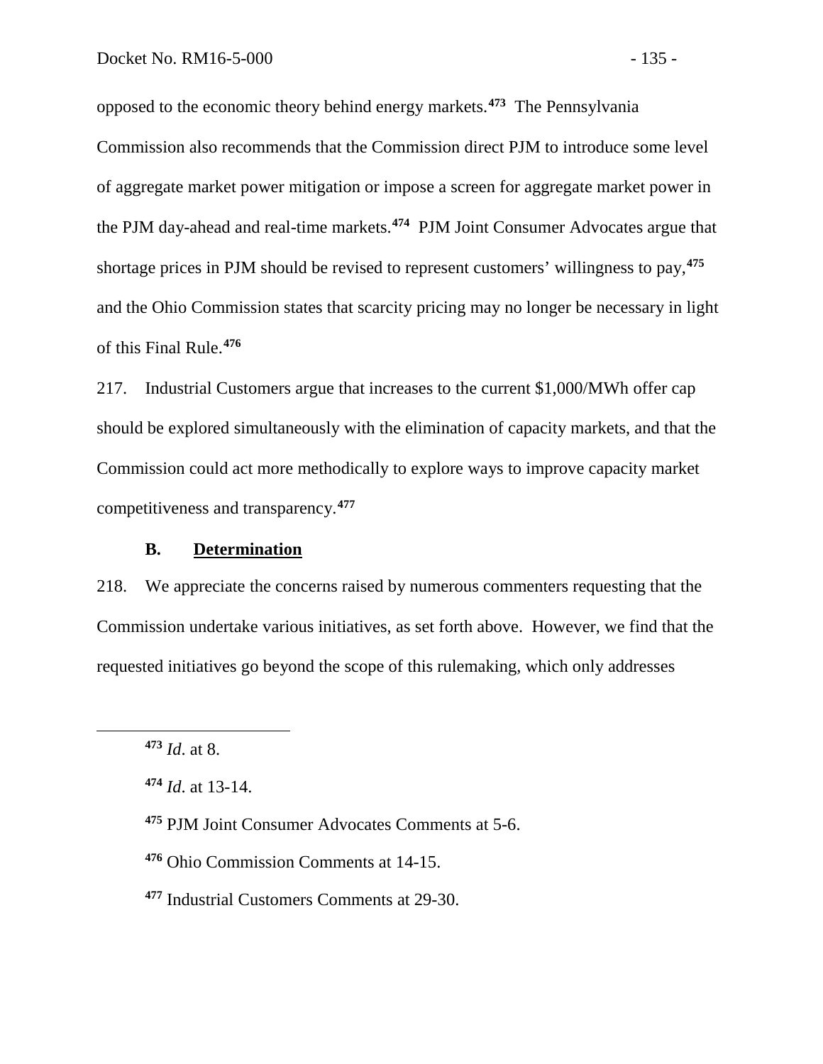opposed to the economic theory behind energy markets.[473] The Pennsylvania Commission also recommends that the Commission direct PJM to introduce some level of aggregate market power mitigation or impose a screen for aggregate market power in the PJM day-ahead and real-time markets.[474] PJM Joint Consumer Advocates argue that shortage prices in PJM should be revised to represent customers' willingness to pay,[475] and the Ohio Commission states that scarcity pricing may no longer be necessary in light of this Final Rule.[476]

217. Industrial Customers argue that increases to the current $1,000/MWh offer cap should be explored simultaneously with the elimination of capacity markets, and that the Commission could act more methodically to explore ways to improve capacity market competitiveness and transparency.[477]

### B. Determination

218. We appreciate the concerns raised by numerous commenters requesting that the Commission undertake various initiatives, as set forth above. However, we find that the requested initiatives go beyond the scope of this rulemaking, which only addresses

---

[473] *Id*. at 8.

[474] *Id*. at 13-14.

[475] PJM Joint Consumer Advocates Comments at 5-6.

[476] Ohio Commission Comments at 14-15.

[477] Industrial Customers Comments at 29-30.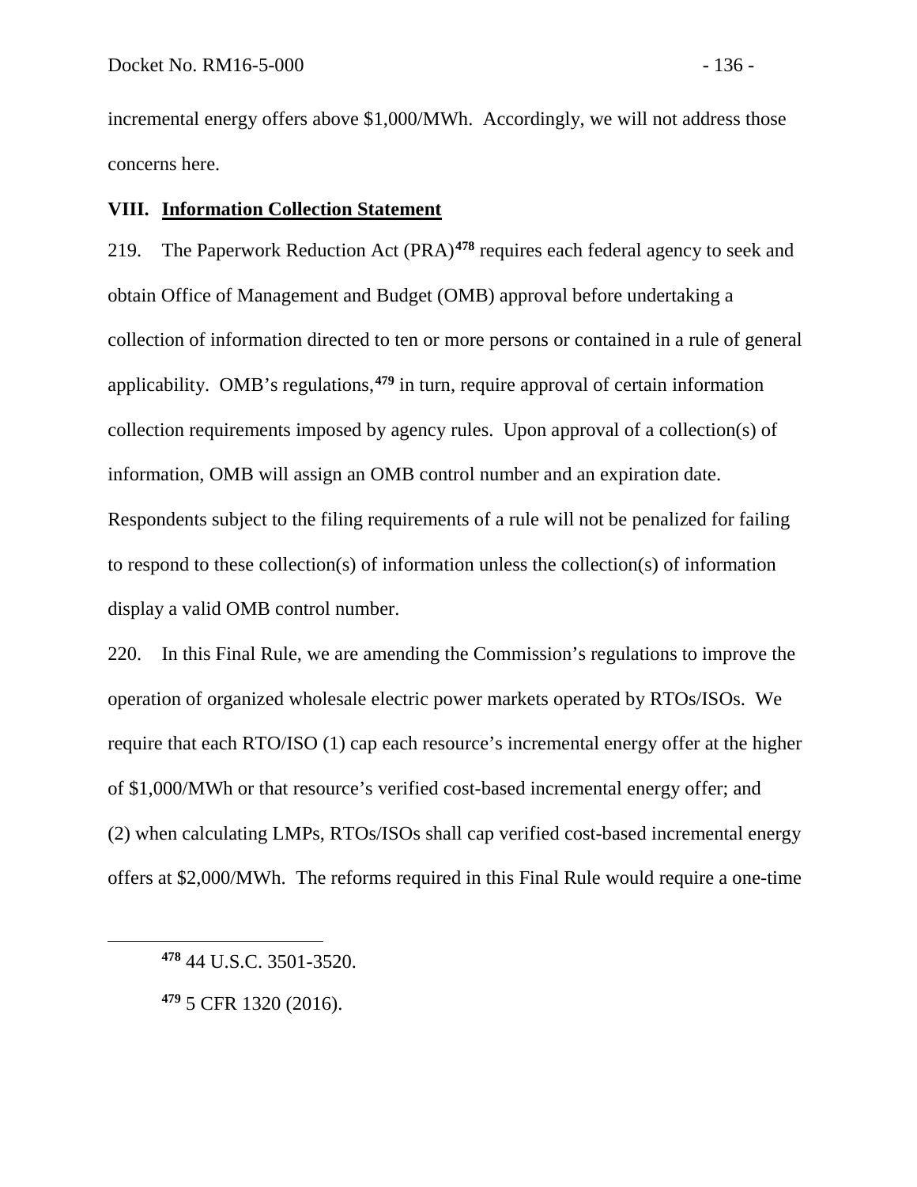incremental energy offers above $1,000/MWh. Accordingly, we will not address those concerns here.

## VIII. Information Collection Statement

219. The Paperwork Reduction Act (PRA)[478] requires each federal agency to seek and obtain Office of Management and Budget (OMB) approval before undertaking a collection of information directed to ten or more persons or contained in a rule of general applicability. OMB's regulations,[479] in turn, require approval of certain information collection requirements imposed by agency rules. Upon approval of a collection(s) of information, OMB will assign an OMB control number and an expiration date. Respondents subject to the filing requirements of a rule will not be penalized for failing to respond to these collection(s) of information unless the collection(s) of information display a valid OMB control number.

220. In this Final Rule, we are amending the Commission's regulations to improve the operation of organized wholesale electric power markets operated by RTOs/ISOs. We require that each RTO/ISO (1) cap each resource's incremental energy offer at the higher of $1,000/MWh or that resource's verified cost-based incremental energy offer; and (2) when calculating LMPs, RTOs/ISOs shall cap verified cost-based incremental energy offers at $2,000/MWh. The reforms required in this Final Rule would require a one-time

---

[478] 44 U.S.C. 3501-3520.

[479] 5 CFR 1320 (2016).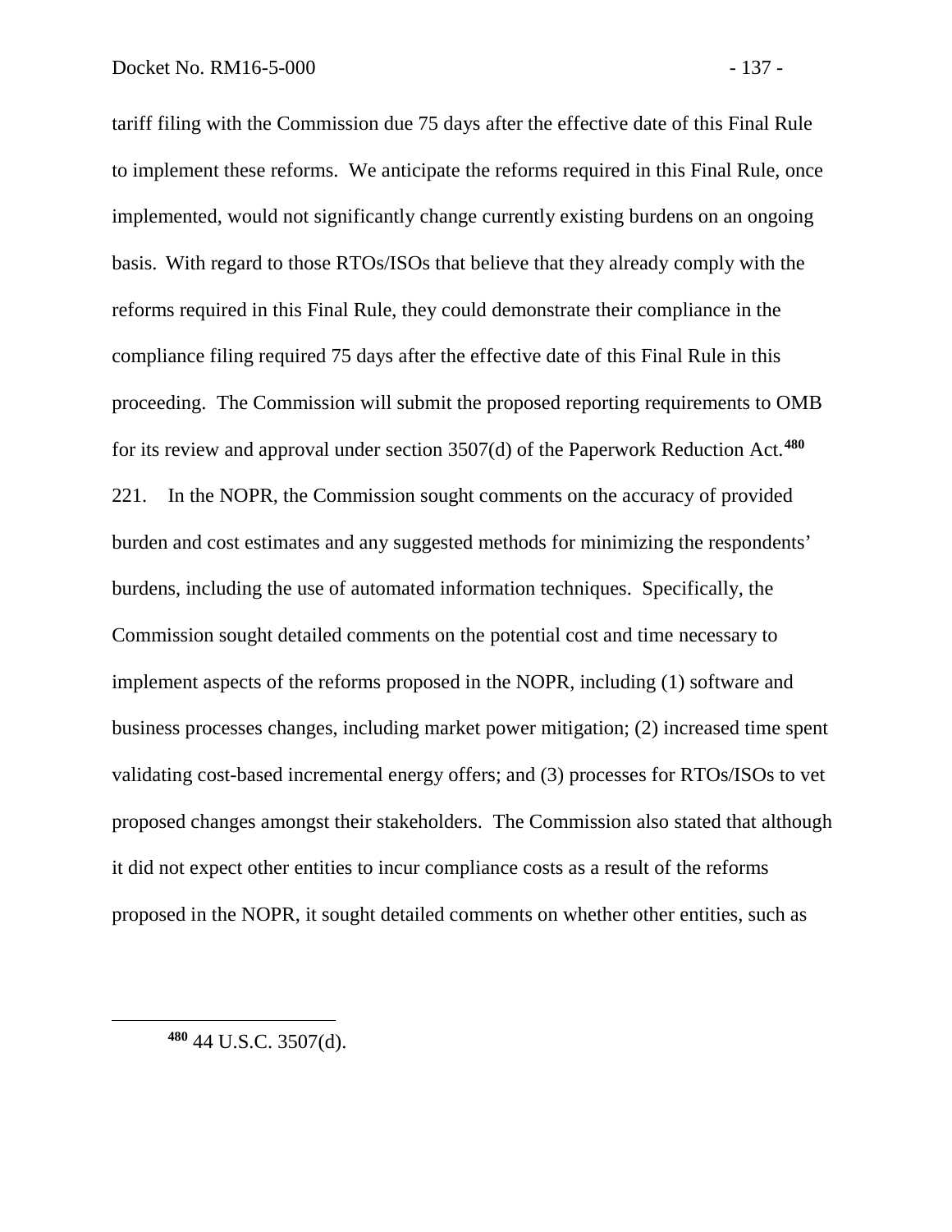tariff filing with the Commission due 75 days after the effective date of this Final Rule to implement these reforms. We anticipate the reforms required in this Final Rule, once implemented, would not significantly change currently existing burdens on an ongoing basis. With regard to those RTOs/ISOs that believe that they already comply with the reforms required in this Final Rule, they could demonstrate their compliance in the compliance filing required 75 days after the effective date of this Final Rule in this proceeding. The Commission will submit the proposed reporting requirements to OMB for its review and approval under section 3507(d) of the Paperwork Reduction Act.[480]

221. In the NOPR, the Commission sought comments on the accuracy of provided burden and cost estimates and any suggested methods for minimizing the respondents' burdens, including the use of automated information techniques. Specifically, the Commission sought detailed comments on the potential cost and time necessary to implement aspects of the reforms proposed in the NOPR, including (1) software and business processes changes, including market power mitigation; (2) increased time spent validating cost-based incremental energy offers; and (3) processes for RTOs/ISOs to vet proposed changes amongst their stakeholders. The Commission also stated that although it did not expect other entities to incur compliance costs as a result of the reforms proposed in the NOPR, it sought detailed comments on whether other entities, such as

[480] 44 U.S.C. 3507(d).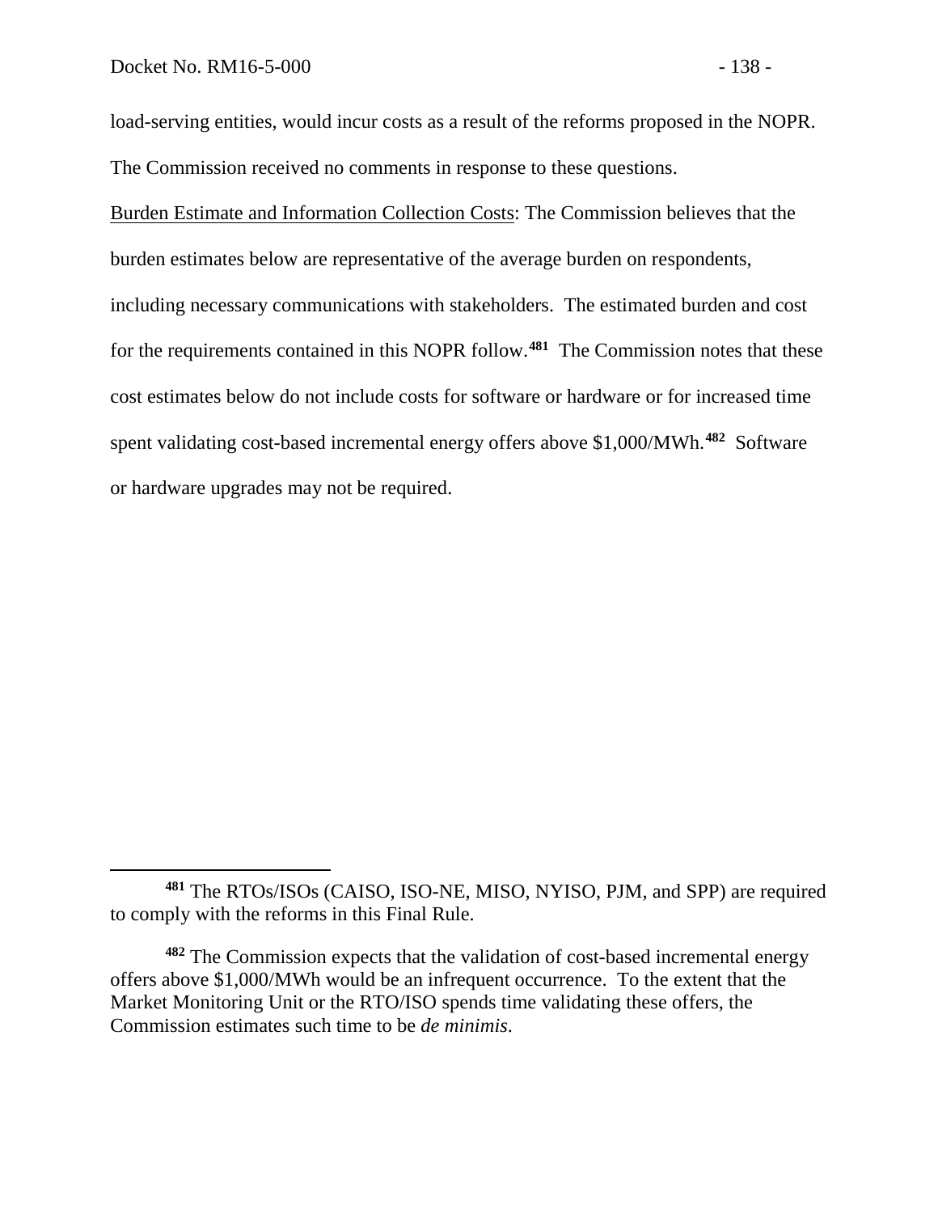load-serving entities, would incur costs as a result of the reforms proposed in the NOPR. The Commission received no comments in response to these questions.

Burden Estimate and Information Collection Costs: The Commission believes that the burden estimates below are representative of the average burden on respondents, including necessary communications with stakeholders. The estimated burden and cost for the requirements contained in this NOPR follow.[481] The Commission notes that these cost estimates below do not include costs for software or hardware or for increased time spent validating cost-based incremental energy offers above $1,000/MWh.[482] Software or hardware upgrades may not be required.

---

[481] The RTOs/ISOs (CAISO, ISO-NE, MISO, NYISO, PJM, and SPP) are required to comply with the reforms in this Final Rule.

[482] The Commission expects that the validation of cost-based incremental energy offers above $1,000/MWh would be an infrequent occurrence. To the extent that the Market Monitoring Unit or the RTO/ISO spends time validating these offers, the Commission estimates such time to be *de minimis*.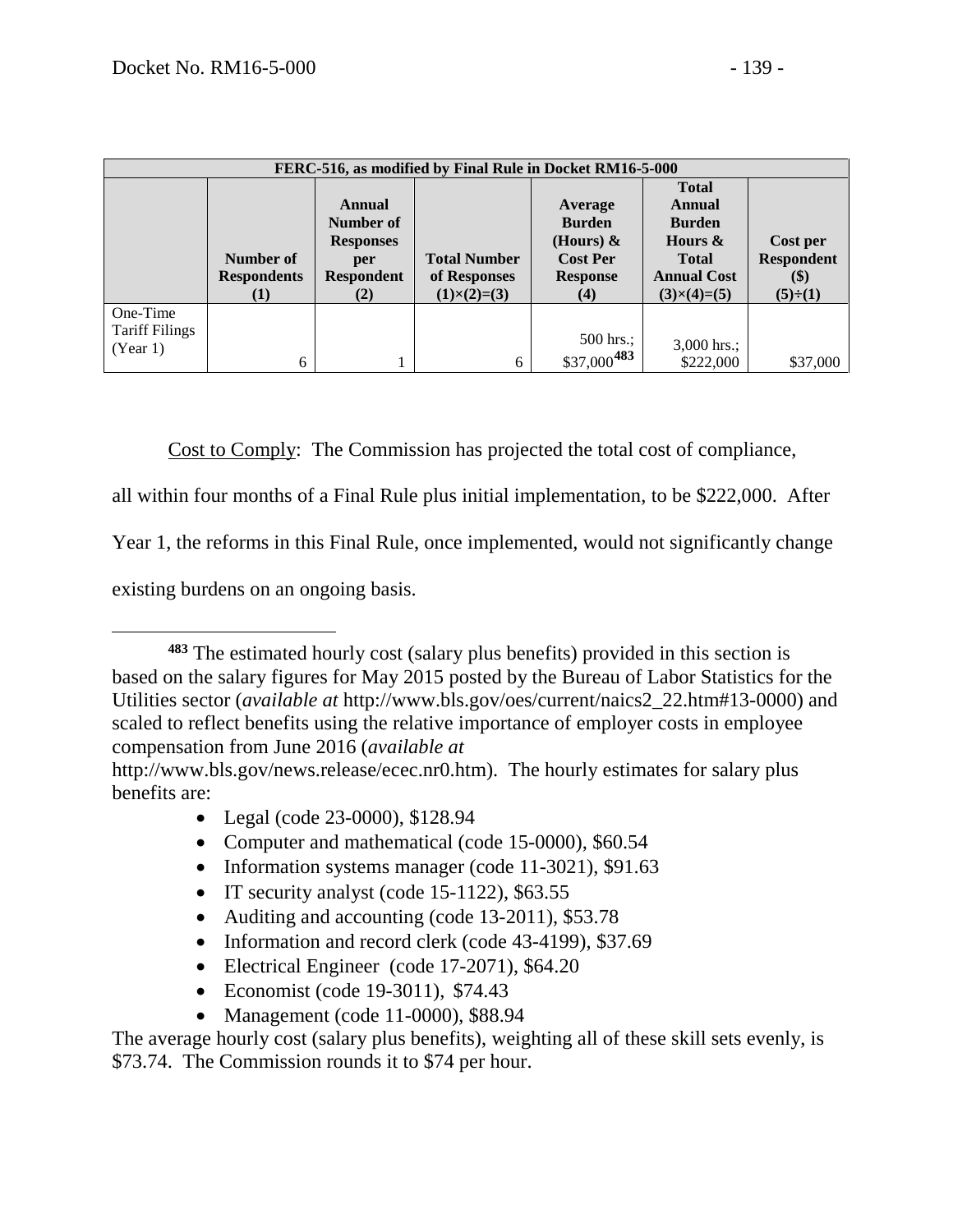| FERC-516, as modified by Final Rule in Docket RM16-5-000 | | | | | | |
|---|---|---|---|---|---|---|
| | **Number of Respondents (1)** | **Annual Number of Responses per Respondent (2)** | **Total Number of Responses (1)×(2)=(3)** | **Average Burden (Hours) & Cost Per Response (4)** | **Total Annual Burden Hours & Total Annual Cost (3)×(4)=(5)** | **Cost per Respondent ($) (5)÷(1)** |
| One-Time Tariff Filings (Year 1) | 6 | 1 | 6 | 500 hrs.; $37,000[483] | 3,000 hrs.; $222,000 | $37,000 |

Cost to Comply: The Commission has projected the total cost of compliance, all within four months of a Final Rule plus initial implementation, to be $222,000. After Year 1, the reforms in this Final Rule, once implemented, would not significantly change existing burdens on an ongoing basis.

[483] The estimated hourly cost (salary plus benefits) provided in this section is based on the salary figures for May 2015 posted by the Bureau of Labor Statistics for the Utilities sector (*available at* http://www.bls.gov/oes/current/naics2_22.htm#13-0000) and scaled to reflect benefits using the relative importance of employer costs in employee compensation from June 2016 (*available at* http://www.bls.gov/news.release/ecec.nr0.htm). The hourly estimates for salary plus benefits are:

- Legal (code 23-0000), $128.94
- Computer and mathematical (code 15-0000), $60.54
- Information systems manager (code 11-3021), $91.63
- IT security analyst (code 15-1122), $63.55
- Auditing and accounting (code 13-2011), $53.78
- Information and record clerk (code 43-4199), $37.69
- Electrical Engineer (code 17-2071), $64.20
- Economist (code 19-3011), $74.43
- Management (code 11-0000), $88.94

The average hourly cost (salary plus benefits), weighting all of these skill sets evenly, is $73.74. The Commission rounds it to $74 per hour.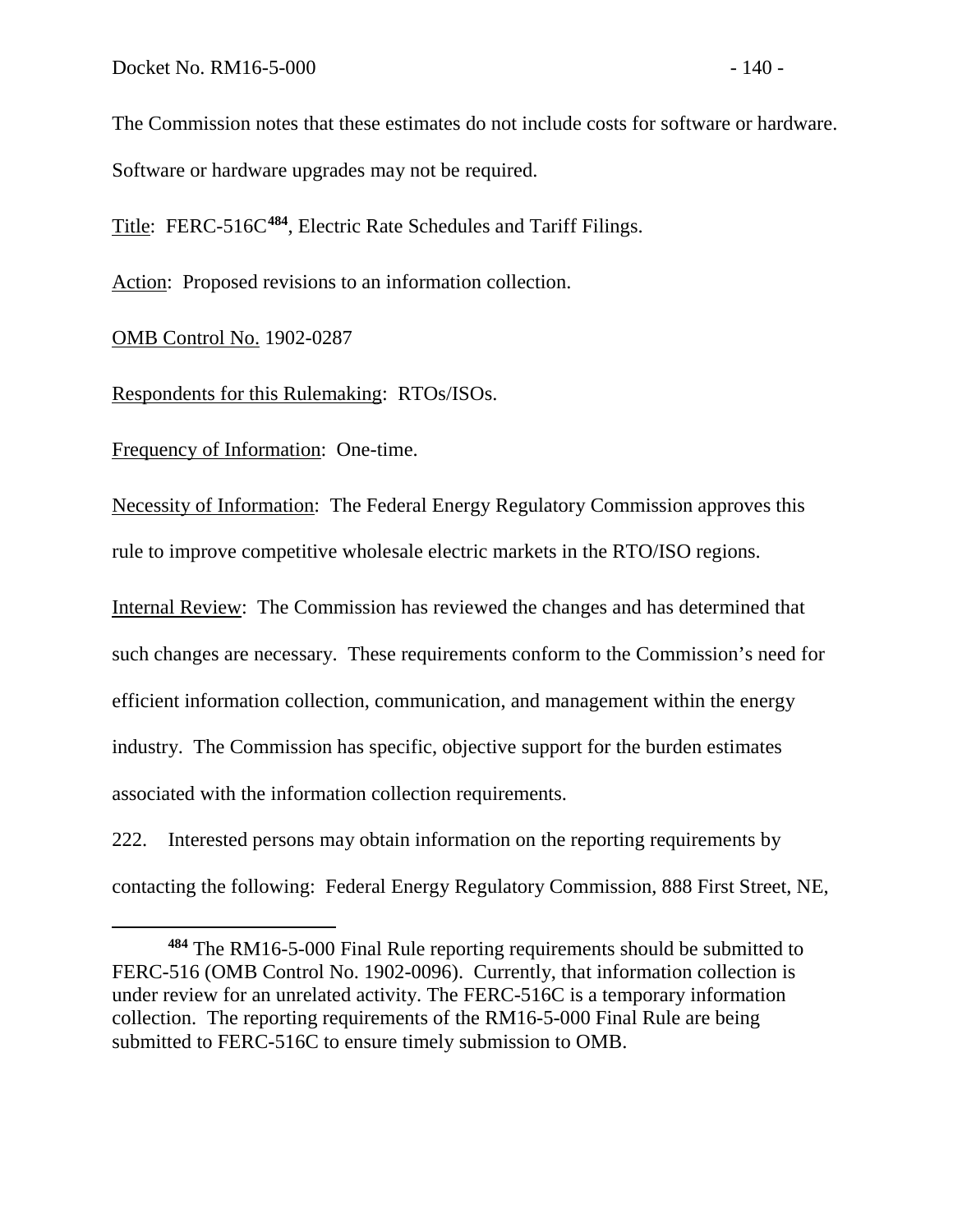The Commission notes that these estimates do not include costs for software or hardware. Software or hardware upgrades may not be required.

Title: FERC-516C[484], Electric Rate Schedules and Tariff Filings.

Action: Proposed revisions to an information collection.

OMB Control No. 1902-0287

Respondents for this Rulemaking: RTOs/ISOs.

Frequency of Information: One-time.

Necessity of Information: The Federal Energy Regulatory Commission approves this rule to improve competitive wholesale electric markets in the RTO/ISO regions.

Internal Review: The Commission has reviewed the changes and has determined that such changes are necessary. These requirements conform to the Commission's need for efficient information collection, communication, and management within the energy industry. The Commission has specific, objective support for the burden estimates associated with the information collection requirements.

222. Interested persons may obtain information on the reporting requirements by contacting the following: Federal Energy Regulatory Commission, 888 First Street, NE,

[484] The RM16-5-000 Final Rule reporting requirements should be submitted to FERC-516 (OMB Control No. 1902-0096). Currently, that information collection is under review for an unrelated activity. The FERC-516C is a temporary information collection. The reporting requirements of the RM16-5-000 Final Rule are being submitted to FERC-516C to ensure timely submission to OMB.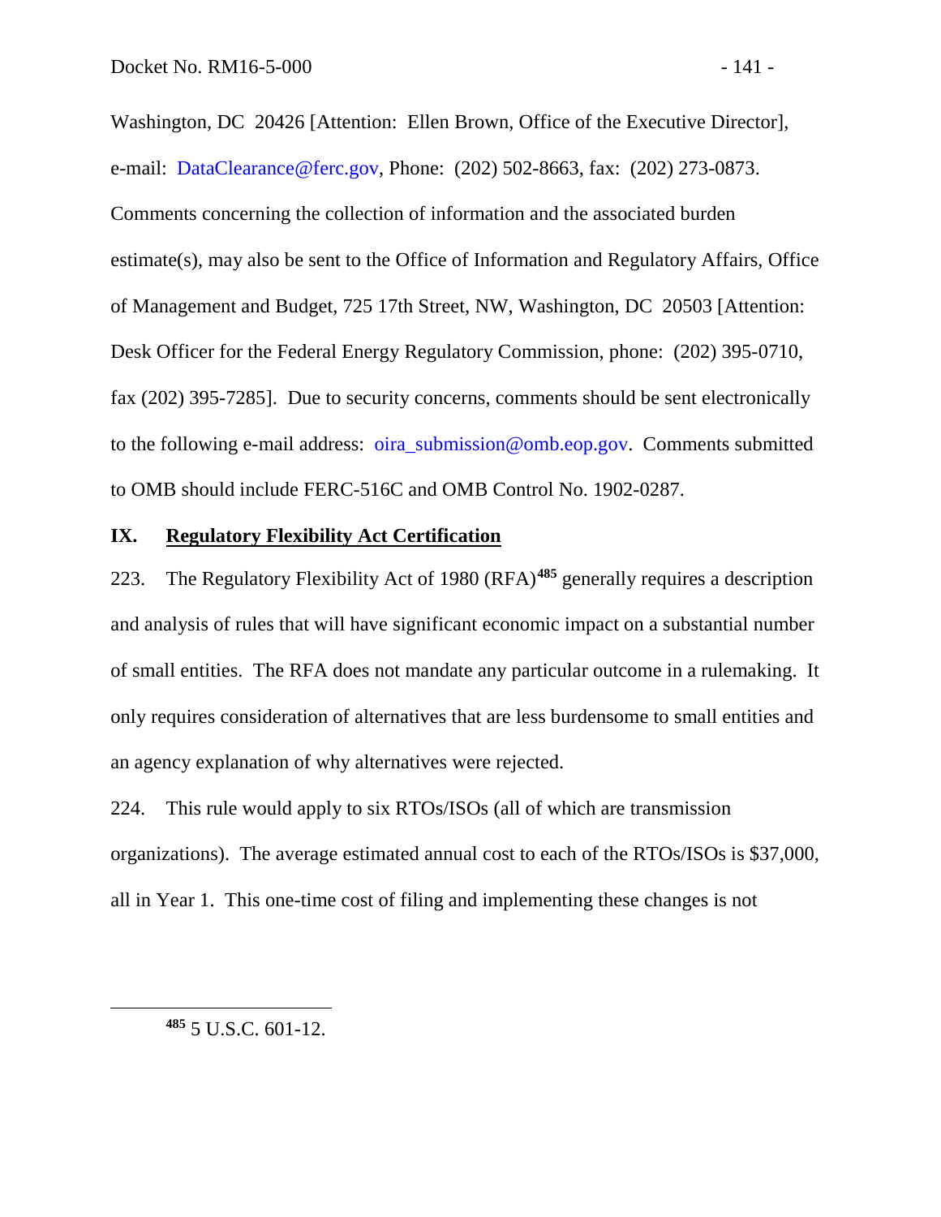Washington, DC 20426 [Attention: Ellen Brown, Office of the Executive Director], e-mail: DataClearance@ferc.gov, Phone: (202) 502-8663, fax: (202) 273-0873. Comments concerning the collection of information and the associated burden estimate(s), may also be sent to the Office of Information and Regulatory Affairs, Office of Management and Budget, 725 17th Street, NW, Washington, DC 20503 [Attention: Desk Officer for the Federal Energy Regulatory Commission, phone: (202) 395-0710, fax (202) 395-7285]. Due to security concerns, comments should be sent electronically to the following e-mail address: oira_submission@omb.eop.gov. Comments submitted to OMB should include FERC-516C and OMB Control No. 1902-0287.

## IX. Regulatory Flexibility Act Certification

223. The Regulatory Flexibility Act of 1980 (RFA)[485] generally requires a description and analysis of rules that will have significant economic impact on a substantial number of small entities. The RFA does not mandate any particular outcome in a rulemaking. It only requires consideration of alternatives that are less burdensome to small entities and an agency explanation of why alternatives were rejected.

224. This rule would apply to six RTOs/ISOs (all of which are transmission organizations). The average estimated annual cost to each of the RTOs/ISOs is $37,000, all in Year 1. This one-time cost of filing and implementing these changes is not

[485] 5 U.S.C. 601-12.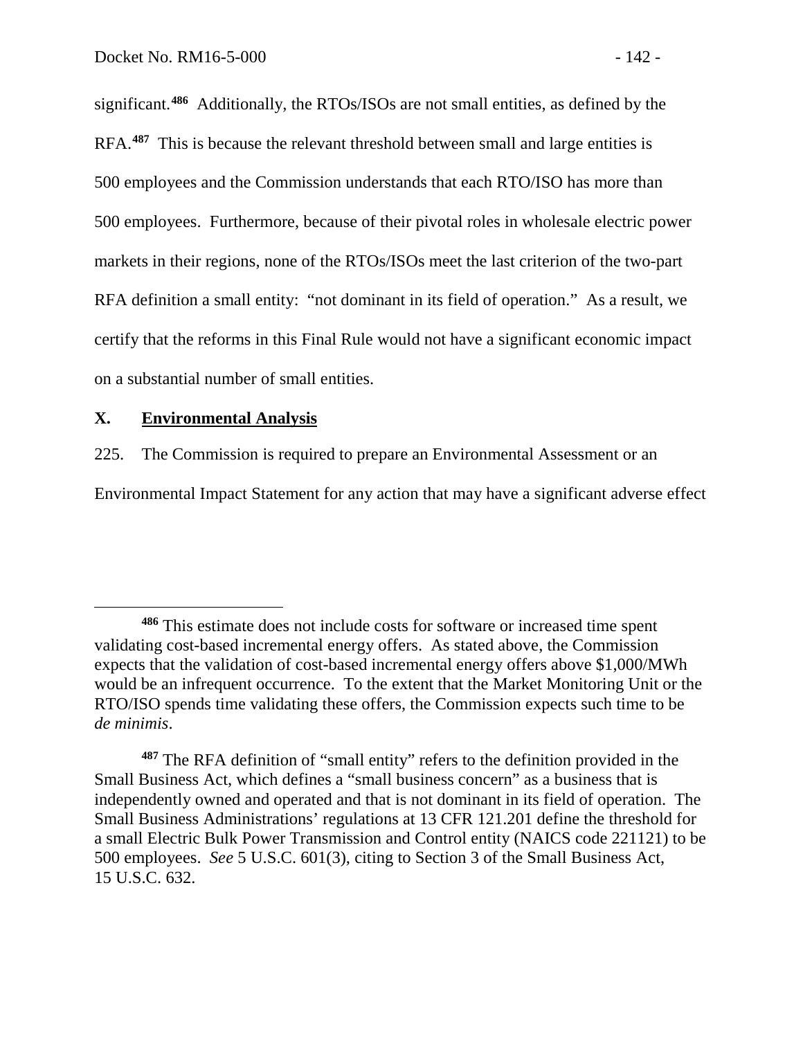significant.[486] Additionally, the RTOs/ISOs are not small entities, as defined by the RFA.[487] This is because the relevant threshold between small and large entities is 500 employees and the Commission understands that each RTO/ISO has more than 500 employees. Furthermore, because of their pivotal roles in wholesale electric power markets in their regions, none of the RTOs/ISOs meet the last criterion of the two-part RFA definition a small entity: "not dominant in its field of operation." As a result, we certify that the reforms in this Final Rule would not have a significant economic impact on a substantial number of small entities.

## X. Environmental Analysis

225. The Commission is required to prepare an Environmental Assessment or an Environmental Impact Statement for any action that may have a significant adverse effect

---

[486] This estimate does not include costs for software or increased time spent validating cost-based incremental energy offers. As stated above, the Commission expects that the validation of cost-based incremental energy offers above $1,000/MWh would be an infrequent occurrence. To the extent that the Market Monitoring Unit or the RTO/ISO spends time validating these offers, the Commission expects such time to be *de minimis*.

[487] The RFA definition of "small entity" refers to the definition provided in the Small Business Act, which defines a "small business concern" as a business that is independently owned and operated and that is not dominant in its field of operation. The Small Business Administrations' regulations at 13 CFR 121.201 define the threshold for a small Electric Bulk Power Transmission and Control entity (NAICS code 221121) to be 500 employees. *See* 5 U.S.C. 601(3), citing to Section 3 of the Small Business Act, 15 U.S.C. 632.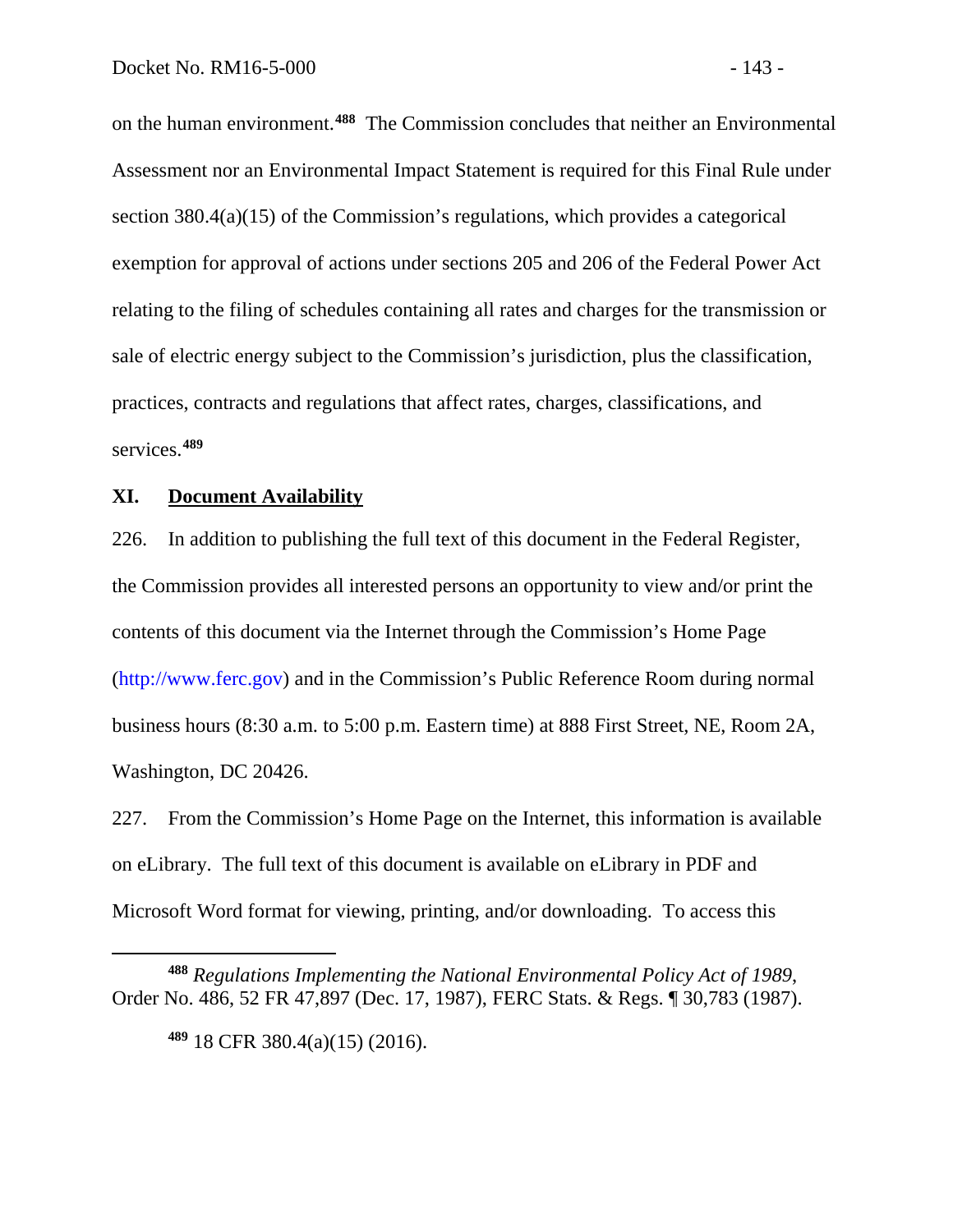on the human environment.[488] The Commission concludes that neither an Environmental Assessment nor an Environmental Impact Statement is required for this Final Rule under section 380.4(a)(15) of the Commission's regulations, which provides a categorical exemption for approval of actions under sections 205 and 206 of the Federal Power Act relating to the filing of schedules containing all rates and charges for the transmission or sale of electric energy subject to the Commission's jurisdiction, plus the classification, practices, contracts and regulations that affect rates, charges, classifications, and services.[489]

## XI. Document Availability

226. In addition to publishing the full text of this document in the Federal Register, the Commission provides all interested persons an opportunity to view and/or print the contents of this document via the Internet through the Commission's Home Page (http://www.ferc.gov) and in the Commission's Public Reference Room during normal business hours (8:30 a.m. to 5:00 p.m. Eastern time) at 888 First Street, NE, Room 2A, Washington, DC 20426.

227. From the Commission's Home Page on the Internet, this information is available on eLibrary. The full text of this document is available on eLibrary in PDF and Microsoft Word format for viewing, printing, and/or downloading. To access this

---

[488] *Regulations Implementing the National Environmental Policy Act of 1989*, Order No. 486, 52 FR 47,897 (Dec. 17, 1987), FERC Stats. & Regs. ¶ 30,783 (1987).

[489] 18 CFR 380.4(a)(15) (2016).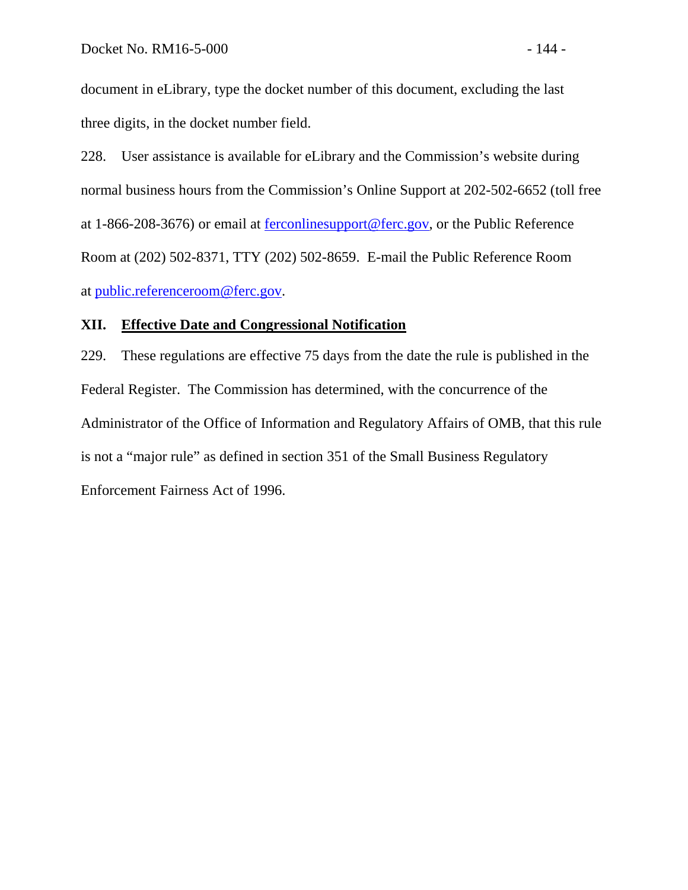document in eLibrary, type the docket number of this document, excluding the last three digits, in the docket number field.

228. User assistance is available for eLibrary and the Commission's website during normal business hours from the Commission's Online Support at 202-502-6652 (toll free at 1-866-208-3676) or email at [ferconlinesupport@ferc.gov](mailto:ferconlinesupport@ferc.gov), or the Public Reference Room at (202) 502-8371, TTY (202) 502-8659. E-mail the Public Reference Room at [public.referenceroom@ferc.gov](mailto:public.referenceroom@ferc.gov).

## XII. Effective Date and Congressional Notification

229. These regulations are effective 75 days from the date the rule is published in the Federal Register. The Commission has determined, with the concurrence of the Administrator of the Office of Information and Regulatory Affairs of OMB, that this rule is not a "major rule" as defined in section 351 of the Small Business Regulatory Enforcement Fairness Act of 1996.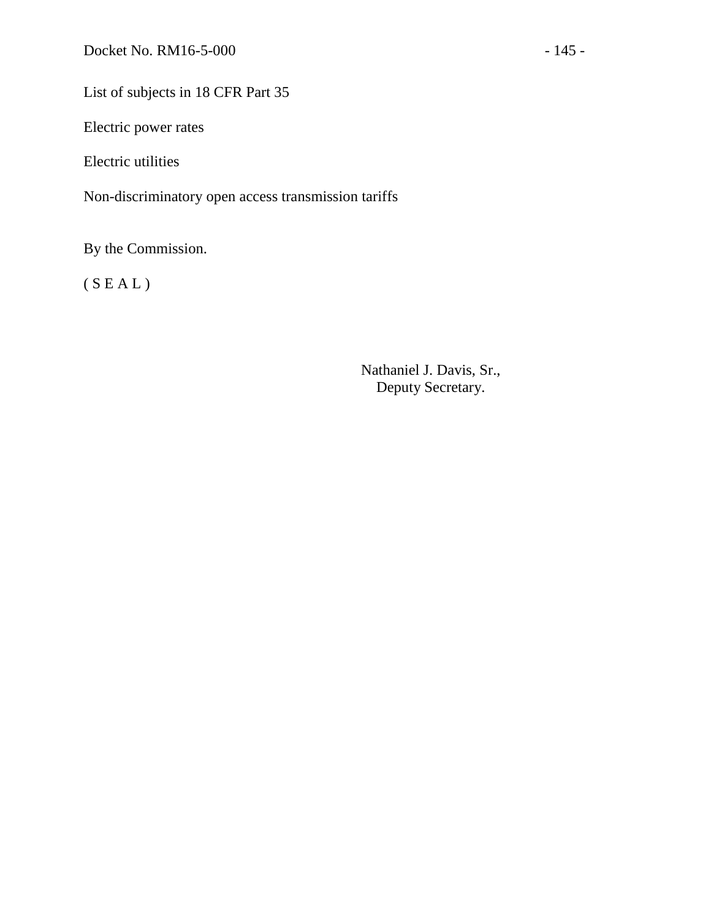List of subjects in 18 CFR Part 35

Electric power rates

Electric utilities

Non-discriminatory open access transmission tariffs

By the Commission.

( S E A L )

Nathaniel J. Davis, Sr.,
Deputy Secretary.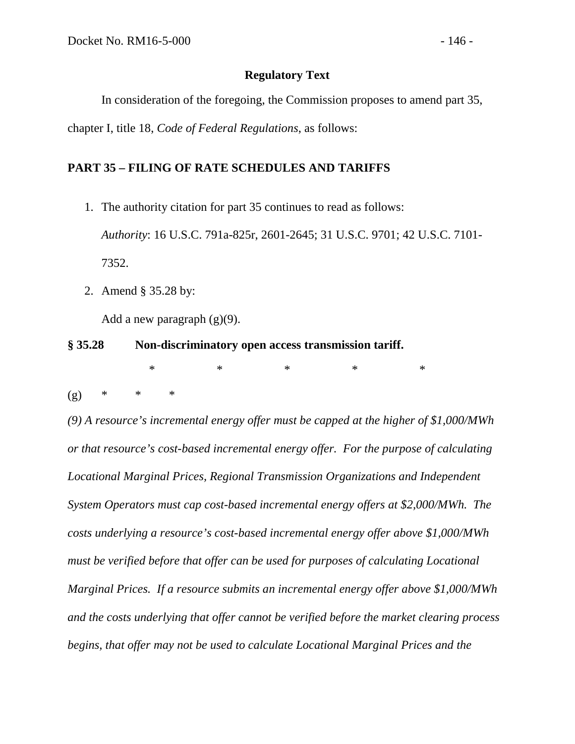## Regulatory Text

In consideration of the foregoing, the Commission proposes to amend part 35, chapter I, title 18, *Code of Federal Regulations*, as follows:

**PART 35 – FILING OF RATE SCHEDULES AND TARIFFS**

1. The authority citation for part 35 continues to read as follows:

   *Authority*: 16 U.S.C. 791a-825r, 2601-2645; 31 U.S.C. 9701; 42 U.S.C. 7101-7352.

2. Amend § 35.28 by:

   Add a new paragraph (g)(9).

**§ 35.28 Non-discriminatory open access transmission tariff.**

\* \* \* \* \*

(g) \* \* \*

*(9) A resource's incremental energy offer must be capped at the higher of $1,000/MWh or that resource's cost-based incremental energy offer. For the purpose of calculating Locational Marginal Prices, Regional Transmission Organizations and Independent System Operators must cap cost-based incremental energy offers at $2,000/MWh. The costs underlying a resource's cost-based incremental energy offer above $1,000/MWh must be verified before that offer can be used for purposes of calculating Locational Marginal Prices. If a resource submits an incremental energy offer above $1,000/MWh and the costs underlying that offer cannot be verified before the market clearing process begins, that offer may not be used to calculate Locational Marginal Prices and the*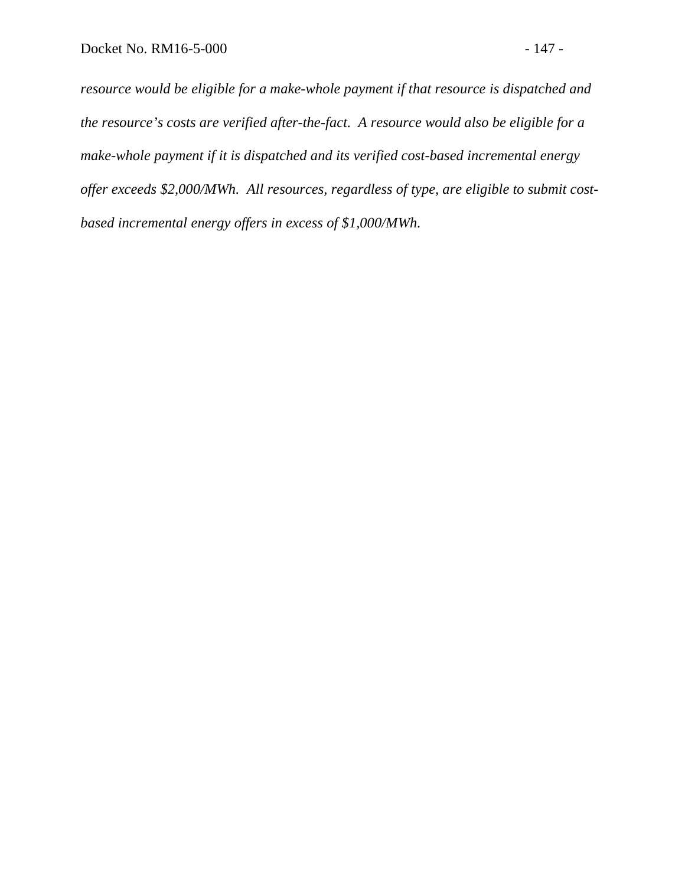*resource would be eligible for a make-whole payment if that resource is dispatched and the resource's costs are verified after-the-fact. A resource would also be eligible for a make-whole payment if it is dispatched and its verified cost-based incremental energy offer exceeds $2,000/MWh. All resources, regardless of type, are eligible to submit cost-based incremental energy offers in excess of $1,000/MWh.*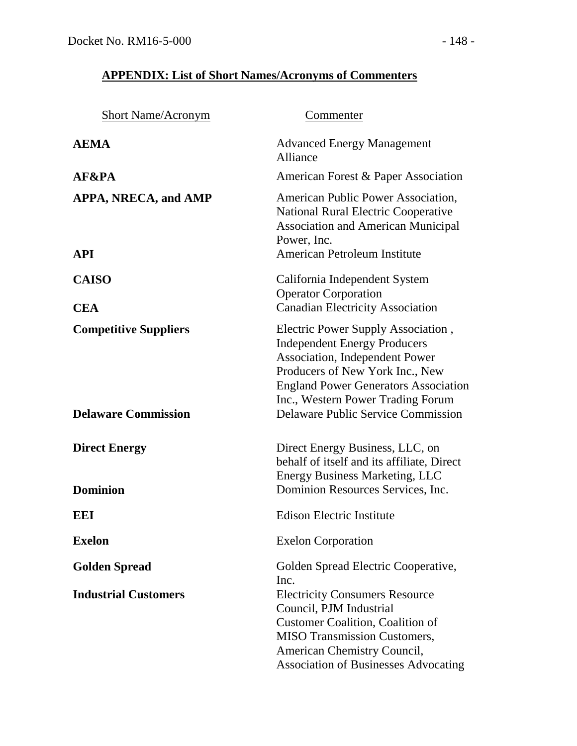## APPENDIX: List of Short Names/Acronyms of Commenters

| Short Name/Acronym | Commenter |
|---|---|
| **AEMA** | Advanced Energy Management Alliance |
| **AF&PA** | American Forest & Paper Association |
| **APPA, NRECA, and AMP** | American Public Power Association, National Rural Electric Cooperative Association and American Municipal Power, Inc. |
| **API** | American Petroleum Institute |
| **CAISO** | California Independent System Operator Corporation |
| **CEA** | Canadian Electricity Association |
| **Competitive Suppliers** | Electric Power Supply Association , Independent Energy Producers Association, Independent Power Producers of New York Inc., New England Power Generators Association Inc., Western Power Trading Forum |
| **Delaware Commission** | Delaware Public Service Commission |
| **Direct Energy** | Direct Energy Business, LLC, on behalf of itself and its affiliate, Direct Energy Business Marketing, LLC |
| **Dominion** | Dominion Resources Services, Inc. |
| **EEI** | Edison Electric Institute |
| **Exelon** | Exelon Corporation |
| **Golden Spread** | Golden Spread Electric Cooperative, Inc. |
| **Industrial Customers** | Electricity Consumers Resource Council, PJM Industrial Customer Coalition, Coalition of MISO Transmission Customers, American Chemistry Council, Association of Businesses Advocating |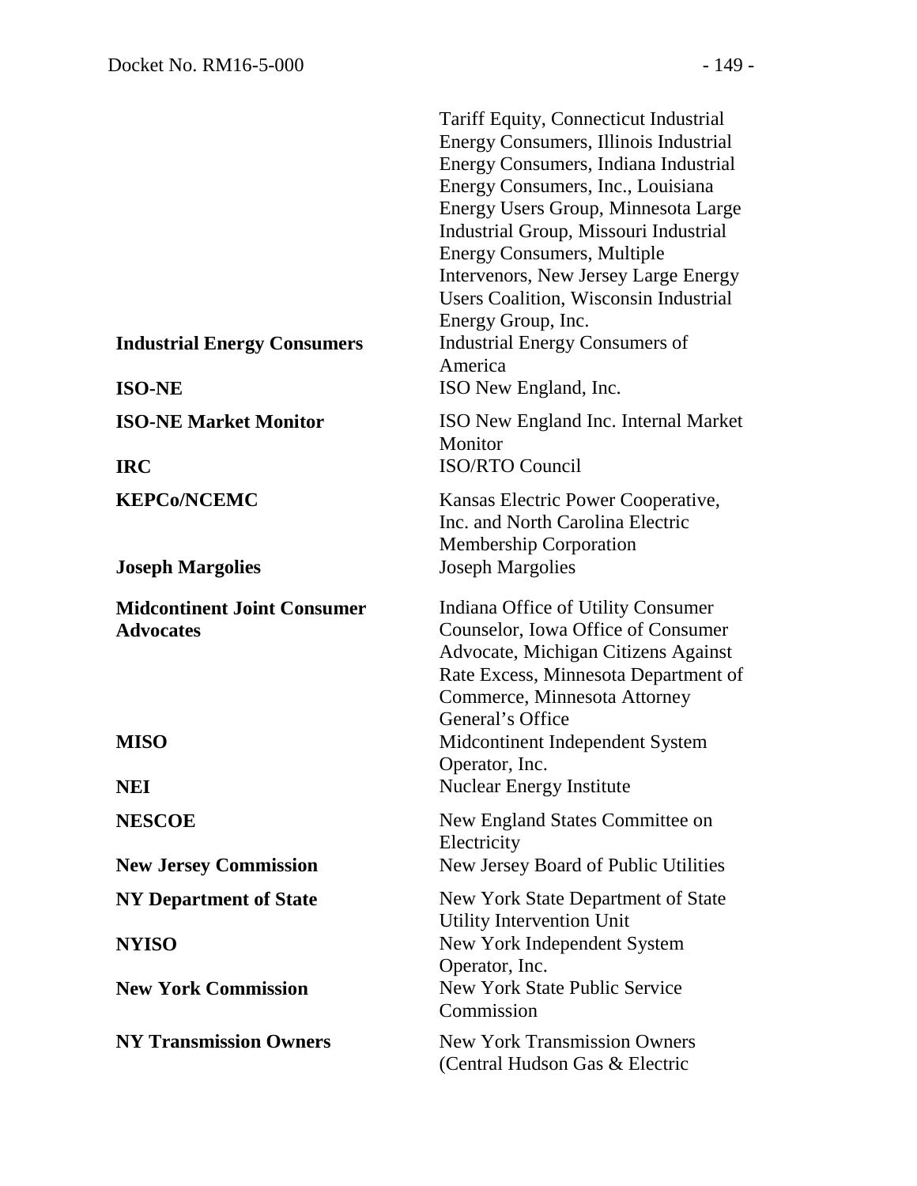| | |
|---|---|
| | Tariff Equity, Connecticut Industrial Energy Consumers, Illinois Industrial Energy Consumers, Indiana Industrial Energy Consumers, Inc., Louisiana Energy Users Group, Minnesota Large Industrial Group, Missouri Industrial Energy Consumers, Multiple Intervenors, New Jersey Large Energy Users Coalition, Wisconsin Industrial Energy Group, Inc. |
| **Industrial Energy Consumers** | Industrial Energy Consumers of America |
| **ISO-NE** | ISO New England, Inc. |
| **ISO-NE Market Monitor** | ISO New England Inc. Internal Market Monitor |
| **IRC** | ISO/RTO Council |
| **KEPCo/NCEMC** | Kansas Electric Power Cooperative, Inc. and North Carolina Electric Membership Corporation |
| **Joseph Margolies** | Joseph Margolies |
| **Midcontinent Joint Consumer Advocates** | Indiana Office of Utility Consumer Counselor, Iowa Office of Consumer Advocate, Michigan Citizens Against Rate Excess, Minnesota Department of Commerce, Minnesota Attorney General's Office |
| **MISO** | Midcontinent Independent System Operator, Inc. |
| **NEI** | Nuclear Energy Institute |
| **NESCOE** | New England States Committee on Electricity |
| **New Jersey Commission** | New Jersey Board of Public Utilities |
| **NY Department of State** | New York State Department of State Utility Intervention Unit |
| **NYISO** | New York Independent System Operator, Inc. |
| **New York Commission** | New York State Public Service Commission |
| **NY Transmission Owners** | New York Transmission Owners (Central Hudson Gas & Electric |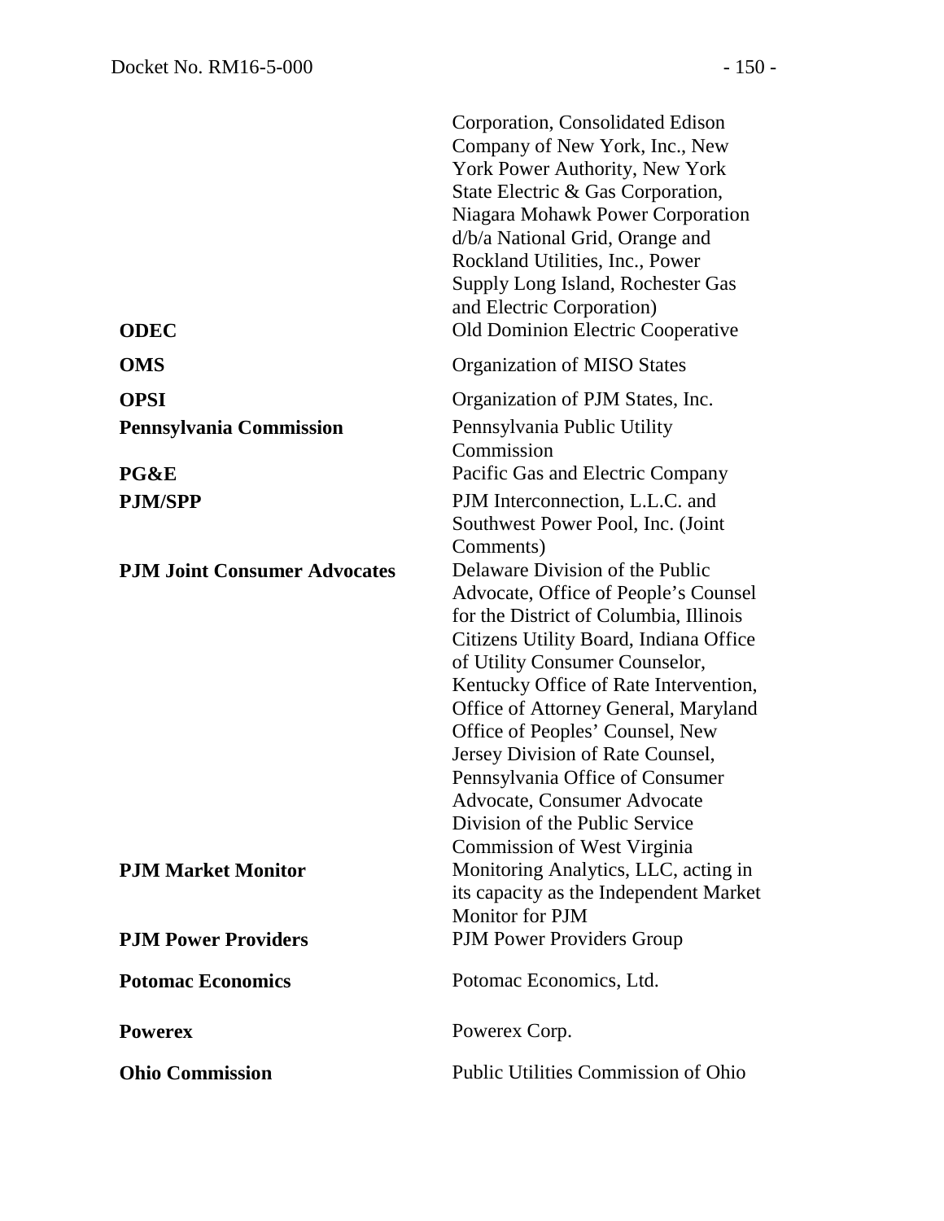| | |
|---|---|
| | Corporation, Consolidated Edison Company of New York, Inc., New York Power Authority, New York State Electric & Gas Corporation, Niagara Mohawk Power Corporation d/b/a National Grid, Orange and Rockland Utilities, Inc., Power Supply Long Island, Rochester Gas and Electric Corporation) |
| **ODEC** | Old Dominion Electric Cooperative |
| **OMS** | Organization of MISO States |
| **OPSI** | Organization of PJM States, Inc. |
| **Pennsylvania Commission** | Pennsylvania Public Utility Commission |
| **PG&E** | Pacific Gas and Electric Company |
| **PJM/SPP** | PJM Interconnection, L.L.C. and Southwest Power Pool, Inc. (Joint Comments) |
| **PJM Joint Consumer Advocates** | Delaware Division of the Public Advocate, Office of People's Counsel for the District of Columbia, Illinois Citizens Utility Board, Indiana Office of Utility Consumer Counselor, Kentucky Office of Rate Intervention, Office of Attorney General, Maryland Office of Peoples' Counsel, New Jersey Division of Rate Counsel, Pennsylvania Office of Consumer Advocate, Consumer Advocate Division of the Public Service Commission of West Virginia |
| **PJM Market Monitor** | Monitoring Analytics, LLC, acting in its capacity as the Independent Market Monitor for PJM |
| **PJM Power Providers** | PJM Power Providers Group |
| **Potomac Economics** | Potomac Economics, Ltd. |
| **Powerex** | Powerex Corp. |
| **Ohio Commission** | Public Utilities Commission of Ohio |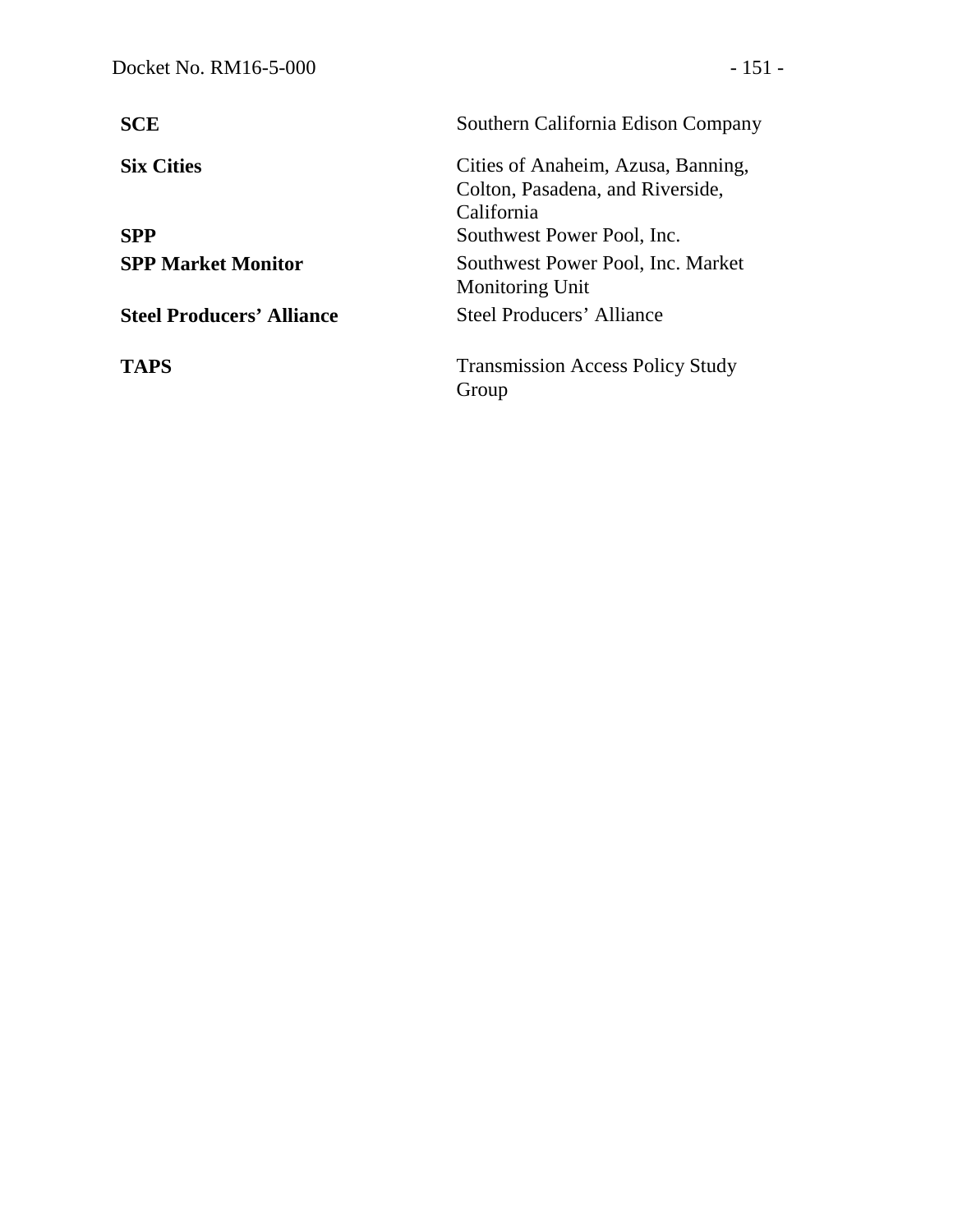| | |
|---|---|
| **SCE** | Southern California Edison Company |
| **Six Cities** | Cities of Anaheim, Azusa, Banning, Colton, Pasadena, and Riverside, California |
| **SPP** | Southwest Power Pool, Inc. |
| **SPP Market Monitor** | Southwest Power Pool, Inc. Market Monitoring Unit |
| **Steel Producers' Alliance** | Steel Producers' Alliance |
| **TAPS** | Transmission Access Policy Study Group |